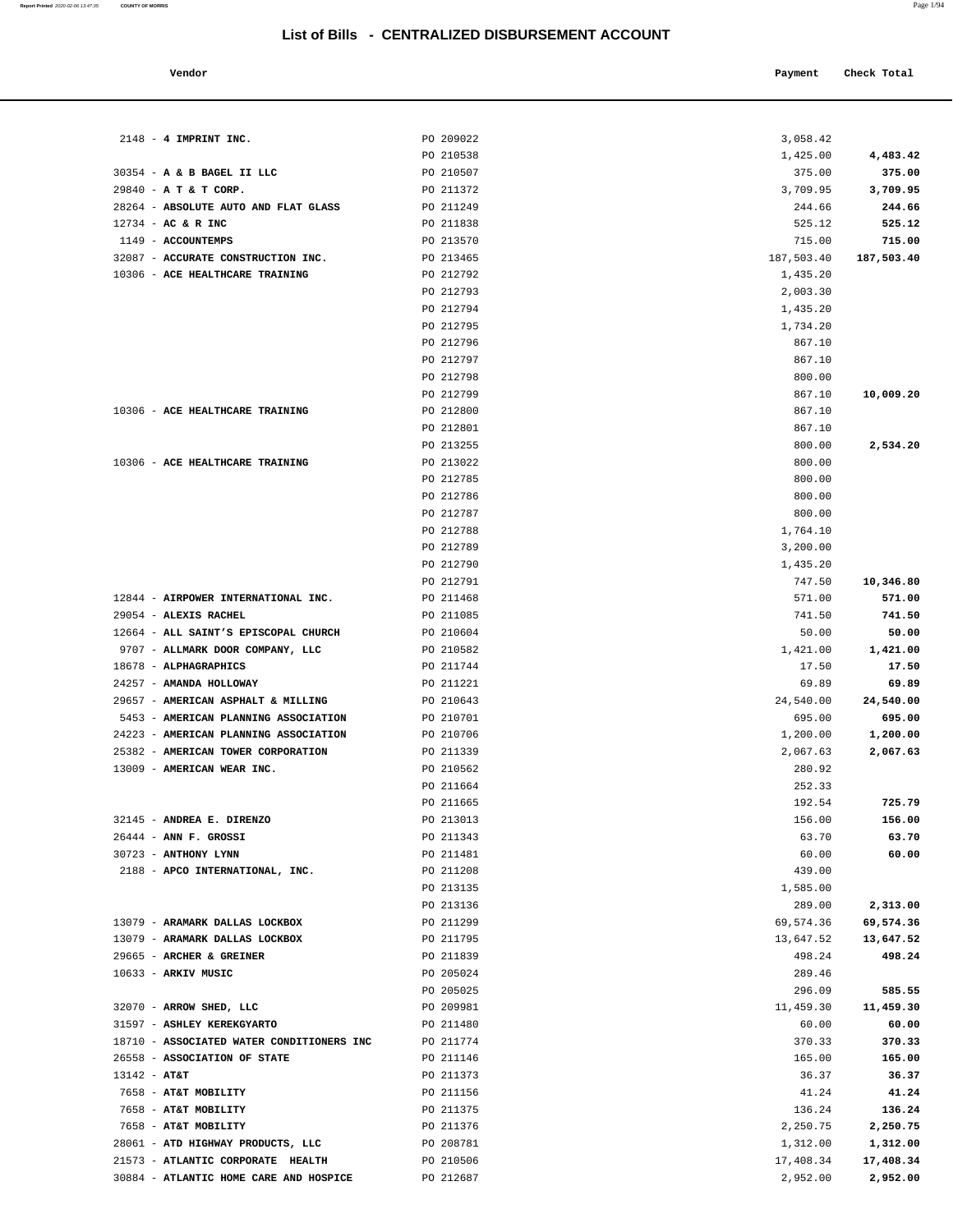# List of Bills - CENTRALIZED DISBURSEMENT ACCOUNT

| Vendor | | Payment | Check Total |
|---|---|---|---|
| 2148 - **4 IMPRINT INC.** | PO 209022 | 3,058.42 | |
| | PO 210538 | 1,425.00 | **4,483.42** |
| 30354 - **A & B BAGEL II LLC** | PO 210507 | 375.00 | **375.00** |
| 29840 - **A T & T CORP.** | PO 211372 | 3,709.95 | **3,709.95** |
| 28264 - **ABSOLUTE AUTO AND FLAT GLASS** | PO 211249 | 244.66 | **244.66** |
| 12734 - **AC & R INC** | PO 211838 | 525.12 | **525.12** |
| 1149 - **ACCOUNTEMPS** | PO 213570 | 715.00 | **715.00** |
| 32087 - **ACCURATE CONSTRUCTION INC.** | PO 213465 | 187,503.40 | **187,503.40** |
| 10306 - **ACE HEALTHCARE TRAINING** | PO 212792 | 1,435.20 | |
| | PO 212793 | 2,003.30 | |
| | PO 212794 | 1,435.20 | |
| | PO 212795 | 1,734.20 | |
| | PO 212796 | 867.10 | |
| | PO 212797 | 867.10 | |
| | PO 212798 | 800.00 | |
| | PO 212799 | 867.10 | **10,009.20** |
| 10306 - **ACE HEALTHCARE TRAINING** | PO 212800 | 867.10 | |
| | PO 212801 | 867.10 | |
| | PO 213255 | 800.00 | **2,534.20** |
| 10306 - **ACE HEALTHCARE TRAINING** | PO 213022 | 800.00 | |
| | PO 212785 | 800.00 | |
| | PO 212786 | 800.00 | |
| | PO 212787 | 800.00 | |
| | PO 212788 | 1,764.10 | |
| | PO 212789 | 3,200.00 | |
| | PO 212790 | 1,435.20 | |
| | PO 212791 | 747.50 | **10,346.80** |
| 12844 - **AIRPOWER INTERNATIONAL INC.** | PO 211468 | 571.00 | **571.00** |
| 29054 - **ALEXIS RACHEL** | PO 211085 | 741.50 | **741.50** |
| 12664 - **ALL SAINT'S EPISCOPAL CHURCH** | PO 210604 | 50.00 | **50.00** |
| 9707 - **ALLMARK DOOR COMPANY, LLC** | PO 210582 | 1,421.00 | **1,421.00** |
| 18678 - **ALPHAGRAPHICS** | PO 211744 | 17.50 | **17.50** |
| 24257 - **AMANDA HOLLOWAY** | PO 211221 | 69.89 | **69.89** |
| 29657 - **AMERICAN ASPHALT & MILLING** | PO 210643 | 24,540.00 | **24,540.00** |
| 5453 - **AMERICAN PLANNING ASSOCIATION** | PO 210701 | 695.00 | **695.00** |
| 24223 - **AMERICAN PLANNING ASSOCIATION** | PO 210706 | 1,200.00 | **1,200.00** |
| 25382 - **AMERICAN TOWER CORPORATION** | PO 211339 | 2,067.63 | **2,067.63** |
| 13009 - **AMERICAN WEAR INC.** | PO 210562 | 280.92 | |
| | PO 211664 | 252.33 | |
| | PO 211665 | 192.54 | **725.79** |
| 32145 - **ANDREA E. DIRENZO** | PO 213013 | 156.00 | **156.00** |
| 26444 - **ANN F. GROSSI** | PO 211343 | 63.70 | **63.70** |
| 30723 - **ANTHONY LYNN** | PO 211481 | 60.00 | **60.00** |
| 2188 - **APCO INTERNATIONAL, INC.** | PO 211208 | 439.00 | |
| | PO 213135 | 1,585.00 | |
| | PO 213136 | 289.00 | **2,313.00** |
| 13079 - **ARAMARK DALLAS LOCKBOX** | PO 211299 | 69,574.36 | **69,574.36** |
| 13079 - **ARAMARK DALLAS LOCKBOX** | PO 211795 | 13,647.52 | **13,647.52** |
| 29665 - **ARCHER & GREINER** | PO 211839 | 498.24 | **498.24** |
| 10633 - **ARKIV MUSIC** | PO 205024 | 289.46 | |
| | PO 205025 | 296.09 | **585.55** |
| 32070 - **ARROW SHED, LLC** | PO 209981 | 11,459.30 | **11,459.30** |
| 31597 - **ASHLEY KEREKGYARTO** | PO 211480 | 60.00 | **60.00** |
| 18710 - **ASSOCIATED WATER CONDITIONERS INC** | PO 211774 | 370.33 | **370.33** |
| 26558 - **ASSOCIATION OF STATE** | PO 211146 | 165.00 | **165.00** |
| 13142 - **AT&T** | PO 211373 | 36.37 | **36.37** |
| 7658 - **AT&T MOBILITY** | PO 211156 | 41.24 | **41.24** |
| 7658 - **AT&T MOBILITY** | PO 211375 | 136.24 | **136.24** |
| 7658 - **AT&T MOBILITY** | PO 211376 | 2,250.75 | **2,250.75** |
| 28061 - **ATD HIGHWAY PRODUCTS, LLC** | PO 208781 | 1,312.00 | **1,312.00** |
| 21573 - **ATLANTIC CORPORATE HEALTH** | PO 210506 | 17,408.34 | **17,408.34** |
| 30884 - **ATLANTIC HOME CARE AND HOSPICE** | PO 212687 | 2,952.00 | **2,952.00** |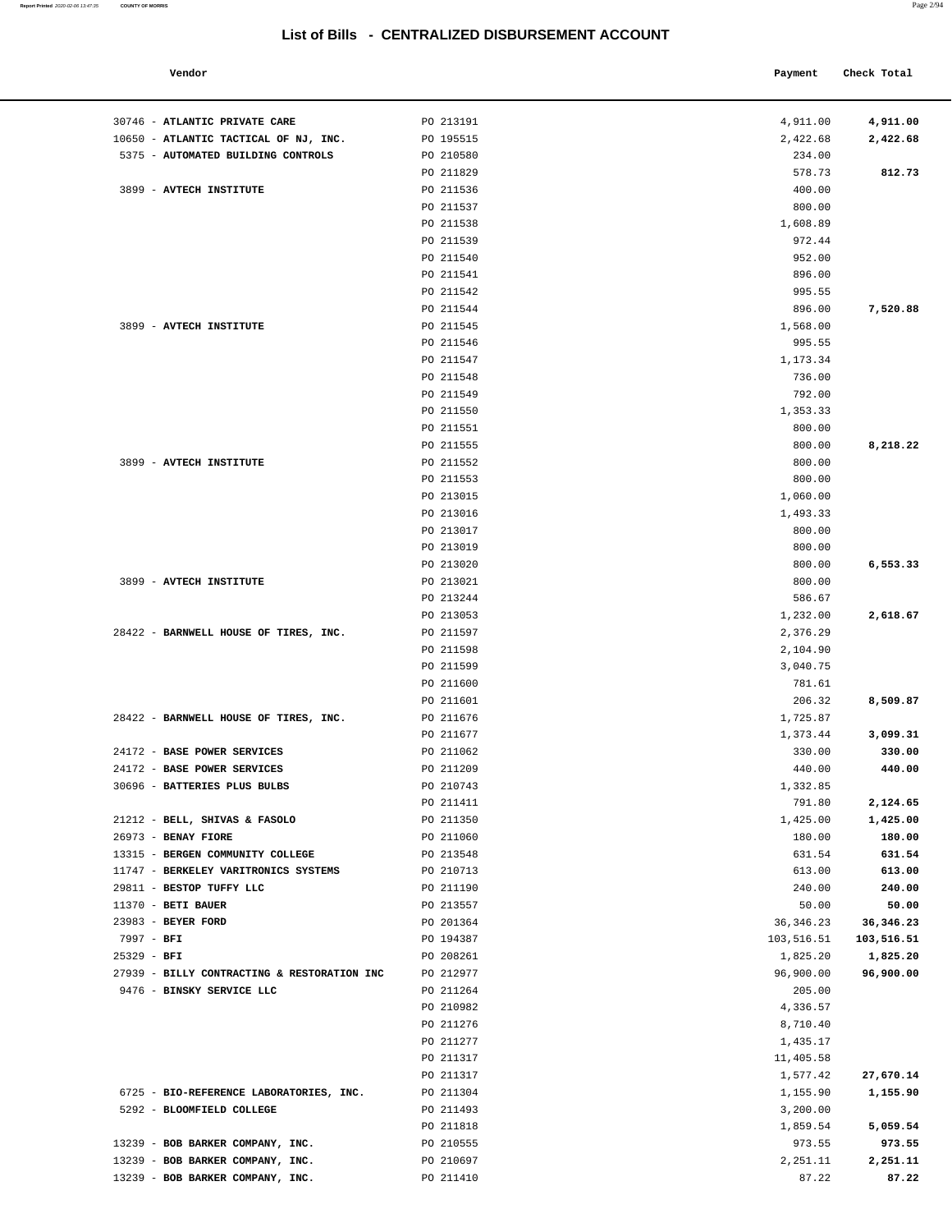# List of Bills - CENTRALIZED DISBURSEMENT ACCOUNT

| Vendor | | Payment | Check Total |
|---|---|---|---|
| 30746 - **ATLANTIC PRIVATE CARE** | PO 213191 | 4,911.00 | **4,911.00** |
| 10650 - **ATLANTIC TACTICAL OF NJ, INC.** | PO 195515 | 2,422.68 | **2,422.68** |
| 5375 - **AUTOMATED BUILDING CONTROLS** | PO 210580 | 234.00 | |
| | PO 211829 | 578.73 | **812.73** |
| 3899 - **AVTECH INSTITUTE** | PO 211536 | 400.00 | |
| | PO 211537 | 800.00 | |
| | PO 211538 | 1,608.89 | |
| | PO 211539 | 972.44 | |
| | PO 211540 | 952.00 | |
| | PO 211541 | 896.00 | |
| | PO 211542 | 995.55 | |
| | PO 211544 | 896.00 | **7,520.88** |
| 3899 - **AVTECH INSTITUTE** | PO 211545 | 1,568.00 | |
| | PO 211546 | 995.55 | |
| | PO 211547 | 1,173.34 | |
| | PO 211548 | 736.00 | |
| | PO 211549 | 792.00 | |
| | PO 211550 | 1,353.33 | |
| | PO 211551 | 800.00 | |
| | PO 211555 | 800.00 | **8,218.22** |
| 3899 - **AVTECH INSTITUTE** | PO 211552 | 800.00 | |
| | PO 211553 | 800.00 | |
| | PO 213015 | 1,060.00 | |
| | PO 213016 | 1,493.33 | |
| | PO 213017 | 800.00 | |
| | PO 213019 | 800.00 | |
| | PO 213020 | 800.00 | **6,553.33** |
| 3899 - **AVTECH INSTITUTE** | PO 213021 | 800.00 | |
| | PO 213244 | 586.67 | |
| | PO 213053 | 1,232.00 | **2,618.67** |
| 28422 - **BARNWELL HOUSE OF TIRES, INC.** | PO 211597 | 2,376.29 | |
| | PO 211598 | 2,104.90 | |
| | PO 211599 | 3,040.75 | |
| | PO 211600 | 781.61 | |
| | PO 211601 | 206.32 | **8,509.87** |
| 28422 - **BARNWELL HOUSE OF TIRES, INC.** | PO 211676 | 1,725.87 | |
| | PO 211677 | 1,373.44 | **3,099.31** |
| 24172 - **BASE POWER SERVICES** | PO 211062 | 330.00 | **330.00** |
| 24172 - **BASE POWER SERVICES** | PO 211209 | 440.00 | **440.00** |
| 30696 - **BATTERIES PLUS BULBS** | PO 210743 | 1,332.85 | |
| | PO 211411 | 791.80 | **2,124.65** |
| 21212 - **BELL, SHIVAS & FASOLO** | PO 211350 | 1,425.00 | **1,425.00** |
| 26973 - **BENAY FIORE** | PO 211060 | 180.00 | **180.00** |
| 13315 - **BERGEN COMMUNITY COLLEGE** | PO 213548 | 631.54 | **631.54** |
| 11747 - **BERKELEY VARITRONICS SYSTEMS** | PO 210713 | 613.00 | **613.00** |
| 29811 - **BESTOP TUFFY LLC** | PO 211190 | 240.00 | **240.00** |
| 11370 - **BETI BAUER** | PO 213557 | 50.00 | **50.00** |
| 23983 - **BEYER FORD** | PO 201364 | 36,346.23 | **36,346.23** |
| 7997 - **BFI** | PO 194387 | 103,516.51 | **103,516.51** |
| 25329 - **BFI** | PO 208261 | 1,825.20 | **1,825.20** |
| 27939 - **BILLY CONTRACTING & RESTORATION INC** | PO 212977 | 96,900.00 | **96,900.00** |
| 9476 - **BINSKY SERVICE LLC** | PO 211264 | 205.00 | |
| | PO 210982 | 4,336.57 | |
| | PO 211276 | 8,710.40 | |
| | PO 211277 | 1,435.17 | |
| | PO 211317 | 11,405.58 | |
| | PO 211317 | 1,577.42 | **27,670.14** |
| 6725 - **BIO-REFERENCE LABORATORIES, INC.** | PO 211304 | 1,155.90 | **1,155.90** |
| 5292 - **BLOOMFIELD COLLEGE** | PO 211493 | 3,200.00 | |
| | PO 211818 | 1,859.54 | **5,059.54** |
| 13239 - **BOB BARKER COMPANY, INC.** | PO 210555 | 973.55 | **973.55** |
| 13239 - **BOB BARKER COMPANY, INC.** | PO 210697 | 2,251.11 | **2,251.11** |
| 13239 - **BOB BARKER COMPANY, INC.** | PO 211410 | 87.22 | **87.22** |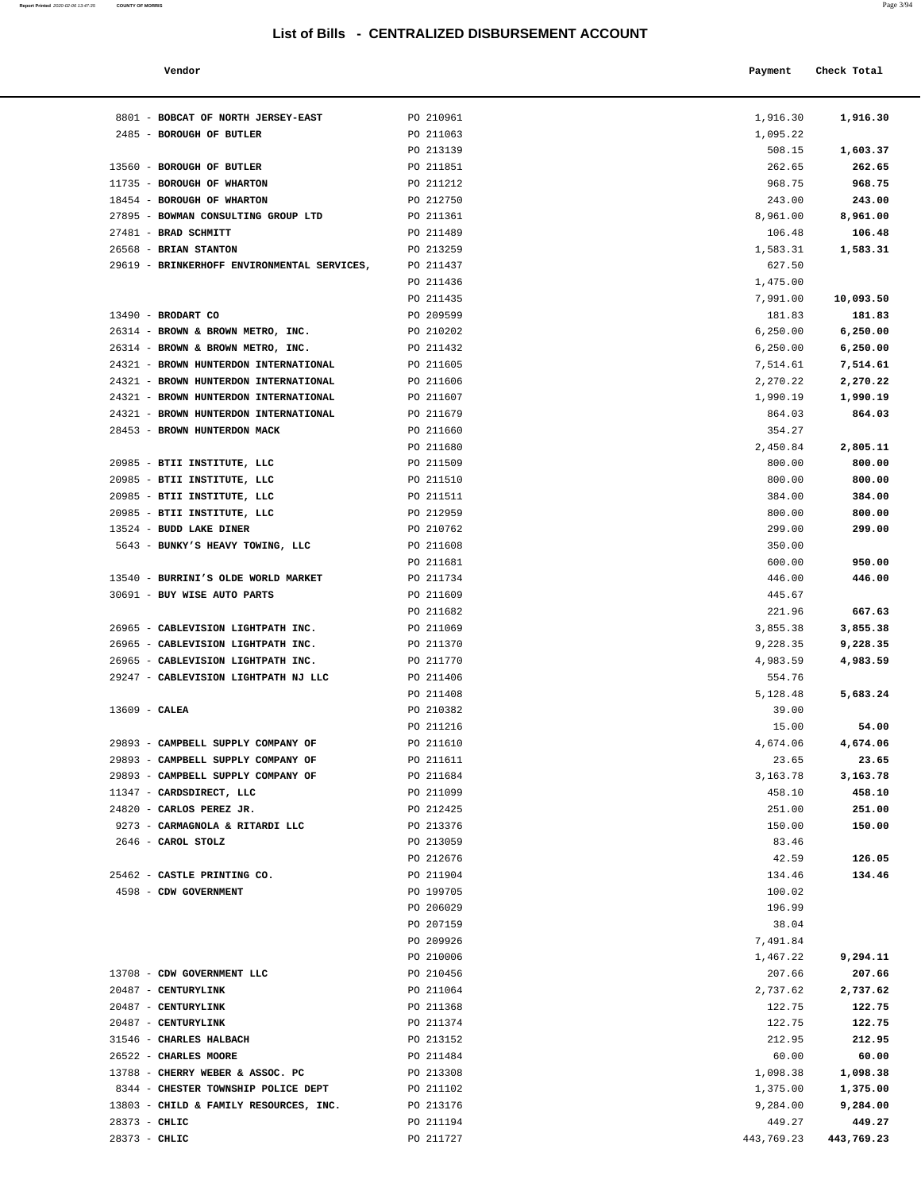# List of Bills - CENTRALIZED DISBURSEMENT ACCOUNT

| Vendor | | Payment | Check Total |
|---|---|---|---|
| 8801 - **BOBCAT OF NORTH JERSEY-EAST** | PO 210961 | 1,916.30 | **1,916.30** |
| 2485 - **BOROUGH OF BUTLER** | PO 211063 | 1,095.22 | |
| | PO 213139 | 508.15 | **1,603.37** |
| 13560 - **BOROUGH OF BUTLER** | PO 211851 | 262.65 | **262.65** |
| 11735 - **BOROUGH OF WHARTON** | PO 211212 | 968.75 | **968.75** |
| 18454 - **BOROUGH OF WHARTON** | PO 212750 | 243.00 | **243.00** |
| 27895 - **BOWMAN CONSULTING GROUP LTD** | PO 211361 | 8,961.00 | **8,961.00** |
| 27481 - **BRAD SCHMITT** | PO 211489 | 106.48 | **106.48** |
| 26568 - **BRIAN STANTON** | PO 213259 | 1,583.31 | **1,583.31** |
| 29619 - **BRINKERHOFF ENVIRONMENTAL SERVICES,** | PO 211437 | 627.50 | |
| | PO 211436 | 1,475.00 | |
| | PO 211435 | 7,991.00 | **10,093.50** |
| 13490 - **BRODART CO** | PO 209599 | 181.83 | **181.83** |
| 26314 - **BROWN & BROWN METRO, INC.** | PO 210202 | 6,250.00 | **6,250.00** |
| 26314 - **BROWN & BROWN METRO, INC.** | PO 211432 | 6,250.00 | **6,250.00** |
| 24321 - **BROWN HUNTERDON INTERNATIONAL** | PO 211605 | 7,514.61 | **7,514.61** |
| 24321 - **BROWN HUNTERDON INTERNATIONAL** | PO 211606 | 2,270.22 | **2,270.22** |
| 24321 - **BROWN HUNTERDON INTERNATIONAL** | PO 211607 | 1,990.19 | **1,990.19** |
| 24321 - **BROWN HUNTERDON INTERNATIONAL** | PO 211679 | 864.03 | **864.03** |
| 28453 - **BROWN HUNTERDON MACK** | PO 211660 | 354.27 | |
| | PO 211680 | 2,450.84 | **2,805.11** |
| 20985 - **BTII INSTITUTE, LLC** | PO 211509 | 800.00 | **800.00** |
| 20985 - **BTII INSTITUTE, LLC** | PO 211510 | 800.00 | **800.00** |
| 20985 - **BTII INSTITUTE, LLC** | PO 211511 | 384.00 | **384.00** |
| 20985 - **BTII INSTITUTE, LLC** | PO 212959 | 800.00 | **800.00** |
| 13524 - **BUDD LAKE DINER** | PO 210762 | 299.00 | **299.00** |
| 5643 - **BUNKY'S HEAVY TOWING, LLC** | PO 211608 | 350.00 | |
| | PO 211681 | 600.00 | **950.00** |
| 13540 - **BURRINI'S OLDE WORLD MARKET** | PO 211734 | 446.00 | **446.00** |
| 30691 - **BUY WISE AUTO PARTS** | PO 211609 | 445.67 | |
| | PO 211682 | 221.96 | **667.63** |
| 26965 - **CABLEVISION LIGHTPATH INC.** | PO 211069 | 3,855.38 | **3,855.38** |
| 26965 - **CABLEVISION LIGHTPATH INC.** | PO 211370 | 9,228.35 | **9,228.35** |
| 26965 - **CABLEVISION LIGHTPATH INC.** | PO 211770 | 4,983.59 | **4,983.59** |
| 29247 - **CABLEVISION LIGHTPATH NJ LLC** | PO 211406 | 554.76 | |
| | PO 211408 | 5,128.48 | **5,683.24** |
| 13609 - **CALEA** | PO 210382 | 39.00 | |
| | PO 211216 | 15.00 | **54.00** |
| 29893 - **CAMPBELL SUPPLY COMPANY OF** | PO 211610 | 4,674.06 | **4,674.06** |
| 29893 - **CAMPBELL SUPPLY COMPANY OF** | PO 211611 | 23.65 | **23.65** |
| 29893 - **CAMPBELL SUPPLY COMPANY OF** | PO 211684 | 3,163.78 | **3,163.78** |
| 11347 - **CARDSDIRECT, LLC** | PO 211099 | 458.10 | **458.10** |
| 24820 - **CARLOS PEREZ JR.** | PO 212425 | 251.00 | **251.00** |
| 9273 - **CARMAGNOLA & RITARDI LLC** | PO 213376 | 150.00 | **150.00** |
| 2646 - **CAROL STOLZ** | PO 213059 | 83.46 | |
| | PO 212676 | 42.59 | **126.05** |
| 25462 - **CASTLE PRINTING CO.** | PO 211904 | 134.46 | **134.46** |
| 4598 - **CDW GOVERNMENT** | PO 199705 | 100.02 | |
| | PO 206029 | 196.99 | |
| | PO 207159 | 38.04 | |
| | PO 209926 | 7,491.84 | |
| | PO 210006 | 1,467.22 | **9,294.11** |
| 13708 - **CDW GOVERNMENT LLC** | PO 210456 | 207.66 | **207.66** |
| 20487 - **CENTURYLINK** | PO 211064 | 2,737.62 | **2,737.62** |
| 20487 - **CENTURYLINK** | PO 211368 | 122.75 | **122.75** |
| 20487 - **CENTURYLINK** | PO 211374 | 122.75 | **122.75** |
| 31546 - **CHARLES HALBACH** | PO 213152 | 212.95 | **212.95** |
| 26522 - **CHARLES MOORE** | PO 211484 | 60.00 | **60.00** |
| 13788 - **CHERRY WEBER & ASSOC. PC** | PO 213308 | 1,098.38 | **1,098.38** |
| 8344 - **CHESTER TOWNSHIP POLICE DEPT** | PO 211102 | 1,375.00 | **1,375.00** |
| 13803 - **CHILD & FAMILY RESOURCES, INC.** | PO 213176 | 9,284.00 | **9,284.00** |
| 28373 - **CHLIC** | PO 211194 | 449.27 | **449.27** |
| 28373 - **CHLIC** | PO 211727 | 443,769.23 | **443,769.23** |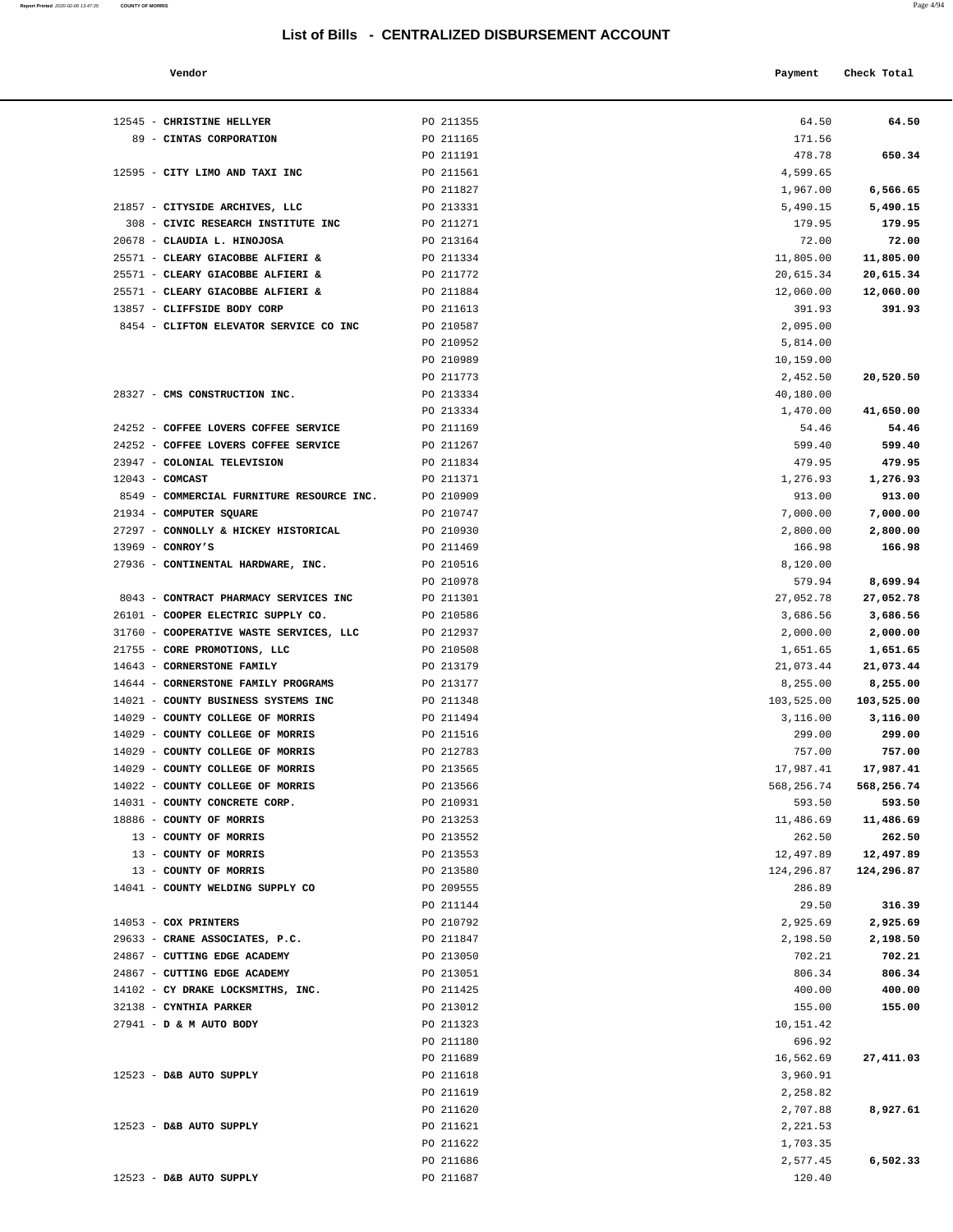## List of Bills - CENTRALIZED DISBURSEMENT ACCOUNT

| Vendor | | Payment | Check Total |
|---|---|---|---|
| 12545 - **CHRISTINE HELLYER** | PO 211355 | 64.50 | **64.50** |
| 89 - **CINTAS CORPORATION** | PO 211165 | 171.56 | |
| | PO 211191 | 478.78 | **650.34** |
| 12595 - **CITY LIMO AND TAXI INC** | PO 211561 | 4,599.65 | |
| | PO 211827 | 1,967.00 | **6,566.65** |
| 21857 - **CITYSIDE ARCHIVES, LLC** | PO 213331 | 5,490.15 | **5,490.15** |
| 308 - **CIVIC RESEARCH INSTITUTE INC** | PO 211271 | 179.95 | **179.95** |
| 20678 - **CLAUDIA L. HINOJOSA** | PO 213164 | 72.00 | **72.00** |
| 25571 - **CLEARY GIACOBBE ALFIERI &** | PO 211334 | 11,805.00 | **11,805.00** |
| 25571 - **CLEARY GIACOBBE ALFIERI &** | PO 211772 | 20,615.34 | **20,615.34** |
| 25571 - **CLEARY GIACOBBE ALFIERI &** | PO 211884 | 12,060.00 | **12,060.00** |
| 13857 - **CLIFFSIDE BODY CORP** | PO 211613 | 391.93 | **391.93** |
| 8454 - **CLIFTON ELEVATOR SERVICE CO INC** | PO 210587 | 2,095.00 | |
| | PO 210952 | 5,814.00 | |
| | PO 210989 | 10,159.00 | |
| | PO 211773 | 2,452.50 | **20,520.50** |
| 28327 - **CMS CONSTRUCTION INC.** | PO 213334 | 40,180.00 | |
| | PO 213334 | 1,470.00 | **41,650.00** |
| 24252 - **COFFEE LOVERS COFFEE SERVICE** | PO 211169 | 54.46 | **54.46** |
| 24252 - **COFFEE LOVERS COFFEE SERVICE** | PO 211267 | 599.40 | **599.40** |
| 23947 - **COLONIAL TELEVISION** | PO 211834 | 479.95 | **479.95** |
| 12043 - **COMCAST** | PO 211371 | 1,276.93 | **1,276.93** |
| 8549 - **COMMERCIAL FURNITURE RESOURCE INC.** | PO 210909 | 913.00 | **913.00** |
| 21934 - **COMPUTER SQUARE** | PO 210747 | 7,000.00 | **7,000.00** |
| 27297 - **CONNOLLY & HICKEY HISTORICAL** | PO 210930 | 2,800.00 | **2,800.00** |
| 13969 - **CONROY'S** | PO 211469 | 166.98 | **166.98** |
| 27936 - **CONTINENTAL HARDWARE, INC.** | PO 210516 | 8,120.00 | |
| | PO 210978 | 579.94 | **8,699.94** |
| 8043 - **CONTRACT PHARMACY SERVICES INC** | PO 211301 | 27,052.78 | **27,052.78** |
| 26101 - **COOPER ELECTRIC SUPPLY CO.** | PO 210586 | 3,686.56 | **3,686.56** |
| 31760 - **COOPERATIVE WASTE SERVICES, LLC** | PO 212937 | 2,000.00 | **2,000.00** |
| 21755 - **CORE PROMOTIONS, LLC** | PO 210508 | 1,651.65 | **1,651.65** |
| 14643 - **CORNERSTONE FAMILY** | PO 213179 | 21,073.44 | **21,073.44** |
| 14644 - **CORNERSTONE FAMILY PROGRAMS** | PO 213177 | 8,255.00 | **8,255.00** |
| 14021 - **COUNTY BUSINESS SYSTEMS INC** | PO 211348 | 103,525.00 | **103,525.00** |
| 14029 - **COUNTY COLLEGE OF MORRIS** | PO 211494 | 3,116.00 | **3,116.00** |
| 14029 - **COUNTY COLLEGE OF MORRIS** | PO 211516 | 299.00 | **299.00** |
| 14029 - **COUNTY COLLEGE OF MORRIS** | PO 212783 | 757.00 | **757.00** |
| 14029 - **COUNTY COLLEGE OF MORRIS** | PO 213565 | 17,987.41 | **17,987.41** |
| 14022 - **COUNTY COLLEGE OF MORRIS** | PO 213566 | 568,256.74 | **568,256.74** |
| 14031 - **COUNTY CONCRETE CORP.** | PO 210931 | 593.50 | **593.50** |
| 18886 - **COUNTY OF MORRIS** | PO 213253 | 11,486.69 | **11,486.69** |
| 13 - **COUNTY OF MORRIS** | PO 213552 | 262.50 | **262.50** |
| 13 - **COUNTY OF MORRIS** | PO 213553 | 12,497.89 | **12,497.89** |
| 13 - **COUNTY OF MORRIS** | PO 213580 | 124,296.87 | **124,296.87** |
| 14041 - **COUNTY WELDING SUPPLY CO** | PO 209555 | 286.89 | |
| | PO 211144 | 29.50 | **316.39** |
| 14053 - **COX PRINTERS** | PO 210792 | 2,925.69 | **2,925.69** |
| 29633 - **CRANE ASSOCIATES, P.C.** | PO 211847 | 2,198.50 | **2,198.50** |
| 24867 - **CUTTING EDGE ACADEMY** | PO 213050 | 702.21 | **702.21** |
| 24867 - **CUTTING EDGE ACADEMY** | PO 213051 | 806.34 | **806.34** |
| 14102 - **CY DRAKE LOCKSMITHS, INC.** | PO 211425 | 400.00 | **400.00** |
| 32138 - **CYNTHIA PARKER** | PO 213012 | 155.00 | **155.00** |
| 27941 - **D & M AUTO BODY** | PO 211323 | 10,151.42 | |
| | PO 211180 | 696.92 | |
| | PO 211689 | 16,562.69 | **27,411.03** |
| 12523 - **D&B AUTO SUPPLY** | PO 211618 | 3,960.91 | |
| | PO 211619 | 2,258.82 | |
| | PO 211620 | 2,707.88 | **8,927.61** |
| 12523 - **D&B AUTO SUPPLY** | PO 211621 | 2,221.53 | |
| | PO 211622 | 1,703.35 | |
| | PO 211686 | 2,577.45 | **6,502.33** |
| 12523 - **D&B AUTO SUPPLY** | PO 211687 | 120.40 | |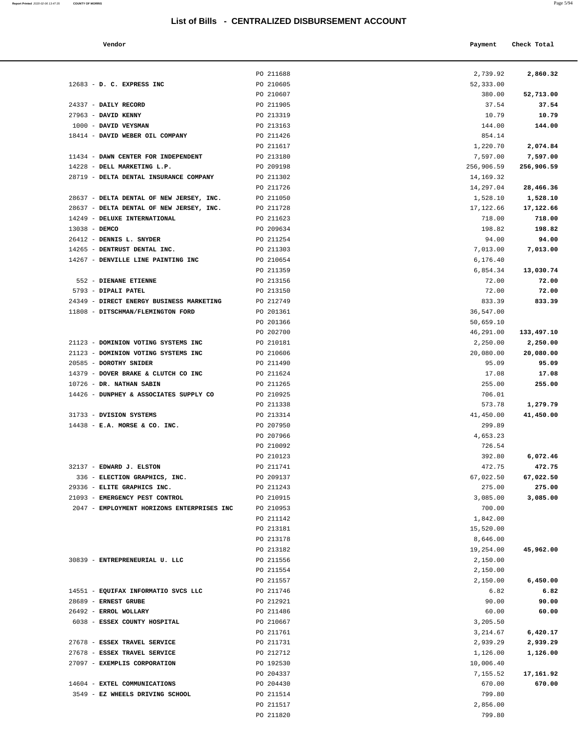# List of Bills - CENTRALIZED DISBURSEMENT ACCOUNT

| Vendor | | Payment | Check Total |
|---|---|---|---|
| | PO 211688 | 2,739.92 | **2,860.32** |
| 12683 - **D. C. EXPRESS INC** | PO 210605 | 52,333.00 | |
| | PO 210607 | 380.00 | **52,713.00** |
| 24337 - **DAILY RECORD** | PO 211905 | 37.54 | **37.54** |
| 27963 - **DAVID KENNY** | PO 213319 | 10.79 | **10.79** |
| 1000 - **DAVID VEYSMAN** | PO 213163 | 144.00 | **144.00** |
| 18414 - **DAVID WEBER OIL COMPANY** | PO 211426 | 854.14 | |
| | PO 211617 | 1,220.70 | **2,074.84** |
| 11434 - **DAWN CENTER FOR INDEPENDENT** | PO 213180 | 7,597.00 | **7,597.00** |
| 14228 - **DELL MARKETING L.P.** | PO 209198 | 256,906.59 | **256,906.59** |
| 28719 - **DELTA DENTAL INSURANCE COMPANY** | PO 211302 | 14,169.32 | |
| | PO 211726 | 14,297.04 | **28,466.36** |
| 28637 - **DELTA DENTAL OF NEW JERSEY, INC.** | PO 211050 | 1,528.10 | **1,528.10** |
| 28637 - **DELTA DENTAL OF NEW JERSEY, INC.** | PO 211728 | 17,122.66 | **17,122.66** |
| 14249 - **DELUXE INTERNATIONAL** | PO 211623 | 718.00 | **718.00** |
| 13038 - **DEMCO** | PO 209634 | 198.82 | **198.82** |
| 26412 - **DENNIS L. SNYDER** | PO 211254 | 94.00 | **94.00** |
| 14265 - **DENTRUST DENTAL INC.** | PO 211303 | 7,013.00 | **7,013.00** |
| 14267 - **DENVILLE LINE PAINTING INC** | PO 210654 | 6,176.40 | |
| | PO 211359 | 6,854.34 | **13,030.74** |
| 552 - **DIENANE ETIENNE** | PO 213156 | 72.00 | **72.00** |
| 5793 - **DIPALI PATEL** | PO 213150 | 72.00 | **72.00** |
| 24349 - **DIRECT ENERGY BUSINESS MARKETING** | PO 212749 | 833.39 | **833.39** |
| 11808 - **DITSCHMAN/FLEMINGTON FORD** | PO 201361 | 36,547.00 | |
| | PO 201366 | 50,659.10 | |
| | PO 202700 | 46,291.00 | **133,497.10** |
| 21123 - **DOMINION VOTING SYSTEMS INC** | PO 210181 | 2,250.00 | **2,250.00** |
| 21123 - **DOMINION VOTING SYSTEMS INC** | PO 210606 | 20,080.00 | **20,080.00** |
| 20585 - **DOROTHY SNIDER** | PO 211490 | 95.09 | **95.09** |
| 14379 - **DOVER BRAKE & CLUTCH CO INC** | PO 211624 | 17.08 | **17.08** |
| 10726 - **DR. NATHAN SABIN** | PO 211265 | 255.00 | **255.00** |
| 14426 - **DUNPHEY & ASSOCIATES SUPPLY CO** | PO 210925 | 706.01 | |
| | PO 211338 | 573.78 | **1,279.79** |
| 31733 - **DVISION SYSTEMS** | PO 213314 | 41,450.00 | **41,450.00** |
| 14438 - **E.A. MORSE & CO. INC.** | PO 207950 | 299.89 | |
| | PO 207966 | 4,653.23 | |
| | PO 210092 | 726.54 | |
| | PO 210123 | 392.80 | **6,072.46** |
| 32137 - **EDWARD J. ELSTON** | PO 211741 | 472.75 | **472.75** |
| 336 - **ELECTION GRAPHICS, INC.** | PO 209137 | 67,022.50 | **67,022.50** |
| 29336 - **ELITE GRAPHICS INC.** | PO 211243 | 275.00 | **275.00** |
| 21093 - **EMERGENCY PEST CONTROL** | PO 210915 | 3,085.00 | **3,085.00** |
| 2047 - **EMPLOYMENT HORIZONS ENTERPRISES INC** | PO 210953 | 700.00 | |
| | PO 211142 | 1,842.00 | |
| | PO 213181 | 15,520.00 | |
| | PO 213178 | 8,646.00 | |
| | PO 213182 | 19,254.00 | **45,962.00** |
| 30839 - **ENTREPRENEURIAL U. LLC** | PO 211556 | 2,150.00 | |
| | PO 211554 | 2,150.00 | |
| | PO 211557 | 2,150.00 | **6,450.00** |
| 14551 - **EQUIFAX INFORMATIO SVCS LLC** | PO 211746 | 6.82 | **6.82** |
| 28689 - **ERNEST GRUBE** | PO 212921 | 90.00 | **90.00** |
| 26492 - **ERROL WOLLARY** | PO 211486 | 60.00 | **60.00** |
| 6038 - **ESSEX COUNTY HOSPITAL** | PO 210667 | 3,205.50 | |
| | PO 211761 | 3,214.67 | **6,420.17** |
| 27678 - **ESSEX TRAVEL SERVICE** | PO 211731 | 2,939.29 | **2,939.29** |
| 27678 - **ESSEX TRAVEL SERVICE** | PO 212712 | 1,126.00 | **1,126.00** |
| 27097 - **EXEMPLIS CORPORATION** | PO 192530 | 10,006.40 | |
| | PO 204337 | 7,155.52 | **17,161.92** |
| 14604 - **EXTEL COMMUNICATIONS** | PO 204430 | 670.00 | **670.00** |
| 3549 - **EZ WHEELS DRIVING SCHOOL** | PO 211514 | 799.80 | |
| | PO 211517 | 2,856.00 | |
| | PO 211820 | 799.80 | |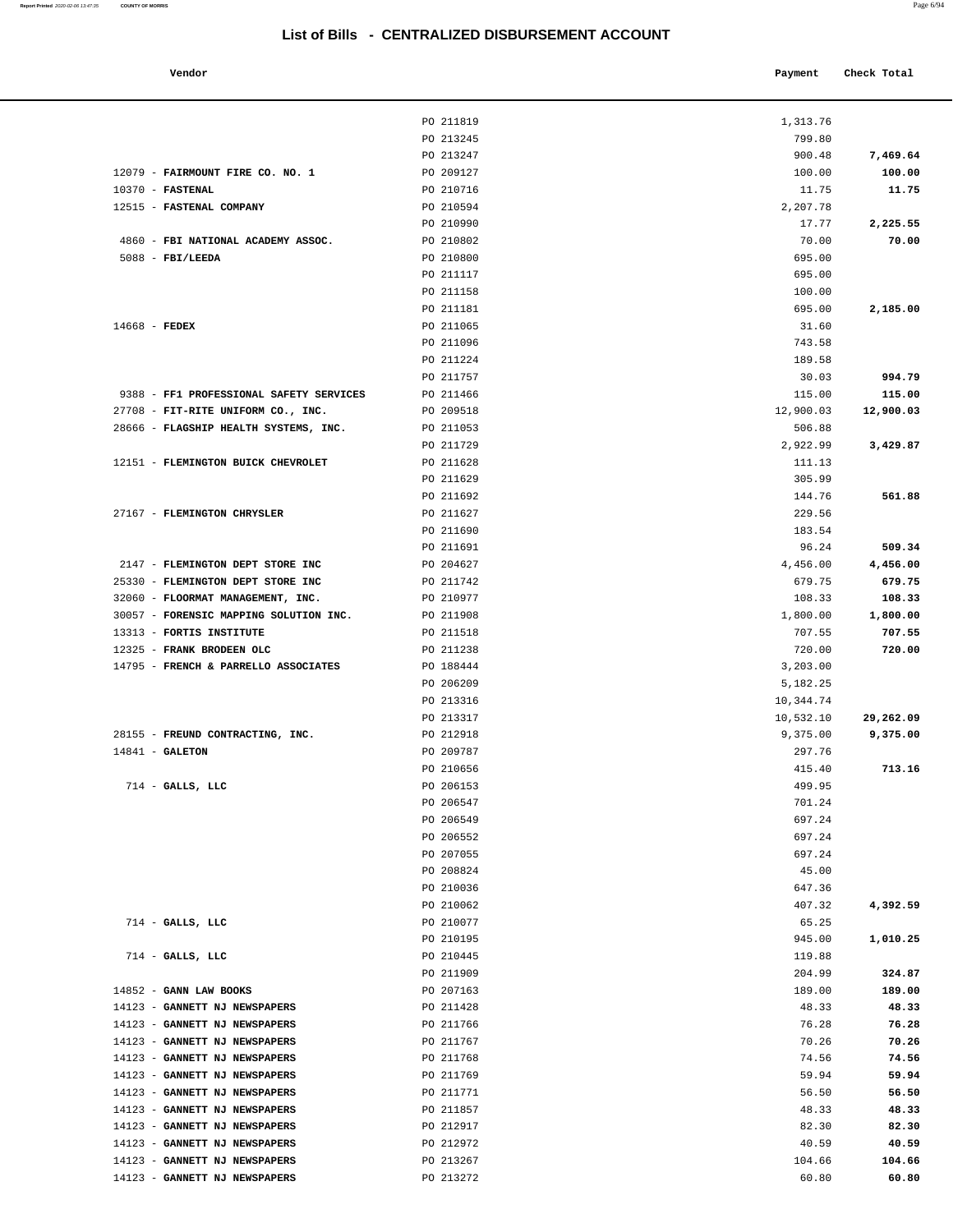# List of Bills - CENTRALIZED DISBURSEMENT ACCOUNT

| Vendor | | Payment | Check Total |
|---|---|---|---|
| | PO 211819 | 1,313.76 | |
| | PO 213245 | 799.80 | |
| | PO 213247 | 900.48 | **7,469.64** |
| 12079 - **FAIRMOUNT FIRE CO. NO. 1** | PO 209127 | 100.00 | **100.00** |
| 10370 - **FASTENAL** | PO 210716 | 11.75 | **11.75** |
| 12515 - **FASTENAL COMPANY** | PO 210594 | 2,207.78 | |
| | PO 210990 | 17.77 | **2,225.55** |
| 4860 - **FBI NATIONAL ACADEMY ASSOC.** | PO 210802 | 70.00 | **70.00** |
| 5088 - **FBI/LEEDA** | PO 210800 | 695.00 | |
| | PO 211117 | 695.00 | |
| | PO 211158 | 100.00 | |
| | PO 211181 | 695.00 | **2,185.00** |
| 14668 - **FEDEX** | PO 211065 | 31.60 | |
| | PO 211096 | 743.58 | |
| | PO 211224 | 189.58 | |
| | PO 211757 | 30.03 | **994.79** |
| 9388 - **FF1 PROFESSIONAL SAFETY SERVICES** | PO 211466 | 115.00 | **115.00** |
| 27708 - **FIT-RITE UNIFORM CO., INC.** | PO 209518 | 12,900.03 | **12,900.03** |
| 28666 - **FLAGSHIP HEALTH SYSTEMS, INC.** | PO 211053 | 506.88 | |
| | PO 211729 | 2,922.99 | **3,429.87** |
| 12151 - **FLEMINGTON BUICK CHEVROLET** | PO 211628 | 111.13 | |
| | PO 211629 | 305.99 | |
| | PO 211692 | 144.76 | **561.88** |
| 27167 - **FLEMINGTON CHRYSLER** | PO 211627 | 229.56 | |
| | PO 211690 | 183.54 | |
| | PO 211691 | 96.24 | **509.34** |
| 2147 - **FLEMINGTON DEPT STORE INC** | PO 204627 | 4,456.00 | **4,456.00** |
| 25330 - **FLEMINGTON DEPT STORE INC** | PO 211742 | 679.75 | **679.75** |
| 32060 - **FLOORMAT MANAGEMENT, INC.** | PO 210977 | 108.33 | **108.33** |
| 30057 - **FORENSIC MAPPING SOLUTION INC.** | PO 211908 | 1,800.00 | **1,800.00** |
| 13313 - **FORTIS INSTITUTE** | PO 211518 | 707.55 | **707.55** |
| 12325 - **FRANK BRODEEN OLC** | PO 211238 | 720.00 | **720.00** |
| 14795 - **FRENCH & PARRELLO ASSOCIATES** | PO 188444 | 3,203.00 | |
| | PO 206209 | 5,182.25 | |
| | PO 213316 | 10,344.74 | |
| | PO 213317 | 10,532.10 | **29,262.09** |
| 28155 - **FREUND CONTRACTING, INC.** | PO 212918 | 9,375.00 | **9,375.00** |
| 14841 - **GALETON** | PO 209787 | 297.76 | |
| | PO 210656 | 415.40 | **713.16** |
| 714 - **GALLS, LLC** | PO 206153 | 499.95 | |
| | PO 206547 | 701.24 | |
| | PO 206549 | 697.24 | |
| | PO 206552 | 697.24 | |
| | PO 207055 | 697.24 | |
| | PO 208824 | 45.00 | |
| | PO 210036 | 647.36 | |
| | PO 210062 | 407.32 | **4,392.59** |
| 714 - **GALLS, LLC** | PO 210077 | 65.25 | |
| | PO 210195 | 945.00 | **1,010.25** |
| 714 - **GALLS, LLC** | PO 210445 | 119.88 | |
| | PO 211909 | 204.99 | **324.87** |
| 14852 - **GANN LAW BOOKS** | PO 207163 | 189.00 | **189.00** |
| 14123 - **GANNETT NJ NEWSPAPERS** | PO 211428 | 48.33 | **48.33** |
| 14123 - **GANNETT NJ NEWSPAPERS** | PO 211766 | 76.28 | **76.28** |
| 14123 - **GANNETT NJ NEWSPAPERS** | PO 211767 | 70.26 | **70.26** |
| 14123 - **GANNETT NJ NEWSPAPERS** | PO 211768 | 74.56 | **74.56** |
| 14123 - **GANNETT NJ NEWSPAPERS** | PO 211769 | 59.94 | **59.94** |
| 14123 - **GANNETT NJ NEWSPAPERS** | PO 211771 | 56.50 | **56.50** |
| 14123 - **GANNETT NJ NEWSPAPERS** | PO 211857 | 48.33 | **48.33** |
| 14123 - **GANNETT NJ NEWSPAPERS** | PO 212917 | 82.30 | **82.30** |
| 14123 - **GANNETT NJ NEWSPAPERS** | PO 212972 | 40.59 | **40.59** |
| 14123 - **GANNETT NJ NEWSPAPERS** | PO 213267 | 104.66 | **104.66** |
| 14123 - **GANNETT NJ NEWSPAPERS** | PO 213272 | 60.80 | **60.80** |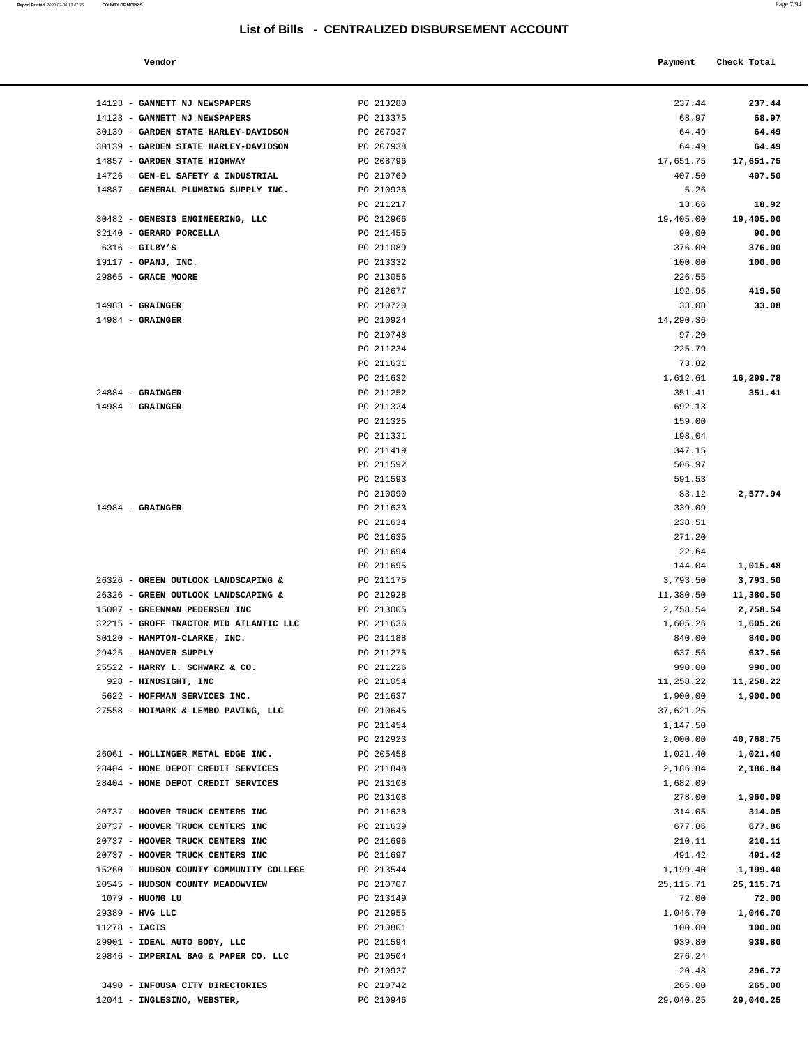# List of Bills - CENTRALIZED DISBURSEMENT ACCOUNT

| Vendor | | Payment | Check Total |
|---|---|---|---|
| 14123 - **GANNETT NJ NEWSPAPERS** | PO 213280 | 237.44 | **237.44** |
| 14123 - **GANNETT NJ NEWSPAPERS** | PO 213375 | 68.97 | **68.97** |
| 30139 - **GARDEN STATE HARLEY-DAVIDSON** | PO 207937 | 64.49 | **64.49** |
| 30139 - **GARDEN STATE HARLEY-DAVIDSON** | PO 207938 | 64.49 | **64.49** |
| 14857 - **GARDEN STATE HIGHWAY** | PO 208796 | 17,651.75 | **17,651.75** |
| 14726 - **GEN-EL SAFETY & INDUSTRIAL** | PO 210769 | 407.50 | **407.50** |
| 14887 - **GENERAL PLUMBING SUPPLY INC.** | PO 210926 | 5.26 | |
| | PO 211217 | 13.66 | **18.92** |
| 30482 - **GENESIS ENGINEERING, LLC** | PO 212966 | 19,405.00 | **19,405.00** |
| 32140 - **GERARD PORCELLA** | PO 211455 | 90.00 | **90.00** |
| 6316 - **GILBY'S** | PO 211089 | 376.00 | **376.00** |
| 19117 - **GPANJ, INC.** | PO 213332 | 100.00 | **100.00** |
| 29865 - **GRACE MOORE** | PO 213056 | 226.55 | |
| | PO 212677 | 192.95 | **419.50** |
| 14983 - **GRAINGER** | PO 210720 | 33.08 | **33.08** |
| 14984 - **GRAINGER** | PO 210924 | 14,290.36 | |
| | PO 210748 | 97.20 | |
| | PO 211234 | 225.79 | |
| | PO 211631 | 73.82 | |
| | PO 211632 | 1,612.61 | **16,299.78** |
| 24884 - **GRAINGER** | PO 211252 | 351.41 | **351.41** |
| 14984 - **GRAINGER** | PO 211324 | 692.13 | |
| | PO 211325 | 159.00 | |
| | PO 211331 | 198.04 | |
| | PO 211419 | 347.15 | |
| | PO 211592 | 506.97 | |
| | PO 211593 | 591.53 | |
| | PO 210090 | 83.12 | **2,577.94** |
| 14984 - **GRAINGER** | PO 211633 | 339.09 | |
| | PO 211634 | 238.51 | |
| | PO 211635 | 271.20 | |
| | PO 211694 | 22.64 | |
| | PO 211695 | 144.04 | **1,015.48** |
| 26326 - **GREEN OUTLOOK LANDSCAPING &** | PO 211175 | 3,793.50 | **3,793.50** |
| 26326 - **GREEN OUTLOOK LANDSCAPING &** | PO 212928 | 11,380.50 | **11,380.50** |
| 15007 - **GREENMAN PEDERSEN INC** | PO 213005 | 2,758.54 | **2,758.54** |
| 32215 - **GROFF TRACTOR MID ATLANTIC LLC** | PO 211636 | 1,605.26 | **1,605.26** |
| 30120 - **HAMPTON-CLARKE, INC.** | PO 211188 | 840.00 | **840.00** |
| 29425 - **HANOVER SUPPLY** | PO 211275 | 637.56 | **637.56** |
| 25522 - **HARRY L. SCHWARZ & CO.** | PO 211226 | 990.00 | **990.00** |
| 928 - **HINDSIGHT, INC** | PO 211054 | 11,258.22 | **11,258.22** |
| 5622 - **HOFFMAN SERVICES INC.** | PO 211637 | 1,900.00 | **1,900.00** |
| 27558 - **HOIMARK & LEMBO PAVING, LLC** | PO 210645 | 37,621.25 | |
| | PO 211454 | 1,147.50 | |
| | PO 212923 | 2,000.00 | **40,768.75** |
| 26061 - **HOLLINGER METAL EDGE INC.** | PO 205458 | 1,021.40 | **1,021.40** |
| 28404 - **HOME DEPOT CREDIT SERVICES** | PO 211848 | 2,186.84 | **2,186.84** |
| 28404 - **HOME DEPOT CREDIT SERVICES** | PO 213108 | 1,682.09 | |
| | PO 213108 | 278.00 | **1,960.09** |
| 20737 - **HOOVER TRUCK CENTERS INC** | PO 211638 | 314.05 | **314.05** |
| 20737 - **HOOVER TRUCK CENTERS INC** | PO 211639 | 677.86 | **677.86** |
| 20737 - **HOOVER TRUCK CENTERS INC** | PO 211696 | 210.11 | **210.11** |
| 20737 - **HOOVER TRUCK CENTERS INC** | PO 211697 | 491.42 | **491.42** |
| 15260 - **HUDSON COUNTY COMMUNITY COLLEGE** | PO 213544 | 1,199.40 | **1,199.40** |
| 20545 - **HUDSON COUNTY MEADOWVIEW** | PO 210707 | 25,115.71 | **25,115.71** |
| 1079 - **HUONG LU** | PO 213149 | 72.00 | **72.00** |
| 29389 - **HVG LLC** | PO 212955 | 1,046.70 | **1,046.70** |
| 11278 - **IACIS** | PO 210801 | 100.00 | **100.00** |
| 29901 - **IDEAL AUTO BODY, LLC** | PO 211594 | 939.80 | **939.80** |
| 29846 - **IMPERIAL BAG & PAPER CO. LLC** | PO 210504 | 276.24 | |
| | PO 210927 | 20.48 | **296.72** |
| 3490 - **INFOUSA CITY DIRECTORIES** | PO 210742 | 265.00 | **265.00** |
| 12041 - **INGLESINO, WEBSTER,** | PO 210946 | 29,040.25 | **29,040.25** |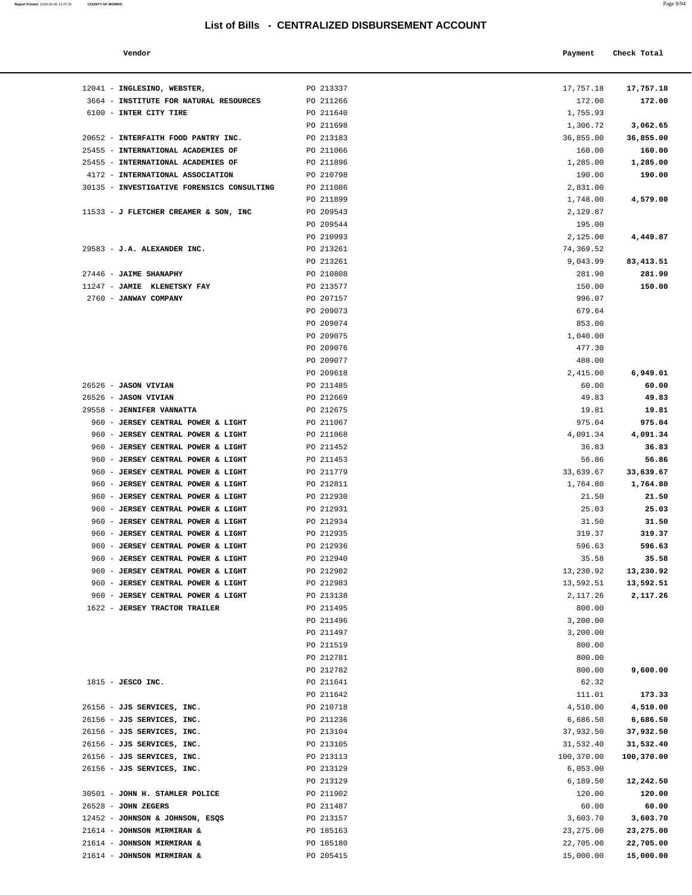# List of Bills - CENTRALIZED DISBURSEMENT ACCOUNT

| Vendor | | Payment | Check Total |
|---|---|---|---|
| 12041 - **INGLESINO, WEBSTER,** | PO 213337 | 17,757.18 | **17,757.18** |
| 3664 - **INSTITUTE FOR NATURAL RESOURCES** | PO 211266 | 172.00 | **172.00** |
| 6100 - **INTER CITY TIRE** | PO 211640 | 1,755.93 | |
| | PO 211698 | 1,306.72 | **3,062.65** |
| 20652 - **INTERFAITH FOOD PANTRY INC.** | PO 213183 | 36,855.00 | **36,855.00** |
| 25455 - **INTERNATIONAL ACADEMIES OF** | PO 211066 | 160.00 | **160.00** |
| 25455 - **INTERNATIONAL ACADEMIES OF** | PO 211896 | 1,285.00 | **1,285.00** |
| 4172 - **INTERNATIONAL ASSOCIATION** | PO 210798 | 190.00 | **190.00** |
| 30135 - **INVESTIGATIVE FORENSICS CONSULTING** | PO 211086 | 2,831.00 | |
| | PO 211899 | 1,748.00 | **4,579.00** |
| 11533 - **J FLETCHER CREAMER & SON, INC** | PO 209543 | 2,129.87 | |
| | PO 209544 | 195.00 | |
| | PO 210993 | 2,125.00 | **4,449.87** |
| 29583 - **J.A. ALEXANDER INC.** | PO 213261 | 74,369.52 | |
| | PO 213261 | 9,043.99 | **83,413.51** |
| 27446 - **JAIME SHANAPHY** | PO 210808 | 281.90 | **281.90** |
| 11247 - **JAMIE KLENETSKY FAY** | PO 213577 | 150.00 | **150.00** |
| 2760 - **JANWAY COMPANY** | PO 207157 | 996.07 | |
| | PO 209073 | 679.64 | |
| | PO 209074 | 853.00 | |
| | PO 209075 | 1,040.00 | |
| | PO 209076 | 477.30 | |
| | PO 209077 | 488.00 | |
| | PO 209618 | 2,415.00 | **6,949.01** |
| 26526 - **JASON VIVIAN** | PO 211485 | 60.00 | **60.00** |
| 26526 - **JASON VIVIAN** | PO 212669 | 49.83 | **49.83** |
| 29558 - **JENNIFER VANNATTA** | PO 212675 | 19.81 | **19.81** |
| 960 - **JERSEY CENTRAL POWER & LIGHT** | PO 211067 | 975.04 | **975.04** |
| 960 - **JERSEY CENTRAL POWER & LIGHT** | PO 211068 | 4,091.34 | **4,091.34** |
| 960 - **JERSEY CENTRAL POWER & LIGHT** | PO 211452 | 36.83 | **36.83** |
| 960 - **JERSEY CENTRAL POWER & LIGHT** | PO 211453 | 56.86 | **56.86** |
| 960 - **JERSEY CENTRAL POWER & LIGHT** | PO 211779 | 33,639.67 | **33,639.67** |
| 960 - **JERSEY CENTRAL POWER & LIGHT** | PO 212811 | 1,764.80 | **1,764.80** |
| 960 - **JERSEY CENTRAL POWER & LIGHT** | PO 212930 | 21.50 | **21.50** |
| 960 - **JERSEY CENTRAL POWER & LIGHT** | PO 212931 | 25.03 | **25.03** |
| 960 - **JERSEY CENTRAL POWER & LIGHT** | PO 212934 | 31.50 | **31.50** |
| 960 - **JERSEY CENTRAL POWER & LIGHT** | PO 212935 | 319.37 | **319.37** |
| 960 - **JERSEY CENTRAL POWER & LIGHT** | PO 212936 | 596.63 | **596.63** |
| 960 - **JERSEY CENTRAL POWER & LIGHT** | PO 212940 | 35.58 | **35.58** |
| 960 - **JERSEY CENTRAL POWER & LIGHT** | PO 212982 | 13,230.92 | **13,230.92** |
| 960 - **JERSEY CENTRAL POWER & LIGHT** | PO 212983 | 13,592.51 | **13,592.51** |
| 960 - **JERSEY CENTRAL POWER & LIGHT** | PO 213138 | 2,117.26 | **2,117.26** |
| 1622 - **JERSEY TRACTOR TRAILER** | PO 211495 | 800.00 | |
| | PO 211496 | 3,200.00 | |
| | PO 211497 | 3,200.00 | |
| | PO 211519 | 800.00 | |
| | PO 212781 | 800.00 | |
| | PO 212782 | 800.00 | **9,600.00** |
| 1815 - **JESCO INC.** | PO 211641 | 62.32 | |
| | PO 211642 | 111.01 | **173.33** |
| 26156 - **JJS SERVICES, INC.** | PO 210718 | 4,510.00 | **4,510.00** |
| 26156 - **JJS SERVICES, INC.** | PO 211236 | 6,686.50 | **6,686.50** |
| 26156 - **JJS SERVICES, INC.** | PO 213104 | 37,932.50 | **37,932.50** |
| 26156 - **JJS SERVICES, INC.** | PO 213105 | 31,532.40 | **31,532.40** |
| 26156 - **JJS SERVICES, INC.** | PO 213113 | 100,370.00 | **100,370.00** |
| 26156 - **JJS SERVICES, INC.** | PO 213129 | 6,053.00 | |
| | PO 213129 | 6,189.50 | **12,242.50** |
| 30501 - **JOHN H. STAMLER POLICE** | PO 211902 | 120.00 | **120.00** |
| 26528 - **JOHN ZEGERS** | PO 211487 | 60.00 | **60.00** |
| 12452 - **JOHNSON & JOHNSON, ESQS** | PO 213157 | 3,603.70 | **3,603.70** |
| 21614 - **JOHNSON MIRMIRAN &** | PO 185163 | 23,275.00 | **23,275.00** |
| 21614 - **JOHNSON MIRMIRAN &** | PO 185180 | 22,705.00 | **22,705.00** |
| 21614 - **JOHNSON MIRMIRAN &** | PO 205415 | 15,000.00 | **15,000.00** |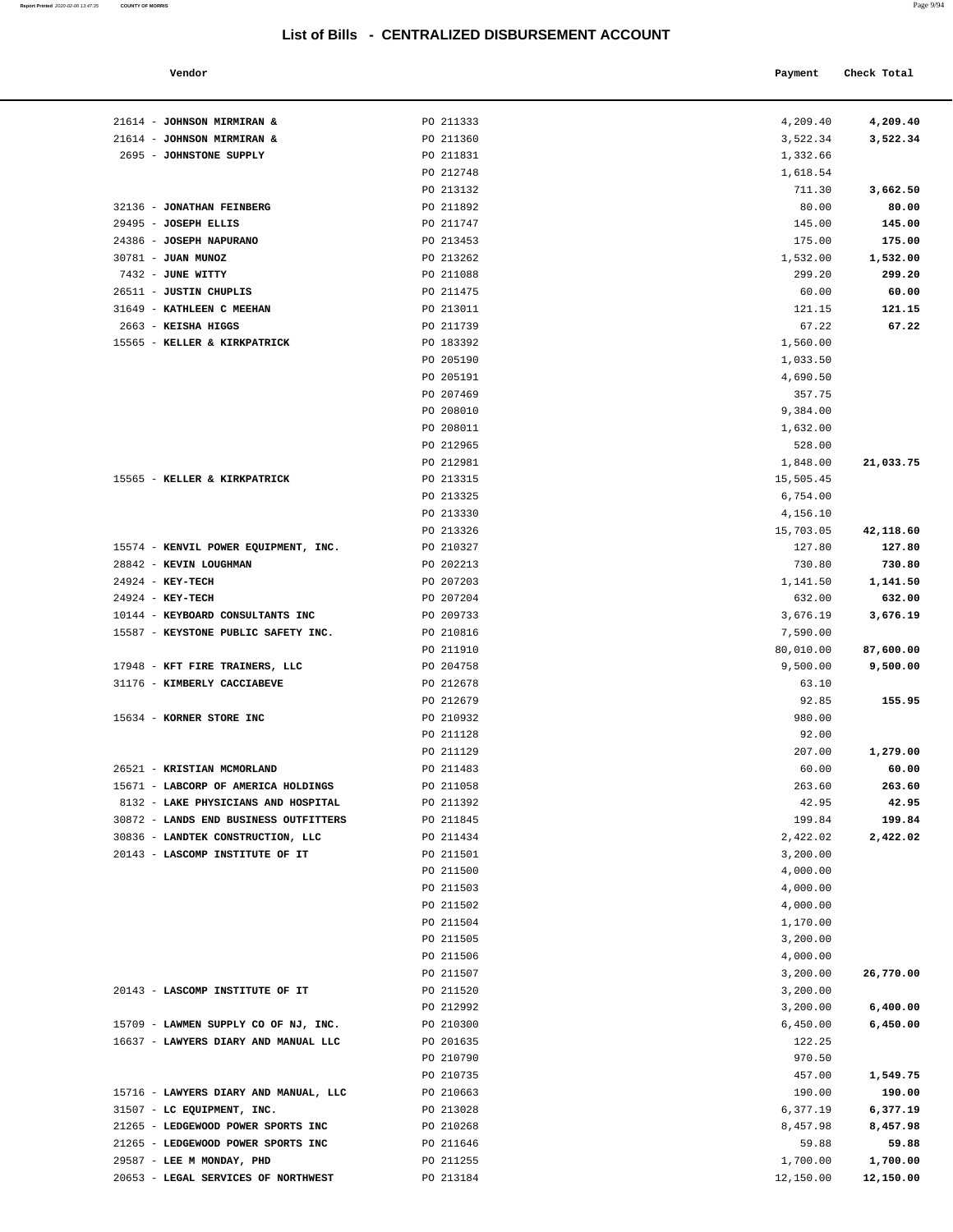# List of Bills - CENTRALIZED DISBURSEMENT ACCOUNT

| Vendor | | Payment | Check Total |
|---|---|---|---|
| 21614 - **JOHNSON MIRMIRAN &** | PO 211333 | 4,209.40 | **4,209.40** |
| 21614 - **JOHNSON MIRMIRAN &** | PO 211360 | 3,522.34 | **3,522.34** |
| 2695 - **JOHNSTONE SUPPLY** | PO 211831 | 1,332.66 | |
| | PO 212748 | 1,618.54 | |
| | PO 213132 | 711.30 | **3,662.50** |
| 32136 - **JONATHAN FEINBERG** | PO 211892 | 80.00 | **80.00** |
| 29495 - **JOSEPH ELLIS** | PO 211747 | 145.00 | **145.00** |
| 24386 - **JOSEPH NAPURANO** | PO 213453 | 175.00 | **175.00** |
| 30781 - **JUAN MUNOZ** | PO 213262 | 1,532.00 | **1,532.00** |
| 7432 - **JUNE WITTY** | PO 211088 | 299.20 | **299.20** |
| 26511 - **JUSTIN CHUPLIS** | PO 211475 | 60.00 | **60.00** |
| 31649 - **KATHLEEN C MEEHAN** | PO 213011 | 121.15 | **121.15** |
| 2663 - **KEISHA HIGGS** | PO 211739 | 67.22 | **67.22** |
| 15565 - **KELLER & KIRKPATRICK** | PO 183392 | 1,560.00 | |
| | PO 205190 | 1,033.50 | |
| | PO 205191 | 4,690.50 | |
| | PO 207469 | 357.75 | |
| | PO 208010 | 9,384.00 | |
| | PO 208011 | 1,632.00 | |
| | PO 212965 | 528.00 | |
| | PO 212981 | 1,848.00 | **21,033.75** |
| 15565 - **KELLER & KIRKPATRICK** | PO 213315 | 15,505.45 | |
| | PO 213325 | 6,754.00 | |
| | PO 213330 | 4,156.10 | |
| | PO 213326 | 15,703.05 | **42,118.60** |
| 15574 - **KENVIL POWER EQUIPMENT, INC.** | PO 210327 | 127.80 | **127.80** |
| 28842 - **KEVIN LOUGHMAN** | PO 202213 | 730.80 | **730.80** |
| 24924 - **KEY-TECH** | PO 207203 | 1,141.50 | **1,141.50** |
| 24924 - **KEY-TECH** | PO 207204 | 632.00 | **632.00** |
| 10144 - **KEYBOARD CONSULTANTS INC** | PO 209733 | 3,676.19 | **3,676.19** |
| 15587 - **KEYSTONE PUBLIC SAFETY INC.** | PO 210816 | 7,590.00 | |
| | PO 211910 | 80,010.00 | **87,600.00** |
| 17948 - **KFT FIRE TRAINERS, LLC** | PO 204758 | 9,500.00 | **9,500.00** |
| 31176 - **KIMBERLY CACCIABEVE** | PO 212678 | 63.10 | |
| | PO 212679 | 92.85 | **155.95** |
| 15634 - **KORNER STORE INC** | PO 210932 | 980.00 | |
| | PO 211128 | 92.00 | |
| | PO 211129 | 207.00 | **1,279.00** |
| 26521 - **KRISTIAN MCMORLAND** | PO 211483 | 60.00 | **60.00** |
| 15671 - **LABCORP OF AMERICA HOLDINGS** | PO 211058 | 263.60 | **263.60** |
| 8132 - **LAKE PHYSICIANS AND HOSPITAL** | PO 211392 | 42.95 | **42.95** |
| 30872 - **LANDS END BUSINESS OUTFITTERS** | PO 211845 | 199.84 | **199.84** |
| 30836 - **LANDTEK CONSTRUCTION, LLC** | PO 211434 | 2,422.02 | **2,422.02** |
| 20143 - **LASCOMP INSTITUTE OF IT** | PO 211501 | 3,200.00 | |
| | PO 211500 | 4,000.00 | |
| | PO 211503 | 4,000.00 | |
| | PO 211502 | 4,000.00 | |
| | PO 211504 | 1,170.00 | |
| | PO 211505 | 3,200.00 | |
| | PO 211506 | 4,000.00 | |
| | PO 211507 | 3,200.00 | **26,770.00** |
| 20143 - **LASCOMP INSTITUTE OF IT** | PO 211520 | 3,200.00 | |
| | PO 212992 | 3,200.00 | **6,400.00** |
| 15709 - **LAWMEN SUPPLY CO OF NJ, INC.** | PO 210300 | 6,450.00 | **6,450.00** |
| 16637 - **LAWYERS DIARY AND MANUAL LLC** | PO 201635 | 122.25 | |
| | PO 210790 | 970.50 | |
| | PO 210735 | 457.00 | **1,549.75** |
| 15716 - **LAWYERS DIARY AND MANUAL, LLC** | PO 210663 | 190.00 | **190.00** |
| 31507 - **LC EQUIPMENT, INC.** | PO 213028 | 6,377.19 | **6,377.19** |
| 21265 - **LEDGEWOOD POWER SPORTS INC** | PO 210268 | 8,457.98 | **8,457.98** |
| 21265 - **LEDGEWOOD POWER SPORTS INC** | PO 211646 | 59.88 | **59.88** |
| 29587 - **LEE M MONDAY, PHD** | PO 211255 | 1,700.00 | **1,700.00** |
| 20653 - **LEGAL SERVICES OF NORTHWEST** | PO 213184 | 12,150.00 | **12,150.00** |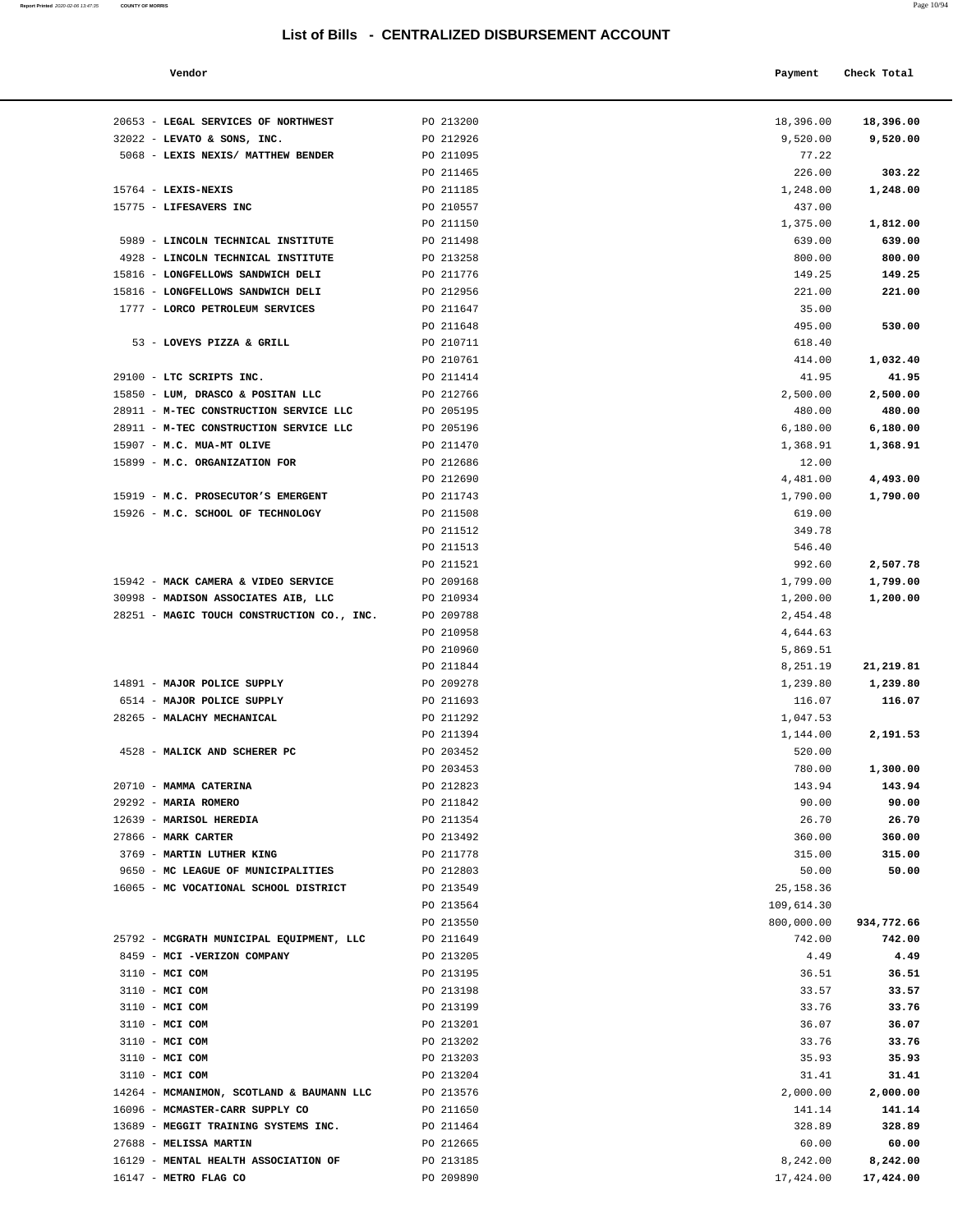## List of Bills - CENTRALIZED DISBURSEMENT ACCOUNT

| Vendor | | Payment | Check Total |
|---|---|---|---|
| 20653 - **LEGAL SERVICES OF NORTHWEST** | PO 213200 | 18,396.00 | **18,396.00** |
| 32022 - **LEVATO & SONS, INC.** | PO 212926 | 9,520.00 | **9,520.00** |
| 5068 - **LEXIS NEXIS/ MATTHEW BENDER** | PO 211095 | 77.22 | |
| | PO 211465 | 226.00 | **303.22** |
| 15764 - **LEXIS-NEXIS** | PO 211185 | 1,248.00 | **1,248.00** |
| 15775 - **LIFESAVERS INC** | PO 210557 | 437.00 | |
| | PO 211150 | 1,375.00 | **1,812.00** |
| 5989 - **LINCOLN TECHNICAL INSTITUTE** | PO 211498 | 639.00 | **639.00** |
| 4928 - **LINCOLN TECHNICAL INSTITUTE** | PO 213258 | 800.00 | **800.00** |
| 15816 - **LONGFELLOWS SANDWICH DELI** | PO 211776 | 149.25 | **149.25** |
| 15816 - **LONGFELLOWS SANDWICH DELI** | PO 212956 | 221.00 | **221.00** |
| 1777 - **LORCO PETROLEUM SERVICES** | PO 211647 | 35.00 | |
| | PO 211648 | 495.00 | **530.00** |
| 53 - **LOVEYS PIZZA & GRILL** | PO 210711 | 618.40 | |
| | PO 210761 | 414.00 | **1,032.40** |
| 29100 - **LTC SCRIPTS INC.** | PO 211414 | 41.95 | **41.95** |
| 15850 - **LUM, DRASCO & POSITAN LLC** | PO 212766 | 2,500.00 | **2,500.00** |
| 28911 - **M-TEC CONSTRUCTION SERVICE LLC** | PO 205195 | 480.00 | **480.00** |
| 28911 - **M-TEC CONSTRUCTION SERVICE LLC** | PO 205196 | 6,180.00 | **6,180.00** |
| 15907 - **M.C. MUA-MT OLIVE** | PO 211470 | 1,368.91 | **1,368.91** |
| 15899 - **M.C. ORGANIZATION FOR** | PO 212686 | 12.00 | |
| | PO 212690 | 4,481.00 | **4,493.00** |
| 15919 - **M.C. PROSECUTOR'S EMERGENT** | PO 211743 | 1,790.00 | **1,790.00** |
| 15926 - **M.C. SCHOOL OF TECHNOLOGY** | PO 211508 | 619.00 | |
| | PO 211512 | 349.78 | |
| | PO 211513 | 546.40 | |
| | PO 211521 | 992.60 | **2,507.78** |
| 15942 - **MACK CAMERA & VIDEO SERVICE** | PO 209168 | 1,799.00 | **1,799.00** |
| 30998 - **MADISON ASSOCIATES AIB, LLC** | PO 210934 | 1,200.00 | **1,200.00** |
| 28251 - **MAGIC TOUCH CONSTRUCTION CO., INC.** | PO 209788 | 2,454.48 | |
| | PO 210958 | 4,644.63 | |
| | PO 210960 | 5,869.51 | |
| | PO 211844 | 8,251.19 | **21,219.81** |
| 14891 - **MAJOR POLICE SUPPLY** | PO 209278 | 1,239.80 | **1,239.80** |
| 6514 - **MAJOR POLICE SUPPLY** | PO 211693 | 116.07 | **116.07** |
| 28265 - **MALACHY MECHANICAL** | PO 211292 | 1,047.53 | |
| | PO 211394 | 1,144.00 | **2,191.53** |
| 4528 - **MALICK AND SCHERER PC** | PO 203452 | 520.00 | |
| | PO 203453 | 780.00 | **1,300.00** |
| 20710 - **MAMMA CATERINA** | PO 212823 | 143.94 | **143.94** |
| 29292 - **MARIA ROMERO** | PO 211842 | 90.00 | **90.00** |
| 12639 - **MARISOL HEREDIA** | PO 211354 | 26.70 | **26.70** |
| 27866 - **MARK CARTER** | PO 213492 | 360.00 | **360.00** |
| 3769 - **MARTIN LUTHER KING** | PO 211778 | 315.00 | **315.00** |
| 9650 - **MC LEAGUE OF MUNICIPALITIES** | PO 212803 | 50.00 | **50.00** |
| 16065 - **MC VOCATIONAL SCHOOL DISTRICT** | PO 213549 | 25,158.36 | |
| | PO 213564 | 109,614.30 | |
| | PO 213550 | 800,000.00 | **934,772.66** |
| 25792 - **MCGRATH MUNICIPAL EQUIPMENT, LLC** | PO 211649 | 742.00 | **742.00** |
| 8459 - **MCI -VERIZON COMPANY** | PO 213205 | 4.49 | **4.49** |
| 3110 - **MCI COM** | PO 213195 | 36.51 | **36.51** |
| 3110 - **MCI COM** | PO 213198 | 33.57 | **33.57** |
| 3110 - **MCI COM** | PO 213199 | 33.76 | **33.76** |
| 3110 - **MCI COM** | PO 213201 | 36.07 | **36.07** |
| 3110 - **MCI COM** | PO 213202 | 33.76 | **33.76** |
| 3110 - **MCI COM** | PO 213203 | 35.93 | **35.93** |
| 3110 - **MCI COM** | PO 213204 | 31.41 | **31.41** |
| 14264 - **MCMANIMON, SCOTLAND & BAUMANN LLC** | PO 213576 | 2,000.00 | **2,000.00** |
| 16096 - **MCMASTER-CARR SUPPLY CO** | PO 211650 | 141.14 | **141.14** |
| 13689 - **MEGGIT TRAINING SYSTEMS INC.** | PO 211464 | 328.89 | **328.89** |
| 27688 - **MELISSA MARTIN** | PO 212665 | 60.00 | **60.00** |
| 16129 - **MENTAL HEALTH ASSOCIATION OF** | PO 213185 | 8,242.00 | **8,242.00** |
| 16147 - **METRO FLAG CO** | PO 209890 | 17,424.00 | **17,424.00** |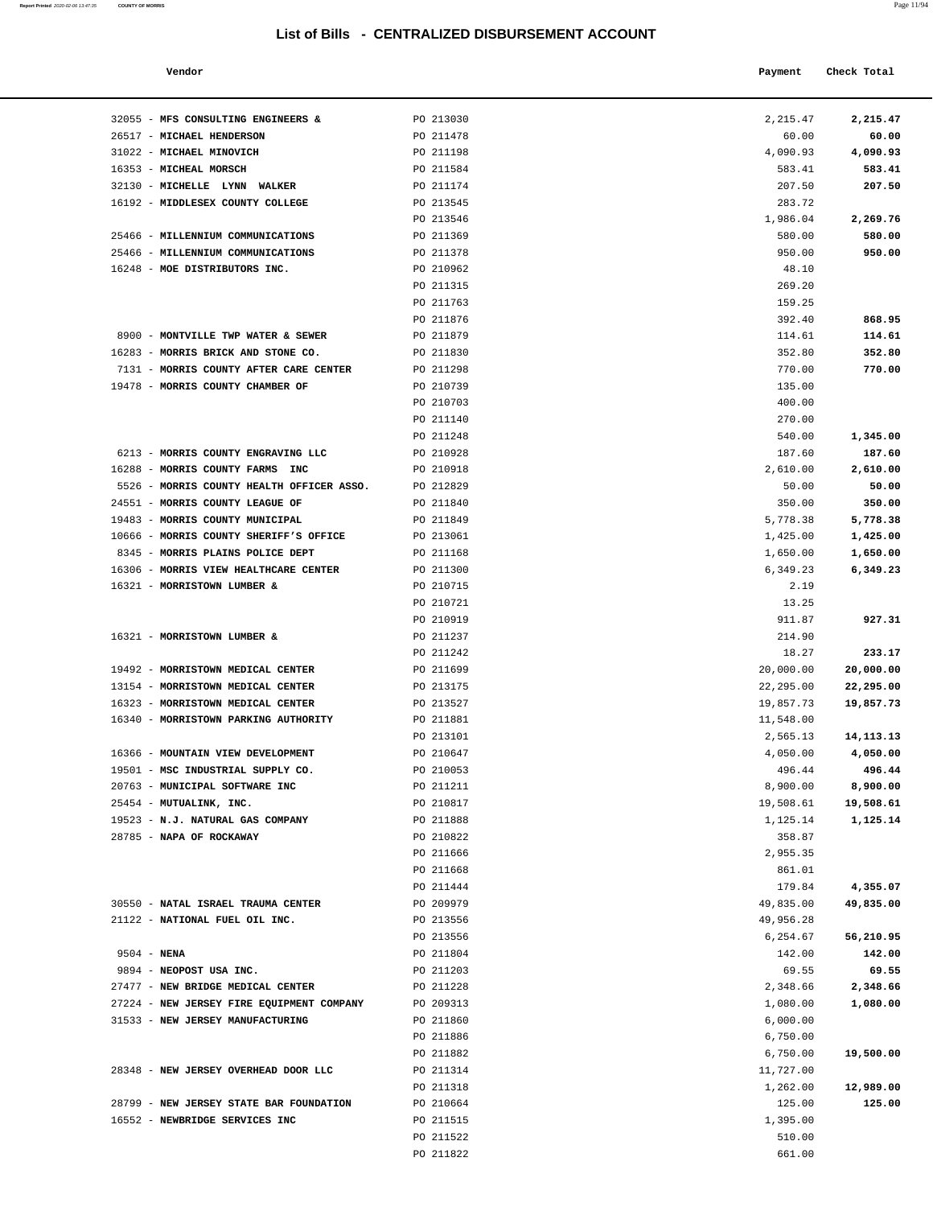# List of Bills - CENTRALIZED DISBURSEMENT ACCOUNT

| Vendor | | Payment | Check Total |
|---|---|---|---|
| 32055 - **MFS CONSULTING ENGINEERS &** | PO 213030 | 2,215.47 | **2,215.47** |
| 26517 - **MICHAEL HENDERSON** | PO 211478 | 60.00 | **60.00** |
| 31022 - **MICHAEL MINOVICH** | PO 211198 | 4,090.93 | **4,090.93** |
| 16353 - **MICHEAL MORSCH** | PO 211584 | 583.41 | **583.41** |
| 32130 - **MICHELLE LYNN WALKER** | PO 211174 | 207.50 | **207.50** |
| 16192 - **MIDDLESEX COUNTY COLLEGE** | PO 213545 | 283.72 | |
| | PO 213546 | 1,986.04 | **2,269.76** |
| 25466 - **MILLENNIUM COMMUNICATIONS** | PO 211369 | 580.00 | **580.00** |
| 25466 - **MILLENNIUM COMMUNICATIONS** | PO 211378 | 950.00 | **950.00** |
| 16248 - **MOE DISTRIBUTORS INC.** | PO 210962 | 48.10 | |
| | PO 211315 | 269.20 | |
| | PO 211763 | 159.25 | |
| | PO 211876 | 392.40 | **868.95** |
| 8900 - **MONTVILLE TWP WATER & SEWER** | PO 211879 | 114.61 | **114.61** |
| 16283 - **MORRIS BRICK AND STONE CO.** | PO 211830 | 352.80 | **352.80** |
| 7131 - **MORRIS COUNTY AFTER CARE CENTER** | PO 211298 | 770.00 | **770.00** |
| 19478 - **MORRIS COUNTY CHAMBER OF** | PO 210739 | 135.00 | |
| | PO 210703 | 400.00 | |
| | PO 211140 | 270.00 | |
| | PO 211248 | 540.00 | **1,345.00** |
| 6213 - **MORRIS COUNTY ENGRAVING LLC** | PO 210928 | 187.60 | **187.60** |
| 16288 - **MORRIS COUNTY FARMS INC** | PO 210918 | 2,610.00 | **2,610.00** |
| 5526 - **MORRIS COUNTY HEALTH OFFICER ASSO.** | PO 212829 | 50.00 | **50.00** |
| 24551 - **MORRIS COUNTY LEAGUE OF** | PO 211840 | 350.00 | **350.00** |
| 19483 - **MORRIS COUNTY MUNICIPAL** | PO 211849 | 5,778.38 | **5,778.38** |
| 10666 - **MORRIS COUNTY SHERIFF'S OFFICE** | PO 213061 | 1,425.00 | **1,425.00** |
| 8345 - **MORRIS PLAINS POLICE DEPT** | PO 211168 | 1,650.00 | **1,650.00** |
| 16306 - **MORRIS VIEW HEALTHCARE CENTER** | PO 211300 | 6,349.23 | **6,349.23** |
| 16321 - **MORRISTOWN LUMBER &** | PO 210715 | 2.19 | |
| | PO 210721 | 13.25 | |
| | PO 210919 | 911.87 | **927.31** |
| 16321 - **MORRISTOWN LUMBER &** | PO 211237 | 214.90 | |
| | PO 211242 | 18.27 | **233.17** |
| 19492 - **MORRISTOWN MEDICAL CENTER** | PO 211699 | 20,000.00 | **20,000.00** |
| 13154 - **MORRISTOWN MEDICAL CENTER** | PO 213175 | 22,295.00 | **22,295.00** |
| 16323 - **MORRISTOWN MEDICAL CENTER** | PO 213527 | 19,857.73 | **19,857.73** |
| 16340 - **MORRISTOWN PARKING AUTHORITY** | PO 211881 | 11,548.00 | |
| | PO 213101 | 2,565.13 | **14,113.13** |
| 16366 - **MOUNTAIN VIEW DEVELOPMENT** | PO 210647 | 4,050.00 | **4,050.00** |
| 19501 - **MSC INDUSTRIAL SUPPLY CO.** | PO 210053 | 496.44 | **496.44** |
| 20763 - **MUNICIPAL SOFTWARE INC** | PO 211211 | 8,900.00 | **8,900.00** |
| 25454 - **MUTUALINK, INC.** | PO 210817 | 19,508.61 | **19,508.61** |
| 19523 - **N.J. NATURAL GAS COMPANY** | PO 211888 | 1,125.14 | **1,125.14** |
| 28785 - **NAPA OF ROCKAWAY** | PO 210822 | 358.87 | |
| | PO 211666 | 2,955.35 | |
| | PO 211668 | 861.01 | |
| | PO 211444 | 179.84 | **4,355.07** |
| 30550 - **NATAL ISRAEL TRAUMA CENTER** | PO 209979 | 49,835.00 | **49,835.00** |
| 21122 - **NATIONAL FUEL OIL INC.** | PO 213556 | 49,956.28 | |
| | PO 213556 | 6,254.67 | **56,210.95** |
| 9504 - **NENA** | PO 211804 | 142.00 | **142.00** |
| 9894 - **NEOPOST USA INC.** | PO 211203 | 69.55 | **69.55** |
| 27477 - **NEW BRIDGE MEDICAL CENTER** | PO 211228 | 2,348.66 | **2,348.66** |
| 27224 - **NEW JERSEY FIRE EQUIPMENT COMPANY** | PO 209313 | 1,080.00 | **1,080.00** |
| 31533 - **NEW JERSEY MANUFACTURING** | PO 211860 | 6,000.00 | |
| | PO 211886 | 6,750.00 | |
| | PO 211882 | 6,750.00 | **19,500.00** |
| 28348 - **NEW JERSEY OVERHEAD DOOR LLC** | PO 211314 | 11,727.00 | |
| | PO 211318 | 1,262.00 | **12,989.00** |
| 28799 - **NEW JERSEY STATE BAR FOUNDATION** | PO 210664 | 125.00 | **125.00** |
| 16552 - **NEWBRIDGE SERVICES INC** | PO 211515 | 1,395.00 | |
| | PO 211522 | 510.00 | |
| | PO 211822 | 661.00 | |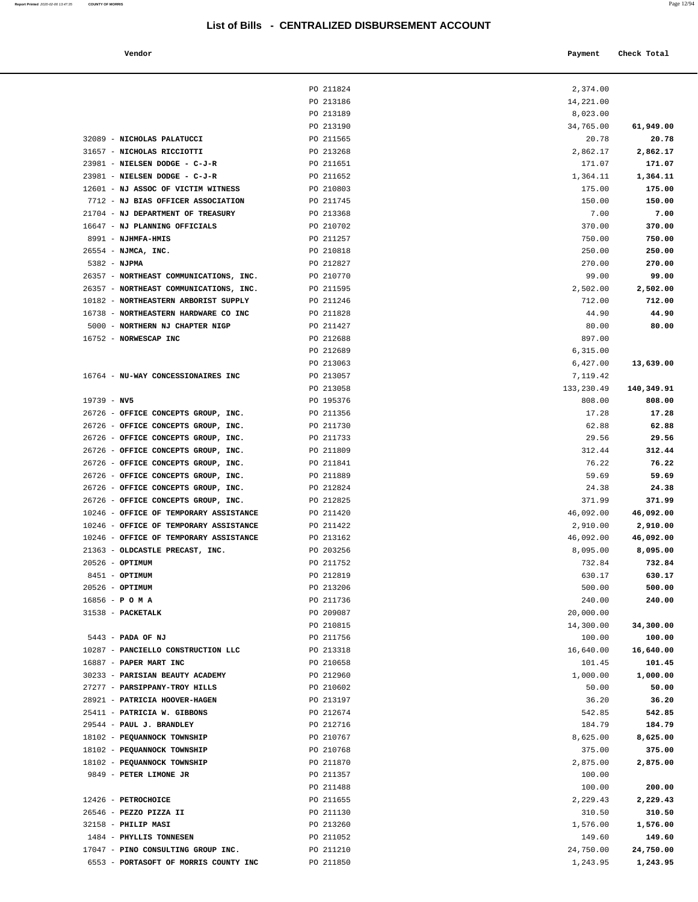# List of Bills - CENTRALIZED DISBURSEMENT ACCOUNT

| Vendor | | Payment | Check Total |
|---|---|---|---|
| | PO 211824 | 2,374.00 | |
| | PO 213186 | 14,221.00 | |
| | PO 213189 | 8,023.00 | |
| | PO 213190 | 34,765.00 | **61,949.00** |
| 32089 - **NICHOLAS PALATUCCI** | PO 211565 | 20.78 | **20.78** |
| 31657 - **NICHOLAS RICCIOTTI** | PO 213268 | 2,862.17 | **2,862.17** |
| 23981 - **NIELSEN DODGE - C-J-R** | PO 211651 | 171.07 | **171.07** |
| 23981 - **NIELSEN DODGE - C-J-R** | PO 211652 | 1,364.11 | **1,364.11** |
| 12601 - **NJ ASSOC OF VICTIM WITNESS** | PO 210803 | 175.00 | **175.00** |
| 7712 - **NJ BIAS OFFICER ASSOCIATION** | PO 211745 | 150.00 | **150.00** |
| 21704 - **NJ DEPARTMENT OF TREASURY** | PO 213368 | 7.00 | **7.00** |
| 16647 - **NJ PLANNING OFFICIALS** | PO 210702 | 370.00 | **370.00** |
| 8991 - **NJHMFA-HMIS** | PO 211257 | 750.00 | **750.00** |
| 26554 - **NJMCA, INC.** | PO 210818 | 250.00 | **250.00** |
| 5382 - **NJPMA** | PO 212827 | 270.00 | **270.00** |
| 26357 - **NORTHEAST COMMUNICATIONS, INC.** | PO 210770 | 99.00 | **99.00** |
| 26357 - **NORTHEAST COMMUNICATIONS, INC.** | PO 211595 | 2,502.00 | **2,502.00** |
| 10182 - **NORTHEASTERN ARBORIST SUPPLY** | PO 211246 | 712.00 | **712.00** |
| 16738 - **NORTHEASTERN HARDWARE CO INC** | PO 211828 | 44.90 | **44.90** |
| 5000 - **NORTHERN NJ CHAPTER NIGP** | PO 211427 | 80.00 | **80.00** |
| 16752 - **NORWESCAP INC** | PO 212688 | 897.00 | |
| | PO 212689 | 6,315.00 | |
| | PO 213063 | 6,427.00 | **13,639.00** |
| 16764 - **NU-WAY CONCESSIONAIRES INC** | PO 213057 | 7,119.42 | |
| | PO 213058 | 133,230.49 | **140,349.91** |
| 19739 - **NV5** | PO 195376 | 808.00 | **808.00** |
| 26726 - **OFFICE CONCEPTS GROUP, INC.** | PO 211356 | 17.28 | **17.28** |
| 26726 - **OFFICE CONCEPTS GROUP, INC.** | PO 211730 | 62.88 | **62.88** |
| 26726 - **OFFICE CONCEPTS GROUP, INC.** | PO 211733 | 29.56 | **29.56** |
| 26726 - **OFFICE CONCEPTS GROUP, INC.** | PO 211809 | 312.44 | **312.44** |
| 26726 - **OFFICE CONCEPTS GROUP, INC.** | PO 211841 | 76.22 | **76.22** |
| 26726 - **OFFICE CONCEPTS GROUP, INC.** | PO 211889 | 59.69 | **59.69** |
| 26726 - **OFFICE CONCEPTS GROUP, INC.** | PO 212824 | 24.38 | **24.38** |
| 26726 - **OFFICE CONCEPTS GROUP, INC.** | PO 212825 | 371.99 | **371.99** |
| 10246 - **OFFICE OF TEMPORARY ASSISTANCE** | PO 211420 | 46,092.00 | **46,092.00** |
| 10246 - **OFFICE OF TEMPORARY ASSISTANCE** | PO 211422 | 2,910.00 | **2,910.00** |
| 10246 - **OFFICE OF TEMPORARY ASSISTANCE** | PO 213162 | 46,092.00 | **46,092.00** |
| 21363 - **OLDCASTLE PRECAST, INC.** | PO 203256 | 8,095.00 | **8,095.00** |
| 20526 - **OPTIMUM** | PO 211752 | 732.84 | **732.84** |
| 8451 - **OPTIMUM** | PO 212819 | 630.17 | **630.17** |
| 20526 - **OPTIMUM** | PO 213206 | 500.00 | **500.00** |
| 16856 - **P O M A** | PO 211736 | 240.00 | **240.00** |
| 31538 - **PACKETALK** | PO 209087 | 20,000.00 | |
| | PO 210815 | 14,300.00 | **34,300.00** |
| 5443 - **PADA OF NJ** | PO 211756 | 100.00 | **100.00** |
| 10287 - **PANCIELLO CONSTRUCTION LLC** | PO 213318 | 16,640.00 | **16,640.00** |
| 16887 - **PAPER MART INC** | PO 210658 | 101.45 | **101.45** |
| 30233 - **PARISIAN BEAUTY ACADEMY** | PO 212960 | 1,000.00 | **1,000.00** |
| 27277 - **PARSIPPANY-TROY HILLS** | PO 210602 | 50.00 | **50.00** |
| 28921 - **PATRICIA HOOVER-HAGEN** | PO 213197 | 36.20 | **36.20** |
| 25411 - **PATRICIA W. GIBBONS** | PO 212674 | 542.85 | **542.85** |
| 29544 - **PAUL J. BRANDLEY** | PO 212716 | 184.79 | **184.79** |
| 18102 - **PEQUANNOCK TOWNSHIP** | PO 210767 | 8,625.00 | **8,625.00** |
| 18102 - **PEQUANNOCK TOWNSHIP** | PO 210768 | 375.00 | **375.00** |
| 18102 - **PEQUANNOCK TOWNSHIP** | PO 211870 | 2,875.00 | **2,875.00** |
| 9849 - **PETER LIMONE JR** | PO 211357 | 100.00 | |
| | PO 211488 | 100.00 | **200.00** |
| 12426 - **PETROCHOICE** | PO 211655 | 2,229.43 | **2,229.43** |
| 26546 - **PEZZO PIZZA II** | PO 211130 | 310.50 | **310.50** |
| 32158 - **PHILIP MASI** | PO 213260 | 1,576.00 | **1,576.00** |
| 1484 - **PHYLLIS TONNESEN** | PO 211052 | 149.60 | **149.60** |
| 17047 - **PINO CONSULTING GROUP INC.** | PO 211210 | 24,750.00 | **24,750.00** |
| 6553 - **PORTASOFT OF MORRIS COUNTY INC** | PO 211850 | 1,243.95 | **1,243.95** |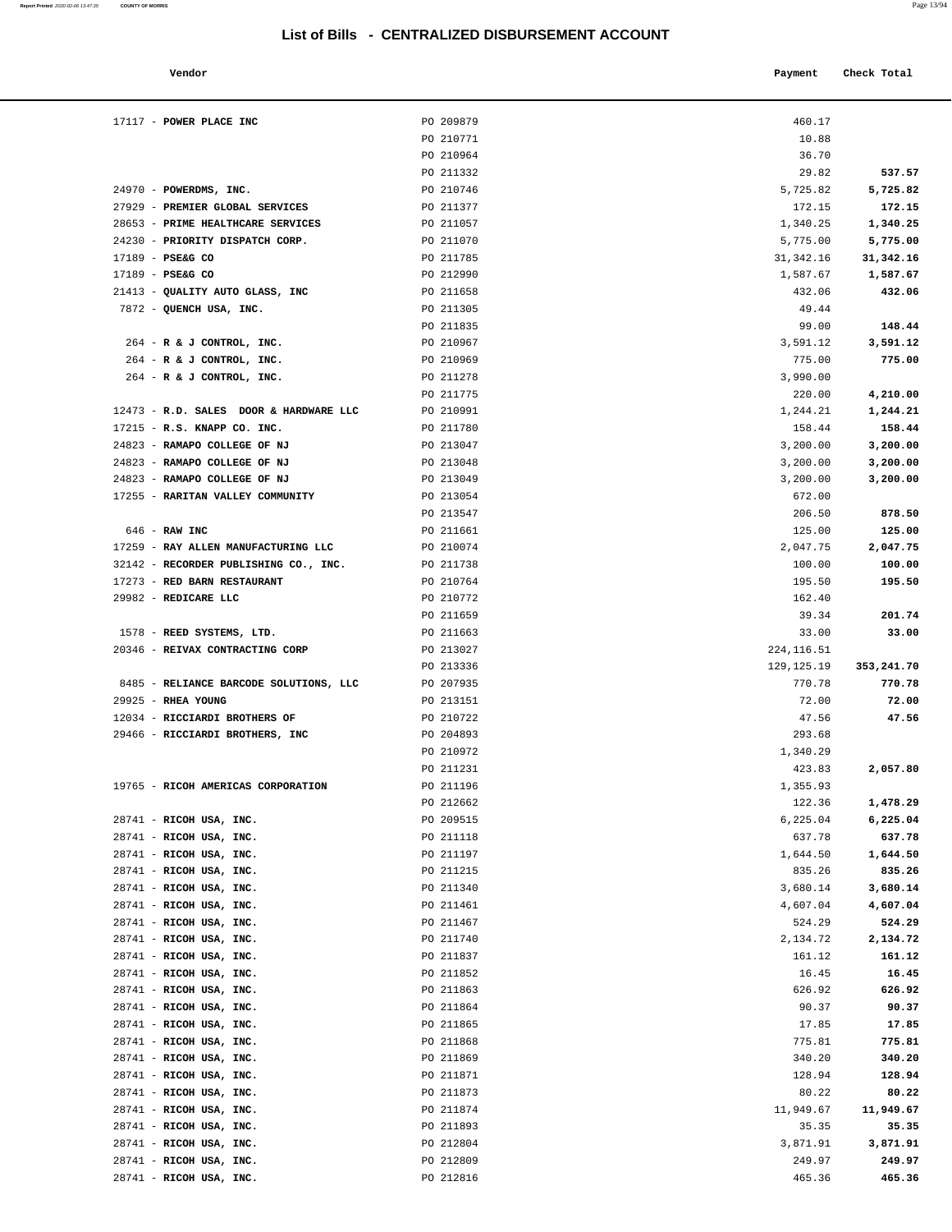# List of Bills - CENTRALIZED DISBURSEMENT ACCOUNT

| Vendor | | Payment | Check Total |
|---|---|---|---|
| 17117 - **POWER PLACE INC** | PO 209879 | 460.17 | |
| | PO 210771 | 10.88 | |
| | PO 210964 | 36.70 | |
| | PO 211332 | 29.82 | **537.57** |
| 24970 - **POWERDMS, INC.** | PO 210746 | 5,725.82 | **5,725.82** |
| 27929 - **PREMIER GLOBAL SERVICES** | PO 211377 | 172.15 | **172.15** |
| 28653 - **PRIME HEALTHCARE SERVICES** | PO 211057 | 1,340.25 | **1,340.25** |
| 24230 - **PRIORITY DISPATCH CORP.** | PO 211070 | 5,775.00 | **5,775.00** |
| 17189 - **PSE&G CO** | PO 211785 | 31,342.16 | **31,342.16** |
| 17189 - **PSE&G CO** | PO 212990 | 1,587.67 | **1,587.67** |
| 21413 - **QUALITY AUTO GLASS, INC** | PO 211658 | 432.06 | **432.06** |
| 7872 - **QUENCH USA, INC.** | PO 211305 | 49.44 | |
| | PO 211835 | 99.00 | **148.44** |
| 264 - **R & J CONTROL, INC.** | PO 210967 | 3,591.12 | **3,591.12** |
| 264 - **R & J CONTROL, INC.** | PO 210969 | 775.00 | **775.00** |
| 264 - **R & J CONTROL, INC.** | PO 211278 | 3,990.00 | |
| | PO 211775 | 220.00 | **4,210.00** |
| 12473 - **R.D. SALES DOOR & HARDWARE LLC** | PO 210991 | 1,244.21 | **1,244.21** |
| 17215 - **R.S. KNAPP CO. INC.** | PO 211780 | 158.44 | **158.44** |
| 24823 - **RAMAPO COLLEGE OF NJ** | PO 213047 | 3,200.00 | **3,200.00** |
| 24823 - **RAMAPO COLLEGE OF NJ** | PO 213048 | 3,200.00 | **3,200.00** |
| 24823 - **RAMAPO COLLEGE OF NJ** | PO 213049 | 3,200.00 | **3,200.00** |
| 17255 - **RARITAN VALLEY COMMUNITY** | PO 213054 | 672.00 | |
| | PO 213547 | 206.50 | **878.50** |
| 646 - **RAW INC** | PO 211661 | 125.00 | **125.00** |
| 17259 - **RAY ALLEN MANUFACTURING LLC** | PO 210074 | 2,047.75 | **2,047.75** |
| 32142 - **RECORDER PUBLISHING CO., INC.** | PO 211738 | 100.00 | **100.00** |
| 17273 - **RED BARN RESTAURANT** | PO 210764 | 195.50 | **195.50** |
| 29982 - **REDICARE LLC** | PO 210772 | 162.40 | |
| | PO 211659 | 39.34 | **201.74** |
| 1578 - **REED SYSTEMS, LTD.** | PO 211663 | 33.00 | **33.00** |
| 20346 - **REIVAX CONTRACTING CORP** | PO 213027 | 224,116.51 | |
| | PO 213336 | 129,125.19 | **353,241.70** |
| 8485 - **RELIANCE BARCODE SOLUTIONS, LLC** | PO 207935 | 770.78 | **770.78** |
| 29925 - **RHEA YOUNG** | PO 213151 | 72.00 | **72.00** |
| 12034 - **RICCIARDI BROTHERS OF** | PO 210722 | 47.56 | **47.56** |
| 29466 - **RICCIARDI BROTHERS, INC** | PO 204893 | 293.68 | |
| | PO 210972 | 1,340.29 | |
| | PO 211231 | 423.83 | **2,057.80** |
| 19765 - **RICOH AMERICAS CORPORATION** | PO 211196 | 1,355.93 | |
| | PO 212662 | 122.36 | **1,478.29** |
| 28741 - **RICOH USA, INC.** | PO 209515 | 6,225.04 | **6,225.04** |
| 28741 - **RICOH USA, INC.** | PO 211118 | 637.78 | **637.78** |
| 28741 - **RICOH USA, INC.** | PO 211197 | 1,644.50 | **1,644.50** |
| 28741 - **RICOH USA, INC.** | PO 211215 | 835.26 | **835.26** |
| 28741 - **RICOH USA, INC.** | PO 211340 | 3,680.14 | **3,680.14** |
| 28741 - **RICOH USA, INC.** | PO 211461 | 4,607.04 | **4,607.04** |
| 28741 - **RICOH USA, INC.** | PO 211467 | 524.29 | **524.29** |
| 28741 - **RICOH USA, INC.** | PO 211740 | 2,134.72 | **2,134.72** |
| 28741 - **RICOH USA, INC.** | PO 211837 | 161.12 | **161.12** |
| 28741 - **RICOH USA, INC.** | PO 211852 | 16.45 | **16.45** |
| 28741 - **RICOH USA, INC.** | PO 211863 | 626.92 | **626.92** |
| 28741 - **RICOH USA, INC.** | PO 211864 | 90.37 | **90.37** |
| 28741 - **RICOH USA, INC.** | PO 211865 | 17.85 | **17.85** |
| 28741 - **RICOH USA, INC.** | PO 211868 | 775.81 | **775.81** |
| 28741 - **RICOH USA, INC.** | PO 211869 | 340.20 | **340.20** |
| 28741 - **RICOH USA, INC.** | PO 211871 | 128.94 | **128.94** |
| 28741 - **RICOH USA, INC.** | PO 211873 | 80.22 | **80.22** |
| 28741 - **RICOH USA, INC.** | PO 211874 | 11,949.67 | **11,949.67** |
| 28741 - **RICOH USA, INC.** | PO 211893 | 35.35 | **35.35** |
| 28741 - **RICOH USA, INC.** | PO 212804 | 3,871.91 | **3,871.91** |
| 28741 - **RICOH USA, INC.** | PO 212809 | 249.97 | **249.97** |
| 28741 - **RICOH USA, INC.** | PO 212816 | 465.36 | **465.36** |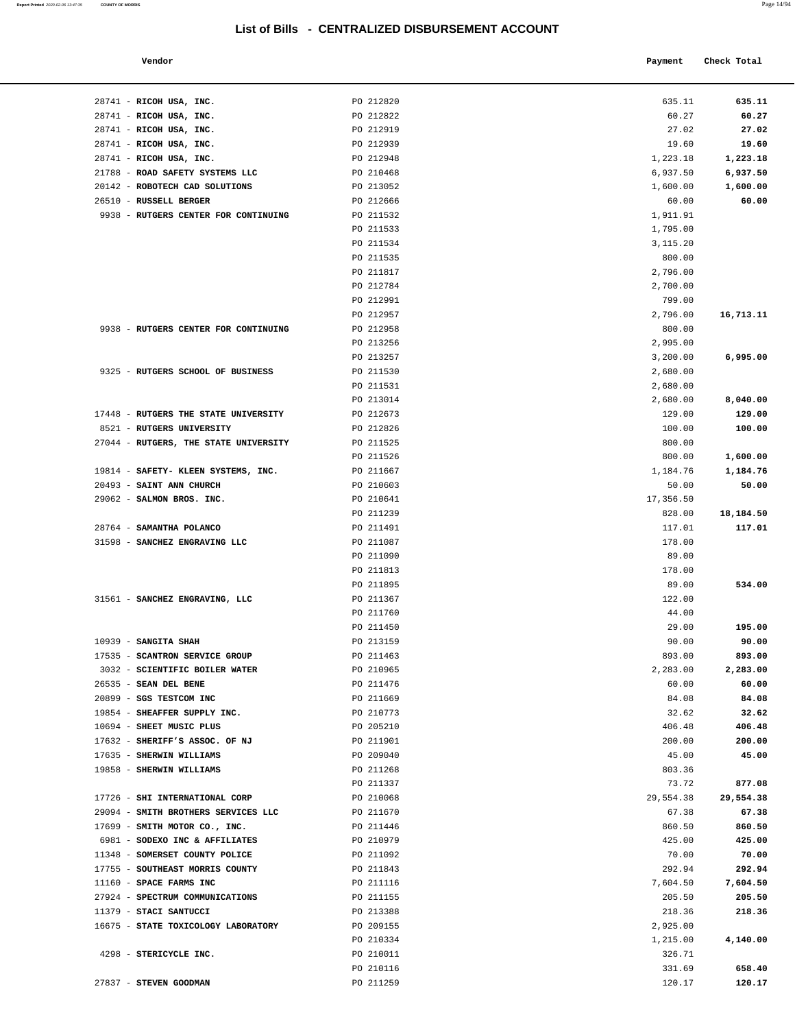# List of Bills - CENTRALIZED DISBURSEMENT ACCOUNT

| Vendor | | Payment | Check Total |
|---|---|---|---|
| 28741 - **RICOH USA, INC.** | PO 212820 | 635.11 | **635.11** |
| 28741 - **RICOH USA, INC.** | PO 212822 | 60.27 | **60.27** |
| 28741 - **RICOH USA, INC.** | PO 212919 | 27.02 | **27.02** |
| 28741 - **RICOH USA, INC.** | PO 212939 | 19.60 | **19.60** |
| 28741 - **RICOH USA, INC.** | PO 212948 | 1,223.18 | **1,223.18** |
| 21788 - **ROAD SAFETY SYSTEMS LLC** | PO 210468 | 6,937.50 | **6,937.50** |
| 20142 - **ROBOTECH CAD SOLUTIONS** | PO 213052 | 1,600.00 | **1,600.00** |
| 26510 - **RUSSELL BERGER** | PO 212666 | 60.00 | **60.00** |
| 9938 - **RUTGERS CENTER FOR CONTINUING** | PO 211532 | 1,911.91 | |
| | PO 211533 | 1,795.00 | |
| | PO 211534 | 3,115.20 | |
| | PO 211535 | 800.00 | |
| | PO 211817 | 2,796.00 | |
| | PO 212784 | 2,700.00 | |
| | PO 212991 | 799.00 | |
| | PO 212957 | 2,796.00 | **16,713.11** |
| 9938 - **RUTGERS CENTER FOR CONTINUING** | PO 212958 | 800.00 | |
| | PO 213256 | 2,995.00 | |
| | PO 213257 | 3,200.00 | **6,995.00** |
| 9325 - **RUTGERS SCHOOL OF BUSINESS** | PO 211530 | 2,680.00 | |
| | PO 211531 | 2,680.00 | |
| | PO 213014 | 2,680.00 | **8,040.00** |
| 17448 - **RUTGERS THE STATE UNIVERSITY** | PO 212673 | 129.00 | **129.00** |
| 8521 - **RUTGERS UNIVERSITY** | PO 212826 | 100.00 | **100.00** |
| 27044 - **RUTGERS, THE STATE UNIVERSITY** | PO 211525 | 800.00 | |
| | PO 211526 | 800.00 | **1,600.00** |
| 19814 - **SAFETY- KLEEN SYSTEMS, INC.** | PO 211667 | 1,184.76 | **1,184.76** |
| 20493 - **SAINT ANN CHURCH** | PO 210603 | 50.00 | **50.00** |
| 29062 - **SALMON BROS. INC.** | PO 210641 | 17,356.50 | |
| | PO 211239 | 828.00 | **18,184.50** |
| 28764 - **SAMANTHA POLANCO** | PO 211491 | 117.01 | **117.01** |
| 31598 - **SANCHEZ ENGRAVING LLC** | PO 211087 | 178.00 | |
| | PO 211090 | 89.00 | |
| | PO 211813 | 178.00 | |
| | PO 211895 | 89.00 | **534.00** |
| 31561 - **SANCHEZ ENGRAVING, LLC** | PO 211367 | 122.00 | |
| | PO 211760 | 44.00 | |
| | PO 211450 | 29.00 | **195.00** |
| 10939 - **SANGITA SHAH** | PO 213159 | 90.00 | **90.00** |
| 17535 - **SCANTRON SERVICE GROUP** | PO 211463 | 893.00 | **893.00** |
| 3032 - **SCIENTIFIC BOILER WATER** | PO 210965 | 2,283.00 | **2,283.00** |
| 26535 - **SEAN DEL BENE** | PO 211476 | 60.00 | **60.00** |
| 20899 - **SGS TESTCOM INC** | PO 211669 | 84.08 | **84.08** |
| 19854 - **SHEAFFER SUPPLY INC.** | PO 210773 | 32.62 | **32.62** |
| 10694 - **SHEET MUSIC PLUS** | PO 205210 | 406.48 | **406.48** |
| 17632 - **SHERIFF'S ASSOC. OF NJ** | PO 211901 | 200.00 | **200.00** |
| 17635 - **SHERWIN WILLIAMS** | PO 209040 | 45.00 | **45.00** |
| 19858 - **SHERWIN WILLIAMS** | PO 211268 | 803.36 | |
| | PO 211337 | 73.72 | **877.08** |
| 17726 - **SHI INTERNATIONAL CORP** | PO 210068 | 29,554.38 | **29,554.38** |
| 29094 - **SMITH BROTHERS SERVICES LLC** | PO 211670 | 67.38 | **67.38** |
| 17699 - **SMITH MOTOR CO., INC.** | PO 211446 | 860.50 | **860.50** |
| 6981 - **SODEXO INC & AFFILIATES** | PO 210979 | 425.00 | **425.00** |
| 11348 - **SOMERSET COUNTY POLICE** | PO 211092 | 70.00 | **70.00** |
| 17755 - **SOUTHEAST MORRIS COUNTY** | PO 211843 | 292.94 | **292.94** |
| 11160 - **SPACE FARMS INC** | PO 211116 | 7,604.50 | **7,604.50** |
| 27924 - **SPECTRUM COMMUNICATIONS** | PO 211155 | 205.50 | **205.50** |
| 11379 - **STACI SANTUCCI** | PO 213388 | 218.36 | **218.36** |
| 16675 - **STATE TOXICOLOGY LABORATORY** | PO 209155 | 2,925.00 | |
| | PO 210334 | 1,215.00 | **4,140.00** |
| 4298 - **STERICYCLE INC.** | PO 210011 | 326.71 | |
| | PO 210116 | 331.69 | **658.40** |
| 27837 - **STEVEN GOODMAN** | PO 211259 | 120.17 | **120.17** |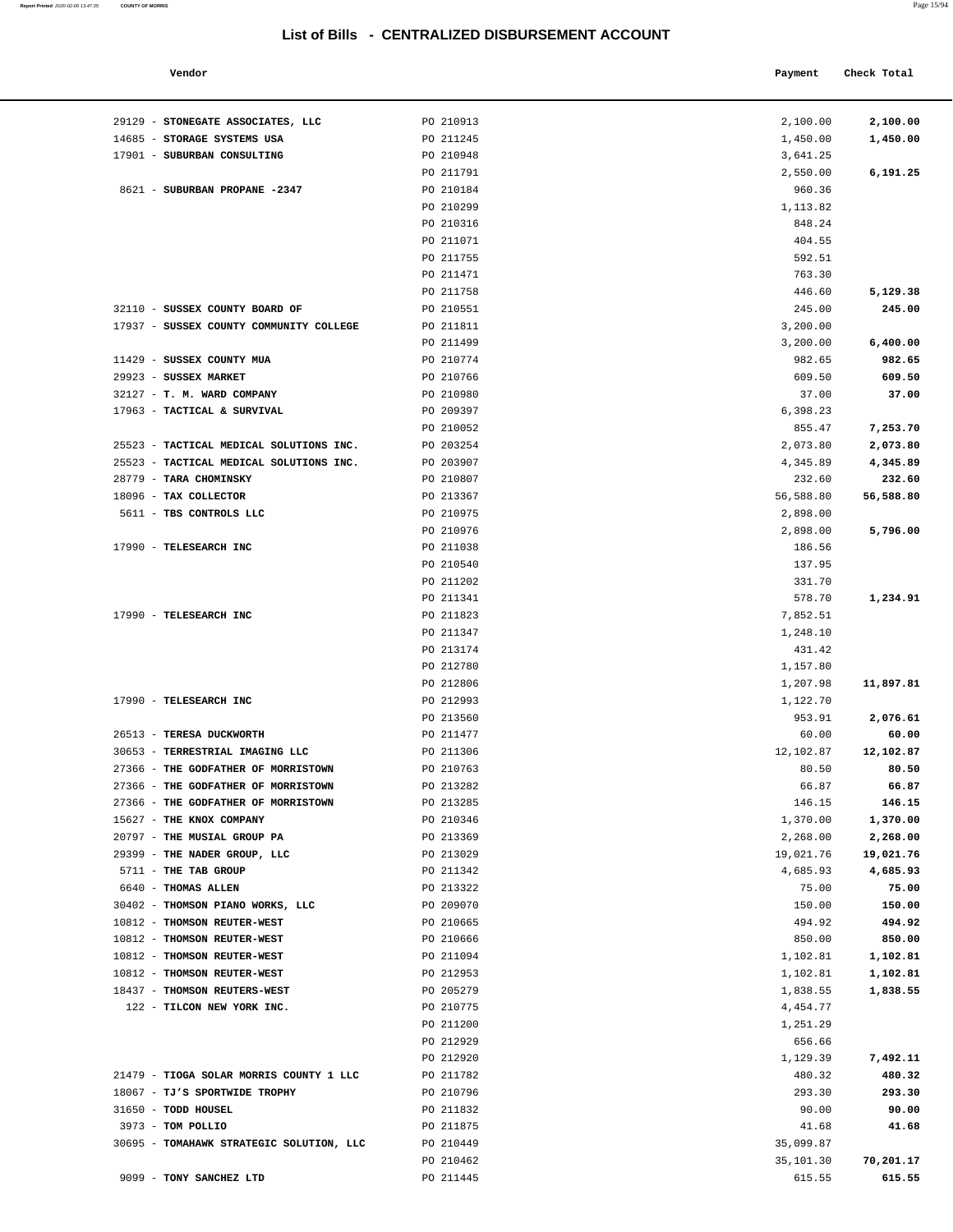## List of Bills - CENTRALIZED DISBURSEMENT ACCOUNT

| Vendor | | Payment | Check Total |
|---|---|---|---|
| 29129 - **STONEGATE ASSOCIATES, LLC** | PO 210913 | 2,100.00 | **2,100.00** |
| 14685 - **STORAGE SYSTEMS USA** | PO 211245 | 1,450.00 | **1,450.00** |
| 17901 - **SUBURBAN CONSULTING** | PO 210948 | 3,641.25 | |
| | PO 211791 | 2,550.00 | **6,191.25** |
| 8621 - **SUBURBAN PROPANE -2347** | PO 210184 | 960.36 | |
| | PO 210299 | 1,113.82 | |
| | PO 210316 | 848.24 | |
| | PO 211071 | 404.55 | |
| | PO 211755 | 592.51 | |
| | PO 211471 | 763.30 | |
| | PO 211758 | 446.60 | **5,129.38** |
| 32110 - **SUSSEX COUNTY BOARD OF** | PO 210551 | 245.00 | **245.00** |
| 17937 - **SUSSEX COUNTY COMMUNITY COLLEGE** | PO 211811 | 3,200.00 | |
| | PO 211499 | 3,200.00 | **6,400.00** |
| 11429 - **SUSSEX COUNTY MUA** | PO 210774 | 982.65 | **982.65** |
| 29923 - **SUSSEX MARKET** | PO 210766 | 609.50 | **609.50** |
| 32127 - **T. M. WARD COMPANY** | PO 210980 | 37.00 | **37.00** |
| 17963 - **TACTICAL & SURVIVAL** | PO 209397 | 6,398.23 | |
| | PO 210052 | 855.47 | **7,253.70** |
| 25523 - **TACTICAL MEDICAL SOLUTIONS INC.** | PO 203254 | 2,073.80 | **2,073.80** |
| 25523 - **TACTICAL MEDICAL SOLUTIONS INC.** | PO 203907 | 4,345.89 | **4,345.89** |
| 28779 - **TARA CHOMINSKY** | PO 210807 | 232.60 | **232.60** |
| 18096 - **TAX COLLECTOR** | PO 213367 | 56,588.80 | **56,588.80** |
| 5611 - **TBS CONTROLS LLC** | PO 210975 | 2,898.00 | |
| | PO 210976 | 2,898.00 | **5,796.00** |
| 17990 - **TELESEARCH INC** | PO 211038 | 186.56 | |
| | PO 210540 | 137.95 | |
| | PO 211202 | 331.70 | |
| | PO 211341 | 578.70 | **1,234.91** |
| 17990 - **TELESEARCH INC** | PO 211823 | 7,852.51 | |
| | PO 211347 | 1,248.10 | |
| | PO 213174 | 431.42 | |
| | PO 212780 | 1,157.80 | |
| | PO 212806 | 1,207.98 | **11,897.81** |
| 17990 - **TELESEARCH INC** | PO 212993 | 1,122.70 | |
| | PO 213560 | 953.91 | **2,076.61** |
| 26513 - **TERESA DUCKWORTH** | PO 211477 | 60.00 | **60.00** |
| 30653 - **TERRESTRIAL IMAGING LLC** | PO 211306 | 12,102.87 | **12,102.87** |
| 27366 - **THE GODFATHER OF MORRISTOWN** | PO 210763 | 80.50 | **80.50** |
| 27366 - **THE GODFATHER OF MORRISTOWN** | PO 213282 | 66.87 | **66.87** |
| 27366 - **THE GODFATHER OF MORRISTOWN** | PO 213285 | 146.15 | **146.15** |
| 15627 - **THE KNOX COMPANY** | PO 210346 | 1,370.00 | **1,370.00** |
| 20797 - **THE MUSIAL GROUP PA** | PO 213369 | 2,268.00 | **2,268.00** |
| 29399 - **THE NADER GROUP, LLC** | PO 213029 | 19,021.76 | **19,021.76** |
| 5711 - **THE TAB GROUP** | PO 211342 | 4,685.93 | **4,685.93** |
| 6640 - **THOMAS ALLEN** | PO 213322 | 75.00 | **75.00** |
| 30402 - **THOMSON PIANO WORKS, LLC** | PO 209070 | 150.00 | **150.00** |
| 10812 - **THOMSON REUTER-WEST** | PO 210665 | 494.92 | **494.92** |
| 10812 - **THOMSON REUTER-WEST** | PO 210666 | 850.00 | **850.00** |
| 10812 - **THOMSON REUTER-WEST** | PO 211094 | 1,102.81 | **1,102.81** |
| 10812 - **THOMSON REUTER-WEST** | PO 212953 | 1,102.81 | **1,102.81** |
| 18437 - **THOMSON REUTERS-WEST** | PO 205279 | 1,838.55 | **1,838.55** |
| 122 - **TILCON NEW YORK INC.** | PO 210775 | 4,454.77 | |
| | PO 211200 | 1,251.29 | |
| | PO 212929 | 656.66 | |
| | PO 212920 | 1,129.39 | **7,492.11** |
| 21479 - **TIOGA SOLAR MORRIS COUNTY 1 LLC** | PO 211782 | 480.32 | **480.32** |
| 18067 - **TJ'S SPORTWIDE TROPHY** | PO 210796 | 293.30 | **293.30** |
| 31650 - **TODD HOUSEL** | PO 211832 | 90.00 | **90.00** |
| 3973 - **TOM POLLIO** | PO 211875 | 41.68 | **41.68** |
| 30695 - **TOMAHAWK STRATEGIC SOLUTION, LLC** | PO 210449 | 35,099.87 | |
| | PO 210462 | 35,101.30 | **70,201.17** |
| 9099 - **TONY SANCHEZ LTD** | PO 211445 | 615.55 | **615.55** |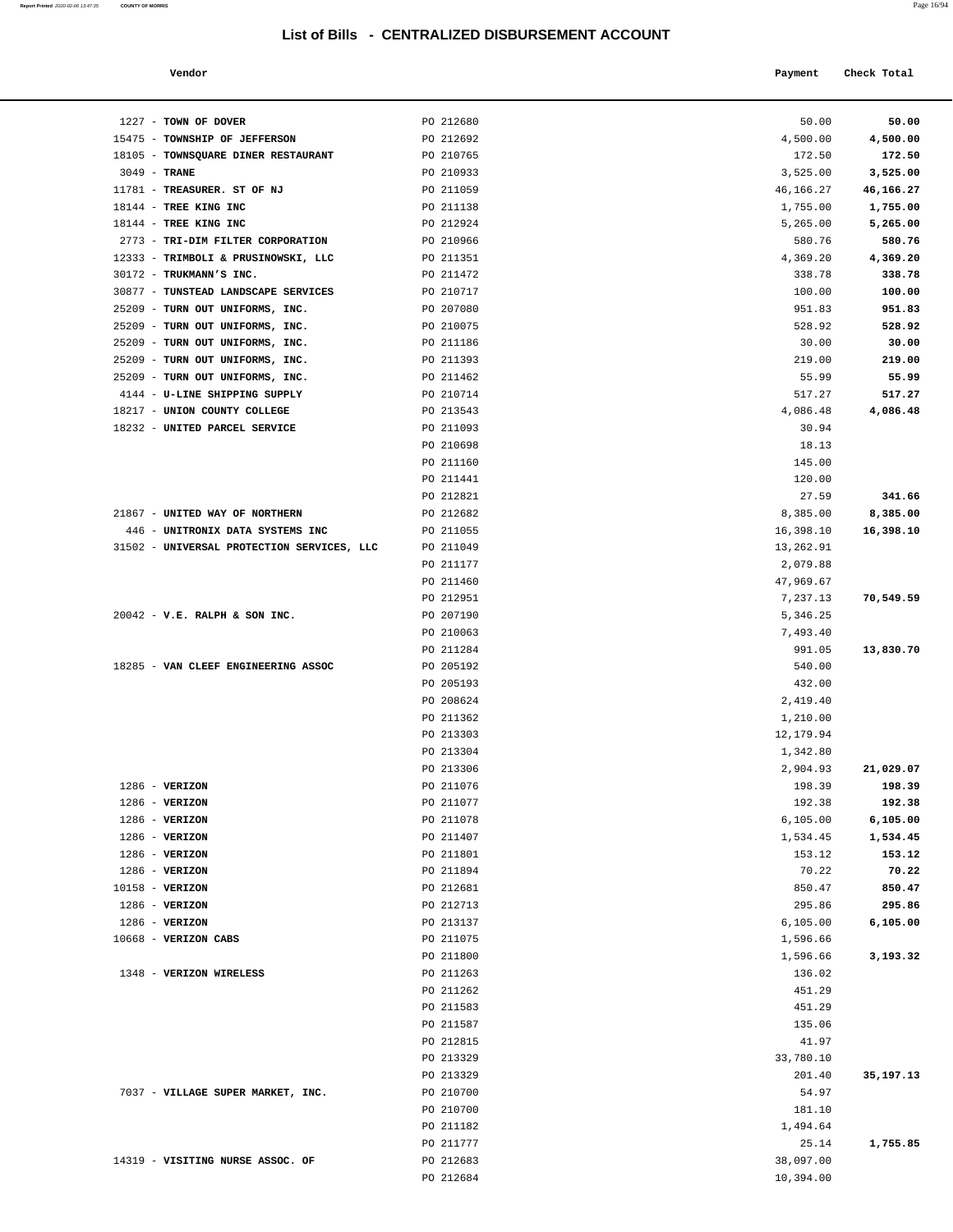## List of Bills - CENTRALIZED DISBURSEMENT ACCOUNT

| Vendor | | Payment | Check Total |
|---|---|---|---|
| 1227 - **TOWN OF DOVER** | PO 212680 | 50.00 | **50.00** |
| 15475 - **TOWNSHIP OF JEFFERSON** | PO 212692 | 4,500.00 | **4,500.00** |
| 18105 - **TOWNSQUARE DINER RESTAURANT** | PO 210765 | 172.50 | **172.50** |
| 3049 - **TRANE** | PO 210933 | 3,525.00 | **3,525.00** |
| 11781 - **TREASURER. ST OF NJ** | PO 211059 | 46,166.27 | **46,166.27** |
| 18144 - **TREE KING INC** | PO 211138 | 1,755.00 | **1,755.00** |
| 18144 - **TREE KING INC** | PO 212924 | 5,265.00 | **5,265.00** |
| 2773 - **TRI-DIM FILTER CORPORATION** | PO 210966 | 580.76 | **580.76** |
| 12333 - **TRIMBOLI & PRUSINOWSKI, LLC** | PO 211351 | 4,369.20 | **4,369.20** |
| 30172 - **TRUKMANN'S INC.** | PO 211472 | 338.78 | **338.78** |
| 30877 - **TUNSTEAD LANDSCAPE SERVICES** | PO 210717 | 100.00 | **100.00** |
| 25209 - **TURN OUT UNIFORMS, INC.** | PO 207080 | 951.83 | **951.83** |
| 25209 - **TURN OUT UNIFORMS, INC.** | PO 210075 | 528.92 | **528.92** |
| 25209 - **TURN OUT UNIFORMS, INC.** | PO 211186 | 30.00 | **30.00** |
| 25209 - **TURN OUT UNIFORMS, INC.** | PO 211393 | 219.00 | **219.00** |
| 25209 - **TURN OUT UNIFORMS, INC.** | PO 211462 | 55.99 | **55.99** |
| 4144 - **U-LINE SHIPPING SUPPLY** | PO 210714 | 517.27 | **517.27** |
| 18217 - **UNION COUNTY COLLEGE** | PO 213543 | 4,086.48 | **4,086.48** |
| 18232 - **UNITED PARCEL SERVICE** | PO 211093 | 30.94 | |
| | PO 210698 | 18.13 | |
| | PO 211160 | 145.00 | |
| | PO 211441 | 120.00 | |
| | PO 212821 | 27.59 | **341.66** |
| 21867 - **UNITED WAY OF NORTHERN** | PO 212682 | 8,385.00 | **8,385.00** |
| 446 - **UNITRONIX DATA SYSTEMS INC** | PO 211055 | 16,398.10 | **16,398.10** |
| 31502 - **UNIVERSAL PROTECTION SERVICES, LLC** | PO 211049 | 13,262.91 | |
| | PO 211177 | 2,079.88 | |
| | PO 211460 | 47,969.67 | |
| | PO 212951 | 7,237.13 | **70,549.59** |
| 20042 - **V.E. RALPH & SON INC.** | PO 207190 | 5,346.25 | |
| | PO 210063 | 7,493.40 | |
| | PO 211284 | 991.05 | **13,830.70** |
| 18285 - **VAN CLEEF ENGINEERING ASSOC** | PO 205192 | 540.00 | |
| | PO 205193 | 432.00 | |
| | PO 208624 | 2,419.40 | |
| | PO 211362 | 1,210.00 | |
| | PO 213303 | 12,179.94 | |
| | PO 213304 | 1,342.80 | |
| | PO 213306 | 2,904.93 | **21,029.07** |
| 1286 - **VERIZON** | PO 211076 | 198.39 | **198.39** |
| 1286 - **VERIZON** | PO 211077 | 192.38 | **192.38** |
| 1286 - **VERIZON** | PO 211078 | 6,105.00 | **6,105.00** |
| 1286 - **VERIZON** | PO 211407 | 1,534.45 | **1,534.45** |
| 1286 - **VERIZON** | PO 211801 | 153.12 | **153.12** |
| 1286 - **VERIZON** | PO 211894 | 70.22 | **70.22** |
| 10158 - **VERIZON** | PO 212681 | 850.47 | **850.47** |
| 1286 - **VERIZON** | PO 212713 | 295.86 | **295.86** |
| 1286 - **VERIZON** | PO 213137 | 6,105.00 | **6,105.00** |
| 10668 - **VERIZON CABS** | PO 211075 | 1,596.66 | |
| | PO 211800 | 1,596.66 | **3,193.32** |
| 1348 - **VERIZON WIRELESS** | PO 211263 | 136.02 | |
| | PO 211262 | 451.29 | |
| | PO 211583 | 451.29 | |
| | PO 211587 | 135.06 | |
| | PO 212815 | 41.97 | |
| | PO 213329 | 33,780.10 | |
| | PO 213329 | 201.40 | **35,197.13** |
| 7037 - **VILLAGE SUPER MARKET, INC.** | PO 210700 | 54.97 | |
| | PO 210700 | 181.10 | |
| | PO 211182 | 1,494.64 | |
| | PO 211777 | 25.14 | **1,755.85** |
| 14319 - **VISITING NURSE ASSOC. OF** | PO 212683 | 38,097.00 | |
| | PO 212684 | 10,394.00 | |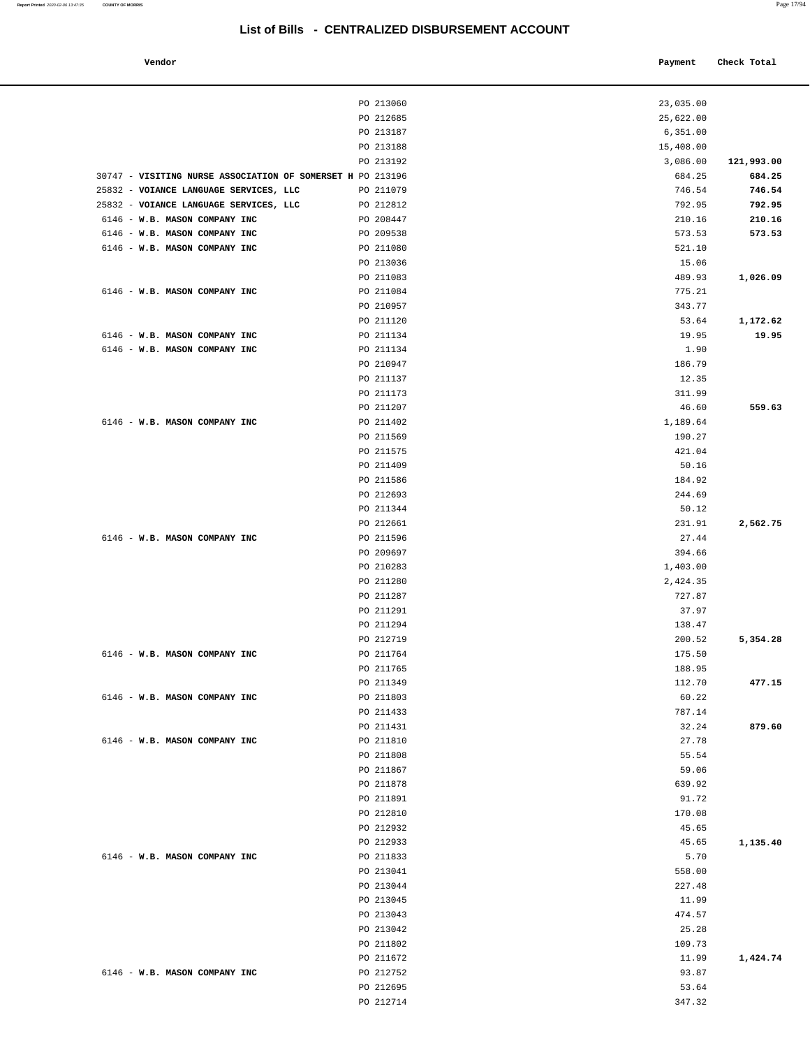## List of Bills - CENTRALIZED DISBURSEMENT ACCOUNT

| Vendor | | Payment | Check Total |
|---|---|---|---|
| | PO 213060 | 23,035.00 | |
| | PO 212685 | 25,622.00 | |
| | PO 213187 | 6,351.00 | |
| | PO 213188 | 15,408.00 | |
| | PO 213192 | 3,086.00 | **121,993.00** |
| 30747 - **VISITING NURSE ASSOCIATION OF SOMERSET H** | PO 213196 | 684.25 | **684.25** |
| 25832 - **VOIANCE LANGUAGE SERVICES, LLC** | PO 211079 | 746.54 | **746.54** |
| 25832 - **VOIANCE LANGUAGE SERVICES, LLC** | PO 212812 | 792.95 | **792.95** |
| 6146 - **W.B. MASON COMPANY INC** | PO 208447 | 210.16 | **210.16** |
| 6146 - **W.B. MASON COMPANY INC** | PO 209538 | 573.53 | **573.53** |
| 6146 - **W.B. MASON COMPANY INC** | PO 211080 | 521.10 | |
| | PO 213036 | 15.06 | |
| | PO 211083 | 489.93 | **1,026.09** |
| 6146 - **W.B. MASON COMPANY INC** | PO 211084 | 775.21 | |
| | PO 210957 | 343.77 | |
| | PO 211120 | 53.64 | **1,172.62** |
| 6146 - **W.B. MASON COMPANY INC** | PO 211134 | 19.95 | **19.95** |
| 6146 - **W.B. MASON COMPANY INC** | PO 211134 | 1.90 | |
| | PO 210947 | 186.79 | |
| | PO 211137 | 12.35 | |
| | PO 211173 | 311.99 | |
| | PO 211207 | 46.60 | **559.63** |
| 6146 - **W.B. MASON COMPANY INC** | PO 211402 | 1,189.64 | |
| | PO 211569 | 190.27 | |
| | PO 211575 | 421.04 | |
| | PO 211409 | 50.16 | |
| | PO 211586 | 184.92 | |
| | PO 212693 | 244.69 | |
| | PO 211344 | 50.12 | |
| | PO 212661 | 231.91 | **2,562.75** |
| 6146 - **W.B. MASON COMPANY INC** | PO 211596 | 27.44 | |
| | PO 209697 | 394.66 | |
| | PO 210283 | 1,403.00 | |
| | PO 211280 | 2,424.35 | |
| | PO 211287 | 727.87 | |
| | PO 211291 | 37.97 | |
| | PO 211294 | 138.47 | |
| | PO 212719 | 200.52 | **5,354.28** |
| 6146 - **W.B. MASON COMPANY INC** | PO 211764 | 175.50 | |
| | PO 211765 | 188.95 | |
| | PO 211349 | 112.70 | **477.15** |
| 6146 - **W.B. MASON COMPANY INC** | PO 211803 | 60.22 | |
| | PO 211433 | 787.14 | |
| | PO 211431 | 32.24 | **879.60** |
| 6146 - **W.B. MASON COMPANY INC** | PO 211810 | 27.78 | |
| | PO 211808 | 55.54 | |
| | PO 211867 | 59.06 | |
| | PO 211878 | 639.92 | |
| | PO 211891 | 91.72 | |
| | PO 212810 | 170.08 | |
| | PO 212932 | 45.65 | |
| | PO 212933 | 45.65 | **1,135.40** |
| 6146 - **W.B. MASON COMPANY INC** | PO 211833 | 5.70 | |
| | PO 213041 | 558.00 | |
| | PO 213044 | 227.48 | |
| | PO 213045 | 11.99 | |
| | PO 213043 | 474.57 | |
| | PO 213042 | 25.28 | |
| | PO 211802 | 109.73 | |
| | PO 211672 | 11.99 | **1,424.74** |
| 6146 - **W.B. MASON COMPANY INC** | PO 212752 | 93.87 | |
| | PO 212695 | 53.64 | |
| | PO 212714 | 347.32 | |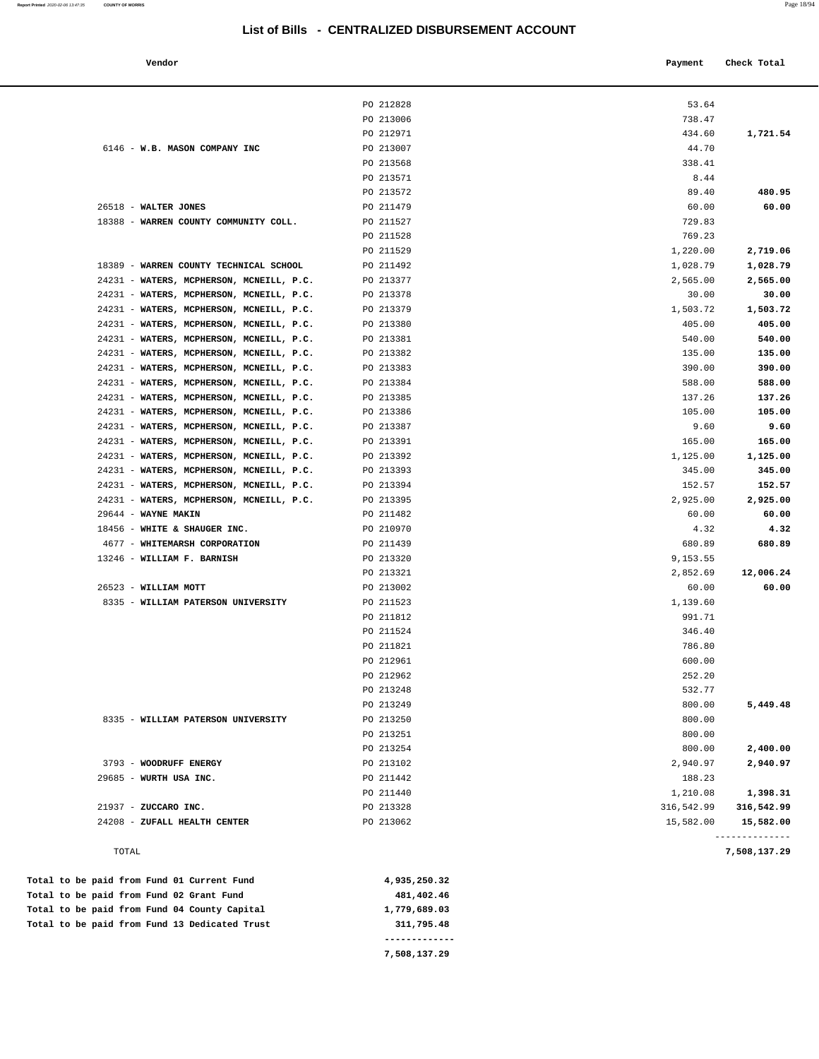# List of Bills - CENTRALIZED DISBURSEMENT ACCOUNT

| Vendor | | Payment | Check Total |
|---|---|---|---|
| | PO 212828 | 53.64 | |
| | PO 213006 | 738.47 | |
| | PO 212971 | 434.60 | **1,721.54** |
| 6146 - **W.B. MASON COMPANY INC** | PO 213007 | 44.70 | |
| | PO 213568 | 338.41 | |
| | PO 213571 | 8.44 | |
| | PO 213572 | 89.40 | **480.95** |
| 26518 - **WALTER JONES** | PO 211479 | 60.00 | **60.00** |
| 18388 - **WARREN COUNTY COMMUNITY COLL.** | PO 211527 | 729.83 | |
| | PO 211528 | 769.23 | |
| | PO 211529 | 1,220.00 | **2,719.06** |
| 18389 - **WARREN COUNTY TECHNICAL SCHOOL** | PO 211492 | 1,028.79 | **1,028.79** |
| 24231 - **WATERS, MCPHERSON, MCNEILL, P.C.** | PO 213377 | 2,565.00 | **2,565.00** |
| 24231 - **WATERS, MCPHERSON, MCNEILL, P.C.** | PO 213378 | 30.00 | **30.00** |
| 24231 - **WATERS, MCPHERSON, MCNEILL, P.C.** | PO 213379 | 1,503.72 | **1,503.72** |
| 24231 - **WATERS, MCPHERSON, MCNEILL, P.C.** | PO 213380 | 405.00 | **405.00** |
| 24231 - **WATERS, MCPHERSON, MCNEILL, P.C.** | PO 213381 | 540.00 | **540.00** |
| 24231 - **WATERS, MCPHERSON, MCNEILL, P.C.** | PO 213382 | 135.00 | **135.00** |
| 24231 - **WATERS, MCPHERSON, MCNEILL, P.C.** | PO 213383 | 390.00 | **390.00** |
| 24231 - **WATERS, MCPHERSON, MCNEILL, P.C.** | PO 213384 | 588.00 | **588.00** |
| 24231 - **WATERS, MCPHERSON, MCNEILL, P.C.** | PO 213385 | 137.26 | **137.26** |
| 24231 - **WATERS, MCPHERSON, MCNEILL, P.C.** | PO 213386 | 105.00 | **105.00** |
| 24231 - **WATERS, MCPHERSON, MCNEILL, P.C.** | PO 213387 | 9.60 | **9.60** |
| 24231 - **WATERS, MCPHERSON, MCNEILL, P.C.** | PO 213391 | 165.00 | **165.00** |
| 24231 - **WATERS, MCPHERSON, MCNEILL, P.C.** | PO 213392 | 1,125.00 | **1,125.00** |
| 24231 - **WATERS, MCPHERSON, MCNEILL, P.C.** | PO 213393 | 345.00 | **345.00** |
| 24231 - **WATERS, MCPHERSON, MCNEILL, P.C.** | PO 213394 | 152.57 | **152.57** |
| 24231 - **WATERS, MCPHERSON, MCNEILL, P.C.** | PO 213395 | 2,925.00 | **2,925.00** |
| 29644 - **WAYNE MAKIN** | PO 211482 | 60.00 | **60.00** |
| 18456 - **WHITE & SHAUGER INC.** | PO 210970 | 4.32 | **4.32** |
| 4677 - **WHITEMARSH CORPORATION** | PO 211439 | 680.89 | **680.89** |
| 13246 - **WILLIAM F. BARNISH** | PO 213320 | 9,153.55 | |
| | PO 213321 | 2,852.69 | **12,006.24** |
| 26523 - **WILLIAM MOTT** | PO 213002 | 60.00 | **60.00** |
| 8335 - **WILLIAM PATERSON UNIVERSITY** | PO 211523 | 1,139.60 | |
| | PO 211812 | 991.71 | |
| | PO 211524 | 346.40 | |
| | PO 211821 | 786.80 | |
| | PO 212961 | 600.00 | |
| | PO 212962 | 252.20 | |
| | PO 213248 | 532.77 | |
| | PO 213249 | 800.00 | **5,449.48** |
| 8335 - **WILLIAM PATERSON UNIVERSITY** | PO 213250 | 800.00 | |
| | PO 213251 | 800.00 | |
| | PO 213254 | 800.00 | **2,400.00** |
| 3793 - **WOODRUFF ENERGY** | PO 213102 | 2,940.97 | **2,940.97** |
| 29685 - **WURTH USA INC.** | PO 211442 | 188.23 | |
| | PO 211440 | 1,210.08 | **1,398.31** |
| 21937 - **ZUCCARO INC.** | PO 213328 | 316,542.99 | **316,542.99** |
| 24208 - **ZUFALL HEALTH CENTER** | PO 213062 | 15,582.00 | **15,582.00** |
| TOTAL | | | **7,508,137.29** |

| | |
|---|---|
| **Total to be paid from Fund 01 Current Fund** | **4,935,250.32** |
| **Total to be paid from Fund 02 Grant Fund** | **481,402.46** |
| **Total to be paid from Fund 04 County Capital** | **1,779,689.03** |
| **Total to be paid from Fund 13 Dedicated Trust** | **311,795.48** |
| | **7,508,137.29** |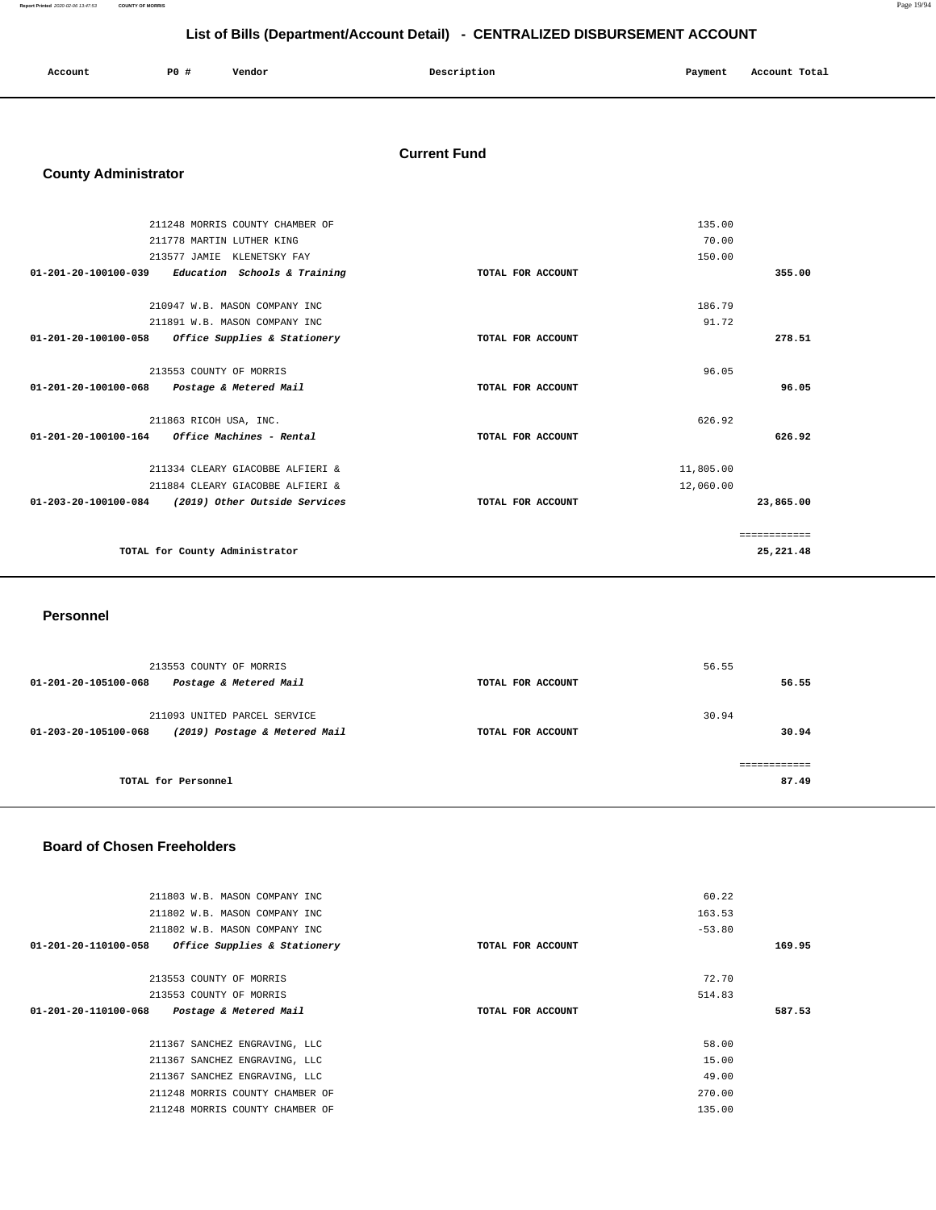# List of Bills (Department/Account Detail) - CENTRALIZED DISBURSEMENT ACCOUNT

| Account | PO # | Vendor | Description | Payment | Account Total |
|---|---|---|---|---|---|

## Current Fund

### County Administrator

| Account | PO # | Vendor | Description | Payment | Account Total |
|---|---|---|---|---|---|
| | 211248 | MORRIS COUNTY CHAMBER OF | | 135.00 | |
| | 211778 | MARTIN LUTHER KING | | 70.00 | |
| | 213577 | JAMIE KLENETSKY FAY | | 150.00 | |
| 01-201-20-100100-039 | | *Education Schools & Training* | TOTAL FOR ACCOUNT | | 355.00 |
| | 210947 | W.B. MASON COMPANY INC | | 186.79 | |
| | 211891 | W.B. MASON COMPANY INC | | 91.72 | |
| 01-201-20-100100-058 | | *Office Supplies & Stationery* | TOTAL FOR ACCOUNT | | 278.51 |
| | 213553 | COUNTY OF MORRIS | | 96.05 | |
| 01-201-20-100100-068 | | *Postage & Metered Mail* | TOTAL FOR ACCOUNT | | 96.05 |
| | 211863 | RICOH USA, INC. | | 626.92 | |
| 01-201-20-100100-164 | | *Office Machines - Rental* | TOTAL FOR ACCOUNT | | 626.92 |
| | 211334 | CLEARY GIACOBBE ALFIERI & | | 11,805.00 | |
| | 211884 | CLEARY GIACOBBE ALFIERI & | | 12,060.00 | |
| 01-203-20-100100-084 | | *(2019) Other Outside Services* | TOTAL FOR ACCOUNT | | 23,865.00 |
| | | | | | ============ |
| | | TOTAL for County Administrator | | | 25,221.48 |

### Personnel

| Account | PO # | Vendor | Description | Payment | Account Total |
|---|---|---|---|---|---|
| | 213553 | COUNTY OF MORRIS | | 56.55 | |
| 01-201-20-105100-068 | | *Postage & Metered Mail* | TOTAL FOR ACCOUNT | | 56.55 |
| | 211093 | UNITED PARCEL SERVICE | | 30.94 | |
| 01-203-20-105100-068 | | *(2019) Postage & Metered Mail* | TOTAL FOR ACCOUNT | | 30.94 |
| | | | | | ============ |
| | | TOTAL for Personnel | | | 87.49 |

### Board of Chosen Freeholders

| Account | PO # | Vendor | Description | Payment | Account Total |
|---|---|---|---|---|---|
| | 211803 | W.B. MASON COMPANY INC | | 60.22 | |
| | 211802 | W.B. MASON COMPANY INC | | 163.53 | |
| | 211802 | W.B. MASON COMPANY INC | | -53.80 | |
| 01-201-20-110100-058 | | *Office Supplies & Stationery* | TOTAL FOR ACCOUNT | | 169.95 |
| | 213553 | COUNTY OF MORRIS | | 72.70 | |
| | 213553 | COUNTY OF MORRIS | | 514.83 | |
| 01-201-20-110100-068 | | *Postage & Metered Mail* | TOTAL FOR ACCOUNT | | 587.53 |
| | 211367 | SANCHEZ ENGRAVING, LLC | | 58.00 | |
| | 211367 | SANCHEZ ENGRAVING, LLC | | 15.00 | |
| | 211367 | SANCHEZ ENGRAVING, LLC | | 49.00 | |
| | 211248 | MORRIS COUNTY CHAMBER OF | | 270.00 | |
| | 211248 | MORRIS COUNTY CHAMBER OF | | 135.00 | |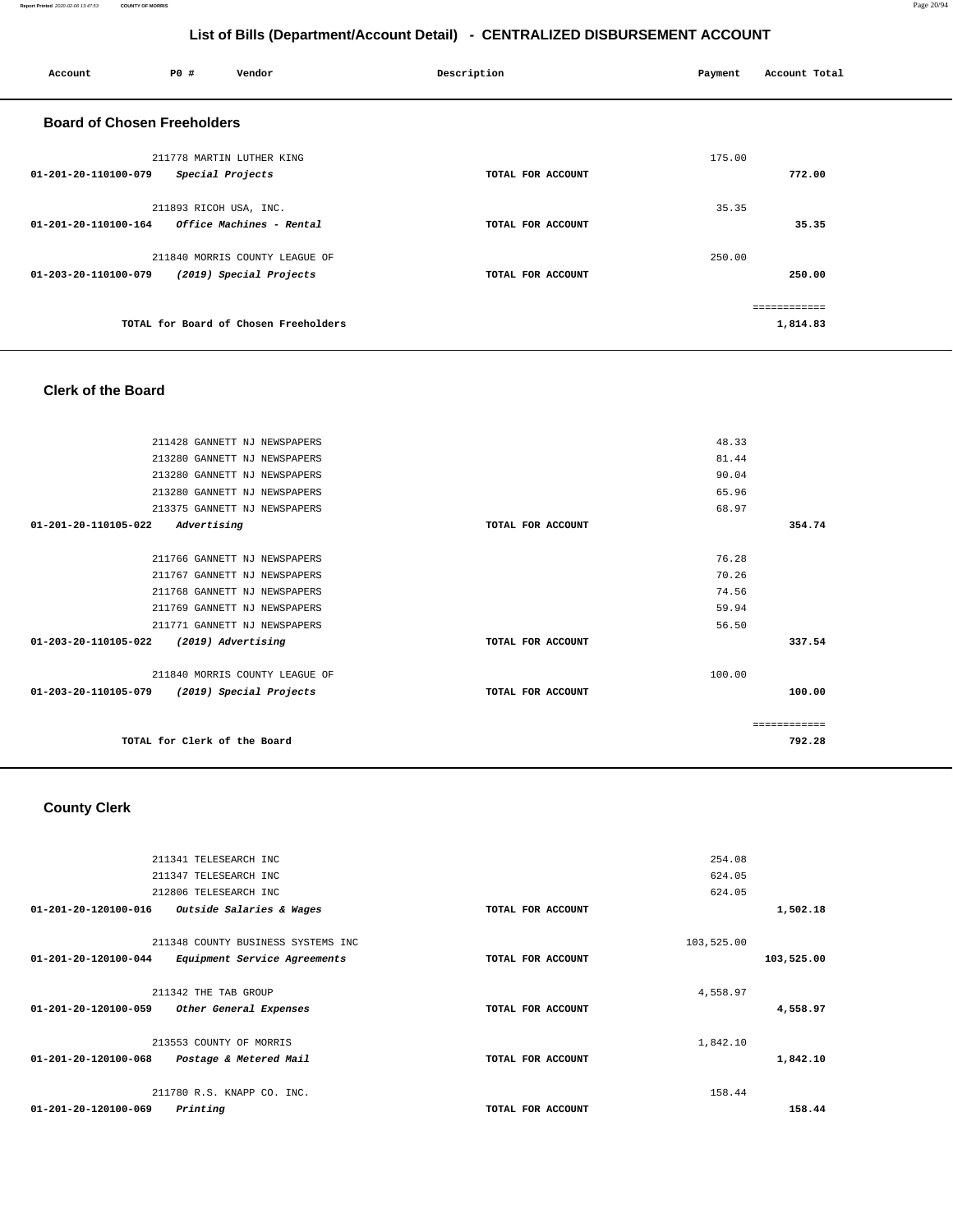# List of Bills (Department/Account Detail) - CENTRALIZED DISBURSEMENT ACCOUNT

| Account | PO # | Vendor | Description | Payment | Account Total |
|---|---|---|---|---|---|

## Board of Chosen Freeholders

| Account | PO # | Vendor | Description | Payment | Account Total |
|---|---|---|---|---|---|
| | 211778 | MARTIN LUTHER KING | | 175.00 | |
| 01-201-20-110100-079 | | *Special Projects* | TOTAL FOR ACCOUNT | | 772.00 |
| | 211893 | RICOH USA, INC. | | 35.35 | |
| 01-201-20-110100-164 | | *Office Machines - Rental* | TOTAL FOR ACCOUNT | | 35.35 |
| | 211840 | MORRIS COUNTY LEAGUE OF | | 250.00 | |
| 01-203-20-110100-079 | | *(2019) Special Projects* | TOTAL FOR ACCOUNT | | 250.00 |
| | | | | | ============ |
| | | TOTAL for Board of Chosen Freeholders | | | 1,814.83 |

## Clerk of the Board

| Account | PO # | Vendor | Description | Payment | Account Total |
|---|---|---|---|---|---|
| | 211428 | GANNETT NJ NEWSPAPERS | | 48.33 | |
| | 213280 | GANNETT NJ NEWSPAPERS | | 81.44 | |
| | 213280 | GANNETT NJ NEWSPAPERS | | 90.04 | |
| | 213280 | GANNETT NJ NEWSPAPERS | | 65.96 | |
| | 213375 | GANNETT NJ NEWSPAPERS | | 68.97 | |
| 01-201-20-110105-022 | | *Advertising* | TOTAL FOR ACCOUNT | | 354.74 |
| | 211766 | GANNETT NJ NEWSPAPERS | | 76.28 | |
| | 211767 | GANNETT NJ NEWSPAPERS | | 70.26 | |
| | 211768 | GANNETT NJ NEWSPAPERS | | 74.56 | |
| | 211769 | GANNETT NJ NEWSPAPERS | | 59.94 | |
| | 211771 | GANNETT NJ NEWSPAPERS | | 56.50 | |
| 01-203-20-110105-022 | | *(2019) Advertising* | TOTAL FOR ACCOUNT | | 337.54 |
| | 211840 | MORRIS COUNTY LEAGUE OF | | 100.00 | |
| 01-203-20-110105-079 | | *(2019) Special Projects* | TOTAL FOR ACCOUNT | | 100.00 |
| | | | | | ============ |
| | | TOTAL for Clerk of the Board | | | 792.28 |

## County Clerk

| Account | PO # | Vendor | Description | Payment | Account Total |
|---|---|---|---|---|---|
| | 211341 | TELESEARCH INC | | 254.08 | |
| | 211347 | TELESEARCH INC | | 624.05 | |
| | 212806 | TELESEARCH INC | | 624.05 | |
| 01-201-20-120100-016 | | *Outside Salaries & Wages* | TOTAL FOR ACCOUNT | | 1,502.18 |
| | 211348 | COUNTY BUSINESS SYSTEMS INC | | 103,525.00 | |
| 01-201-20-120100-044 | | *Equipment Service Agreements* | TOTAL FOR ACCOUNT | | 103,525.00 |
| | 211342 | THE TAB GROUP | | 4,558.97 | |
| 01-201-20-120100-059 | | *Other General Expenses* | TOTAL FOR ACCOUNT | | 4,558.97 |
| | 213553 | COUNTY OF MORRIS | | 1,842.10 | |
| 01-201-20-120100-068 | | *Postage & Metered Mail* | TOTAL FOR ACCOUNT | | 1,842.10 |
| | 211780 | R.S. KNAPP CO. INC. | | 158.44 | |
| 01-201-20-120100-069 | | *Printing* | TOTAL FOR ACCOUNT | | 158.44 |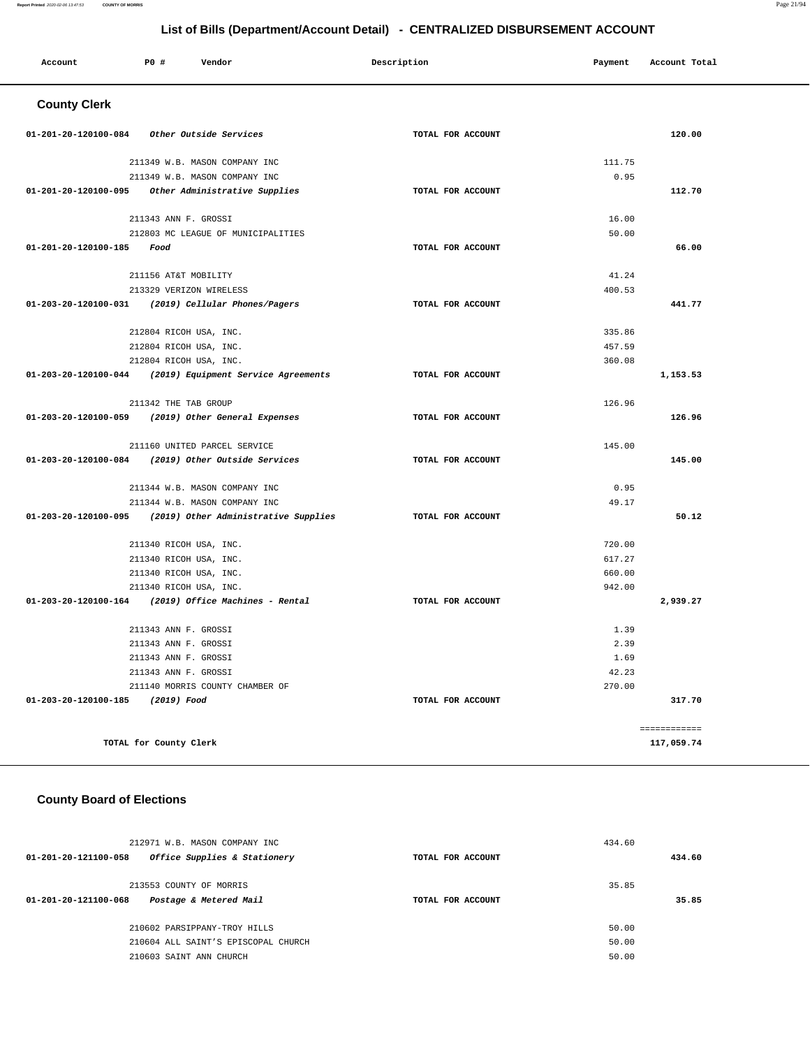# List of Bills (Department/Account Detail) - CENTRALIZED DISBURSEMENT ACCOUNT

| Account | PO # | Vendor | Description | Payment | Account Total |
|---|---|---|---|---|---|

## County Clerk

| Account | PO # | Vendor | Description | Payment | Account Total |
|---|---|---|---|---|---|
| 01-201-20-120100-084 *Other Outside Services* | | | TOTAL FOR ACCOUNT | | 120.00 |
| | 211349 | W.B. MASON COMPANY INC | | 111.75 | |
| | 211349 | W.B. MASON COMPANY INC | | 0.95 | |
| 01-201-20-120100-095 *Other Administrative Supplies* | | | TOTAL FOR ACCOUNT | | 112.70 |
| | 211343 | ANN F. GROSSI | | 16.00 | |
| | 212803 | MC LEAGUE OF MUNICIPALITIES | | 50.00 | |
| 01-201-20-120100-185 *Food* | | | TOTAL FOR ACCOUNT | | 66.00 |
| | 211156 | AT&T MOBILITY | | 41.24 | |
| | 213329 | VERIZON WIRELESS | | 400.53 | |
| 01-203-20-120100-031 *(2019) Cellular Phones/Pagers* | | | TOTAL FOR ACCOUNT | | 441.77 |
| | 212804 | RICOH USA, INC. | | 335.86 | |
| | 212804 | RICOH USA, INC. | | 457.59 | |
| | 212804 | RICOH USA, INC. | | 360.08 | |
| 01-203-20-120100-044 *(2019) Equipment Service Agreements* | | | TOTAL FOR ACCOUNT | | 1,153.53 |
| | 211342 | THE TAB GROUP | | 126.96 | |
| 01-203-20-120100-059 *(2019) Other General Expenses* | | | TOTAL FOR ACCOUNT | | 126.96 |
| | 211160 | UNITED PARCEL SERVICE | | 145.00 | |
| 01-203-20-120100-084 *(2019) Other Outside Services* | | | TOTAL FOR ACCOUNT | | 145.00 |
| | 211344 | W.B. MASON COMPANY INC | | 0.95 | |
| | 211344 | W.B. MASON COMPANY INC | | 49.17 | |
| 01-203-20-120100-095 *(2019) Other Administrative Supplies* | | | TOTAL FOR ACCOUNT | | 50.12 |
| | 211340 | RICOH USA, INC. | | 720.00 | |
| | 211340 | RICOH USA, INC. | | 617.27 | |
| | 211340 | RICOH USA, INC. | | 660.00 | |
| | 211340 | RICOH USA, INC. | | 942.00 | |
| 01-203-20-120100-164 *(2019) Office Machines - Rental* | | | TOTAL FOR ACCOUNT | | 2,939.27 |
| | 211343 | ANN F. GROSSI | | 1.39 | |
| | 211343 | ANN F. GROSSI | | 2.39 | |
| | 211343 | ANN F. GROSSI | | 1.69 | |
| | 211343 | ANN F. GROSSI | | 42.23 | |
| | 211140 | MORRIS COUNTY CHAMBER OF | | 270.00 | |
| 01-203-20-120100-185 *(2019) Food* | | | TOTAL FOR ACCOUNT | | 317.70 |
| | | | | | ============ |
| TOTAL for County Clerk | | | | | 117,059.74 |

## County Board of Elections

| Account | PO # | Vendor | Description | Payment | Account Total |
|---|---|---|---|---|---|
| | 212971 | W.B. MASON COMPANY INC | | 434.60 | |
| 01-201-20-121100-058 *Office Supplies & Stationery* | | | TOTAL FOR ACCOUNT | | 434.60 |
| | 213553 | COUNTY OF MORRIS | | 35.85 | |
| 01-201-20-121100-068 *Postage & Metered Mail* | | | TOTAL FOR ACCOUNT | | 35.85 |
| | 210602 | PARSIPPANY-TROY HILLS | | 50.00 | |
| | 210604 | ALL SAINT'S EPISCOPAL CHURCH | | 50.00 | |
| | 210603 | SAINT ANN CHURCH | | 50.00 | |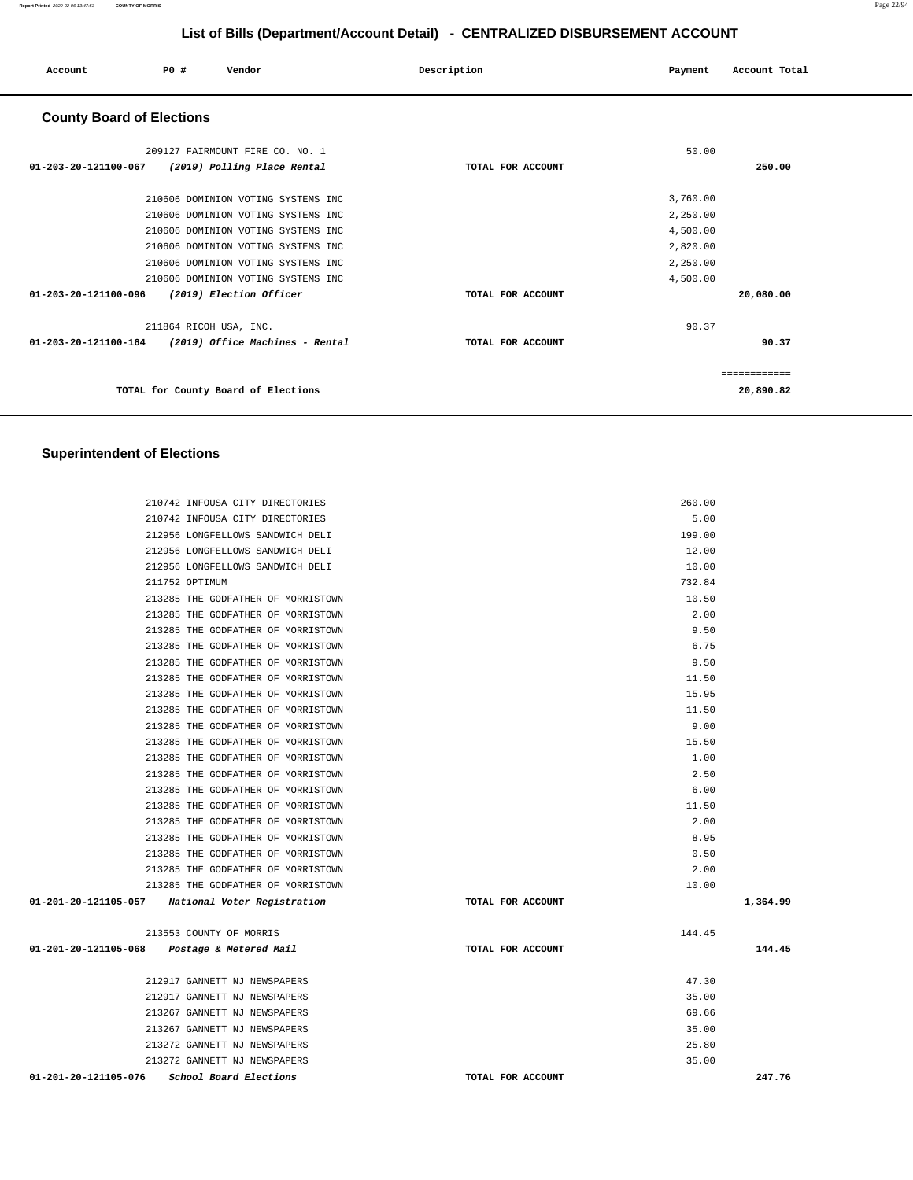## List of Bills (Department/Account Detail) - CENTRALIZED DISBURSEMENT ACCOUNT

| Account | PO # | Vendor | Description | Payment | Account Total |
|---|---|---|---|---|---|

### County Board of Elections

| Account | PO # | Vendor | Description | Payment | Account Total |
|---|---|---|---|---|---|
| | 209127 | FAIRMOUNT FIRE CO. NO. 1 | | 50.00 | |
| 01-203-20-121100-067 | | *(2019) Polling Place Rental* | TOTAL FOR ACCOUNT | | 250.00 |
| | 210606 | DOMINION VOTING SYSTEMS INC | | 3,760.00 | |
| | 210606 | DOMINION VOTING SYSTEMS INC | | 2,250.00 | |
| | 210606 | DOMINION VOTING SYSTEMS INC | | 4,500.00 | |
| | 210606 | DOMINION VOTING SYSTEMS INC | | 2,820.00 | |
| | 210606 | DOMINION VOTING SYSTEMS INC | | 2,250.00 | |
| | 210606 | DOMINION VOTING SYSTEMS INC | | 4,500.00 | |
| 01-203-20-121100-096 | | *(2019) Election Officer* | TOTAL FOR ACCOUNT | | 20,080.00 |
| | 211864 | RICOH USA, INC. | | 90.37 | |
| 01-203-20-121100-164 | | *(2019) Office Machines - Rental* | TOTAL FOR ACCOUNT | | 90.37 |
| | | | | | ============ |
| | | TOTAL for County Board of Elections | | | 20,890.82 |

### Superintendent of Elections

| Account | PO # | Vendor | Description | Payment | Account Total |
|---|---|---|---|---|---|
| | 210742 | INFOUSA CITY DIRECTORIES | | 260.00 | |
| | 210742 | INFOUSA CITY DIRECTORIES | | 5.00 | |
| | 212956 | LONGFELLOWS SANDWICH DELI | | 199.00 | |
| | 212956 | LONGFELLOWS SANDWICH DELI | | 12.00 | |
| | 212956 | LONGFELLOWS SANDWICH DELI | | 10.00 | |
| | 211752 | OPTIMUM | | 732.84 | |
| | 213285 | THE GODFATHER OF MORRISTOWN | | 10.50 | |
| | 213285 | THE GODFATHER OF MORRISTOWN | | 2.00 | |
| | 213285 | THE GODFATHER OF MORRISTOWN | | 9.50 | |
| | 213285 | THE GODFATHER OF MORRISTOWN | | 6.75 | |
| | 213285 | THE GODFATHER OF MORRISTOWN | | 9.50 | |
| | 213285 | THE GODFATHER OF MORRISTOWN | | 11.50 | |
| | 213285 | THE GODFATHER OF MORRISTOWN | | 15.95 | |
| | 213285 | THE GODFATHER OF MORRISTOWN | | 11.50 | |
| | 213285 | THE GODFATHER OF MORRISTOWN | | 9.00 | |
| | 213285 | THE GODFATHER OF MORRISTOWN | | 15.50 | |
| | 213285 | THE GODFATHER OF MORRISTOWN | | 1.00 | |
| | 213285 | THE GODFATHER OF MORRISTOWN | | 2.50 | |
| | 213285 | THE GODFATHER OF MORRISTOWN | | 6.00 | |
| | 213285 | THE GODFATHER OF MORRISTOWN | | 11.50 | |
| | 213285 | THE GODFATHER OF MORRISTOWN | | 2.00 | |
| | 213285 | THE GODFATHER OF MORRISTOWN | | 8.95 | |
| | 213285 | THE GODFATHER OF MORRISTOWN | | 0.50 | |
| | 213285 | THE GODFATHER OF MORRISTOWN | | 2.00 | |
| | 213285 | THE GODFATHER OF MORRISTOWN | | 10.00 | |
| 01-201-20-121105-057 | | *National Voter Registration* | TOTAL FOR ACCOUNT | | 1,364.99 |
| | 213553 | COUNTY OF MORRIS | | 144.45 | |
| 01-201-20-121105-068 | | *Postage & Metered Mail* | TOTAL FOR ACCOUNT | | 144.45 |
| | 212917 | GANNETT NJ NEWSPAPERS | | 47.30 | |
| | 212917 | GANNETT NJ NEWSPAPERS | | 35.00 | |
| | 213267 | GANNETT NJ NEWSPAPERS | | 69.66 | |
| | 213267 | GANNETT NJ NEWSPAPERS | | 35.00 | |
| | 213272 | GANNETT NJ NEWSPAPERS | | 25.80 | |
| | 213272 | GANNETT NJ NEWSPAPERS | | 35.00 | |
| 01-201-20-121105-076 | | *School Board Elections* | TOTAL FOR ACCOUNT | | 247.76 |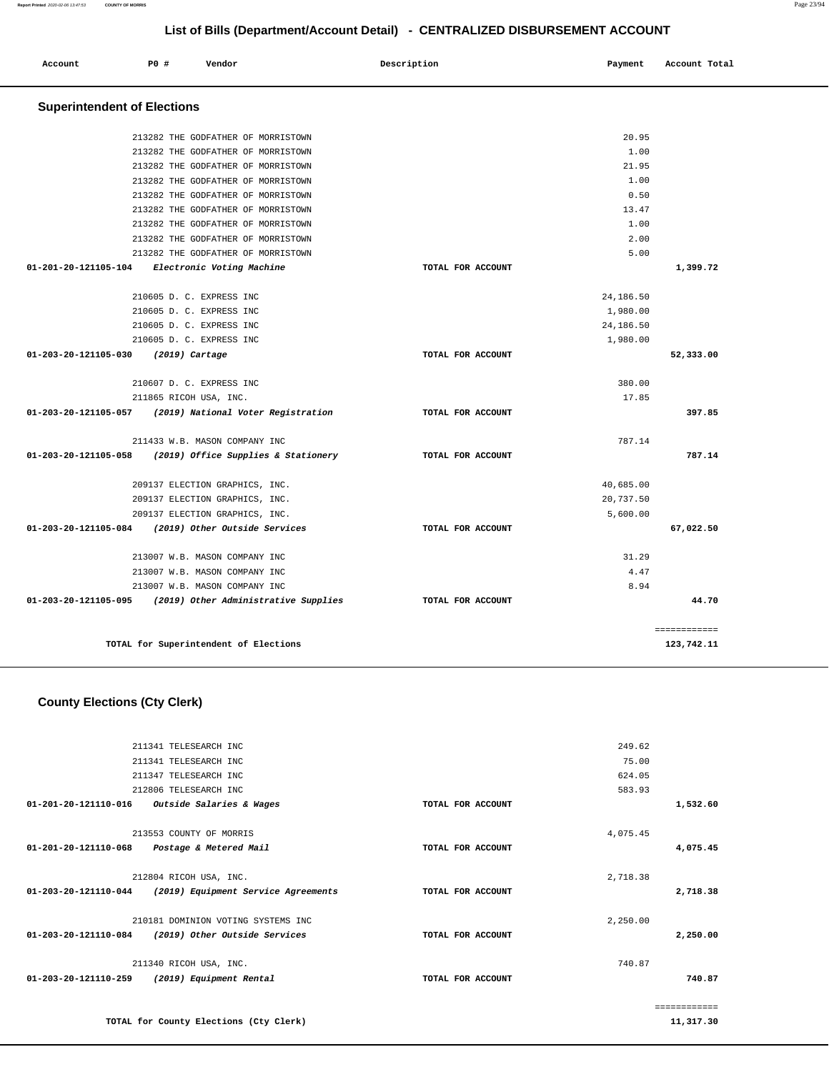# List of Bills (Department/Account Detail) - CENTRALIZED DISBURSEMENT ACCOUNT

| Account | PO # | Vendor | Description | Payment | Account Total |
|---|---|---|---|---|---|

## Superintendent of Elections

| Account | PO # | Vendor | Description | Payment | Account Total |
|---|---|---|---|---|---|
| | 213282 | THE GODFATHER OF MORRISTOWN | | 20.95 | |
| | 213282 | THE GODFATHER OF MORRISTOWN | | 1.00 | |
| | 213282 | THE GODFATHER OF MORRISTOWN | | 21.95 | |
| | 213282 | THE GODFATHER OF MORRISTOWN | | 1.00 | |
| | 213282 | THE GODFATHER OF MORRISTOWN | | 0.50 | |
| | 213282 | THE GODFATHER OF MORRISTOWN | | 13.47 | |
| | 213282 | THE GODFATHER OF MORRISTOWN | | 1.00 | |
| | 213282 | THE GODFATHER OF MORRISTOWN | | 2.00 | |
| | 213282 | THE GODFATHER OF MORRISTOWN | | 5.00 | |
| **01-201-20-121105-104** | | ***Electronic Voting Machine*** | **TOTAL FOR ACCOUNT** | | **1,399.72** |
| | 210605 | D. C. EXPRESS INC | | 24,186.50 | |
| | 210605 | D. C. EXPRESS INC | | 1,980.00 | |
| | 210605 | D. C. EXPRESS INC | | 24,186.50 | |
| | 210605 | D. C. EXPRESS INC | | 1,980.00 | |
| **01-203-20-121105-030** | | ***(2019) Cartage*** | **TOTAL FOR ACCOUNT** | | **52,333.00** |
| | 210607 | D. C. EXPRESS INC | | 380.00 | |
| | 211865 | RICOH USA, INC. | | 17.85 | |
| **01-203-20-121105-057** | | ***(2019) National Voter Registration*** | **TOTAL FOR ACCOUNT** | | **397.85** |
| | 211433 | W.B. MASON COMPANY INC | | 787.14 | |
| **01-203-20-121105-058** | | ***(2019) Office Supplies & Stationery*** | **TOTAL FOR ACCOUNT** | | **787.14** |
| | 209137 | ELECTION GRAPHICS, INC. | | 40,685.00 | |
| | 209137 | ELECTION GRAPHICS, INC. | | 20,737.50 | |
| | 209137 | ELECTION GRAPHICS, INC. | | 5,600.00 | |
| **01-203-20-121105-084** | | ***(2019) Other Outside Services*** | **TOTAL FOR ACCOUNT** | | **67,022.50** |
| | 213007 | W.B. MASON COMPANY INC | | 31.29 | |
| | 213007 | W.B. MASON COMPANY INC | | 4.47 | |
| | 213007 | W.B. MASON COMPANY INC | | 8.94 | |
| **01-203-20-121105-095** | | ***(2019) Other Administrative Supplies*** | **TOTAL FOR ACCOUNT** | | **44.70** |
| | | | | | ============ |
| | | **TOTAL for Superintendent of Elections** | | | **123,742.11** |

## County Elections (Cty Clerk)

| Account | PO # | Vendor | Description | Payment | Account Total |
|---|---|---|---|---|---|
| | 211341 | TELESEARCH INC | | 249.62 | |
| | 211341 | TELESEARCH INC | | 75.00 | |
| | 211347 | TELESEARCH INC | | 624.05 | |
| | 212806 | TELESEARCH INC | | 583.93 | |
| **01-201-20-121110-016** | | ***Outside Salaries & Wages*** | **TOTAL FOR ACCOUNT** | | **1,532.60** |
| | 213553 | COUNTY OF MORRIS | | 4,075.45 | |
| **01-201-20-121110-068** | | ***Postage & Metered Mail*** | **TOTAL FOR ACCOUNT** | | **4,075.45** |
| | 212804 | RICOH USA, INC. | | 2,718.38 | |
| **01-203-20-121110-044** | | ***(2019) Equipment Service Agreements*** | **TOTAL FOR ACCOUNT** | | **2,718.38** |
| | 210181 | DOMINION VOTING SYSTEMS INC | | 2,250.00 | |
| **01-203-20-121110-084** | | ***(2019) Other Outside Services*** | **TOTAL FOR ACCOUNT** | | **2,250.00** |
| | 211340 | RICOH USA, INC. | | 740.87 | |
| **01-203-20-121110-259** | | ***(2019) Equipment Rental*** | **TOTAL FOR ACCOUNT** | | **740.87** |
| | | | | | ============ |
| | | **TOTAL for County Elections (Cty Clerk)** | | | **11,317.30** |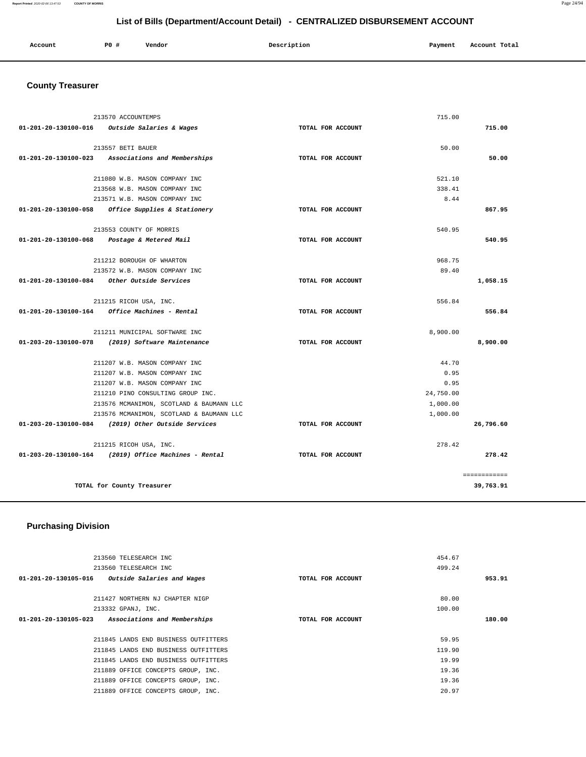## List of Bills (Department/Account Detail) - CENTRALIZED DISBURSEMENT ACCOUNT

| Account | PO # | Vendor | Description | Payment | Account Total |
|---|---|---|---|---|---|

### County Treasurer

| Account | PO # | Vendor | Description | Payment | Account Total |
|---|---|---|---|---|---|
| | 213570 | ACCOUNTEMPS | | 715.00 | |
| 01-201-20-130100-016 | | *Outside Salaries & Wages* | TOTAL FOR ACCOUNT | | 715.00 |
| | 213557 | BETI BAUER | | 50.00 | |
| 01-201-20-130100-023 | | *Associations and Memberships* | TOTAL FOR ACCOUNT | | 50.00 |
| | 211080 | W.B. MASON COMPANY INC | | 521.10 | |
| | 213568 | W.B. MASON COMPANY INC | | 338.41 | |
| | 213571 | W.B. MASON COMPANY INC | | 8.44 | |
| 01-201-20-130100-058 | | *Office Supplies & Stationery* | TOTAL FOR ACCOUNT | | 867.95 |
| | 213553 | COUNTY OF MORRIS | | 540.95 | |
| 01-201-20-130100-068 | | *Postage & Metered Mail* | TOTAL FOR ACCOUNT | | 540.95 |
| | 211212 | BOROUGH OF WHARTON | | 968.75 | |
| | 213572 | W.B. MASON COMPANY INC | | 89.40 | |
| 01-201-20-130100-084 | | *Other Outside Services* | TOTAL FOR ACCOUNT | | 1,058.15 |
| | 211215 | RICOH USA, INC. | | 556.84 | |
| 01-201-20-130100-164 | | *Office Machines - Rental* | TOTAL FOR ACCOUNT | | 556.84 |
| | 211211 | MUNICIPAL SOFTWARE INC | | 8,900.00 | |
| 01-203-20-130100-078 | | *(2019) Software Maintenance* | TOTAL FOR ACCOUNT | | 8,900.00 |
| | 211207 | W.B. MASON COMPANY INC | | 44.70 | |
| | 211207 | W.B. MASON COMPANY INC | | 0.95 | |
| | 211207 | W.B. MASON COMPANY INC | | 0.95 | |
| | 211210 | PINO CONSULTING GROUP INC. | | 24,750.00 | |
| | 213576 | MCMANIMON, SCOTLAND & BAUMANN LLC | | 1,000.00 | |
| | 213576 | MCMANIMON, SCOTLAND & BAUMANN LLC | | 1,000.00 | |
| 01-203-20-130100-084 | | *(2019) Other Outside Services* | TOTAL FOR ACCOUNT | | 26,796.60 |
| | 211215 | RICOH USA, INC. | | 278.42 | |
| 01-203-20-130100-164 | | *(2019) Office Machines - Rental* | TOTAL FOR ACCOUNT | | 278.42 |
| | | | | | ============ |
| | | TOTAL for County Treasurer | | | 39,763.91 |

### Purchasing Division

| Account | PO # | Vendor | Description | Payment | Account Total |
|---|---|---|---|---|---|
| | 213560 | TELESEARCH INC | | 454.67 | |
| | 213560 | TELESEARCH INC | | 499.24 | |
| 01-201-20-130105-016 | | *Outside Salaries and Wages* | TOTAL FOR ACCOUNT | | 953.91 |
| | 211427 | NORTHERN NJ CHAPTER NIGP | | 80.00 | |
| | 213332 | GPANJ, INC. | | 100.00 | |
| 01-201-20-130105-023 | | *Associations and Memberships* | TOTAL FOR ACCOUNT | | 180.00 |
| | 211845 | LANDS END BUSINESS OUTFITTERS | | 59.95 | |
| | 211845 | LANDS END BUSINESS OUTFITTERS | | 119.90 | |
| | 211845 | LANDS END BUSINESS OUTFITTERS | | 19.99 | |
| | 211889 | OFFICE CONCEPTS GROUP, INC. | | 19.36 | |
| | 211889 | OFFICE CONCEPTS GROUP, INC. | | 19.36 | |
| | 211889 | OFFICE CONCEPTS GROUP, INC. | | 20.97 | |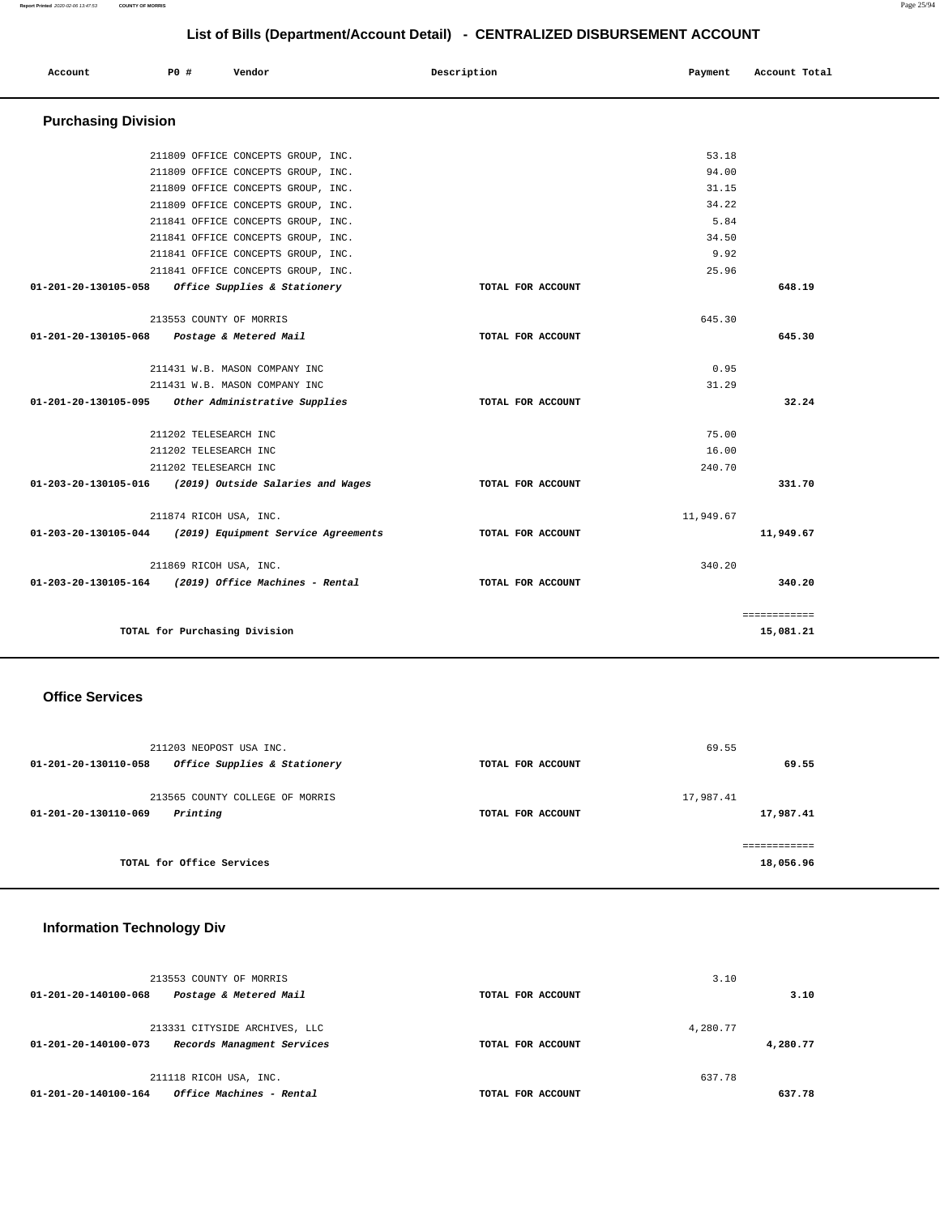# List of Bills (Department/Account Detail) - CENTRALIZED DISBURSEMENT ACCOUNT

## Purchasing Division

| Account | PO # | Vendor | Description | Payment | Account Total |
|---|---|---|---|---|---|
| | 211809 | OFFICE CONCEPTS GROUP, INC. | | 53.18 | |
| | 211809 | OFFICE CONCEPTS GROUP, INC. | | 94.00 | |
| | 211809 | OFFICE CONCEPTS GROUP, INC. | | 31.15 | |
| | 211809 | OFFICE CONCEPTS GROUP, INC. | | 34.22 | |
| | 211841 | OFFICE CONCEPTS GROUP, INC. | | 5.84 | |
| | 211841 | OFFICE CONCEPTS GROUP, INC. | | 34.50 | |
| | 211841 | OFFICE CONCEPTS GROUP, INC. | | 9.92 | |
| | 211841 | OFFICE CONCEPTS GROUP, INC. | | 25.96 | |
| 01-201-20-130105-058 | | *Office Supplies & Stationery* | TOTAL FOR ACCOUNT | | 648.19 |
| | 213553 | COUNTY OF MORRIS | | 645.30 | |
| 01-201-20-130105-068 | | *Postage & Metered Mail* | TOTAL FOR ACCOUNT | | 645.30 |
| | 211431 | W.B. MASON COMPANY INC | | 0.95 | |
| | 211431 | W.B. MASON COMPANY INC | | 31.29 | |
| 01-201-20-130105-095 | | *Other Administrative Supplies* | TOTAL FOR ACCOUNT | | 32.24 |
| | 211202 | TELESEARCH INC | | 75.00 | |
| | 211202 | TELESEARCH INC | | 16.00 | |
| | 211202 | TELESEARCH INC | | 240.70 | |
| 01-203-20-130105-016 | | *(2019) Outside Salaries and Wages* | TOTAL FOR ACCOUNT | | 331.70 |
| | 211874 | RICOH USA, INC. | | 11,949.67 | |
| 01-203-20-130105-044 | | *(2019) Equipment Service Agreements* | TOTAL FOR ACCOUNT | | 11,949.67 |
| | 211869 | RICOH USA, INC. | | 340.20 | |
| 01-203-20-130105-164 | | *(2019) Office Machines - Rental* | TOTAL FOR ACCOUNT | | 340.20 |
| | | TOTAL for Purchasing Division | | | 15,081.21 |

## Office Services

| Account | PO # | Vendor | Description | Payment | Account Total |
|---|---|---|---|---|---|
| | 211203 | NEOPOST USA INC. | | 69.55 | |
| 01-201-20-130110-058 | | *Office Supplies & Stationery* | TOTAL FOR ACCOUNT | | 69.55 |
| | 213565 | COUNTY COLLEGE OF MORRIS | | 17,987.41 | |
| 01-201-20-130110-069 | | *Printing* | TOTAL FOR ACCOUNT | | 17,987.41 |
| | | TOTAL for Office Services | | | 18,056.96 |

## Information Technology Div

| Account | PO # | Vendor | Description | Payment | Account Total |
|---|---|---|---|---|---|
| | 213553 | COUNTY OF MORRIS | | 3.10 | |
| 01-201-20-140100-068 | | *Postage & Metered Mail* | TOTAL FOR ACCOUNT | | 3.10 |
| | 213331 | CITYSIDE ARCHIVES, LLC | | 4,280.77 | |
| 01-201-20-140100-073 | | *Records Managment Services* | TOTAL FOR ACCOUNT | | 4,280.77 |
| | 211118 | RICOH USA, INC. | | 637.78 | |
| 01-201-20-140100-164 | | *Office Machines - Rental* | TOTAL FOR ACCOUNT | | 637.78 |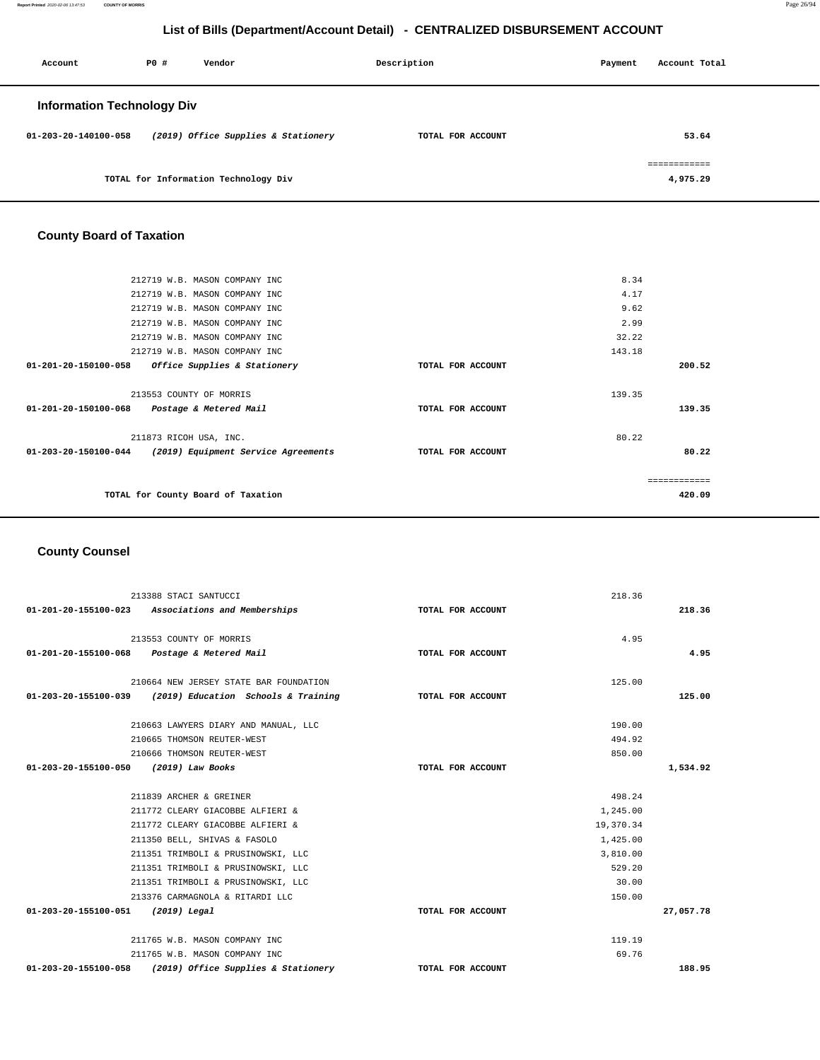# List of Bills (Department/Account Detail) - CENTRALIZED DISBURSEMENT ACCOUNT

| Account | PO # | Vendor | Description | Payment | Account Total |
|---|---|---|---|---|---|

## Information Technology Div

| Account | PO # | Vendor | Description | Payment | Account Total |
|---|---|---|---|---|---|
| 01-203-20-140100-058 | | *(2019) Office Supplies & Stationery* | TOTAL FOR ACCOUNT | | 53.64 |
| | | | | | ============ |
| | | TOTAL for Information Technology Div | | | 4,975.29 |

## County Board of Taxation

| Account | PO # | Vendor | Description | Payment | Account Total |
|---|---|---|---|---|---|
| | 212719 | W.B. MASON COMPANY INC | | 8.34 | |
| | 212719 | W.B. MASON COMPANY INC | | 4.17 | |
| | 212719 | W.B. MASON COMPANY INC | | 9.62 | |
| | 212719 | W.B. MASON COMPANY INC | | 2.99 | |
| | 212719 | W.B. MASON COMPANY INC | | 32.22 | |
| | 212719 | W.B. MASON COMPANY INC | | 143.18 | |
| 01-201-20-150100-058 | | *Office Supplies & Stationery* | TOTAL FOR ACCOUNT | | 200.52 |
| | 213553 | COUNTY OF MORRIS | | 139.35 | |
| 01-201-20-150100-068 | | *Postage & Metered Mail* | TOTAL FOR ACCOUNT | | 139.35 |
| | 211873 | RICOH USA, INC. | | 80.22 | |
| 01-203-20-150100-044 | | *(2019) Equipment Service Agreements* | TOTAL FOR ACCOUNT | | 80.22 |
| | | | | | ============ |
| | | TOTAL for County Board of Taxation | | | 420.09 |

## County Counsel

| Account | PO # | Vendor | Description | Payment | Account Total |
|---|---|---|---|---|---|
| | 213388 | STACI SANTUCCI | | 218.36 | |
| 01-201-20-155100-023 | | *Associations and Memberships* | TOTAL FOR ACCOUNT | | 218.36 |
| | 213553 | COUNTY OF MORRIS | | 4.95 | |
| 01-201-20-155100-068 | | *Postage & Metered Mail* | TOTAL FOR ACCOUNT | | 4.95 |
| | 210664 | NEW JERSEY STATE BAR FOUNDATION | | 125.00 | |
| 01-203-20-155100-039 | | *(2019) Education Schools & Training* | TOTAL FOR ACCOUNT | | 125.00 |
| | 210663 | LAWYERS DIARY AND MANUAL, LLC | | 190.00 | |
| | 210665 | THOMSON REUTER-WEST | | 494.92 | |
| | 210666 | THOMSON REUTER-WEST | | 850.00 | |
| 01-203-20-155100-050 | | *(2019) Law Books* | TOTAL FOR ACCOUNT | | 1,534.92 |
| | 211839 | ARCHER & GREINER | | 498.24 | |
| | 211772 | CLEARY GIACOBBE ALFIERI & | | 1,245.00 | |
| | 211772 | CLEARY GIACOBBE ALFIERI & | | 19,370.34 | |
| | 211350 | BELL, SHIVAS & FASOLO | | 1,425.00 | |
| | 211351 | TRIMBOLI & PRUSINOWSKI, LLC | | 3,810.00 | |
| | 211351 | TRIMBOLI & PRUSINOWSKI, LLC | | 529.20 | |
| | 211351 | TRIMBOLI & PRUSINOWSKI, LLC | | 30.00 | |
| | 213376 | CARMAGNOLA & RITARDI LLC | | 150.00 | |
| 01-203-20-155100-051 | | *(2019) Legal* | TOTAL FOR ACCOUNT | | 27,057.78 |
| | 211765 | W.B. MASON COMPANY INC | | 119.19 | |
| | 211765 | W.B. MASON COMPANY INC | | 69.76 | |
| 01-203-20-155100-058 | | *(2019) Office Supplies & Stationery* | TOTAL FOR ACCOUNT | | 188.95 |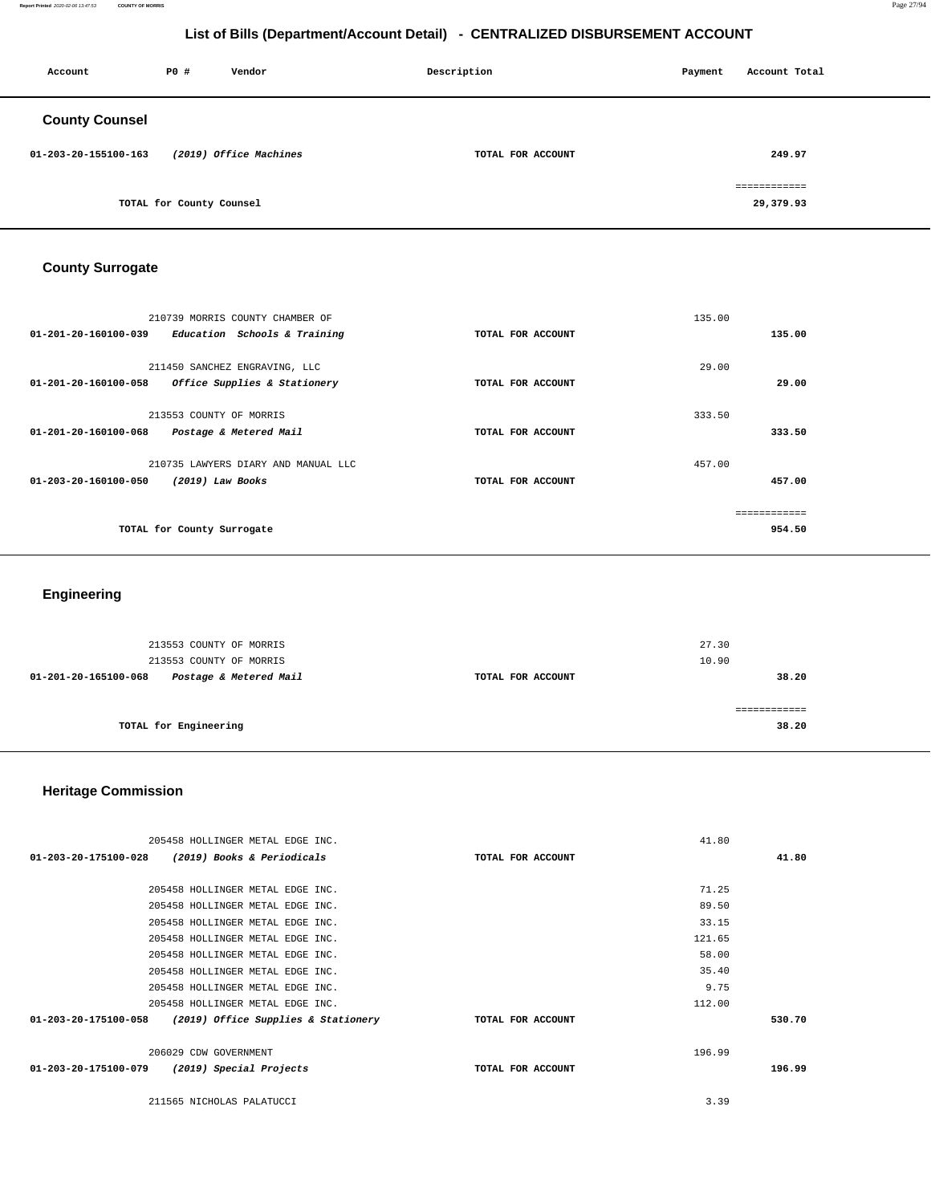# List of Bills (Department/Account Detail) - CENTRALIZED DISBURSEMENT ACCOUNT

| Account | PO # | Vendor | Description | Payment | Account Total |
|---|---|---|---|---|---|

## County Counsel

| Account | PO # / Vendor | Description | Payment | Account Total |
|---|---|---|---|---|
| 01-203-20-155100-163 | *(2019) Office Machines* | TOTAL FOR ACCOUNT | | 249.97 |
| | | | | ============ |
| | TOTAL for County Counsel | | | 29,379.93 |

## County Surrogate

| Account | PO # / Vendor | Description | Payment | Account Total |
|---|---|---|---|---|
| | 210739 MORRIS COUNTY CHAMBER OF | | 135.00 | |
| 01-201-20-160100-039 | *Education Schools & Training* | TOTAL FOR ACCOUNT | | 135.00 |
| | 211450 SANCHEZ ENGRAVING, LLC | | 29.00 | |
| 01-201-20-160100-058 | *Office Supplies & Stationery* | TOTAL FOR ACCOUNT | | 29.00 |
| | 213553 COUNTY OF MORRIS | | 333.50 | |
| 01-201-20-160100-068 | *Postage & Metered Mail* | TOTAL FOR ACCOUNT | | 333.50 |
| | 210735 LAWYERS DIARY AND MANUAL LLC | | 457.00 | |
| 01-203-20-160100-050 | *(2019) Law Books* | TOTAL FOR ACCOUNT | | 457.00 |
| | | | | ============ |
| | TOTAL for County Surrogate | | | 954.50 |

## Engineering

| Account | PO # / Vendor | Description | Payment | Account Total |
|---|---|---|---|---|
| | 213553 COUNTY OF MORRIS | | 27.30 | |
| | 213553 COUNTY OF MORRIS | | 10.90 | |
| 01-201-20-165100-068 | *Postage & Metered Mail* | TOTAL FOR ACCOUNT | | 38.20 |
| | | | | ============ |
| | TOTAL for Engineering | | | 38.20 |

## Heritage Commission

| Account | PO # / Vendor | Description | Payment | Account Total |
|---|---|---|---|---|
| | 205458 HOLLINGER METAL EDGE INC. | | 41.80 | |
| 01-203-20-175100-028 | *(2019) Books & Periodicals* | TOTAL FOR ACCOUNT | | 41.80 |
| | 205458 HOLLINGER METAL EDGE INC. | | 71.25 | |
| | 205458 HOLLINGER METAL EDGE INC. | | 89.50 | |
| | 205458 HOLLINGER METAL EDGE INC. | | 33.15 | |
| | 205458 HOLLINGER METAL EDGE INC. | | 121.65 | |
| | 205458 HOLLINGER METAL EDGE INC. | | 58.00 | |
| | 205458 HOLLINGER METAL EDGE INC. | | 35.40 | |
| | 205458 HOLLINGER METAL EDGE INC. | | 9.75 | |
| | 205458 HOLLINGER METAL EDGE INC. | | 112.00 | |
| 01-203-20-175100-058 | *(2019) Office Supplies & Stationery* | TOTAL FOR ACCOUNT | | 530.70 |
| | 206029 CDW GOVERNMENT | | 196.99 | |
| 01-203-20-175100-079 | *(2019) Special Projects* | TOTAL FOR ACCOUNT | | 196.99 |
| | 211565 NICHOLAS PALATUCCI | | 3.39 | |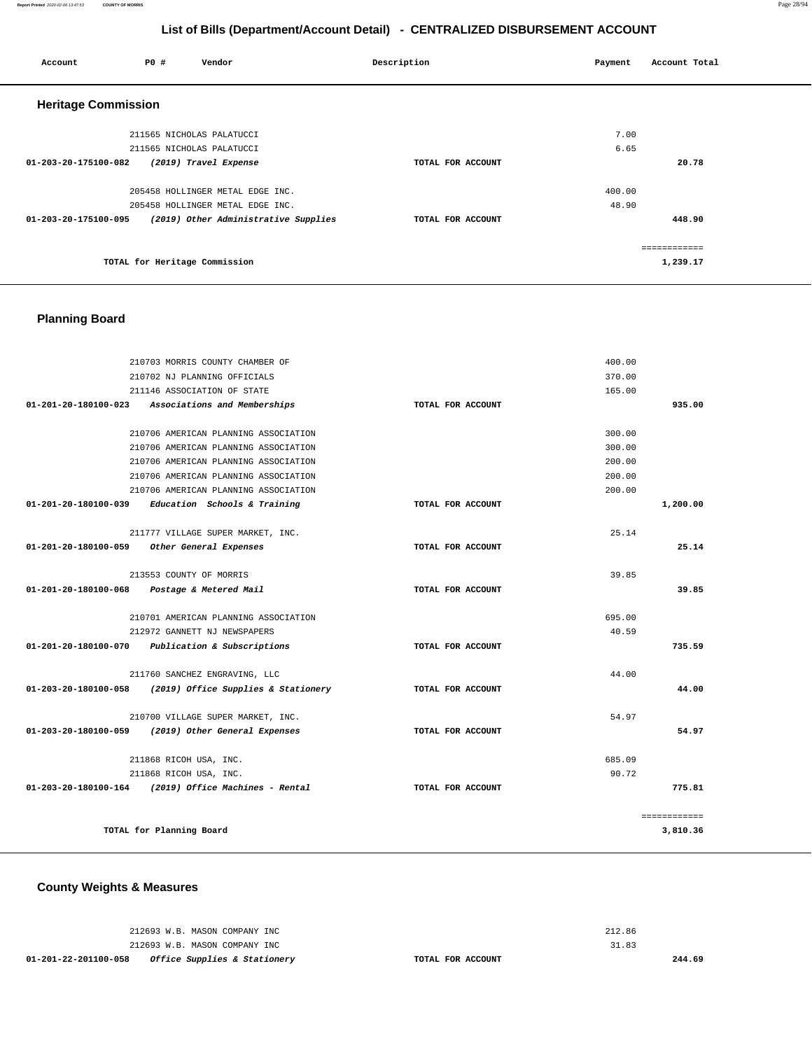## List of Bills (Department/Account Detail) - CENTRALIZED DISBURSEMENT ACCOUNT

| Account | PO # | Vendor | Description | Payment | Account Total |
|---|---|---|---|---|---|

### Heritage Commission

| Account | PO # | Vendor | Description | Payment | Account Total |
|---|---|---|---|---|---|
| | 211565 | NICHOLAS PALATUCCI | | 7.00 | |
| | 211565 | NICHOLAS PALATUCCI | | 6.65 | |
| 01-203-20-175100-082 | | *(2019) Travel Expense* | TOTAL FOR ACCOUNT | | 20.78 |
| | 205458 | HOLLINGER METAL EDGE INC. | | 400.00 | |
| | 205458 | HOLLINGER METAL EDGE INC. | | 48.90 | |
| 01-203-20-175100-095 | | *(2019) Other Administrative Supplies* | TOTAL FOR ACCOUNT | | 448.90 |
| | | | | | ============ |
| | | TOTAL for Heritage Commission | | | 1,239.17 |

### Planning Board

| Account | PO # | Vendor | Description | Payment | Account Total |
|---|---|---|---|---|---|
| | 210703 | MORRIS COUNTY CHAMBER OF | | 400.00 | |
| | 210702 | NJ PLANNING OFFICIALS | | 370.00 | |
| | 211146 | ASSOCIATION OF STATE | | 165.00 | |
| 01-201-20-180100-023 | | *Associations and Memberships* | TOTAL FOR ACCOUNT | | 935.00 |
| | 210706 | AMERICAN PLANNING ASSOCIATION | | 300.00 | |
| | 210706 | AMERICAN PLANNING ASSOCIATION | | 300.00 | |
| | 210706 | AMERICAN PLANNING ASSOCIATION | | 200.00 | |
| | 210706 | AMERICAN PLANNING ASSOCIATION | | 200.00 | |
| | 210706 | AMERICAN PLANNING ASSOCIATION | | 200.00 | |
| 01-201-20-180100-039 | | *Education Schools & Training* | TOTAL FOR ACCOUNT | | 1,200.00 |
| | 211777 | VILLAGE SUPER MARKET, INC. | | 25.14 | |
| 01-201-20-180100-059 | | *Other General Expenses* | TOTAL FOR ACCOUNT | | 25.14 |
| | 213553 | COUNTY OF MORRIS | | 39.85 | |
| 01-201-20-180100-068 | | *Postage & Metered Mail* | TOTAL FOR ACCOUNT | | 39.85 |
| | 210701 | AMERICAN PLANNING ASSOCIATION | | 695.00 | |
| | 212972 | GANNETT NJ NEWSPAPERS | | 40.59 | |
| 01-201-20-180100-070 | | *Publication & Subscriptions* | TOTAL FOR ACCOUNT | | 735.59 |
| | 211760 | SANCHEZ ENGRAVING, LLC | | 44.00 | |
| 01-203-20-180100-058 | | *(2019) Office Supplies & Stationery* | TOTAL FOR ACCOUNT | | 44.00 |
| | 210700 | VILLAGE SUPER MARKET, INC. | | 54.97 | |
| 01-203-20-180100-059 | | *(2019) Other General Expenses* | TOTAL FOR ACCOUNT | | 54.97 |
| | 211868 | RICOH USA, INC. | | 685.09 | |
| | 211868 | RICOH USA, INC. | | 90.72 | |
| 01-203-20-180100-164 | | *(2019) Office Machines - Rental* | TOTAL FOR ACCOUNT | | 775.81 |
| | | | | | ============ |
| | | TOTAL for Planning Board | | | 3,810.36 |

### County Weights & Measures

| Account | PO # | Vendor | Description | Payment | Account Total |
|---|---|---|---|---|---|
| | 212693 | W.B. MASON COMPANY INC | | 212.86 | |
| | 212693 | W.B. MASON COMPANY INC | | 31.83 | |
| 01-201-22-201100-058 | | *Office Supplies & Stationery* | TOTAL FOR ACCOUNT | | 244.69 |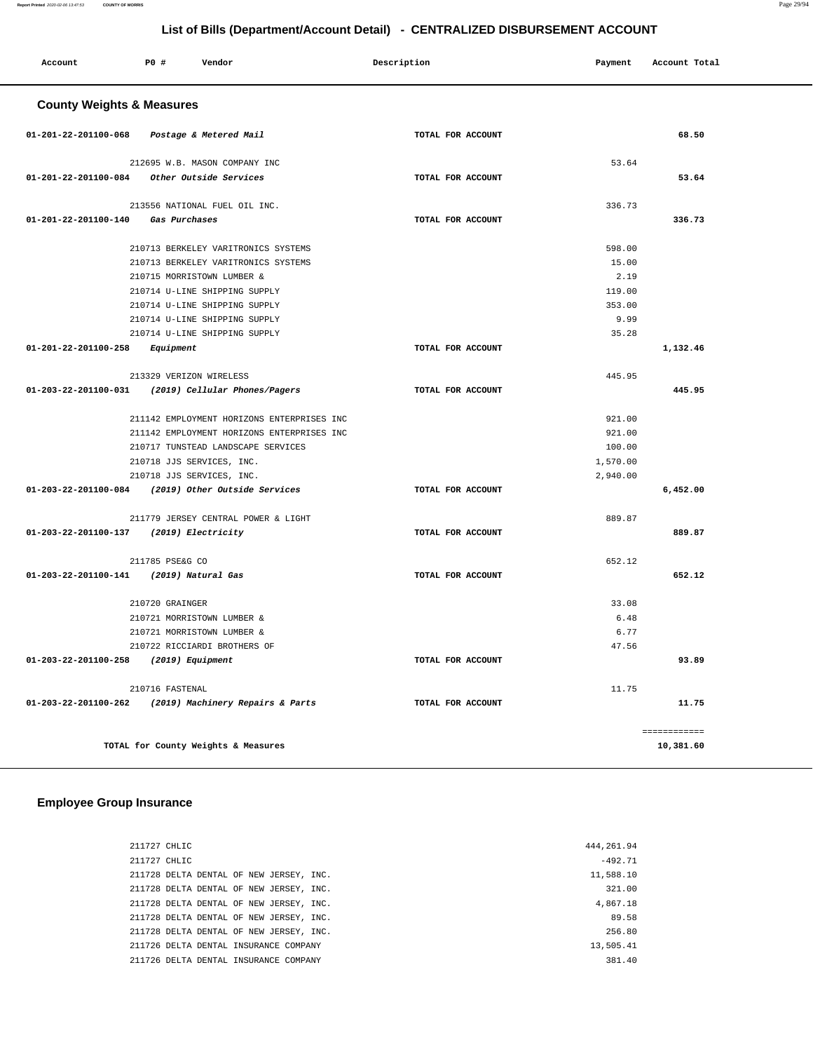# List of Bills (Department/Account Detail) - CENTRALIZED DISBURSEMENT ACCOUNT

| Account | PO # | Vendor | Description | Payment | Account Total |
|---|---|---|---|---|---|

## County Weights & Measures

| Account | PO # | Vendor | Description | Payment | Account Total |
|---|---|---|---|---|---|
| 01-201-22-201100-068 | | *Postage & Metered Mail* | TOTAL FOR ACCOUNT | | 68.50 |
| | 212695 | W.B. MASON COMPANY INC | | 53.64 | |
| 01-201-22-201100-084 | | *Other Outside Services* | TOTAL FOR ACCOUNT | | 53.64 |
| | 213556 | NATIONAL FUEL OIL INC. | | 336.73 | |
| 01-201-22-201100-140 | | *Gas Purchases* | TOTAL FOR ACCOUNT | | 336.73 |
| | 210713 | BERKELEY VARITRONICS SYSTEMS | | 598.00 | |
| | 210713 | BERKELEY VARITRONICS SYSTEMS | | 15.00 | |
| | 210715 | MORRISTOWN LUMBER & | | 2.19 | |
| | 210714 | U-LINE SHIPPING SUPPLY | | 119.00 | |
| | 210714 | U-LINE SHIPPING SUPPLY | | 353.00 | |
| | 210714 | U-LINE SHIPPING SUPPLY | | 9.99 | |
| | 210714 | U-LINE SHIPPING SUPPLY | | 35.28 | |
| 01-201-22-201100-258 | | *Equipment* | TOTAL FOR ACCOUNT | | 1,132.46 |
| | 213329 | VERIZON WIRELESS | | 445.95 | |
| 01-203-22-201100-031 | | *(2019) Cellular Phones/Pagers* | TOTAL FOR ACCOUNT | | 445.95 |
| | 211142 | EMPLOYMENT HORIZONS ENTERPRISES INC | | 921.00 | |
| | 211142 | EMPLOYMENT HORIZONS ENTERPRISES INC | | 921.00 | |
| | 210717 | TUNSTEAD LANDSCAPE SERVICES | | 100.00 | |
| | 210718 | JJS SERVICES, INC. | | 1,570.00 | |
| | 210718 | JJS SERVICES, INC. | | 2,940.00 | |
| 01-203-22-201100-084 | | *(2019) Other Outside Services* | TOTAL FOR ACCOUNT | | 6,452.00 |
| | 211779 | JERSEY CENTRAL POWER & LIGHT | | 889.87 | |
| 01-203-22-201100-137 | | *(2019) Electricity* | TOTAL FOR ACCOUNT | | 889.87 |
| | 211785 | PSE&G CO | | 652.12 | |
| 01-203-22-201100-141 | | *(2019) Natural Gas* | TOTAL FOR ACCOUNT | | 652.12 |
| | 210720 | GRAINGER | | 33.08 | |
| | 210721 | MORRISTOWN LUMBER & | | 6.48 | |
| | 210721 | MORRISTOWN LUMBER & | | 6.77 | |
| | 210722 | RICCIARDI BROTHERS OF | | 47.56 | |
| 01-203-22-201100-258 | | *(2019) Equipment* | TOTAL FOR ACCOUNT | | 93.89 |
| | 210716 | FASTENAL | | 11.75 | |
| 01-203-22-201100-262 | | *(2019) Machinery Repairs & Parts* | TOTAL FOR ACCOUNT | | 11.75 |
| | | | | | ============ |
| | | TOTAL for County Weights & Measures | | | 10,381.60 |

## Employee Group Insurance

| Account | PO # | Vendor | Description | Payment | Account Total |
|---|---|---|---|---|---|
| | 211727 | CHLIC | | 444,261.94 | |
| | 211727 | CHLIC | | -492.71 | |
| | 211728 | DELTA DENTAL OF NEW JERSEY, INC. | | 11,588.10 | |
| | 211728 | DELTA DENTAL OF NEW JERSEY, INC. | | 321.00 | |
| | 211728 | DELTA DENTAL OF NEW JERSEY, INC. | | 4,867.18 | |
| | 211728 | DELTA DENTAL OF NEW JERSEY, INC. | | 89.58 | |
| | 211728 | DELTA DENTAL OF NEW JERSEY, INC. | | 256.80 | |
| | 211726 | DELTA DENTAL INSURANCE COMPANY | | 13,505.41 | |
| | 211726 | DELTA DENTAL INSURANCE COMPANY | | 381.40 | |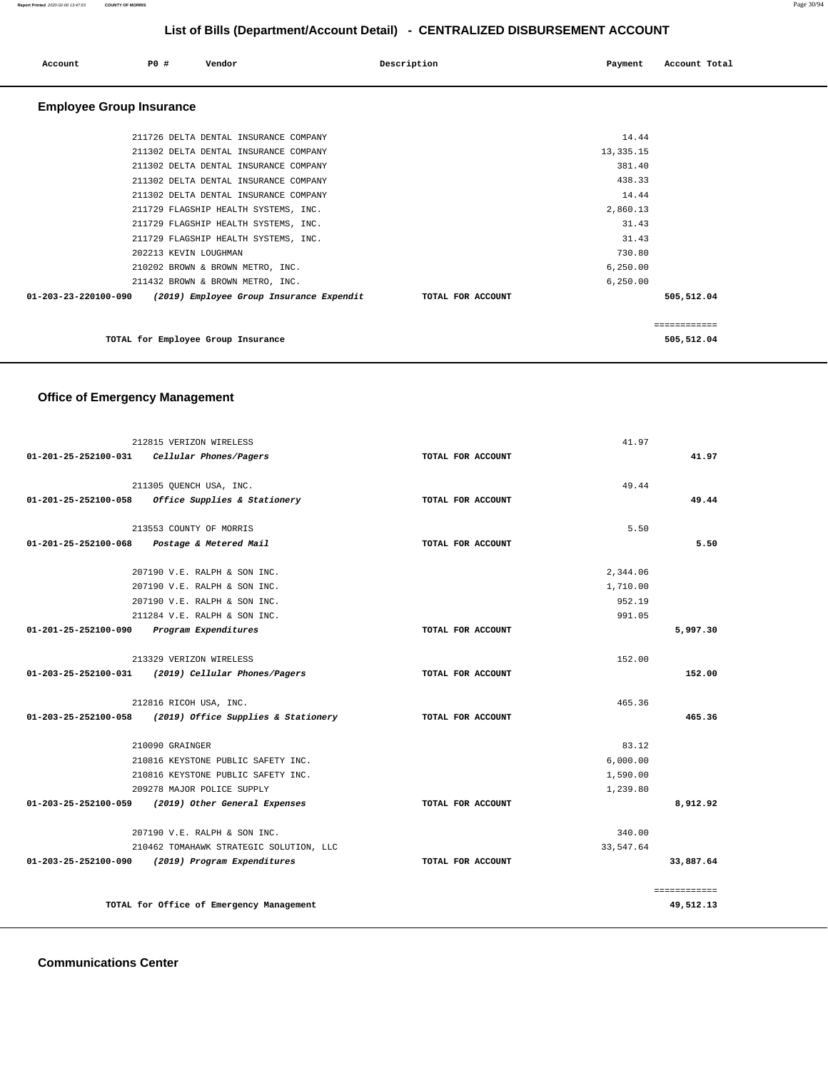# List of Bills (Department/Account Detail) - CENTRALIZED DISBURSEMENT ACCOUNT

| Account | PO # | Vendor | Description | Payment | Account Total |
|---|---|---|---|---|---|

## Employee Group Insurance

| Account | PO # | Vendor | Description | Payment | Account Total |
|---|---|---|---|---|---|
| | 211726 | DELTA DENTAL INSURANCE COMPANY | | 14.44 | |
| | 211302 | DELTA DENTAL INSURANCE COMPANY | | 13,335.15 | |
| | 211302 | DELTA DENTAL INSURANCE COMPANY | | 381.40 | |
| | 211302 | DELTA DENTAL INSURANCE COMPANY | | 438.33 | |
| | 211302 | DELTA DENTAL INSURANCE COMPANY | | 14.44 | |
| | 211729 | FLAGSHIP HEALTH SYSTEMS, INC. | | 2,860.13 | |
| | 211729 | FLAGSHIP HEALTH SYSTEMS, INC. | | 31.43 | |
| | 211729 | FLAGSHIP HEALTH SYSTEMS, INC. | | 31.43 | |
| | 202213 | KEVIN LOUGHMAN | | 730.80 | |
| | 210202 | BROWN & BROWN METRO, INC. | | 6,250.00 | |
| | 211432 | BROWN & BROWN METRO, INC. | | 6,250.00 | |
| 01-203-23-220100-090 | | *(2019) Employee Group Insurance Expendit* | TOTAL FOR ACCOUNT | | 505,512.04 |

TOTAL for Employee Group Insurance: 505,512.04

## Office of Emergency Management

| Account | PO # | Vendor | Description | Payment | Account Total |
|---|---|---|---|---|---|
| | 212815 | VERIZON WIRELESS | | 41.97 | |
| 01-201-25-252100-031 | | *Cellular Phones/Pagers* | TOTAL FOR ACCOUNT | | 41.97 |
| | 211305 | QUENCH USA, INC. | | 49.44 | |
| 01-201-25-252100-058 | | *Office Supplies & Stationery* | TOTAL FOR ACCOUNT | | 49.44 |
| | 213553 | COUNTY OF MORRIS | | 5.50 | |
| 01-201-25-252100-068 | | *Postage & Metered Mail* | TOTAL FOR ACCOUNT | | 5.50 |
| | 207190 | V.E. RALPH & SON INC. | | 2,344.06 | |
| | 207190 | V.E. RALPH & SON INC. | | 1,710.00 | |
| | 207190 | V.E. RALPH & SON INC. | | 952.19 | |
| | 211284 | V.E. RALPH & SON INC. | | 991.05 | |
| 01-201-25-252100-090 | | *Program Expenditures* | TOTAL FOR ACCOUNT | | 5,997.30 |
| | 213329 | VERIZON WIRELESS | | 152.00 | |
| 01-203-25-252100-031 | | *(2019) Cellular Phones/Pagers* | TOTAL FOR ACCOUNT | | 152.00 |
| | 212816 | RICOH USA, INC. | | 465.36 | |
| 01-203-25-252100-058 | | *(2019) Office Supplies & Stationery* | TOTAL FOR ACCOUNT | | 465.36 |
| | 210090 | GRAINGER | | 83.12 | |
| | 210816 | KEYSTONE PUBLIC SAFETY INC. | | 6,000.00 | |
| | 210816 | KEYSTONE PUBLIC SAFETY INC. | | 1,590.00 | |
| | 209278 | MAJOR POLICE SUPPLY | | 1,239.80 | |
| 01-203-25-252100-059 | | *(2019) Other General Expenses* | TOTAL FOR ACCOUNT | | 8,912.92 |
| | 207190 | V.E. RALPH & SON INC. | | 340.00 | |
| | 210462 | TOMAHAWK STRATEGIC SOLUTION, LLC | | 33,547.64 | |
| 01-203-25-252100-090 | | *(2019) Program Expenditures* | TOTAL FOR ACCOUNT | | 33,887.64 |

TOTAL for Office of Emergency Management: 49,512.13

## Communications Center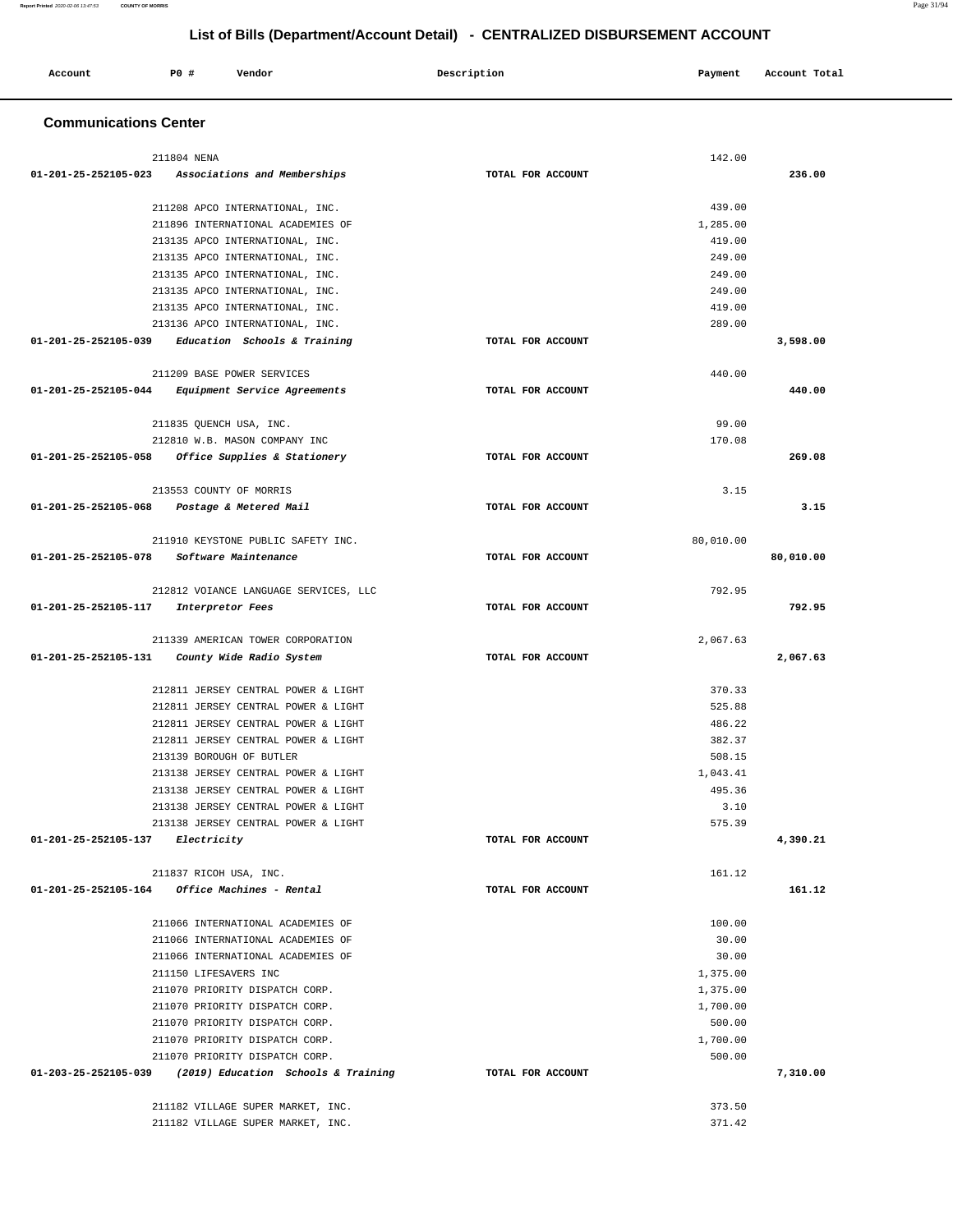## List of Bills (Department/Account Detail) - CENTRALIZED DISBURSEMENT ACCOUNT

| Account | PO # | Vendor | Description | Payment | Account Total |
|---|---|---|---|---|---|

### Communications Center

| Account | PO # | Vendor | Description | Payment | Account Total |
|---|---|---|---|---|---|
| | 211804 | NENA | | 142.00 | |
| 01-201-25-252105-023 | | *Associations and Memberships* | TOTAL FOR ACCOUNT | | 236.00 |
| | 211208 | APCO INTERNATIONAL, INC. | | 439.00 | |
| | 211896 | INTERNATIONAL ACADEMIES OF | | 1,285.00 | |
| | 213135 | APCO INTERNATIONAL, INC. | | 419.00 | |
| | 213135 | APCO INTERNATIONAL, INC. | | 249.00 | |
| | 213135 | APCO INTERNATIONAL, INC. | | 249.00 | |
| | 213135 | APCO INTERNATIONAL, INC. | | 249.00 | |
| | 213135 | APCO INTERNATIONAL, INC. | | 419.00 | |
| | 213136 | APCO INTERNATIONAL, INC. | | 289.00 | |
| 01-201-25-252105-039 | | *Education Schools & Training* | TOTAL FOR ACCOUNT | | 3,598.00 |
| | 211209 | BASE POWER SERVICES | | 440.00 | |
| 01-201-25-252105-044 | | *Equipment Service Agreements* | TOTAL FOR ACCOUNT | | 440.00 |
| | 211835 | QUENCH USA, INC. | | 99.00 | |
| | 212810 | W.B. MASON COMPANY INC | | 170.08 | |
| 01-201-25-252105-058 | | *Office Supplies & Stationery* | TOTAL FOR ACCOUNT | | 269.08 |
| | 213553 | COUNTY OF MORRIS | | 3.15 | |
| 01-201-25-252105-068 | | *Postage & Metered Mail* | TOTAL FOR ACCOUNT | | 3.15 |
| | 211910 | KEYSTONE PUBLIC SAFETY INC. | | 80,010.00 | |
| 01-201-25-252105-078 | | *Software Maintenance* | TOTAL FOR ACCOUNT | | 80,010.00 |
| | 212812 | VOIANCE LANGUAGE SERVICES, LLC | | 792.95 | |
| 01-201-25-252105-117 | | *Interpretor Fees* | TOTAL FOR ACCOUNT | | 792.95 |
| | 211339 | AMERICAN TOWER CORPORATION | | 2,067.63 | |
| 01-201-25-252105-131 | | *County Wide Radio System* | TOTAL FOR ACCOUNT | | 2,067.63 |
| | 212811 | JERSEY CENTRAL POWER & LIGHT | | 370.33 | |
| | 212811 | JERSEY CENTRAL POWER & LIGHT | | 525.88 | |
| | 212811 | JERSEY CENTRAL POWER & LIGHT | | 486.22 | |
| | 212811 | JERSEY CENTRAL POWER & LIGHT | | 382.37 | |
| | 213139 | BOROUGH OF BUTLER | | 508.15 | |
| | 213138 | JERSEY CENTRAL POWER & LIGHT | | 1,043.41 | |
| | 213138 | JERSEY CENTRAL POWER & LIGHT | | 495.36 | |
| | 213138 | JERSEY CENTRAL POWER & LIGHT | | 3.10 | |
| | 213138 | JERSEY CENTRAL POWER & LIGHT | | 575.39 | |
| 01-201-25-252105-137 | | *Electricity* | TOTAL FOR ACCOUNT | | 4,390.21 |
| | 211837 | RICOH USA, INC. | | 161.12 | |
| 01-201-25-252105-164 | | *Office Machines - Rental* | TOTAL FOR ACCOUNT | | 161.12 |
| | 211066 | INTERNATIONAL ACADEMIES OF | | 100.00 | |
| | 211066 | INTERNATIONAL ACADEMIES OF | | 30.00 | |
| | 211066 | INTERNATIONAL ACADEMIES OF | | 30.00 | |
| | 211150 | LIFESAVERS INC | | 1,375.00 | |
| | 211070 | PRIORITY DISPATCH CORP. | | 1,375.00 | |
| | 211070 | PRIORITY DISPATCH CORP. | | 1,700.00 | |
| | 211070 | PRIORITY DISPATCH CORP. | | 500.00 | |
| | 211070 | PRIORITY DISPATCH CORP. | | 1,700.00 | |
| | 211070 | PRIORITY DISPATCH CORP. | | 500.00 | |
| 01-203-25-252105-039 | | *(2019) Education Schools & Training* | TOTAL FOR ACCOUNT | | 7,310.00 |
| | 211182 | VILLAGE SUPER MARKET, INC. | | 373.50 | |
| | 211182 | VILLAGE SUPER MARKET, INC. | | 371.42 | |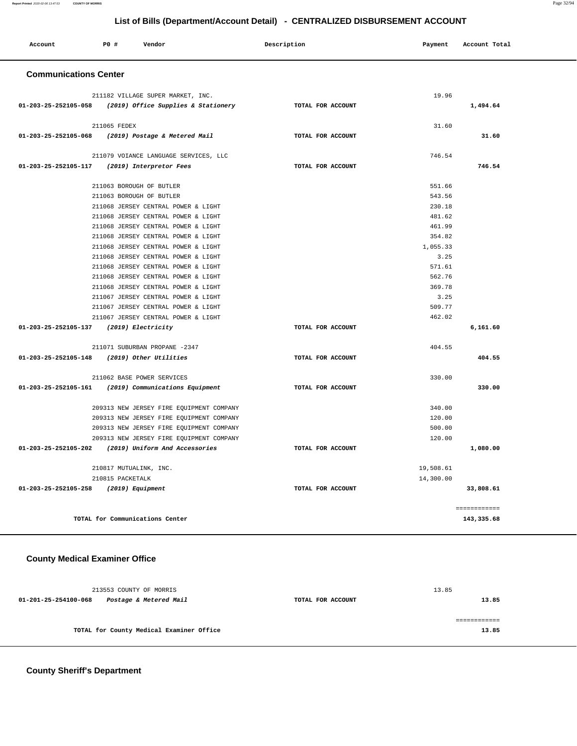## List of Bills (Department/Account Detail) - CENTRALIZED DISBURSEMENT ACCOUNT

| Account | PO # | Vendor | Description | Payment | Account Total |
|---|---|---|---|---|---|

### Communications Center

| Account | PO # | Vendor | Description | Payment | Account Total |
|---|---|---|---|---|---|
| | 211182 | VILLAGE SUPER MARKET, INC. | | 19.96 | |
| **01-203-25-252105-058** | | ***(2019) Office Supplies & Stationery*** | **TOTAL FOR ACCOUNT** | | **1,494.64** |
| | 211065 | FEDEX | | 31.60 | |
| **01-203-25-252105-068** | | ***(2019) Postage & Metered Mail*** | **TOTAL FOR ACCOUNT** | | **31.60** |
| | 211079 | VOIANCE LANGUAGE SERVICES, LLC | | 746.54 | |
| **01-203-25-252105-117** | | ***(2019) Interpretor Fees*** | **TOTAL FOR ACCOUNT** | | **746.54** |
| | 211063 | BOROUGH OF BUTLER | | 551.66 | |
| | 211063 | BOROUGH OF BUTLER | | 543.56 | |
| | 211068 | JERSEY CENTRAL POWER & LIGHT | | 230.18 | |
| | 211068 | JERSEY CENTRAL POWER & LIGHT | | 481.62 | |
| | 211068 | JERSEY CENTRAL POWER & LIGHT | | 461.99 | |
| | 211068 | JERSEY CENTRAL POWER & LIGHT | | 354.82 | |
| | 211068 | JERSEY CENTRAL POWER & LIGHT | | 1,055.33 | |
| | 211068 | JERSEY CENTRAL POWER & LIGHT | | 3.25 | |
| | 211068 | JERSEY CENTRAL POWER & LIGHT | | 571.61 | |
| | 211068 | JERSEY CENTRAL POWER & LIGHT | | 562.76 | |
| | 211068 | JERSEY CENTRAL POWER & LIGHT | | 369.78 | |
| | 211067 | JERSEY CENTRAL POWER & LIGHT | | 3.25 | |
| | 211067 | JERSEY CENTRAL POWER & LIGHT | | 509.77 | |
| | 211067 | JERSEY CENTRAL POWER & LIGHT | | 462.02 | |
| **01-203-25-252105-137** | | ***(2019) Electricity*** | **TOTAL FOR ACCOUNT** | | **6,161.60** |
| | 211071 | SUBURBAN PROPANE -2347 | | 404.55 | |
| **01-203-25-252105-148** | | ***(2019) Other Utilities*** | **TOTAL FOR ACCOUNT** | | **404.55** |
| | 211062 | BASE POWER SERVICES | | 330.00 | |
| **01-203-25-252105-161** | | ***(2019) Communications Equipment*** | **TOTAL FOR ACCOUNT** | | **330.00** |
| | 209313 | NEW JERSEY FIRE EQUIPMENT COMPANY | | 340.00 | |
| | 209313 | NEW JERSEY FIRE EQUIPMENT COMPANY | | 120.00 | |
| | 209313 | NEW JERSEY FIRE EQUIPMENT COMPANY | | 500.00 | |
| | 209313 | NEW JERSEY FIRE EQUIPMENT COMPANY | | 120.00 | |
| **01-203-25-252105-202** | | ***(2019) Uniform And Accessories*** | **TOTAL FOR ACCOUNT** | | **1,080.00** |
| | 210817 | MUTUALINK, INC. | | 19,508.61 | |
| | 210815 | PACKETALK | | 14,300.00 | |
| **01-203-25-252105-258** | | ***(2019) Equipment*** | **TOTAL FOR ACCOUNT** | | **33,808.61** |
| | | | | | ============ |
| | | **TOTAL for Communications Center** | | | **143,335.68** |

### County Medical Examiner Office

| Account | PO # | Vendor | Description | Payment | Account Total |
|---|---|---|---|---|---|
| | 213553 | COUNTY OF MORRIS | | 13.85 | |
| **01-201-25-254100-068** | | ***Postage & Metered Mail*** | **TOTAL FOR ACCOUNT** | | **13.85** |
| | | | | | ============ |
| | | **TOTAL for County Medical Examiner Office** | | | **13.85** |

### County Sheriff's Department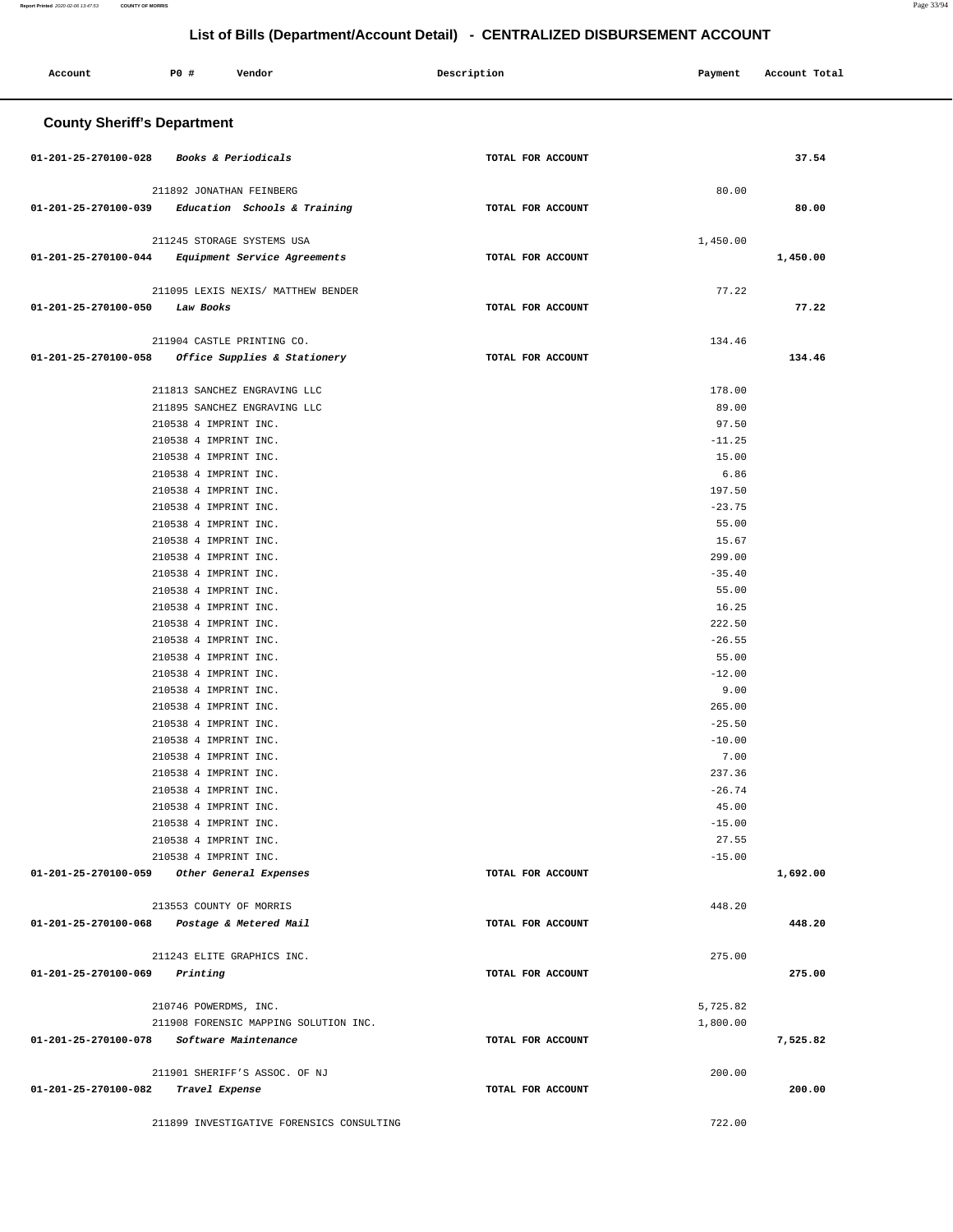# List of Bills (Department/Account Detail) - CENTRALIZED DISBURSEMENT ACCOUNT

| Account | PO # | Vendor | Description | Payment | Account Total |
|---|---|---|---|---|---|

## County Sheriff's Department

| Account | PO # | Vendor | Description | Payment | Account Total |
|---|---|---|---|---|---|
| 01-201-25-270100-028 | | *Books & Periodicals* | TOTAL FOR ACCOUNT | | 37.54 |
| | 211892 | JONATHAN FEINBERG | | 80.00 | |
| 01-201-25-270100-039 | | *Education Schools & Training* | TOTAL FOR ACCOUNT | | 80.00 |
| | 211245 | STORAGE SYSTEMS USA | | 1,450.00 | |
| 01-201-25-270100-044 | | *Equipment Service Agreements* | TOTAL FOR ACCOUNT | | 1,450.00 |
| | 211095 | LEXIS NEXIS/ MATTHEW BENDER | | 77.22 | |
| 01-201-25-270100-050 | | *Law Books* | TOTAL FOR ACCOUNT | | 77.22 |
| | 211904 | CASTLE PRINTING CO. | | 134.46 | |
| 01-201-25-270100-058 | | *Office Supplies & Stationery* | TOTAL FOR ACCOUNT | | 134.46 |
| | 211813 | SANCHEZ ENGRAVING LLC | | 178.00 | |
| | 211895 | SANCHEZ ENGRAVING LLC | | 89.00 | |
| | 210538 | 4 IMPRINT INC. | | 97.50 | |
| | 210538 | 4 IMPRINT INC. | | -11.25 | |
| | 210538 | 4 IMPRINT INC. | | 15.00 | |
| | 210538 | 4 IMPRINT INC. | | 6.86 | |
| | 210538 | 4 IMPRINT INC. | | 197.50 | |
| | 210538 | 4 IMPRINT INC. | | -23.75 | |
| | 210538 | 4 IMPRINT INC. | | 55.00 | |
| | 210538 | 4 IMPRINT INC. | | 15.67 | |
| | 210538 | 4 IMPRINT INC. | | 299.00 | |
| | 210538 | 4 IMPRINT INC. | | -35.40 | |
| | 210538 | 4 IMPRINT INC. | | 55.00 | |
| | 210538 | 4 IMPRINT INC. | | 16.25 | |
| | 210538 | 4 IMPRINT INC. | | 222.50 | |
| | 210538 | 4 IMPRINT INC. | | -26.55 | |
| | 210538 | 4 IMPRINT INC. | | 55.00 | |
| | 210538 | 4 IMPRINT INC. | | -12.00 | |
| | 210538 | 4 IMPRINT INC. | | 9.00 | |
| | 210538 | 4 IMPRINT INC. | | 265.00 | |
| | 210538 | 4 IMPRINT INC. | | -25.50 | |
| | 210538 | 4 IMPRINT INC. | | -10.00 | |
| | 210538 | 4 IMPRINT INC. | | 7.00 | |
| | 210538 | 4 IMPRINT INC. | | 237.36 | |
| | 210538 | 4 IMPRINT INC. | | -26.74 | |
| | 210538 | 4 IMPRINT INC. | | 45.00 | |
| | 210538 | 4 IMPRINT INC. | | -15.00 | |
| | 210538 | 4 IMPRINT INC. | | 27.55 | |
| | 210538 | 4 IMPRINT INC. | | -15.00 | |
| 01-201-25-270100-059 | | *Other General Expenses* | TOTAL FOR ACCOUNT | | 1,692.00 |
| | 213553 | COUNTY OF MORRIS | | 448.20 | |
| 01-201-25-270100-068 | | *Postage & Metered Mail* | TOTAL FOR ACCOUNT | | 448.20 |
| | 211243 | ELITE GRAPHICS INC. | | 275.00 | |
| 01-201-25-270100-069 | | *Printing* | TOTAL FOR ACCOUNT | | 275.00 |
| | 210746 | POWERDMS, INC. | | 5,725.82 | |
| | 211908 | FORENSIC MAPPING SOLUTION INC. | | 1,800.00 | |
| 01-201-25-270100-078 | | *Software Maintenance* | TOTAL FOR ACCOUNT | | 7,525.82 |
| | 211901 | SHERIFF'S ASSOC. OF NJ | | 200.00 | |
| 01-201-25-270100-082 | | *Travel Expense* | TOTAL FOR ACCOUNT | | 200.00 |
| | 211899 | INVESTIGATIVE FORENSICS CONSULTING | | 722.00 | |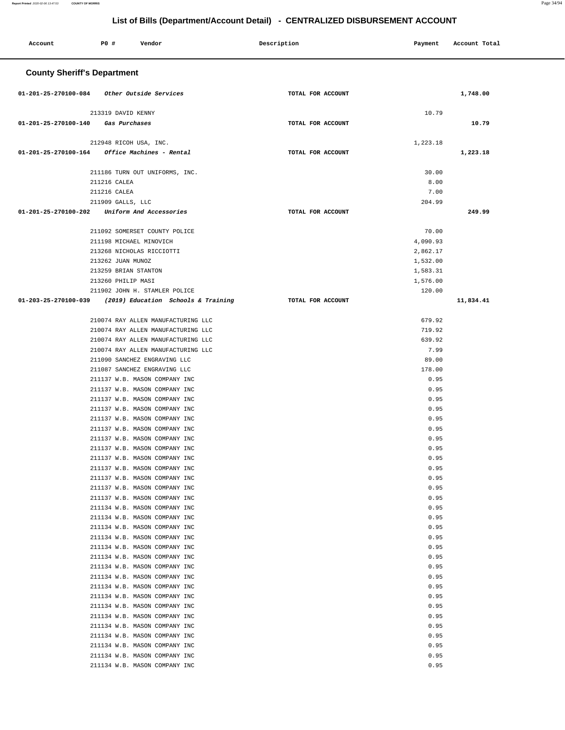# List of Bills (Department/Account Detail) - CENTRALIZED DISBURSEMENT ACCOUNT

| Account | PO # | Vendor | Description | Payment | Account Total |
|---|---|---|---|---|---|

## County Sheriff's Department

| Account | PO # | Vendor | Description | Payment | Account Total |
|---|---|---|---|---|---|
| 01-201-25-270100-084 | | *Other Outside Services* | TOTAL FOR ACCOUNT | | 1,748.00 |
| | 213319 | DAVID KENNY | | 10.79 | |
| 01-201-25-270100-140 | | *Gas Purchases* | TOTAL FOR ACCOUNT | | 10.79 |
| | 212948 | RICOH USA, INC. | | 1,223.18 | |
| 01-201-25-270100-164 | | *Office Machines - Rental* | TOTAL FOR ACCOUNT | | 1,223.18 |
| | 211186 | TURN OUT UNIFORMS, INC. | | 30.00 | |
| | 211216 | CALEA | | 8.00 | |
| | 211216 | CALEA | | 7.00 | |
| | 211909 | GALLS, LLC | | 204.99 | |
| 01-201-25-270100-202 | | *Uniform And Accessories* | TOTAL FOR ACCOUNT | | 249.99 |
| | 211092 | SOMERSET COUNTY POLICE | | 70.00 | |
| | 211198 | MICHAEL MINOVICH | | 4,090.93 | |
| | 213268 | NICHOLAS RICCIOTTI | | 2,862.17 | |
| | 213262 | JUAN MUNOZ | | 1,532.00 | |
| | 213259 | BRIAN STANTON | | 1,583.31 | |
| | 213260 | PHILIP MASI | | 1,576.00 | |
| | 211902 | JOHN H. STAMLER POLICE | | 120.00 | |
| 01-203-25-270100-039 | | *(2019) Education Schools & Training* | TOTAL FOR ACCOUNT | | 11,834.41 |
| | 210074 | RAY ALLEN MANUFACTURING LLC | | 679.92 | |
| | 210074 | RAY ALLEN MANUFACTURING LLC | | 719.92 | |
| | 210074 | RAY ALLEN MANUFACTURING LLC | | 639.92 | |
| | 210074 | RAY ALLEN MANUFACTURING LLC | | 7.99 | |
| | 211090 | SANCHEZ ENGRAVING LLC | | 89.00 | |
| | 211087 | SANCHEZ ENGRAVING LLC | | 178.00 | |
| | 211137 | W.B. MASON COMPANY INC | | 0.95 | |
| | 211137 | W.B. MASON COMPANY INC | | 0.95 | |
| | 211137 | W.B. MASON COMPANY INC | | 0.95 | |
| | 211137 | W.B. MASON COMPANY INC | | 0.95 | |
| | 211137 | W.B. MASON COMPANY INC | | 0.95 | |
| | 211137 | W.B. MASON COMPANY INC | | 0.95 | |
| | 211137 | W.B. MASON COMPANY INC | | 0.95 | |
| | 211137 | W.B. MASON COMPANY INC | | 0.95 | |
| | 211137 | W.B. MASON COMPANY INC | | 0.95 | |
| | 211137 | W.B. MASON COMPANY INC | | 0.95 | |
| | 211137 | W.B. MASON COMPANY INC | | 0.95 | |
| | 211137 | W.B. MASON COMPANY INC | | 0.95 | |
| | 211137 | W.B. MASON COMPANY INC | | 0.95 | |
| | 211134 | W.B. MASON COMPANY INC | | 0.95 | |
| | 211134 | W.B. MASON COMPANY INC | | 0.95 | |
| | 211134 | W.B. MASON COMPANY INC | | 0.95 | |
| | 211134 | W.B. MASON COMPANY INC | | 0.95 | |
| | 211134 | W.B. MASON COMPANY INC | | 0.95 | |
| | 211134 | W.B. MASON COMPANY INC | | 0.95 | |
| | 211134 | W.B. MASON COMPANY INC | | 0.95 | |
| | 211134 | W.B. MASON COMPANY INC | | 0.95 | |
| | 211134 | W.B. MASON COMPANY INC | | 0.95 | |
| | 211134 | W.B. MASON COMPANY INC | | 0.95 | |
| | 211134 | W.B. MASON COMPANY INC | | 0.95 | |
| | 211134 | W.B. MASON COMPANY INC | | 0.95 | |
| | 211134 | W.B. MASON COMPANY INC | | 0.95 | |
| | 211134 | W.B. MASON COMPANY INC | | 0.95 | |
| | 211134 | W.B. MASON COMPANY INC | | 0.95 | |
| | 211134 | W.B. MASON COMPANY INC | | 0.95 | |
| | 211134 | W.B. MASON COMPANY INC | | 0.95 | |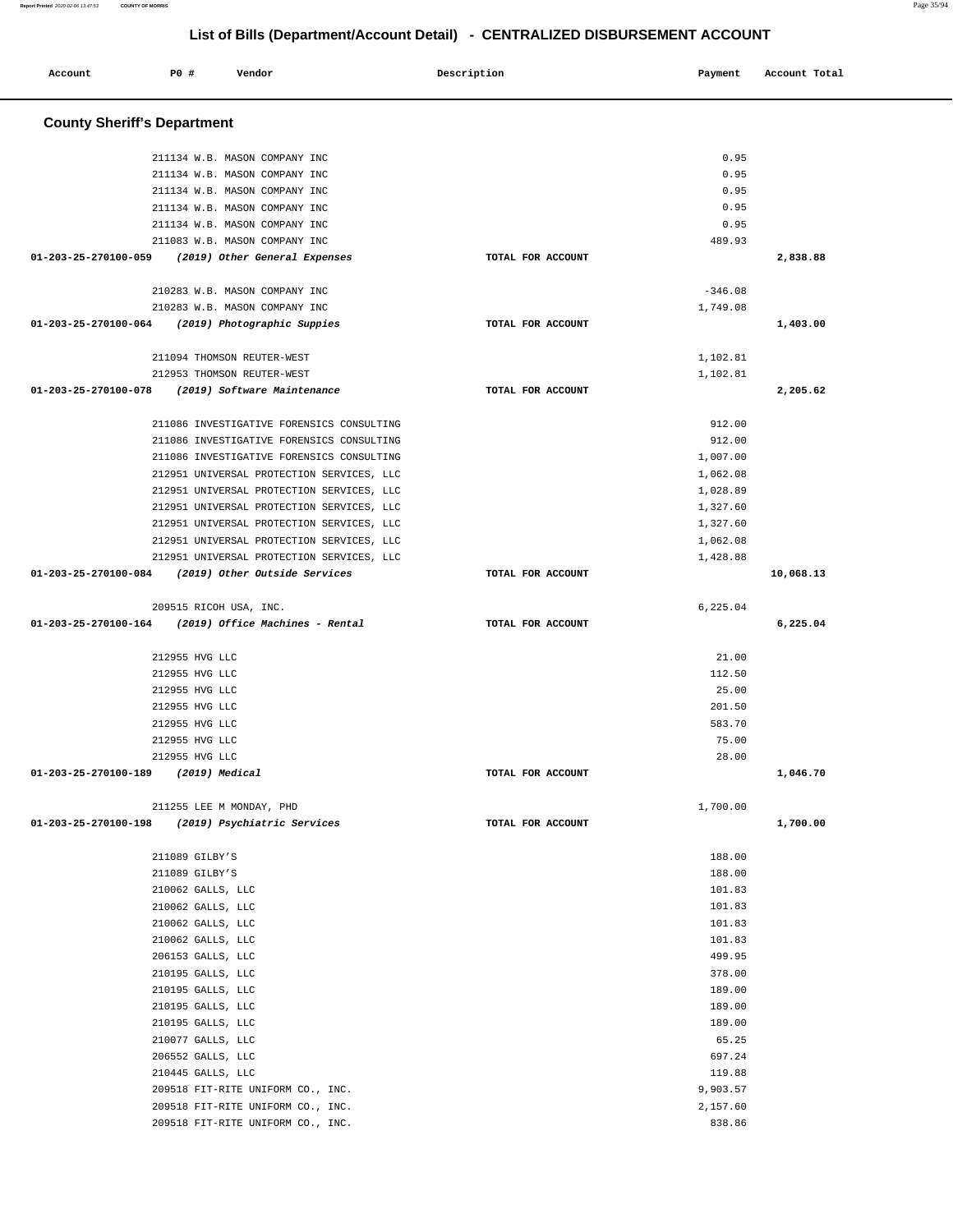## List of Bills (Department/Account Detail) - CENTRALIZED DISBURSEMENT ACCOUNT

| Account | PO # | Vendor | Description | Payment | Account Total |
|---|---|---|---|---|---|

### County Sheriff's Department

| Account | PO # | Vendor | Description | Payment | Account Total |
|---|---|---|---|---|---|
| | 211134 | W.B. MASON COMPANY INC | | 0.95 | |
| | 211134 | W.B. MASON COMPANY INC | | 0.95 | |
| | 211134 | W.B. MASON COMPANY INC | | 0.95 | |
| | 211134 | W.B. MASON COMPANY INC | | 0.95 | |
| | 211134 | W.B. MASON COMPANY INC | | 0.95 | |
| | 211083 | W.B. MASON COMPANY INC | | 489.93 | |
| **01-203-25-270100-059** | | ***(2019) Other General Expenses*** | **TOTAL FOR ACCOUNT** | | **2,838.88** |
| | 210283 | W.B. MASON COMPANY INC | | -346.08 | |
| | 210283 | W.B. MASON COMPANY INC | | 1,749.08 | |
| **01-203-25-270100-064** | | ***(2019) Photographic Suppies*** | **TOTAL FOR ACCOUNT** | | **1,403.00** |
| | 211094 | THOMSON REUTER-WEST | | 1,102.81 | |
| | 212953 | THOMSON REUTER-WEST | | 1,102.81 | |
| **01-203-25-270100-078** | | ***(2019) Software Maintenance*** | **TOTAL FOR ACCOUNT** | | **2,205.62** |
| | 211086 | INVESTIGATIVE FORENSICS CONSULTING | | 912.00 | |
| | 211086 | INVESTIGATIVE FORENSICS CONSULTING | | 912.00 | |
| | 211086 | INVESTIGATIVE FORENSICS CONSULTING | | 1,007.00 | |
| | 212951 | UNIVERSAL PROTECTION SERVICES, LLC | | 1,062.08 | |
| | 212951 | UNIVERSAL PROTECTION SERVICES, LLC | | 1,028.89 | |
| | 212951 | UNIVERSAL PROTECTION SERVICES, LLC | | 1,327.60 | |
| | 212951 | UNIVERSAL PROTECTION SERVICES, LLC | | 1,327.60 | |
| | 212951 | UNIVERSAL PROTECTION SERVICES, LLC | | 1,062.08 | |
| | 212951 | UNIVERSAL PROTECTION SERVICES, LLC | | 1,428.88 | |
| **01-203-25-270100-084** | | ***(2019) Other Outside Services*** | **TOTAL FOR ACCOUNT** | | **10,068.13** |
| | 209515 | RICOH USA, INC. | | 6,225.04 | |
| **01-203-25-270100-164** | | ***(2019) Office Machines - Rental*** | **TOTAL FOR ACCOUNT** | | **6,225.04** |
| | 212955 | HVG LLC | | 21.00 | |
| | 212955 | HVG LLC | | 112.50 | |
| | 212955 | HVG LLC | | 25.00 | |
| | 212955 | HVG LLC | | 201.50 | |
| | 212955 | HVG LLC | | 583.70 | |
| | 212955 | HVG LLC | | 75.00 | |
| | 212955 | HVG LLC | | 28.00 | |
| **01-203-25-270100-189** | | ***(2019) Medical*** | **TOTAL FOR ACCOUNT** | | **1,046.70** |
| | 211255 | LEE M MONDAY, PHD | | 1,700.00 | |
| **01-203-25-270100-198** | | ***(2019) Psychiatric Services*** | **TOTAL FOR ACCOUNT** | | **1,700.00** |
| | 211089 | GILBY'S | | 188.00 | |
| | 211089 | GILBY'S | | 188.00 | |
| | 210062 | GALLS, LLC | | 101.83 | |
| | 210062 | GALLS, LLC | | 101.83 | |
| | 210062 | GALLS, LLC | | 101.83 | |
| | 210062 | GALLS, LLC | | 101.83 | |
| | 206153 | GALLS, LLC | | 499.95 | |
| | 210195 | GALLS, LLC | | 378.00 | |
| | 210195 | GALLS, LLC | | 189.00 | |
| | 210195 | GALLS, LLC | | 189.00 | |
| | 210195 | GALLS, LLC | | 189.00 | |
| | 210077 | GALLS, LLC | | 65.25 | |
| | 206552 | GALLS, LLC | | 697.24 | |
| | 210445 | GALLS, LLC | | 119.88 | |
| | 209518 | FIT-RITE UNIFORM CO., INC. | | 9,903.57 | |
| | 209518 | FIT-RITE UNIFORM CO., INC. | | 2,157.60 | |
| | 209518 | FIT-RITE UNIFORM CO., INC. | | 838.86 | |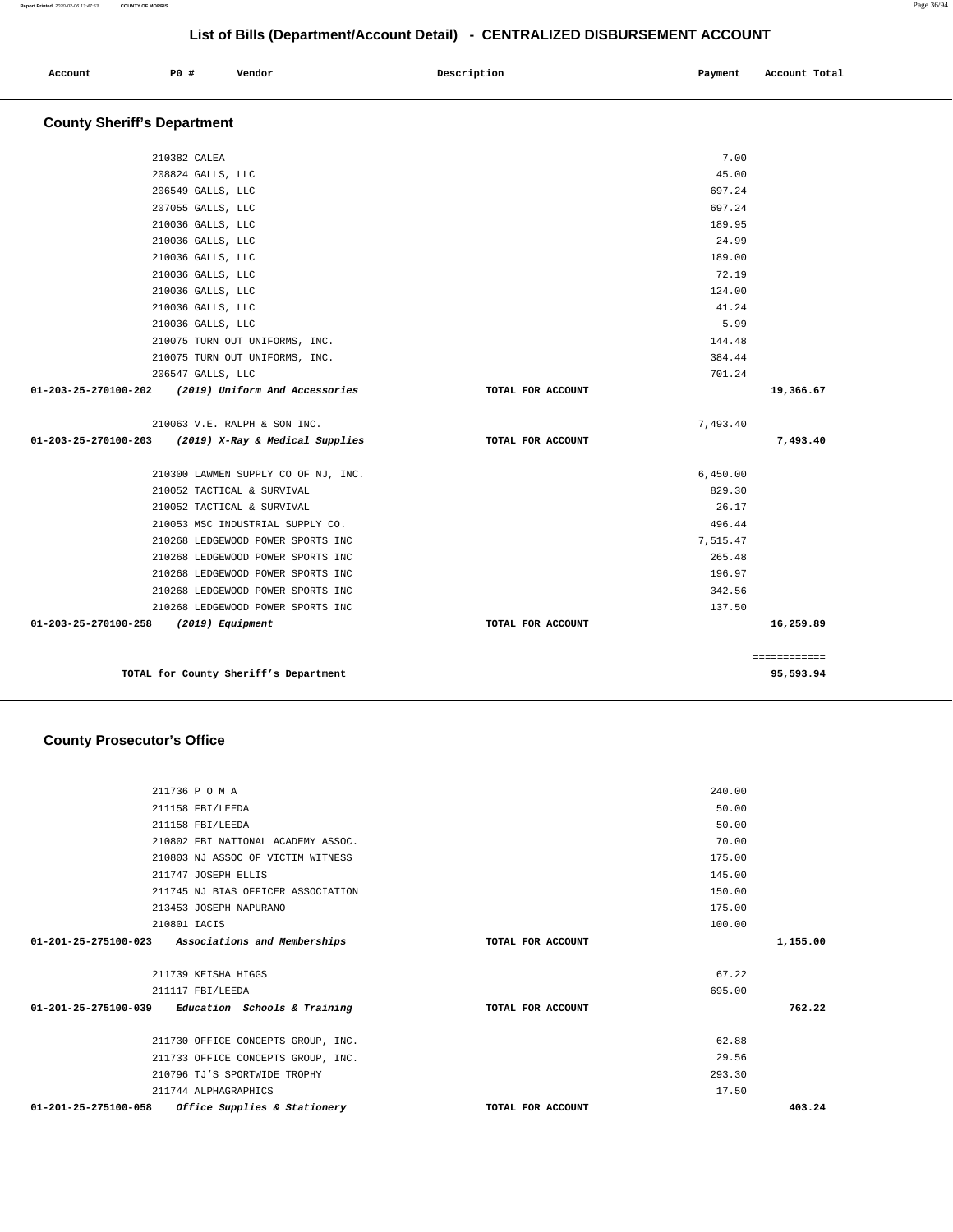## List of Bills (Department/Account Detail) - CENTRALIZED DISBURSEMENT ACCOUNT

| Account | PO # | Vendor | Description | Payment | Account Total |
|---|---|---|---|---|---|

### County Sheriff's Department

| Account | PO # | Vendor | Description | Payment | Account Total |
|---|---|---|---|---|---|
| | 210382 | CALEA | | 7.00 | |
| | 208824 | GALLS, LLC | | 45.00 | |
| | 206549 | GALLS, LLC | | 697.24 | |
| | 207055 | GALLS, LLC | | 697.24 | |
| | 210036 | GALLS, LLC | | 189.95 | |
| | 210036 | GALLS, LLC | | 24.99 | |
| | 210036 | GALLS, LLC | | 189.00 | |
| | 210036 | GALLS, LLC | | 72.19 | |
| | 210036 | GALLS, LLC | | 124.00 | |
| | 210036 | GALLS, LLC | | 41.24 | |
| | 210036 | GALLS, LLC | | 5.99 | |
| | 210075 | TURN OUT UNIFORMS, INC. | | 144.48 | |
| | 210075 | TURN OUT UNIFORMS, INC. | | 384.44 | |
| | 206547 | GALLS, LLC | | 701.24 | |
| **01-203-25-270100-202** | | ***(2019) Uniform And Accessories*** | TOTAL FOR ACCOUNT | | **19,366.67** |
| | 210063 | V.E. RALPH & SON INC. | | 7,493.40 | |
| **01-203-25-270100-203** | | ***(2019) X-Ray & Medical Supplies*** | TOTAL FOR ACCOUNT | | **7,493.40** |
| | 210300 | LAWMEN SUPPLY CO OF NJ, INC. | | 6,450.00 | |
| | 210052 | TACTICAL & SURVIVAL | | 829.30 | |
| | 210052 | TACTICAL & SURVIVAL | | 26.17 | |
| | 210053 | MSC INDUSTRIAL SUPPLY CO. | | 496.44 | |
| | 210268 | LEDGEWOOD POWER SPORTS INC | | 7,515.47 | |
| | 210268 | LEDGEWOOD POWER SPORTS INC | | 265.48 | |
| | 210268 | LEDGEWOOD POWER SPORTS INC | | 196.97 | |
| | 210268 | LEDGEWOOD POWER SPORTS INC | | 342.56 | |
| | 210268 | LEDGEWOOD POWER SPORTS INC | | 137.50 | |
| **01-203-25-270100-258** | | ***(2019) Equipment*** | TOTAL FOR ACCOUNT | | **16,259.89** |
| | | | | | ============ |
| | | **TOTAL for County Sheriff's Department** | | | **95,593.94** |

### County Prosecutor's Office

| Account | PO # | Vendor | Description | Payment | Account Total |
|---|---|---|---|---|---|
| | 211736 | P O M A | | 240.00 | |
| | 211158 | FBI/LEEDA | | 50.00 | |
| | 211158 | FBI/LEEDA | | 50.00 | |
| | 210802 | FBI NATIONAL ACADEMY ASSOC. | | 70.00 | |
| | 210803 | NJ ASSOC OF VICTIM WITNESS | | 175.00 | |
| | 211747 | JOSEPH ELLIS | | 145.00 | |
| | 211745 | NJ BIAS OFFICER ASSOCIATION | | 150.00 | |
| | 213453 | JOSEPH NAPURANO | | 175.00 | |
| | 210801 | IACIS | | 100.00 | |
| **01-201-25-275100-023** | | ***Associations and Memberships*** | TOTAL FOR ACCOUNT | | **1,155.00** |
| | 211739 | KEISHA HIGGS | | 67.22 | |
| | 211117 | FBI/LEEDA | | 695.00 | |
| **01-201-25-275100-039** | | ***Education Schools & Training*** | TOTAL FOR ACCOUNT | | **762.22** |
| | 211730 | OFFICE CONCEPTS GROUP, INC. | | 62.88 | |
| | 211733 | OFFICE CONCEPTS GROUP, INC. | | 29.56 | |
| | 210796 | TJ'S SPORTWIDE TROPHY | | 293.30 | |
| | 211744 | ALPHAGRAPHICS | | 17.50 | |
| **01-201-25-275100-058** | | ***Office Supplies & Stationery*** | TOTAL FOR ACCOUNT | | **403.24** |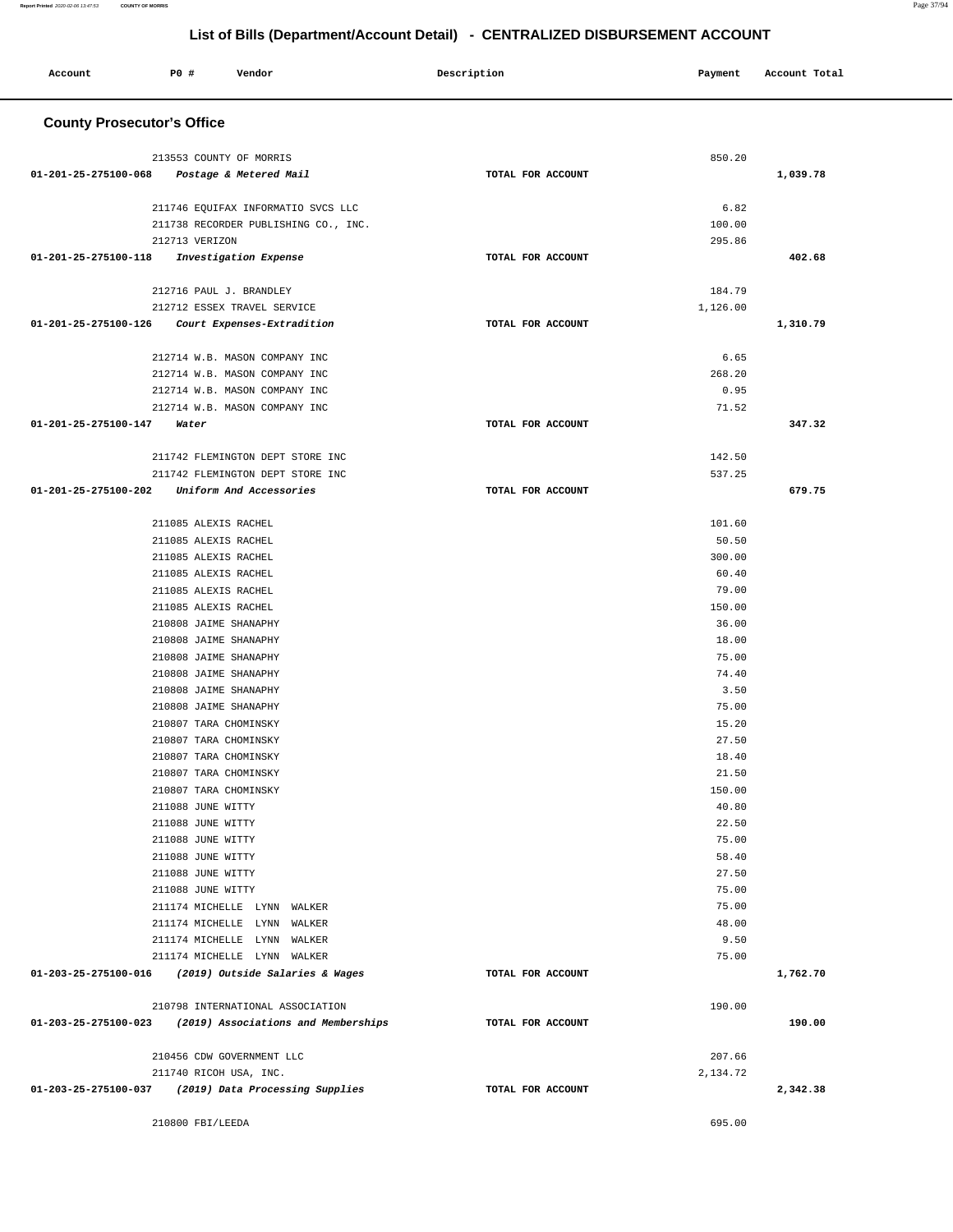# List of Bills (Department/Account Detail) - CENTRALIZED DISBURSEMENT ACCOUNT

| Account | PO # | Vendor | Description | Payment | Account Total |
|---|---|---|---|---|---|

## County Prosecutor's Office

| Account | PO # | Vendor | Description | Payment | Account Total |
|---|---|---|---|---|---|
| | 213553 | COUNTY OF MORRIS | | 850.20 | |
| 01-201-25-275100-068 | | *Postage & Metered Mail* | TOTAL FOR ACCOUNT | | 1,039.78 |
| | 211746 | EQUIFAX INFORMATIO SVCS LLC | | 6.82 | |
| | 211738 | RECORDER PUBLISHING CO., INC. | | 100.00 | |
| | 212713 | VERIZON | | 295.86 | |
| 01-201-25-275100-118 | | *Investigation Expense* | TOTAL FOR ACCOUNT | | 402.68 |
| | 212716 | PAUL J. BRANDLEY | | 184.79 | |
| | 212712 | ESSEX TRAVEL SERVICE | | 1,126.00 | |
| 01-201-25-275100-126 | | *Court Expenses-Extradition* | TOTAL FOR ACCOUNT | | 1,310.79 |
| | 212714 | W.B. MASON COMPANY INC | | 6.65 | |
| | 212714 | W.B. MASON COMPANY INC | | 268.20 | |
| | 212714 | W.B. MASON COMPANY INC | | 0.95 | |
| | 212714 | W.B. MASON COMPANY INC | | 71.52 | |
| 01-201-25-275100-147 | | *Water* | TOTAL FOR ACCOUNT | | 347.32 |
| | 211742 | FLEMINGTON DEPT STORE INC | | 142.50 | |
| | 211742 | FLEMINGTON DEPT STORE INC | | 537.25 | |
| 01-201-25-275100-202 | | *Uniform And Accessories* | TOTAL FOR ACCOUNT | | 679.75 |
| | 211085 | ALEXIS RACHEL | | 101.60 | |
| | 211085 | ALEXIS RACHEL | | 50.50 | |
| | 211085 | ALEXIS RACHEL | | 300.00 | |
| | 211085 | ALEXIS RACHEL | | 60.40 | |
| | 211085 | ALEXIS RACHEL | | 79.00 | |
| | 211085 | ALEXIS RACHEL | | 150.00 | |
| | 210808 | JAIME SHANAPHY | | 36.00 | |
| | 210808 | JAIME SHANAPHY | | 18.00 | |
| | 210808 | JAIME SHANAPHY | | 75.00 | |
| | 210808 | JAIME SHANAPHY | | 74.40 | |
| | 210808 | JAIME SHANAPHY | | 3.50 | |
| | 210808 | JAIME SHANAPHY | | 75.00 | |
| | 210807 | TARA CHOMINSKY | | 15.20 | |
| | 210807 | TARA CHOMINSKY | | 27.50 | |
| | 210807 | TARA CHOMINSKY | | 18.40 | |
| | 210807 | TARA CHOMINSKY | | 21.50 | |
| | 210807 | TARA CHOMINSKY | | 150.00 | |
| | 211088 | JUNE WITTY | | 40.80 | |
| | 211088 | JUNE WITTY | | 22.50 | |
| | 211088 | JUNE WITTY | | 75.00 | |
| | 211088 | JUNE WITTY | | 58.40 | |
| | 211088 | JUNE WITTY | | 27.50 | |
| | 211088 | JUNE WITTY | | 75.00 | |
| | 211174 | MICHELLE LYNN WALKER | | 75.00 | |
| | 211174 | MICHELLE LYNN WALKER | | 48.00 | |
| | 211174 | MICHELLE LYNN WALKER | | 9.50 | |
| | 211174 | MICHELLE LYNN WALKER | | 75.00 | |
| 01-203-25-275100-016 | | *(2019) Outside Salaries & Wages* | TOTAL FOR ACCOUNT | | 1,762.70 |
| | 210798 | INTERNATIONAL ASSOCIATION | | 190.00 | |
| 01-203-25-275100-023 | | *(2019) Associations and Memberships* | TOTAL FOR ACCOUNT | | 190.00 |
| | 210456 | CDW GOVERNMENT LLC | | 207.66 | |
| | 211740 | RICOH USA, INC. | | 2,134.72 | |
| 01-203-25-275100-037 | | *(2019) Data Processing Supplies* | TOTAL FOR ACCOUNT | | 2,342.38 |
| | 210800 | FBI/LEEDA | | 695.00 | |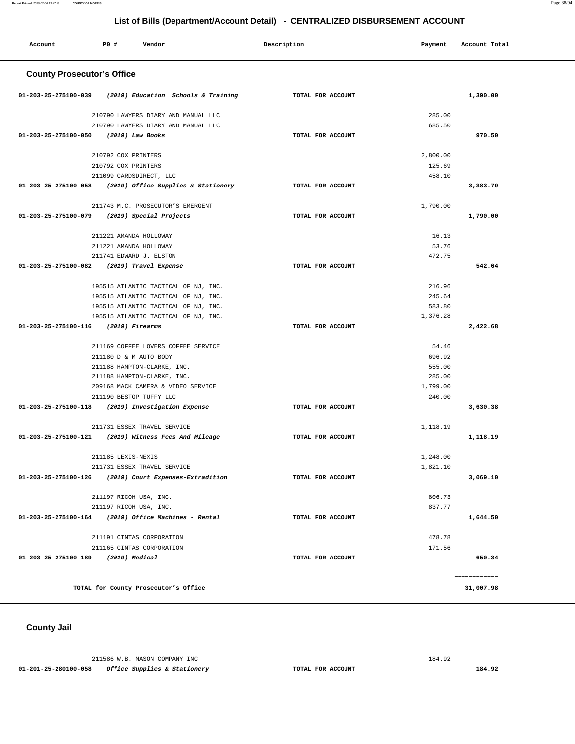## List of Bills (Department/Account Detail) - CENTRALIZED DISBURSEMENT ACCOUNT

| Account | PO # | Vendor | Description | Payment | Account Total |
|---|---|---|---|---|---|

### County Prosecutor's Office

| Account | PO # | Vendor | Description | Payment | Account Total |
|---|---|---|---|---|---|
| 01-203-25-275100-039 | | *(2019) Education Schools & Training* | TOTAL FOR ACCOUNT | | 1,390.00 |
| | 210790 | LAWYERS DIARY AND MANUAL LLC | | 285.00 | |
| | 210790 | LAWYERS DIARY AND MANUAL LLC | | 685.50 | |
| 01-203-25-275100-050 | | *(2019) Law Books* | TOTAL FOR ACCOUNT | | 970.50 |
| | 210792 | COX PRINTERS | | 2,800.00 | |
| | 210792 | COX PRINTERS | | 125.69 | |
| | 211099 | CARDSDIRECT, LLC | | 458.10 | |
| 01-203-25-275100-058 | | *(2019) Office Supplies & Stationery* | TOTAL FOR ACCOUNT | | 3,383.79 |
| | 211743 | M.C. PROSECUTOR'S EMERGENT | | 1,790.00 | |
| 01-203-25-275100-079 | | *(2019) Special Projects* | TOTAL FOR ACCOUNT | | 1,790.00 |
| | 211221 | AMANDA HOLLOWAY | | 16.13 | |
| | 211221 | AMANDA HOLLOWAY | | 53.76 | |
| | 211741 | EDWARD J. ELSTON | | 472.75 | |
| 01-203-25-275100-082 | | *(2019) Travel Expense* | TOTAL FOR ACCOUNT | | 542.64 |
| | 195515 | ATLANTIC TACTICAL OF NJ, INC. | | 216.96 | |
| | 195515 | ATLANTIC TACTICAL OF NJ, INC. | | 245.64 | |
| | 195515 | ATLANTIC TACTICAL OF NJ, INC. | | 583.80 | |
| | 195515 | ATLANTIC TACTICAL OF NJ, INC. | | 1,376.28 | |
| 01-203-25-275100-116 | | *(2019) Firearms* | TOTAL FOR ACCOUNT | | 2,422.68 |
| | 211169 | COFFEE LOVERS COFFEE SERVICE | | 54.46 | |
| | 211180 | D & M AUTO BODY | | 696.92 | |
| | 211188 | HAMPTON-CLARKE, INC. | | 555.00 | |
| | 211188 | HAMPTON-CLARKE, INC. | | 285.00 | |
| | 209168 | MACK CAMERA & VIDEO SERVICE | | 1,799.00 | |
| | 211190 | BESTOP TUFFY LLC | | 240.00 | |
| 01-203-25-275100-118 | | *(2019) Investigation Expense* | TOTAL FOR ACCOUNT | | 3,630.38 |
| | 211731 | ESSEX TRAVEL SERVICE | | 1,118.19 | |
| 01-203-25-275100-121 | | *(2019) Witness Fees And Mileage* | TOTAL FOR ACCOUNT | | 1,118.19 |
| | 211185 | LEXIS-NEXIS | | 1,248.00 | |
| | 211731 | ESSEX TRAVEL SERVICE | | 1,821.10 | |
| 01-203-25-275100-126 | | *(2019) Court Expenses-Extradition* | TOTAL FOR ACCOUNT | | 3,069.10 |
| | 211197 | RICOH USA, INC. | | 806.73 | |
| | 211197 | RICOH USA, INC. | | 837.77 | |
| 01-203-25-275100-164 | | *(2019) Office Machines - Rental* | TOTAL FOR ACCOUNT | | 1,644.50 |
| | 211191 | CINTAS CORPORATION | | 478.78 | |
| | 211165 | CINTAS CORPORATION | | 171.56 | |
| 01-203-25-275100-189 | | *(2019) Medical* | TOTAL FOR ACCOUNT | | 650.34 |
| | | | | | ============ |
| | | TOTAL for County Prosecutor's Office | | | 31,007.98 |

### County Jail

| Account | PO # | Vendor | Description | Payment | Account Total |
|---|---|---|---|---|---|
| | 211586 | W.B. MASON COMPANY INC | | 184.92 | |
| 01-201-25-280100-058 | | *Office Supplies & Stationery* | TOTAL FOR ACCOUNT | | 184.92 |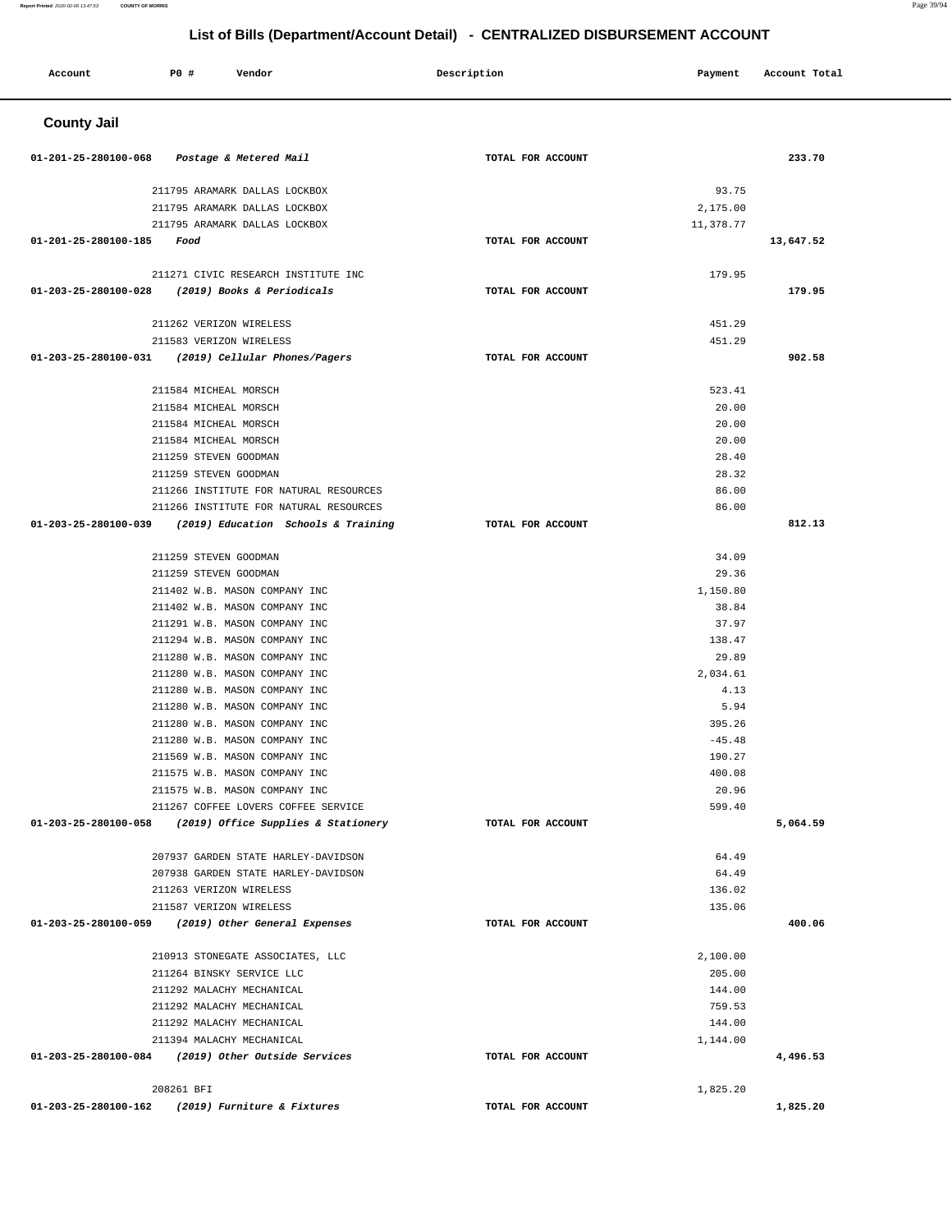# List of Bills (Department/Account Detail) - CENTRALIZED DISBURSEMENT ACCOUNT

| Account | PO # | Vendor | Description | Payment | Account Total |
|---|---|---|---|---|---|

## County Jail

| Account | PO # | Vendor | Description | Payment | Account Total |
|---|---|---|---|---|---|
| 01-201-25-280100-068 | | *Postage & Metered Mail* | TOTAL FOR ACCOUNT | | 233.70 |
| | 211795 | ARAMARK DALLAS LOCKBOX | | 93.75 | |
| | 211795 | ARAMARK DALLAS LOCKBOX | | 2,175.00 | |
| | 211795 | ARAMARK DALLAS LOCKBOX | | 11,378.77 | |
| 01-201-25-280100-185 | | *Food* | TOTAL FOR ACCOUNT | | 13,647.52 |
| | 211271 | CIVIC RESEARCH INSTITUTE INC | | 179.95 | |
| 01-203-25-280100-028 | | *(2019) Books & Periodicals* | TOTAL FOR ACCOUNT | | 179.95 |
| | 211262 | VERIZON WIRELESS | | 451.29 | |
| | 211583 | VERIZON WIRELESS | | 451.29 | |
| 01-203-25-280100-031 | | *(2019) Cellular Phones/Pagers* | TOTAL FOR ACCOUNT | | 902.58 |
| | 211584 | MICHEAL MORSCH | | 523.41 | |
| | 211584 | MICHEAL MORSCH | | 20.00 | |
| | 211584 | MICHEAL MORSCH | | 20.00 | |
| | 211584 | MICHEAL MORSCH | | 20.00 | |
| | 211259 | STEVEN GOODMAN | | 28.40 | |
| | 211259 | STEVEN GOODMAN | | 28.32 | |
| | 211266 | INSTITUTE FOR NATURAL RESOURCES | | 86.00 | |
| | 211266 | INSTITUTE FOR NATURAL RESOURCES | | 86.00 | |
| 01-203-25-280100-039 | | *(2019) Education Schools & Training* | TOTAL FOR ACCOUNT | | 812.13 |
| | 211259 | STEVEN GOODMAN | | 34.09 | |
| | 211259 | STEVEN GOODMAN | | 29.36 | |
| | 211402 | W.B. MASON COMPANY INC | | 1,150.80 | |
| | 211402 | W.B. MASON COMPANY INC | | 38.84 | |
| | 211291 | W.B. MASON COMPANY INC | | 37.97 | |
| | 211294 | W.B. MASON COMPANY INC | | 138.47 | |
| | 211280 | W.B. MASON COMPANY INC | | 29.89 | |
| | 211280 | W.B. MASON COMPANY INC | | 2,034.61 | |
| | 211280 | W.B. MASON COMPANY INC | | 4.13 | |
| | 211280 | W.B. MASON COMPANY INC | | 5.94 | |
| | 211280 | W.B. MASON COMPANY INC | | 395.26 | |
| | 211280 | W.B. MASON COMPANY INC | | -45.48 | |
| | 211569 | W.B. MASON COMPANY INC | | 190.27 | |
| | 211575 | W.B. MASON COMPANY INC | | 400.08 | |
| | 211575 | W.B. MASON COMPANY INC | | 20.96 | |
| | 211267 | COFFEE LOVERS COFFEE SERVICE | | 599.40 | |
| 01-203-25-280100-058 | | *(2019) Office Supplies & Stationery* | TOTAL FOR ACCOUNT | | 5,064.59 |
| | 207937 | GARDEN STATE HARLEY-DAVIDSON | | 64.49 | |
| | 207938 | GARDEN STATE HARLEY-DAVIDSON | | 64.49 | |
| | 211263 | VERIZON WIRELESS | | 136.02 | |
| | 211587 | VERIZON WIRELESS | | 135.06 | |
| 01-203-25-280100-059 | | *(2019) Other General Expenses* | TOTAL FOR ACCOUNT | | 400.06 |
| | 210913 | STONEGATE ASSOCIATES, LLC | | 2,100.00 | |
| | 211264 | BINSKY SERVICE LLC | | 205.00 | |
| | 211292 | MALACHY MECHANICAL | | 144.00 | |
| | 211292 | MALACHY MECHANICAL | | 759.53 | |
| | 211292 | MALACHY MECHANICAL | | 144.00 | |
| | 211394 | MALACHY MECHANICAL | | 1,144.00 | |
| 01-203-25-280100-084 | | *(2019) Other Outside Services* | TOTAL FOR ACCOUNT | | 4,496.53 |
| | 208261 | BFI | | 1,825.20 | |
| 01-203-25-280100-162 | | *(2019) Furniture & Fixtures* | TOTAL FOR ACCOUNT | | 1,825.20 |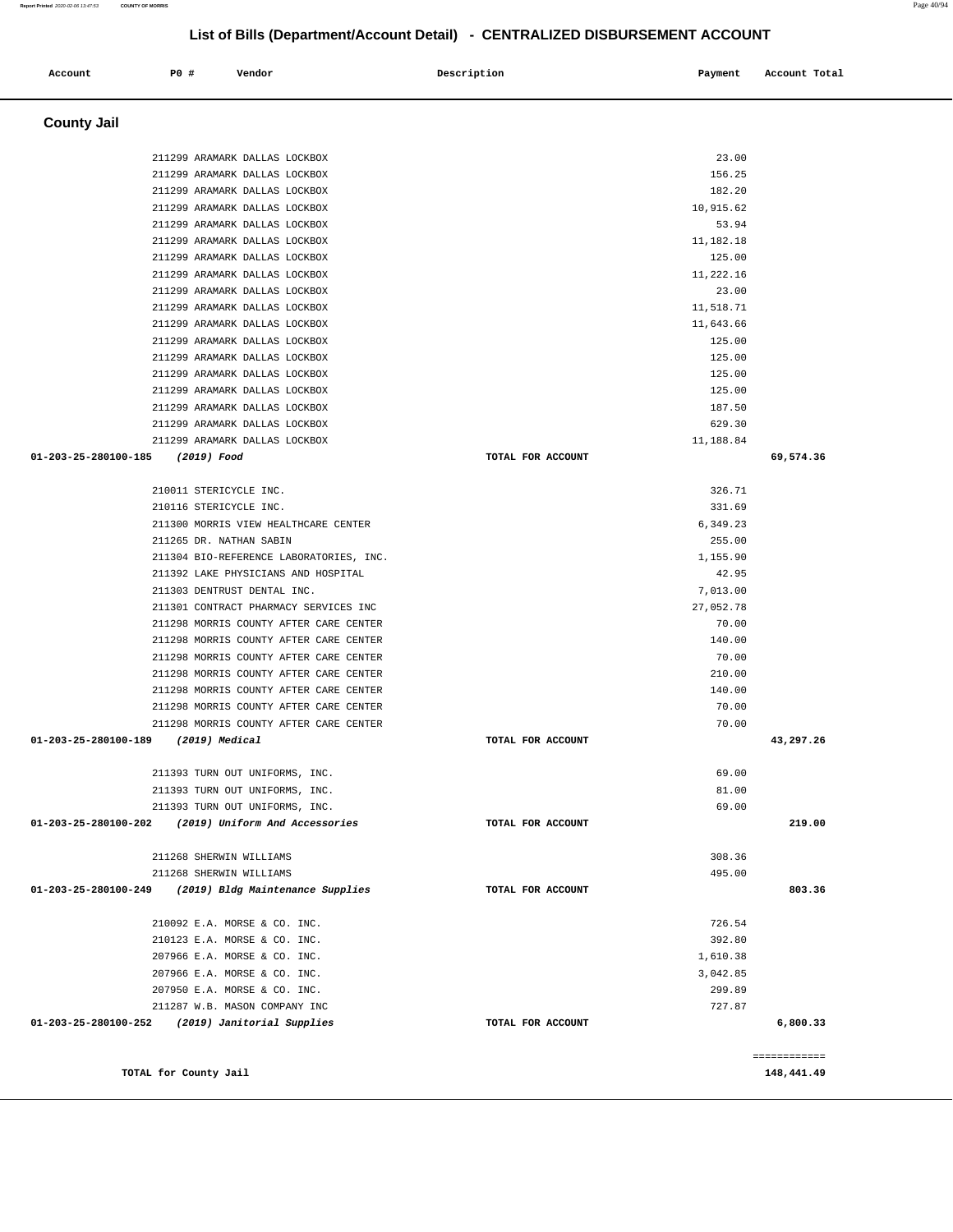## List of Bills (Department/Account Detail) - CENTRALIZED DISBURSEMENT ACCOUNT

| Account | PO # | Vendor | Description | Payment | Account Total |
|---|---|---|---|---|---|

### County Jail

| Account | PO # | Vendor | Description | Payment | Account Total |
|---|---|---|---|---|---|
| | 211299 | ARAMARK DALLAS LOCKBOX | | 23.00 | |
| | 211299 | ARAMARK DALLAS LOCKBOX | | 156.25 | |
| | 211299 | ARAMARK DALLAS LOCKBOX | | 182.20 | |
| | 211299 | ARAMARK DALLAS LOCKBOX | | 10,915.62 | |
| | 211299 | ARAMARK DALLAS LOCKBOX | | 53.94 | |
| | 211299 | ARAMARK DALLAS LOCKBOX | | 11,182.18 | |
| | 211299 | ARAMARK DALLAS LOCKBOX | | 125.00 | |
| | 211299 | ARAMARK DALLAS LOCKBOX | | 11,222.16 | |
| | 211299 | ARAMARK DALLAS LOCKBOX | | 23.00 | |
| | 211299 | ARAMARK DALLAS LOCKBOX | | 11,518.71 | |
| | 211299 | ARAMARK DALLAS LOCKBOX | | 11,643.66 | |
| | 211299 | ARAMARK DALLAS LOCKBOX | | 125.00 | |
| | 211299 | ARAMARK DALLAS LOCKBOX | | 125.00 | |
| | 211299 | ARAMARK DALLAS LOCKBOX | | 125.00 | |
| | 211299 | ARAMARK DALLAS LOCKBOX | | 125.00 | |
| | 211299 | ARAMARK DALLAS LOCKBOX | | 187.50 | |
| | 211299 | ARAMARK DALLAS LOCKBOX | | 629.30 | |
| | 211299 | ARAMARK DALLAS LOCKBOX | | 11,188.84 | |
| **01-203-25-280100-185** | | ***(2019) Food*** | **TOTAL FOR ACCOUNT** | | **69,574.36** |
| | 210011 | STERICYCLE INC. | | 326.71 | |
| | 210116 | STERICYCLE INC. | | 331.69 | |
| | 211300 | MORRIS VIEW HEALTHCARE CENTER | | 6,349.23 | |
| | 211265 | DR. NATHAN SABIN | | 255.00 | |
| | 211304 | BIO-REFERENCE LABORATORIES, INC. | | 1,155.90 | |
| | 211392 | LAKE PHYSICIANS AND HOSPITAL | | 42.95 | |
| | 211303 | DENTRUST DENTAL INC. | | 7,013.00 | |
| | 211301 | CONTRACT PHARMACY SERVICES INC | | 27,052.78 | |
| | 211298 | MORRIS COUNTY AFTER CARE CENTER | | 70.00 | |
| | 211298 | MORRIS COUNTY AFTER CARE CENTER | | 140.00 | |
| | 211298 | MORRIS COUNTY AFTER CARE CENTER | | 70.00 | |
| | 211298 | MORRIS COUNTY AFTER CARE CENTER | | 210.00 | |
| | 211298 | MORRIS COUNTY AFTER CARE CENTER | | 140.00 | |
| | 211298 | MORRIS COUNTY AFTER CARE CENTER | | 70.00 | |
| | 211298 | MORRIS COUNTY AFTER CARE CENTER | | 70.00 | |
| **01-203-25-280100-189** | | ***(2019) Medical*** | **TOTAL FOR ACCOUNT** | | **43,297.26** |
| | 211393 | TURN OUT UNIFORMS, INC. | | 69.00 | |
| | 211393 | TURN OUT UNIFORMS, INC. | | 81.00 | |
| | 211393 | TURN OUT UNIFORMS, INC. | | 69.00 | |
| **01-203-25-280100-202** | | ***(2019) Uniform And Accessories*** | **TOTAL FOR ACCOUNT** | | **219.00** |
| | 211268 | SHERWIN WILLIAMS | | 308.36 | |
| | 211268 | SHERWIN WILLIAMS | | 495.00 | |
| **01-203-25-280100-249** | | ***(2019) Bldg Maintenance Supplies*** | **TOTAL FOR ACCOUNT** | | **803.36** |
| | 210092 | E.A. MORSE & CO. INC. | | 726.54 | |
| | 210123 | E.A. MORSE & CO. INC. | | 392.80 | |
| | 207966 | E.A. MORSE & CO. INC. | | 1,610.38 | |
| | 207966 | E.A. MORSE & CO. INC. | | 3,042.85 | |
| | 207950 | E.A. MORSE & CO. INC. | | 299.89 | |
| | 211287 | W.B. MASON COMPANY INC | | 727.87 | |
| **01-203-25-280100-252** | | ***(2019) Janitorial Supplies*** | **TOTAL FOR ACCOUNT** | | **6,800.33** |
| | | | | | ============ |
| **TOTAL for County Jail** | | | | | **148,441.49** |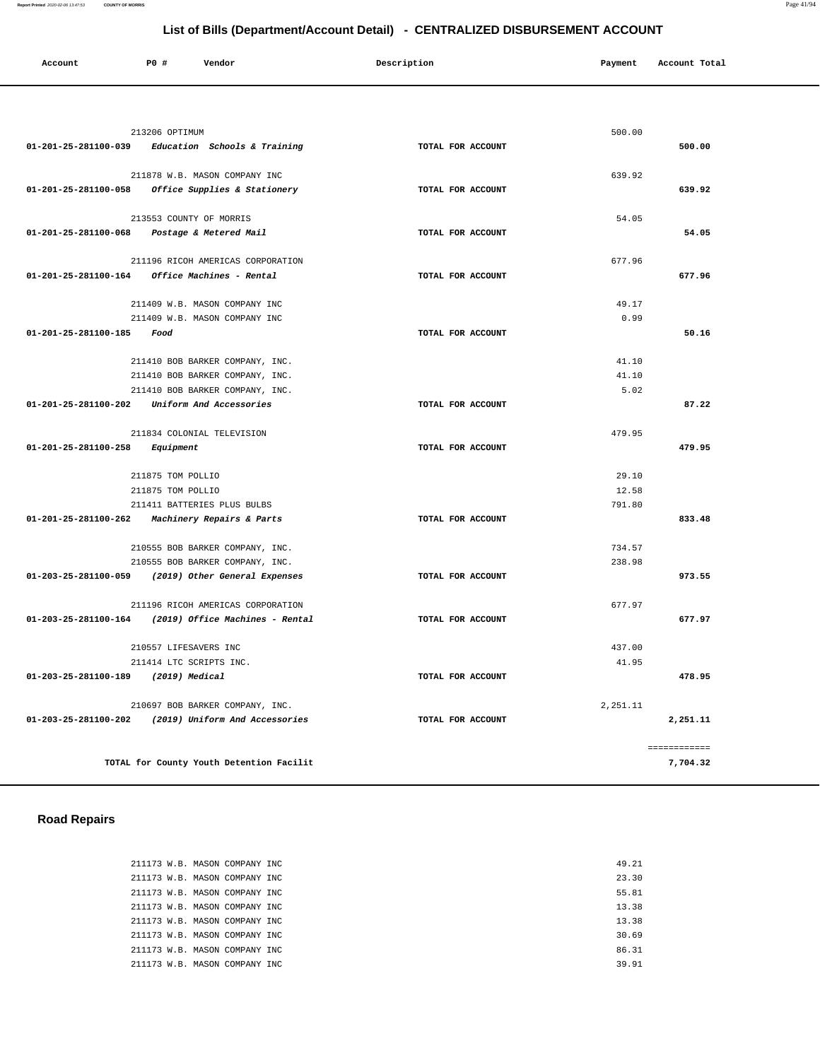## List of Bills (Department/Account Detail) - CENTRALIZED DISBURSEMENT ACCOUNT

| Account | PO # | Vendor | Description | Payment | Account Total |
|---|---|---|---|---|---|
| | 213206 | OPTIMUM | | 500.00 | |
| 01-201-25-281100-039 | | *Education Schools & Training* | TOTAL FOR ACCOUNT | | 500.00 |
| | 211878 | W.B. MASON COMPANY INC | | 639.92 | |
| 01-201-25-281100-058 | | *Office Supplies & Stationery* | TOTAL FOR ACCOUNT | | 639.92 |
| | 213553 | COUNTY OF MORRIS | | 54.05 | |
| 01-201-25-281100-068 | | *Postage & Metered Mail* | TOTAL FOR ACCOUNT | | 54.05 |
| | 211196 | RICOH AMERICAS CORPORATION | | 677.96 | |
| 01-201-25-281100-164 | | *Office Machines - Rental* | TOTAL FOR ACCOUNT | | 677.96 |
| | 211409 | W.B. MASON COMPANY INC | | 49.17 | |
| | 211409 | W.B. MASON COMPANY INC | | 0.99 | |
| 01-201-25-281100-185 | | *Food* | TOTAL FOR ACCOUNT | | 50.16 |
| | 211410 | BOB BARKER COMPANY, INC. | | 41.10 | |
| | 211410 | BOB BARKER COMPANY, INC. | | 41.10 | |
| | 211410 | BOB BARKER COMPANY, INC. | | 5.02 | |
| 01-201-25-281100-202 | | *Uniform And Accessories* | TOTAL FOR ACCOUNT | | 87.22 |
| | 211834 | COLONIAL TELEVISION | | 479.95 | |
| 01-201-25-281100-258 | | *Equipment* | TOTAL FOR ACCOUNT | | 479.95 |
| | 211875 | TOM POLLIO | | 29.10 | |
| | 211875 | TOM POLLIO | | 12.58 | |
| | 211411 | BATTERIES PLUS BULBS | | 791.80 | |
| 01-201-25-281100-262 | | *Machinery Repairs & Parts* | TOTAL FOR ACCOUNT | | 833.48 |
| | 210555 | BOB BARKER COMPANY, INC. | | 734.57 | |
| | 210555 | BOB BARKER COMPANY, INC. | | 238.98 | |
| 01-203-25-281100-059 | | *(2019) Other General Expenses* | TOTAL FOR ACCOUNT | | 973.55 |
| | 211196 | RICOH AMERICAS CORPORATION | | 677.97 | |
| 01-203-25-281100-164 | | *(2019) Office Machines - Rental* | TOTAL FOR ACCOUNT | | 677.97 |
| | 210557 | LIFESAVERS INC | | 437.00 | |
| | 211414 | LTC SCRIPTS INC. | | 41.95 | |
| 01-203-25-281100-189 | | *(2019) Medical* | TOTAL FOR ACCOUNT | | 478.95 |
| | 210697 | BOB BARKER COMPANY, INC. | | 2,251.11 | |
| 01-203-25-281100-202 | | *(2019) Uniform And Accessories* | TOTAL FOR ACCOUNT | | 2,251.11 |
| | | | | | ============ |
| | | TOTAL for County Youth Detention Facilit | | | 7,704.32 |

## Road Repairs

| Account | PO # | Vendor | Description | Payment | Account Total |
|---|---|---|---|---|---|
| | 211173 | W.B. MASON COMPANY INC | | 49.21 | |
| | 211173 | W.B. MASON COMPANY INC | | 23.30 | |
| | 211173 | W.B. MASON COMPANY INC | | 55.81 | |
| | 211173 | W.B. MASON COMPANY INC | | 13.38 | |
| | 211173 | W.B. MASON COMPANY INC | | 13.38 | |
| | 211173 | W.B. MASON COMPANY INC | | 30.69 | |
| | 211173 | W.B. MASON COMPANY INC | | 86.31 | |
| | 211173 | W.B. MASON COMPANY INC | | 39.91 | |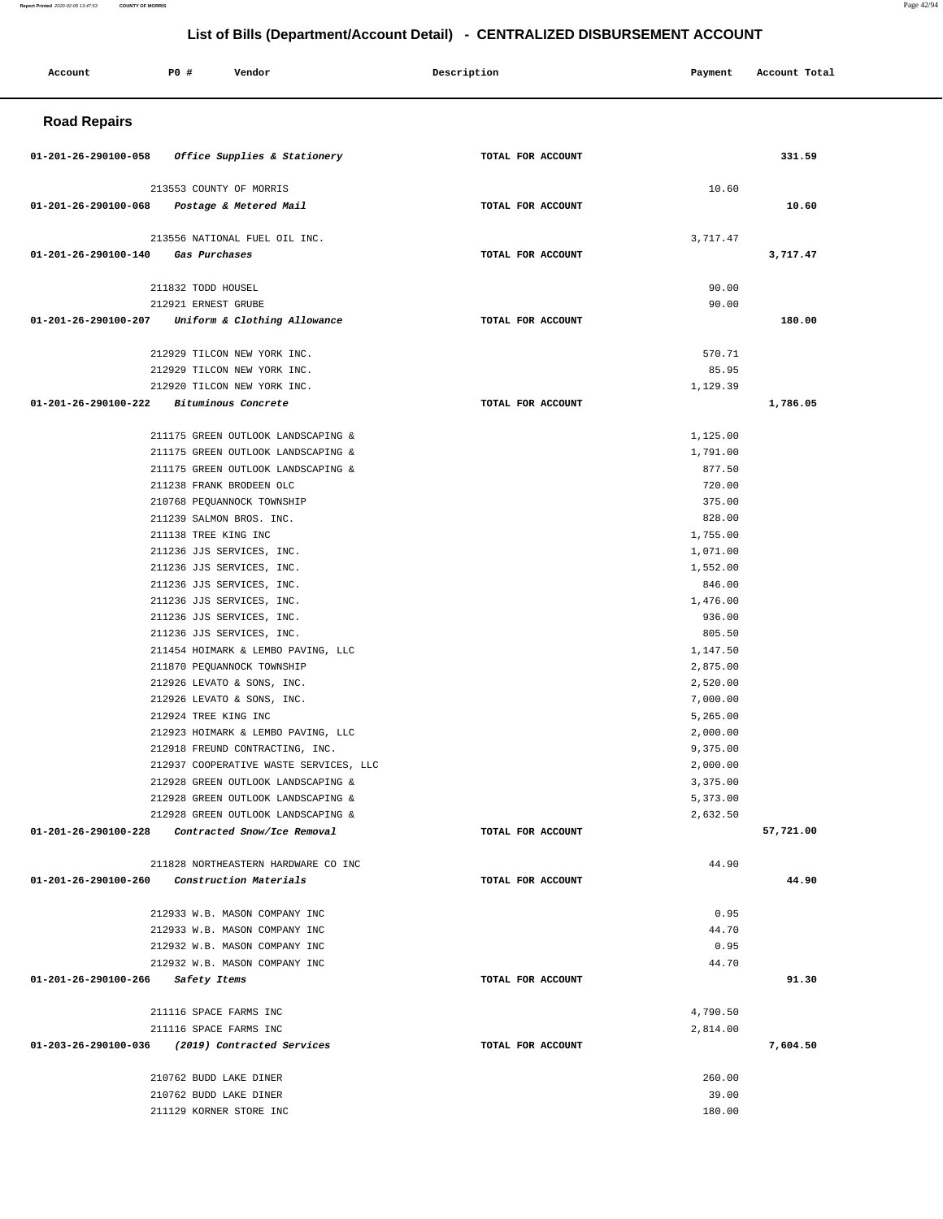## List of Bills (Department/Account Detail) - CENTRALIZED DISBURSEMENT ACCOUNT

| Account | PO # | Vendor | Description | Payment | Account Total |
|---|---|---|---|---|---|

### Road Repairs

| Account | PO # | Vendor | Description | Payment | Account Total |
|---|---|---|---|---|---|
| 01-201-26-290100-058 | | *Office Supplies & Stationery* | TOTAL FOR ACCOUNT | | 331.59 |
| | 213553 | COUNTY OF MORRIS | | 10.60 | |
| 01-201-26-290100-068 | | *Postage & Metered Mail* | TOTAL FOR ACCOUNT | | 10.60 |
| | 213556 | NATIONAL FUEL OIL INC. | | 3,717.47 | |
| 01-201-26-290100-140 | | *Gas Purchases* | TOTAL FOR ACCOUNT | | 3,717.47 |
| | 211832 | TODD HOUSEL | | 90.00 | |
| | 212921 | ERNEST GRUBE | | 90.00 | |
| 01-201-26-290100-207 | | *Uniform & Clothing Allowance* | TOTAL FOR ACCOUNT | | 180.00 |
| | 212929 | TILCON NEW YORK INC. | | 570.71 | |
| | 212929 | TILCON NEW YORK INC. | | 85.95 | |
| | 212920 | TILCON NEW YORK INC. | | 1,129.39 | |
| 01-201-26-290100-222 | | *Bituminous Concrete* | TOTAL FOR ACCOUNT | | 1,786.05 |
| | 211175 | GREEN OUTLOOK LANDSCAPING & | | 1,125.00 | |
| | 211175 | GREEN OUTLOOK LANDSCAPING & | | 1,791.00 | |
| | 211175 | GREEN OUTLOOK LANDSCAPING & | | 877.50 | |
| | 211238 | FRANK BRODEEN OLC | | 720.00 | |
| | 210768 | PEQUANNOCK TOWNSHIP | | 375.00 | |
| | 211239 | SALMON BROS. INC. | | 828.00 | |
| | 211138 | TREE KING INC | | 1,755.00 | |
| | 211236 | JJS SERVICES, INC. | | 1,071.00 | |
| | 211236 | JJS SERVICES, INC. | | 1,552.00 | |
| | 211236 | JJS SERVICES, INC. | | 846.00 | |
| | 211236 | JJS SERVICES, INC. | | 1,476.00 | |
| | 211236 | JJS SERVICES, INC. | | 936.00 | |
| | 211236 | JJS SERVICES, INC. | | 805.50 | |
| | 211454 | HOIMARK & LEMBO PAVING, LLC | | 1,147.50 | |
| | 211870 | PEQUANNOCK TOWNSHIP | | 2,875.00 | |
| | 212926 | LEVATO & SONS, INC. | | 2,520.00 | |
| | 212926 | LEVATO & SONS, INC. | | 7,000.00 | |
| | 212924 | TREE KING INC | | 5,265.00 | |
| | 212923 | HOIMARK & LEMBO PAVING, LLC | | 2,000.00 | |
| | 212918 | FREUND CONTRACTING, INC. | | 9,375.00 | |
| | 212937 | COOPERATIVE WASTE SERVICES, LLC | | 2,000.00 | |
| | 212928 | GREEN OUTLOOK LANDSCAPING & | | 3,375.00 | |
| | 212928 | GREEN OUTLOOK LANDSCAPING & | | 5,373.00 | |
| | 212928 | GREEN OUTLOOK LANDSCAPING & | | 2,632.50 | |
| 01-201-26-290100-228 | | *Contracted Snow/Ice Removal* | TOTAL FOR ACCOUNT | | 57,721.00 |
| | 211828 | NORTHEASTERN HARDWARE CO INC | | 44.90 | |
| 01-201-26-290100-260 | | *Construction Materials* | TOTAL FOR ACCOUNT | | 44.90 |
| | 212933 | W.B. MASON COMPANY INC | | 0.95 | |
| | 212933 | W.B. MASON COMPANY INC | | 44.70 | |
| | 212932 | W.B. MASON COMPANY INC | | 0.95 | |
| | 212932 | W.B. MASON COMPANY INC | | 44.70 | |
| 01-201-26-290100-266 | | *Safety Items* | TOTAL FOR ACCOUNT | | 91.30 |
| | 211116 | SPACE FARMS INC | | 4,790.50 | |
| | 211116 | SPACE FARMS INC | | 2,814.00 | |
| 01-203-26-290100-036 | | *(2019) Contracted Services* | TOTAL FOR ACCOUNT | | 7,604.50 |
| | 210762 | BUDD LAKE DINER | | 260.00 | |
| | 210762 | BUDD LAKE DINER | | 39.00 | |
| | 211129 | KORNER STORE INC | | 180.00 | |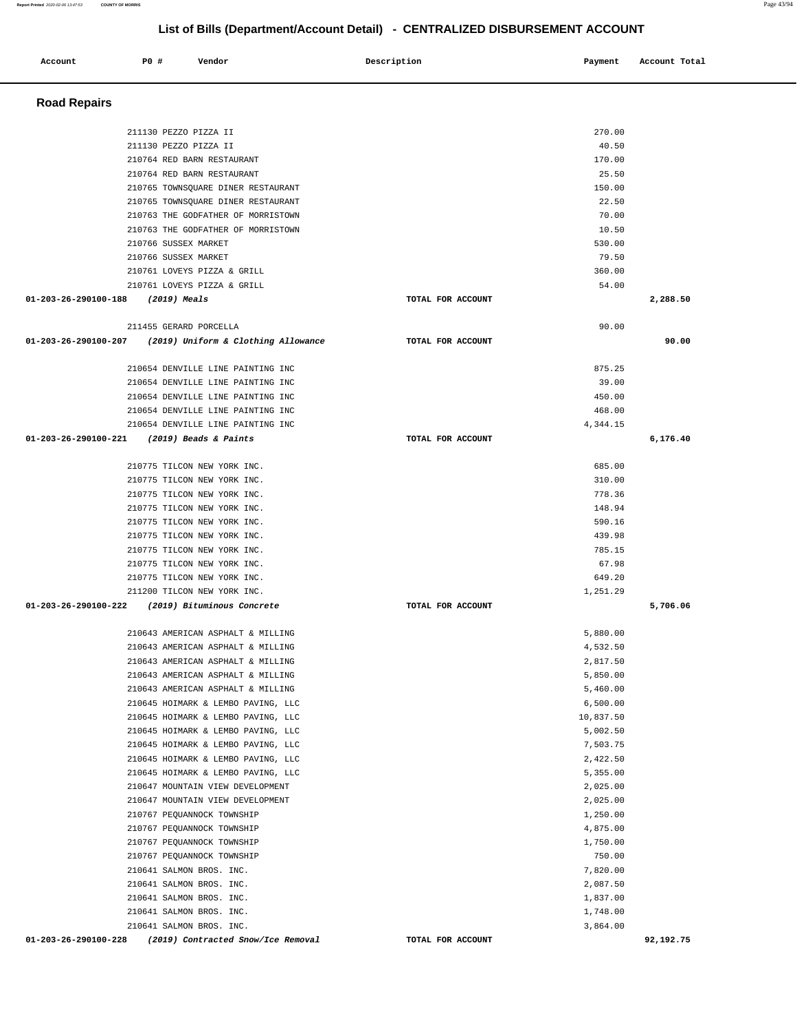# List of Bills (Department/Account Detail) - CENTRALIZED DISBURSEMENT ACCOUNT

| Account | PO # | Vendor | Description | Payment | Account Total |
|---|---|---|---|---|---|

## Road Repairs

| Account | PO # | Vendor | Description | Payment | Account Total |
|---|---|---|---|---|---|
| | 211130 | PEZZO PIZZA II | | 270.00 | |
| | 211130 | PEZZO PIZZA II | | 40.50 | |
| | 210764 | RED BARN RESTAURANT | | 170.00 | |
| | 210764 | RED BARN RESTAURANT | | 25.50 | |
| | 210765 | TOWNSQUARE DINER RESTAURANT | | 150.00 | |
| | 210765 | TOWNSQUARE DINER RESTAURANT | | 22.50 | |
| | 210763 | THE GODFATHER OF MORRISTOWN | | 70.00 | |
| | 210763 | THE GODFATHER OF MORRISTOWN | | 10.50 | |
| | 210766 | SUSSEX MARKET | | 530.00 | |
| | 210766 | SUSSEX MARKET | | 79.50 | |
| | 210761 | LOVEYS PIZZA & GRILL | | 360.00 | |
| | 210761 | LOVEYS PIZZA & GRILL | | 54.00 | |
| **01-203-26-290100-188** | | ***(2019) Meals*** | **TOTAL FOR ACCOUNT** | | **2,288.50** |
| | 211455 | GERARD PORCELLA | | 90.00 | |
| **01-203-26-290100-207** | | ***(2019) Uniform & Clothing Allowance*** | **TOTAL FOR ACCOUNT** | | **90.00** |
| | 210654 | DENVILLE LINE PAINTING INC | | 875.25 | |
| | 210654 | DENVILLE LINE PAINTING INC | | 39.00 | |
| | 210654 | DENVILLE LINE PAINTING INC | | 450.00 | |
| | 210654 | DENVILLE LINE PAINTING INC | | 468.00 | |
| | 210654 | DENVILLE LINE PAINTING INC | | 4,344.15 | |
| **01-203-26-290100-221** | | ***(2019) Beads & Paints*** | **TOTAL FOR ACCOUNT** | | **6,176.40** |
| | 210775 | TILCON NEW YORK INC. | | 685.00 | |
| | 210775 | TILCON NEW YORK INC. | | 310.00 | |
| | 210775 | TILCON NEW YORK INC. | | 778.36 | |
| | 210775 | TILCON NEW YORK INC. | | 148.94 | |
| | 210775 | TILCON NEW YORK INC. | | 590.16 | |
| | 210775 | TILCON NEW YORK INC. | | 439.98 | |
| | 210775 | TILCON NEW YORK INC. | | 785.15 | |
| | 210775 | TILCON NEW YORK INC. | | 67.98 | |
| | 210775 | TILCON NEW YORK INC. | | 649.20 | |
| | 211200 | TILCON NEW YORK INC. | | 1,251.29 | |
| **01-203-26-290100-222** | | ***(2019) Bituminous Concrete*** | **TOTAL FOR ACCOUNT** | | **5,706.06** |
| | 210643 | AMERICAN ASPHALT & MILLING | | 5,880.00 | |
| | 210643 | AMERICAN ASPHALT & MILLING | | 4,532.50 | |
| | 210643 | AMERICAN ASPHALT & MILLING | | 2,817.50 | |
| | 210643 | AMERICAN ASPHALT & MILLING | | 5,850.00 | |
| | 210643 | AMERICAN ASPHALT & MILLING | | 5,460.00 | |
| | 210645 | HOIMARK & LEMBO PAVING, LLC | | 6,500.00 | |
| | 210645 | HOIMARK & LEMBO PAVING, LLC | | 10,837.50 | |
| | 210645 | HOIMARK & LEMBO PAVING, LLC | | 5,002.50 | |
| | 210645 | HOIMARK & LEMBO PAVING, LLC | | 7,503.75 | |
| | 210645 | HOIMARK & LEMBO PAVING, LLC | | 2,422.50 | |
| | 210645 | HOIMARK & LEMBO PAVING, LLC | | 5,355.00 | |
| | 210647 | MOUNTAIN VIEW DEVELOPMENT | | 2,025.00 | |
| | 210647 | MOUNTAIN VIEW DEVELOPMENT | | 2,025.00 | |
| | 210767 | PEQUANNOCK TOWNSHIP | | 1,250.00 | |
| | 210767 | PEQUANNOCK TOWNSHIP | | 4,875.00 | |
| | 210767 | PEQUANNOCK TOWNSHIP | | 1,750.00 | |
| | 210767 | PEQUANNOCK TOWNSHIP | | 750.00 | |
| | 210641 | SALMON BROS. INC. | | 7,820.00 | |
| | 210641 | SALMON BROS. INC. | | 2,087.50 | |
| | 210641 | SALMON BROS. INC. | | 1,837.00 | |
| | 210641 | SALMON BROS. INC. | | 1,748.00 | |
| | 210641 | SALMON BROS. INC. | | 3,864.00 | |
| **01-203-26-290100-228** | | ***(2019) Contracted Snow/Ice Removal*** | **TOTAL FOR ACCOUNT** | | **92,192.75** |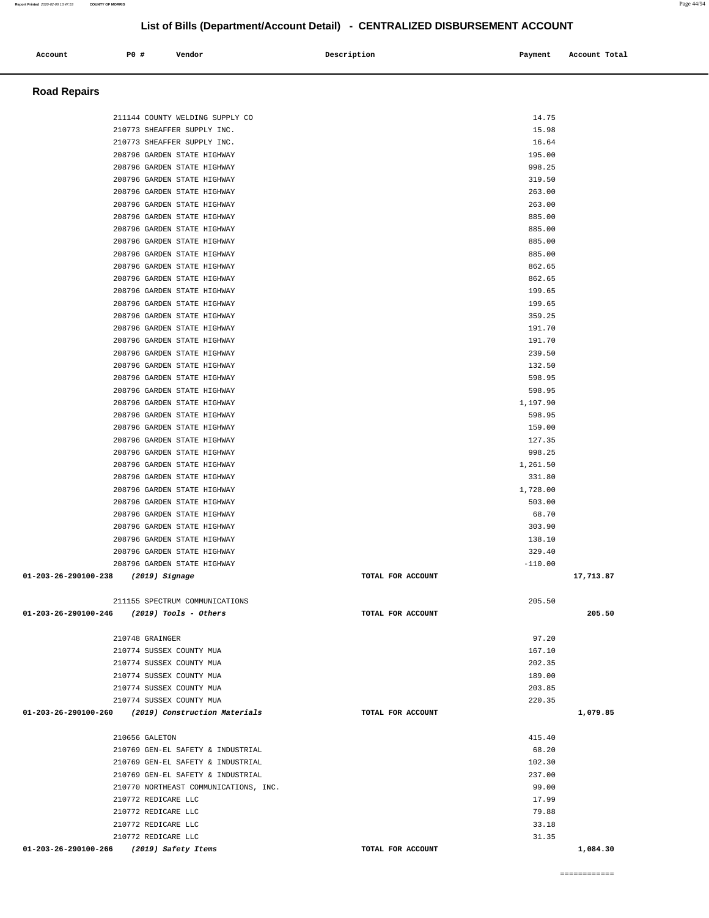## List of Bills (Department/Account Detail) - CENTRALIZED DISBURSEMENT ACCOUNT

| Account | PO # | Vendor | Description | Payment | Account Total |
|---|---|---|---|---|---|

### Road Repairs

| Account | PO # | Vendor | Description | Payment | Account Total |
|---|---|---|---|---|---|
| | 211144 | COUNTY WELDING SUPPLY CO | | 14.75 | |
| | 210773 | SHEAFFER SUPPLY INC. | | 15.98 | |
| | 210773 | SHEAFFER SUPPLY INC. | | 16.64 | |
| | 208796 | GARDEN STATE HIGHWAY | | 195.00 | |
| | 208796 | GARDEN STATE HIGHWAY | | 998.25 | |
| | 208796 | GARDEN STATE HIGHWAY | | 319.50 | |
| | 208796 | GARDEN STATE HIGHWAY | | 263.00 | |
| | 208796 | GARDEN STATE HIGHWAY | | 263.00 | |
| | 208796 | GARDEN STATE HIGHWAY | | 885.00 | |
| | 208796 | GARDEN STATE HIGHWAY | | 885.00 | |
| | 208796 | GARDEN STATE HIGHWAY | | 885.00 | |
| | 208796 | GARDEN STATE HIGHWAY | | 885.00 | |
| | 208796 | GARDEN STATE HIGHWAY | | 862.65 | |
| | 208796 | GARDEN STATE HIGHWAY | | 862.65 | |
| | 208796 | GARDEN STATE HIGHWAY | | 199.65 | |
| | 208796 | GARDEN STATE HIGHWAY | | 199.65 | |
| | 208796 | GARDEN STATE HIGHWAY | | 359.25 | |
| | 208796 | GARDEN STATE HIGHWAY | | 191.70 | |
| | 208796 | GARDEN STATE HIGHWAY | | 191.70 | |
| | 208796 | GARDEN STATE HIGHWAY | | 239.50 | |
| | 208796 | GARDEN STATE HIGHWAY | | 132.50 | |
| | 208796 | GARDEN STATE HIGHWAY | | 598.95 | |
| | 208796 | GARDEN STATE HIGHWAY | | 598.95 | |
| | 208796 | GARDEN STATE HIGHWAY | | 1,197.90 | |
| | 208796 | GARDEN STATE HIGHWAY | | 598.95 | |
| | 208796 | GARDEN STATE HIGHWAY | | 159.00 | |
| | 208796 | GARDEN STATE HIGHWAY | | 127.35 | |
| | 208796 | GARDEN STATE HIGHWAY | | 998.25 | |
| | 208796 | GARDEN STATE HIGHWAY | | 1,261.50 | |
| | 208796 | GARDEN STATE HIGHWAY | | 331.80 | |
| | 208796 | GARDEN STATE HIGHWAY | | 1,728.00 | |
| | 208796 | GARDEN STATE HIGHWAY | | 503.00 | |
| | 208796 | GARDEN STATE HIGHWAY | | 68.70 | |
| | 208796 | GARDEN STATE HIGHWAY | | 303.90 | |
| | 208796 | GARDEN STATE HIGHWAY | | 138.10 | |
| | 208796 | GARDEN STATE HIGHWAY | | 329.40 | |
| | 208796 | GARDEN STATE HIGHWAY | | -110.00 | |
| **01-203-26-290100-238** | | ***(2019) Signage*** | **TOTAL FOR ACCOUNT** | | **17,713.87** |
| | 211155 | SPECTRUM COMMUNICATIONS | | 205.50 | |
| **01-203-26-290100-246** | | ***(2019) Tools - Others*** | **TOTAL FOR ACCOUNT** | | **205.50** |
| | 210748 | GRAINGER | | 97.20 | |
| | 210774 | SUSSEX COUNTY MUA | | 167.10 | |
| | 210774 | SUSSEX COUNTY MUA | | 202.35 | |
| | 210774 | SUSSEX COUNTY MUA | | 189.00 | |
| | 210774 | SUSSEX COUNTY MUA | | 203.85 | |
| | 210774 | SUSSEX COUNTY MUA | | 220.35 | |
| **01-203-26-290100-260** | | ***(2019) Construction Materials*** | **TOTAL FOR ACCOUNT** | | **1,079.85** |
| | 210656 | GALETON | | 415.40 | |
| | 210769 | GEN-EL SAFETY & INDUSTRIAL | | 68.20 | |
| | 210769 | GEN-EL SAFETY & INDUSTRIAL | | 102.30 | |
| | 210769 | GEN-EL SAFETY & INDUSTRIAL | | 237.00 | |
| | 210770 | NORTHEAST COMMUNICATIONS, INC. | | 99.00 | |
| | 210772 | REDICARE LLC | | 17.99 | |
| | 210772 | REDICARE LLC | | 79.88 | |
| | 210772 | REDICARE LLC | | 33.18 | |
| | 210772 | REDICARE LLC | | 31.35 | |
| **01-203-26-290100-266** | | ***(2019) Safety Items*** | **TOTAL FOR ACCOUNT** | | **1,084.30** |

============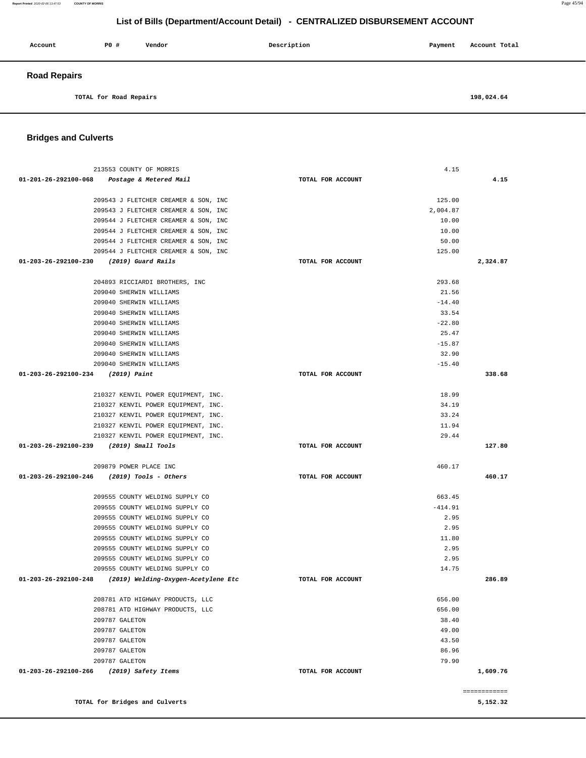## List of Bills (Department/Account Detail) - CENTRALIZED DISBURSEMENT ACCOUNT

| Account | PO # | Vendor | Description | Payment | Account Total |
|---|---|---|---|---|---|

### Road Repairs

| | | | | | |
|---|---|---|---|---|---|
| TOTAL for Road Repairs | | | | | 198,024.64 |

### Bridges and Culverts

| Account | PO # | Vendor | Description | Payment | Account Total |
|---|---|---|---|---|---|
| | 213553 | COUNTY OF MORRIS | | 4.15 | |
| 01-201-26-292100-068 | | *Postage & Metered Mail* | TOTAL FOR ACCOUNT | | 4.15 |
| | 209543 | J FLETCHER CREAMER & SON, INC | | 125.00 | |
| | 209543 | J FLETCHER CREAMER & SON, INC | | 2,004.87 | |
| | 209544 | J FLETCHER CREAMER & SON, INC | | 10.00 | |
| | 209544 | J FLETCHER CREAMER & SON, INC | | 10.00 | |
| | 209544 | J FLETCHER CREAMER & SON, INC | | 50.00 | |
| | 209544 | J FLETCHER CREAMER & SON, INC | | 125.00 | |
| 01-203-26-292100-230 | | *(2019) Guard Rails* | TOTAL FOR ACCOUNT | | 2,324.87 |
| | 204893 | RICCIARDI BROTHERS, INC | | 293.68 | |
| | 209040 | SHERWIN WILLIAMS | | 21.56 | |
| | 209040 | SHERWIN WILLIAMS | | -14.40 | |
| | 209040 | SHERWIN WILLIAMS | | 33.54 | |
| | 209040 | SHERWIN WILLIAMS | | -22.80 | |
| | 209040 | SHERWIN WILLIAMS | | 25.47 | |
| | 209040 | SHERWIN WILLIAMS | | -15.87 | |
| | 209040 | SHERWIN WILLIAMS | | 32.90 | |
| | 209040 | SHERWIN WILLIAMS | | -15.40 | |
| 01-203-26-292100-234 | | *(2019) Paint* | TOTAL FOR ACCOUNT | | 338.68 |
| | 210327 | KENVIL POWER EQUIPMENT, INC. | | 18.99 | |
| | 210327 | KENVIL POWER EQUIPMENT, INC. | | 34.19 | |
| | 210327 | KENVIL POWER EQUIPMENT, INC. | | 33.24 | |
| | 210327 | KENVIL POWER EQUIPMENT, INC. | | 11.94 | |
| | 210327 | KENVIL POWER EQUIPMENT, INC. | | 29.44 | |
| 01-203-26-292100-239 | | *(2019) Small Tools* | TOTAL FOR ACCOUNT | | 127.80 |
| | 209879 | POWER PLACE INC | | 460.17 | |
| 01-203-26-292100-246 | | *(2019) Tools - Others* | TOTAL FOR ACCOUNT | | 460.17 |
| | 209555 | COUNTY WELDING SUPPLY CO | | 663.45 | |
| | 209555 | COUNTY WELDING SUPPLY CO | | -414.91 | |
| | 209555 | COUNTY WELDING SUPPLY CO | | 2.95 | |
| | 209555 | COUNTY WELDING SUPPLY CO | | 2.95 | |
| | 209555 | COUNTY WELDING SUPPLY CO | | 11.80 | |
| | 209555 | COUNTY WELDING SUPPLY CO | | 2.95 | |
| | 209555 | COUNTY WELDING SUPPLY CO | | 2.95 | |
| | 209555 | COUNTY WELDING SUPPLY CO | | 14.75 | |
| 01-203-26-292100-248 | | *(2019) Welding-Oxygen-Acetylene Etc* | TOTAL FOR ACCOUNT | | 286.89 |
| | 208781 | ATD HIGHWAY PRODUCTS, LLC | | 656.00 | |
| | 208781 | ATD HIGHWAY PRODUCTS, LLC | | 656.00 | |
| | 209787 | GALETON | | 38.40 | |
| | 209787 | GALETON | | 49.00 | |
| | 209787 | GALETON | | 43.50 | |
| | 209787 | GALETON | | 86.96 | |
| | 209787 | GALETON | | 79.90 | |
| 01-203-26-292100-266 | | *(2019) Safety Items* | TOTAL FOR ACCOUNT | | 1,609.76 |
| | | | | | ============ |
| TOTAL for Bridges and Culverts | | | | | 5,152.32 |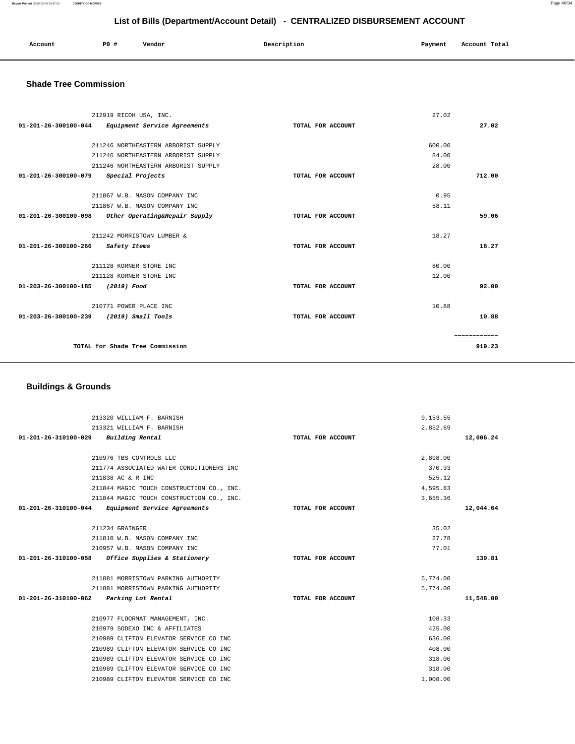# List of Bills (Department/Account Detail) - CENTRALIZED DISBURSEMENT ACCOUNT

| Account | PO # | Vendor | Description | Payment | Account Total |
|---|---|---|---|---|---|

## Shade Tree Commission

| Account | PO # | Vendor | Description | Payment | Account Total |
|---|---|---|---|---|---|
| | 212919 | RICOH USA, INC. | | 27.02 | |
| 01-201-26-300100-044 | | *Equipment Service Agreements* | TOTAL FOR ACCOUNT | | **27.02** |
| | 211246 | NORTHEASTERN ARBORIST SUPPLY | | 600.00 | |
| | 211246 | NORTHEASTERN ARBORIST SUPPLY | | 84.00 | |
| | 211246 | NORTHEASTERN ARBORIST SUPPLY | | 28.00 | |
| 01-201-26-300100-079 | | *Special Projects* | TOTAL FOR ACCOUNT | | **712.00** |
| | 211867 | W.B. MASON COMPANY INC | | 0.95 | |
| | 211867 | W.B. MASON COMPANY INC | | 58.11 | |
| 01-201-26-300100-098 | | *Other Operating&Repair Supply* | TOTAL FOR ACCOUNT | | **59.06** |
| | 211242 | MORRISTOWN LUMBER & | | 18.27 | |
| 01-201-26-300100-266 | | *Safety Items* | TOTAL FOR ACCOUNT | | **18.27** |
| | 211128 | KORNER STORE INC | | 80.00 | |
| | 211128 | KORNER STORE INC | | 12.00 | |
| 01-203-26-300100-185 | | *(2019) Food* | TOTAL FOR ACCOUNT | | **92.00** |
| | 210771 | POWER PLACE INC | | 10.88 | |
| 01-203-26-300100-239 | | *(2019) Small Tools* | TOTAL FOR ACCOUNT | | **10.88** |
| | | | | | ============ |
| | | TOTAL for Shade Tree Commission | | | **919.23** |

## Buildings & Grounds

| Account | PO # | Vendor | Description | Payment | Account Total |
|---|---|---|---|---|---|
| | 213320 | WILLIAM F. BARNISH | | 9,153.55 | |
| | 213321 | WILLIAM F. BARNISH | | 2,852.69 | |
| 01-201-26-310100-029 | | *Building Rental* | TOTAL FOR ACCOUNT | | **12,006.24** |
| | 210976 | TBS CONTROLS LLC | | 2,898.00 | |
| | 211774 | ASSOCIATED WATER CONDITIONERS INC | | 370.33 | |
| | 211838 | AC & R INC | | 525.12 | |
| | 211844 | MAGIC TOUCH CONSTRUCTION CO., INC. | | 4,595.83 | |
| | 211844 | MAGIC TOUCH CONSTRUCTION CO., INC. | | 3,655.36 | |
| 01-201-26-310100-044 | | *Equipment Service Agreements* | TOTAL FOR ACCOUNT | | **12,044.64** |
| | 211234 | GRAINGER | | 35.02 | |
| | 211810 | W.B. MASON COMPANY INC | | 27.78 | |
| | 210957 | W.B. MASON COMPANY INC | | 77.01 | |
| 01-201-26-310100-058 | | *Office Supplies & Stationery* | TOTAL FOR ACCOUNT | | **139.81** |
| | 211881 | MORRISTOWN PARKING AUTHORITY | | 5,774.00 | |
| | 211881 | MORRISTOWN PARKING AUTHORITY | | 5,774.00 | |
| 01-201-26-310100-062 | | *Parking Lot Rental* | TOTAL FOR ACCOUNT | | **11,548.00** |
| | 210977 | FLOORMAT MANAGEMENT, INC. | | 108.33 | |
| | 210979 | SODEXO INC & AFFILIATES | | 425.00 | |
| | 210989 | CLIFTON ELEVATOR SERVICE CO INC | | 636.00 | |
| | 210989 | CLIFTON ELEVATOR SERVICE CO INC | | 408.00 | |
| | 210989 | CLIFTON ELEVATOR SERVICE CO INC | | 318.00 | |
| | 210989 | CLIFTON ELEVATOR SERVICE CO INC | | 318.00 | |
| | 210989 | CLIFTON ELEVATOR SERVICE CO INC | | 1,908.00 | |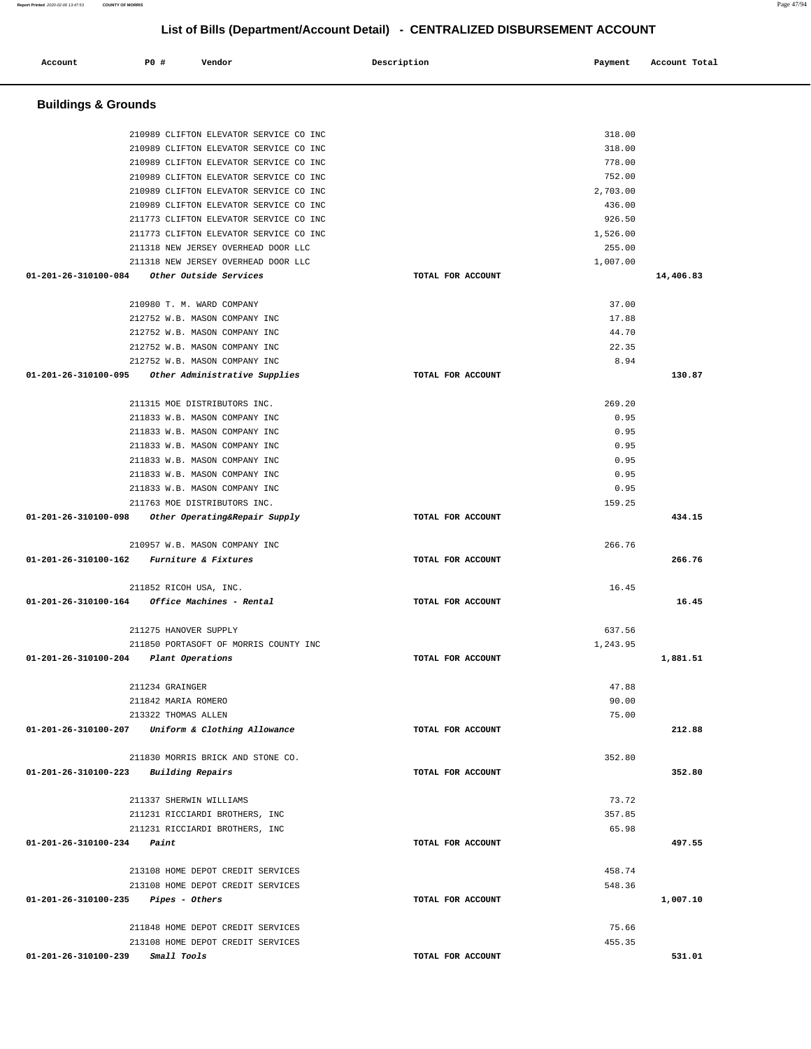## List of Bills (Department/Account Detail) - CENTRALIZED DISBURSEMENT ACCOUNT

| Account | PO # | Vendor | Description | Payment | Account Total |
|---|---|---|---|---|---|

### Buildings & Grounds

| Account | PO # | Vendor | Description | Payment | Account Total |
|---|---|---|---|---|---|
| | 210989 | CLIFTON ELEVATOR SERVICE CO INC | | 318.00 | |
| | 210989 | CLIFTON ELEVATOR SERVICE CO INC | | 318.00 | |
| | 210989 | CLIFTON ELEVATOR SERVICE CO INC | | 778.00 | |
| | 210989 | CLIFTON ELEVATOR SERVICE CO INC | | 752.00 | |
| | 210989 | CLIFTON ELEVATOR SERVICE CO INC | | 2,703.00 | |
| | 210989 | CLIFTON ELEVATOR SERVICE CO INC | | 436.00 | |
| | 211773 | CLIFTON ELEVATOR SERVICE CO INC | | 926.50 | |
| | 211773 | CLIFTON ELEVATOR SERVICE CO INC | | 1,526.00 | |
| | 211318 | NEW JERSEY OVERHEAD DOOR LLC | | 255.00 | |
| | 211318 | NEW JERSEY OVERHEAD DOOR LLC | | 1,007.00 | |
| 01-201-26-310100-084 | | *Other Outside Services* | TOTAL FOR ACCOUNT | | 14,406.83 |
| | 210980 | T. M. WARD COMPANY | | 37.00 | |
| | 212752 | W.B. MASON COMPANY INC | | 17.88 | |
| | 212752 | W.B. MASON COMPANY INC | | 44.70 | |
| | 212752 | W.B. MASON COMPANY INC | | 22.35 | |
| | 212752 | W.B. MASON COMPANY INC | | 8.94 | |
| 01-201-26-310100-095 | | *Other Administrative Supplies* | TOTAL FOR ACCOUNT | | 130.87 |
| | 211315 | MOE DISTRIBUTORS INC. | | 269.20 | |
| | 211833 | W.B. MASON COMPANY INC | | 0.95 | |
| | 211833 | W.B. MASON COMPANY INC | | 0.95 | |
| | 211833 | W.B. MASON COMPANY INC | | 0.95 | |
| | 211833 | W.B. MASON COMPANY INC | | 0.95 | |
| | 211833 | W.B. MASON COMPANY INC | | 0.95 | |
| | 211833 | W.B. MASON COMPANY INC | | 0.95 | |
| | 211763 | MOE DISTRIBUTORS INC. | | 159.25 | |
| 01-201-26-310100-098 | | *Other Operating&Repair Supply* | TOTAL FOR ACCOUNT | | 434.15 |
| | 210957 | W.B. MASON COMPANY INC | | 266.76 | |
| 01-201-26-310100-162 | | *Furniture & Fixtures* | TOTAL FOR ACCOUNT | | 266.76 |
| | 211852 | RICOH USA, INC. | | 16.45 | |
| 01-201-26-310100-164 | | *Office Machines - Rental* | TOTAL FOR ACCOUNT | | 16.45 |
| | 211275 | HANOVER SUPPLY | | 637.56 | |
| | 211850 | PORTASOFT OF MORRIS COUNTY INC | | 1,243.95 | |
| 01-201-26-310100-204 | | *Plant Operations* | TOTAL FOR ACCOUNT | | 1,881.51 |
| | 211234 | GRAINGER | | 47.88 | |
| | 211842 | MARIA ROMERO | | 90.00 | |
| | 213322 | THOMAS ALLEN | | 75.00 | |
| 01-201-26-310100-207 | | *Uniform & Clothing Allowance* | TOTAL FOR ACCOUNT | | 212.88 |
| | 211830 | MORRIS BRICK AND STONE CO. | | 352.80 | |
| 01-201-26-310100-223 | | *Building Repairs* | TOTAL FOR ACCOUNT | | 352.80 |
| | 211337 | SHERWIN WILLIAMS | | 73.72 | |
| | 211231 | RICCIARDI BROTHERS, INC | | 357.85 | |
| | 211231 | RICCIARDI BROTHERS, INC | | 65.98 | |
| 01-201-26-310100-234 | | *Paint* | TOTAL FOR ACCOUNT | | 497.55 |
| | 213108 | HOME DEPOT CREDIT SERVICES | | 458.74 | |
| | 213108 | HOME DEPOT CREDIT SERVICES | | 548.36 | |
| 01-201-26-310100-235 | | *Pipes - Others* | TOTAL FOR ACCOUNT | | 1,007.10 |
| | 211848 | HOME DEPOT CREDIT SERVICES | | 75.66 | |
| | 213108 | HOME DEPOT CREDIT SERVICES | | 455.35 | |
| 01-201-26-310100-239 | | *Small Tools* | TOTAL FOR ACCOUNT | | 531.01 |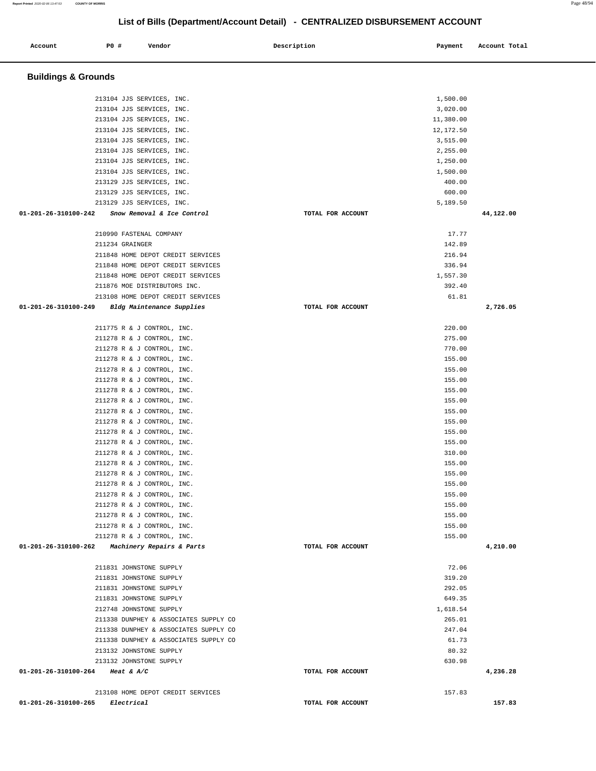## List of Bills (Department/Account Detail) - CENTRALIZED DISBURSEMENT ACCOUNT

| Account | PO # | Vendor | Description | Payment | Account Total |
|---|---|---|---|---|---|

### Buildings & Grounds

| Account | PO # | Vendor | Description | Payment | Account Total |
|---|---|---|---|---|---|
| | 213104 | JJS SERVICES, INC. | | 1,500.00 | |
| | 213104 | JJS SERVICES, INC. | | 3,020.00 | |
| | 213104 | JJS SERVICES, INC. | | 11,380.00 | |
| | 213104 | JJS SERVICES, INC. | | 12,172.50 | |
| | 213104 | JJS SERVICES, INC. | | 3,515.00 | |
| | 213104 | JJS SERVICES, INC. | | 2,255.00 | |
| | 213104 | JJS SERVICES, INC. | | 1,250.00 | |
| | 213104 | JJS SERVICES, INC. | | 1,500.00 | |
| | 213129 | JJS SERVICES, INC. | | 400.00 | |
| | 213129 | JJS SERVICES, INC. | | 600.00 | |
| | 213129 | JJS SERVICES, INC. | | 5,189.50 | |
| 01-201-26-310100-242 | | *Snow Removal & Ice Control* | TOTAL FOR ACCOUNT | | 44,122.00 |
| | 210990 | FASTENAL COMPANY | | 17.77 | |
| | 211234 | GRAINGER | | 142.89 | |
| | 211848 | HOME DEPOT CREDIT SERVICES | | 216.94 | |
| | 211848 | HOME DEPOT CREDIT SERVICES | | 336.94 | |
| | 211848 | HOME DEPOT CREDIT SERVICES | | 1,557.30 | |
| | 211876 | MOE DISTRIBUTORS INC. | | 392.40 | |
| | 213108 | HOME DEPOT CREDIT SERVICES | | 61.81 | |
| 01-201-26-310100-249 | | *Bldg Maintenance Supplies* | TOTAL FOR ACCOUNT | | 2,726.05 |
| | 211775 | R & J CONTROL, INC. | | 220.00 | |
| | 211278 | R & J CONTROL, INC. | | 275.00 | |
| | 211278 | R & J CONTROL, INC. | | 770.00 | |
| | 211278 | R & J CONTROL, INC. | | 155.00 | |
| | 211278 | R & J CONTROL, INC. | | 155.00 | |
| | 211278 | R & J CONTROL, INC. | | 155.00 | |
| | 211278 | R & J CONTROL, INC. | | 155.00 | |
| | 211278 | R & J CONTROL, INC. | | 155.00 | |
| | 211278 | R & J CONTROL, INC. | | 155.00 | |
| | 211278 | R & J CONTROL, INC. | | 155.00 | |
| | 211278 | R & J CONTROL, INC. | | 155.00 | |
| | 211278 | R & J CONTROL, INC. | | 155.00 | |
| | 211278 | R & J CONTROL, INC. | | 310.00 | |
| | 211278 | R & J CONTROL, INC. | | 155.00 | |
| | 211278 | R & J CONTROL, INC. | | 155.00 | |
| | 211278 | R & J CONTROL, INC. | | 155.00 | |
| | 211278 | R & J CONTROL, INC. | | 155.00 | |
| | 211278 | R & J CONTROL, INC. | | 155.00 | |
| | 211278 | R & J CONTROL, INC. | | 155.00 | |
| | 211278 | R & J CONTROL, INC. | | 155.00 | |
| | 211278 | R & J CONTROL, INC. | | 155.00 | |
| 01-201-26-310100-262 | | *Machinery Repairs & Parts* | TOTAL FOR ACCOUNT | | 4,210.00 |
| | 211831 | JOHNSTONE SUPPLY | | 72.06 | |
| | 211831 | JOHNSTONE SUPPLY | | 319.20 | |
| | 211831 | JOHNSTONE SUPPLY | | 292.05 | |
| | 211831 | JOHNSTONE SUPPLY | | 649.35 | |
| | 212748 | JOHNSTONE SUPPLY | | 1,618.54 | |
| | 211338 | DUNPHEY & ASSOCIATES SUPPLY CO | | 265.01 | |
| | 211338 | DUNPHEY & ASSOCIATES SUPPLY CO | | 247.04 | |
| | 211338 | DUNPHEY & ASSOCIATES SUPPLY CO | | 61.73 | |
| | 213132 | JOHNSTONE SUPPLY | | 80.32 | |
| | 213132 | JOHNSTONE SUPPLY | | 630.98 | |
| 01-201-26-310100-264 | | *Heat & A/C* | TOTAL FOR ACCOUNT | | 4,236.28 |
| | 213108 | HOME DEPOT CREDIT SERVICES | | 157.83 | |
| 01-201-26-310100-265 | | *Electrical* | TOTAL FOR ACCOUNT | | 157.83 |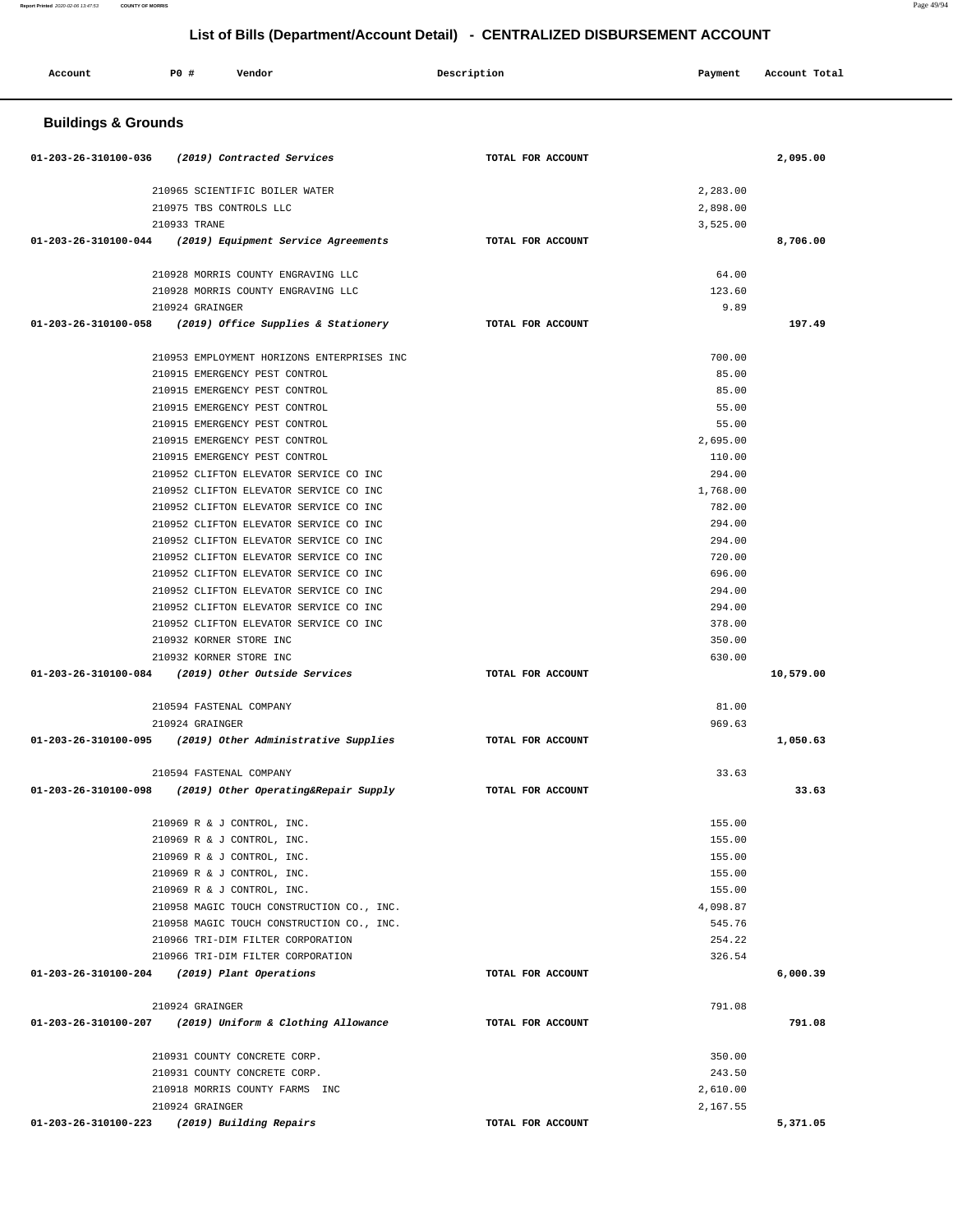# List of Bills (Department/Account Detail) - CENTRALIZED DISBURSEMENT ACCOUNT

| Account | PO # | Vendor | Description | Payment | Account Total |
|---|---|---|---|---|---|

## Buildings & Grounds

| Account | PO # | Vendor | Description | Payment | Account Total |
|---|---|---|---|---|---|
| 01-203-26-310100-036 | | *(2019) Contracted Services* | TOTAL FOR ACCOUNT | | 2,095.00 |
| | 210965 | SCIENTIFIC BOILER WATER | | 2,283.00 | |
| | 210975 | TBS CONTROLS LLC | | 2,898.00 | |
| | 210933 | TRANE | | 3,525.00 | |
| 01-203-26-310100-044 | | *(2019) Equipment Service Agreements* | TOTAL FOR ACCOUNT | | 8,706.00 |
| | 210928 | MORRIS COUNTY ENGRAVING LLC | | 64.00 | |
| | 210928 | MORRIS COUNTY ENGRAVING LLC | | 123.60 | |
| | 210924 | GRAINGER | | 9.89 | |
| 01-203-26-310100-058 | | *(2019) Office Supplies & Stationery* | TOTAL FOR ACCOUNT | | 197.49 |
| | 210953 | EMPLOYMENT HORIZONS ENTERPRISES INC | | 700.00 | |
| | 210915 | EMERGENCY PEST CONTROL | | 85.00 | |
| | 210915 | EMERGENCY PEST CONTROL | | 85.00 | |
| | 210915 | EMERGENCY PEST CONTROL | | 55.00 | |
| | 210915 | EMERGENCY PEST CONTROL | | 55.00 | |
| | 210915 | EMERGENCY PEST CONTROL | | 2,695.00 | |
| | 210915 | EMERGENCY PEST CONTROL | | 110.00 | |
| | 210952 | CLIFTON ELEVATOR SERVICE CO INC | | 294.00 | |
| | 210952 | CLIFTON ELEVATOR SERVICE CO INC | | 1,768.00 | |
| | 210952 | CLIFTON ELEVATOR SERVICE CO INC | | 782.00 | |
| | 210952 | CLIFTON ELEVATOR SERVICE CO INC | | 294.00 | |
| | 210952 | CLIFTON ELEVATOR SERVICE CO INC | | 294.00 | |
| | 210952 | CLIFTON ELEVATOR SERVICE CO INC | | 720.00 | |
| | 210952 | CLIFTON ELEVATOR SERVICE CO INC | | 696.00 | |
| | 210952 | CLIFTON ELEVATOR SERVICE CO INC | | 294.00 | |
| | 210952 | CLIFTON ELEVATOR SERVICE CO INC | | 294.00 | |
| | 210952 | CLIFTON ELEVATOR SERVICE CO INC | | 378.00 | |
| | 210932 | KORNER STORE INC | | 350.00 | |
| | 210932 | KORNER STORE INC | | 630.00 | |
| 01-203-26-310100-084 | | *(2019) Other Outside Services* | TOTAL FOR ACCOUNT | | 10,579.00 |
| | 210594 | FASTENAL COMPANY | | 81.00 | |
| | 210924 | GRAINGER | | 969.63 | |
| 01-203-26-310100-095 | | *(2019) Other Administrative Supplies* | TOTAL FOR ACCOUNT | | 1,050.63 |
| | 210594 | FASTENAL COMPANY | | 33.63 | |
| 01-203-26-310100-098 | | *(2019) Other Operating&Repair Supply* | TOTAL FOR ACCOUNT | | 33.63 |
| | 210969 | R & J CONTROL, INC. | | 155.00 | |
| | 210969 | R & J CONTROL, INC. | | 155.00 | |
| | 210969 | R & J CONTROL, INC. | | 155.00 | |
| | 210969 | R & J CONTROL, INC. | | 155.00 | |
| | 210969 | R & J CONTROL, INC. | | 155.00 | |
| | 210958 | MAGIC TOUCH CONSTRUCTION CO., INC. | | 4,098.87 | |
| | 210958 | MAGIC TOUCH CONSTRUCTION CO., INC. | | 545.76 | |
| | 210966 | TRI-DIM FILTER CORPORATION | | 254.22 | |
| | 210966 | TRI-DIM FILTER CORPORATION | | 326.54 | |
| 01-203-26-310100-204 | | *(2019) Plant Operations* | TOTAL FOR ACCOUNT | | 6,000.39 |
| | 210924 | GRAINGER | | 791.08 | |
| 01-203-26-310100-207 | | *(2019) Uniform & Clothing Allowance* | TOTAL FOR ACCOUNT | | 791.08 |
| | 210931 | COUNTY CONCRETE CORP. | | 350.00 | |
| | 210931 | COUNTY CONCRETE CORP. | | 243.50 | |
| | 210918 | MORRIS COUNTY FARMS INC | | 2,610.00 | |
| | 210924 | GRAINGER | | 2,167.55 | |
| 01-203-26-310100-223 | | *(2019) Building Repairs* | TOTAL FOR ACCOUNT | | 5,371.05 |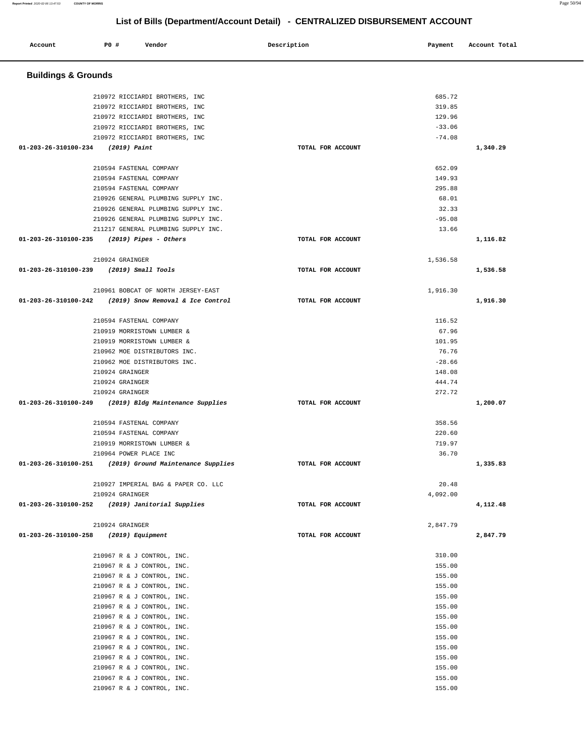# List of Bills (Department/Account Detail) - CENTRALIZED DISBURSEMENT ACCOUNT

| Account | PO # | Vendor | Description | Payment | Account Total |
|---|---|---|---|---|---|

## Buildings & Grounds

| Account | PO # | Vendor | Description | Payment | Account Total |
|---|---|---|---|---|---|
| | 210972 | RICCIARDI BROTHERS, INC | | 685.72 | |
| | 210972 | RICCIARDI BROTHERS, INC | | 319.85 | |
| | 210972 | RICCIARDI BROTHERS, INC | | 129.96 | |
| | 210972 | RICCIARDI BROTHERS, INC | | -33.06 | |
| | 210972 | RICCIARDI BROTHERS, INC | | -74.08 | |
| 01-203-26-310100-234 | | *(2019) Paint* | TOTAL FOR ACCOUNT | | 1,340.29 |
| | 210594 | FASTENAL COMPANY | | 652.09 | |
| | 210594 | FASTENAL COMPANY | | 149.93 | |
| | 210594 | FASTENAL COMPANY | | 295.88 | |
| | 210926 | GENERAL PLUMBING SUPPLY INC. | | 68.01 | |
| | 210926 | GENERAL PLUMBING SUPPLY INC. | | 32.33 | |
| | 210926 | GENERAL PLUMBING SUPPLY INC. | | -95.08 | |
| | 211217 | GENERAL PLUMBING SUPPLY INC. | | 13.66 | |
| 01-203-26-310100-235 | | *(2019) Pipes - Others* | TOTAL FOR ACCOUNT | | 1,116.82 |
| | 210924 | GRAINGER | | 1,536.58 | |
| 01-203-26-310100-239 | | *(2019) Small Tools* | TOTAL FOR ACCOUNT | | 1,536.58 |
| | 210961 | BOBCAT OF NORTH JERSEY-EAST | | 1,916.30 | |
| 01-203-26-310100-242 | | *(2019) Snow Removal & Ice Control* | TOTAL FOR ACCOUNT | | 1,916.30 |
| | 210594 | FASTENAL COMPANY | | 116.52 | |
| | 210919 | MORRISTOWN LUMBER & | | 67.96 | |
| | 210919 | MORRISTOWN LUMBER & | | 101.95 | |
| | 210962 | MOE DISTRIBUTORS INC. | | 76.76 | |
| | 210962 | MOE DISTRIBUTORS INC. | | -28.66 | |
| | 210924 | GRAINGER | | 148.08 | |
| | 210924 | GRAINGER | | 444.74 | |
| | 210924 | GRAINGER | | 272.72 | |
| 01-203-26-310100-249 | | *(2019) Bldg Maintenance Supplies* | TOTAL FOR ACCOUNT | | 1,200.07 |
| | 210594 | FASTENAL COMPANY | | 358.56 | |
| | 210594 | FASTENAL COMPANY | | 220.60 | |
| | 210919 | MORRISTOWN LUMBER & | | 719.97 | |
| | 210964 | POWER PLACE INC | | 36.70 | |
| 01-203-26-310100-251 | | *(2019) Ground Maintenance Supplies* | TOTAL FOR ACCOUNT | | 1,335.83 |
| | 210927 | IMPERIAL BAG & PAPER CO. LLC | | 20.48 | |
| | 210924 | GRAINGER | | 4,092.00 | |
| 01-203-26-310100-252 | | *(2019) Janitorial Supplies* | TOTAL FOR ACCOUNT | | 4,112.48 |
| | 210924 | GRAINGER | | 2,847.79 | |
| 01-203-26-310100-258 | | *(2019) Equipment* | TOTAL FOR ACCOUNT | | 2,847.79 |
| | 210967 | R & J CONTROL, INC. | | 310.00 | |
| | 210967 | R & J CONTROL, INC. | | 155.00 | |
| | 210967 | R & J CONTROL, INC. | | 155.00 | |
| | 210967 | R & J CONTROL, INC. | | 155.00 | |
| | 210967 | R & J CONTROL, INC. | | 155.00 | |
| | 210967 | R & J CONTROL, INC. | | 155.00 | |
| | 210967 | R & J CONTROL, INC. | | 155.00 | |
| | 210967 | R & J CONTROL, INC. | | 155.00 | |
| | 210967 | R & J CONTROL, INC. | | 155.00 | |
| | 210967 | R & J CONTROL, INC. | | 155.00 | |
| | 210967 | R & J CONTROL, INC. | | 155.00 | |
| | 210967 | R & J CONTROL, INC. | | 155.00 | |
| | 210967 | R & J CONTROL, INC. | | 155.00 | |
| | 210967 | R & J CONTROL, INC. | | 155.00 | |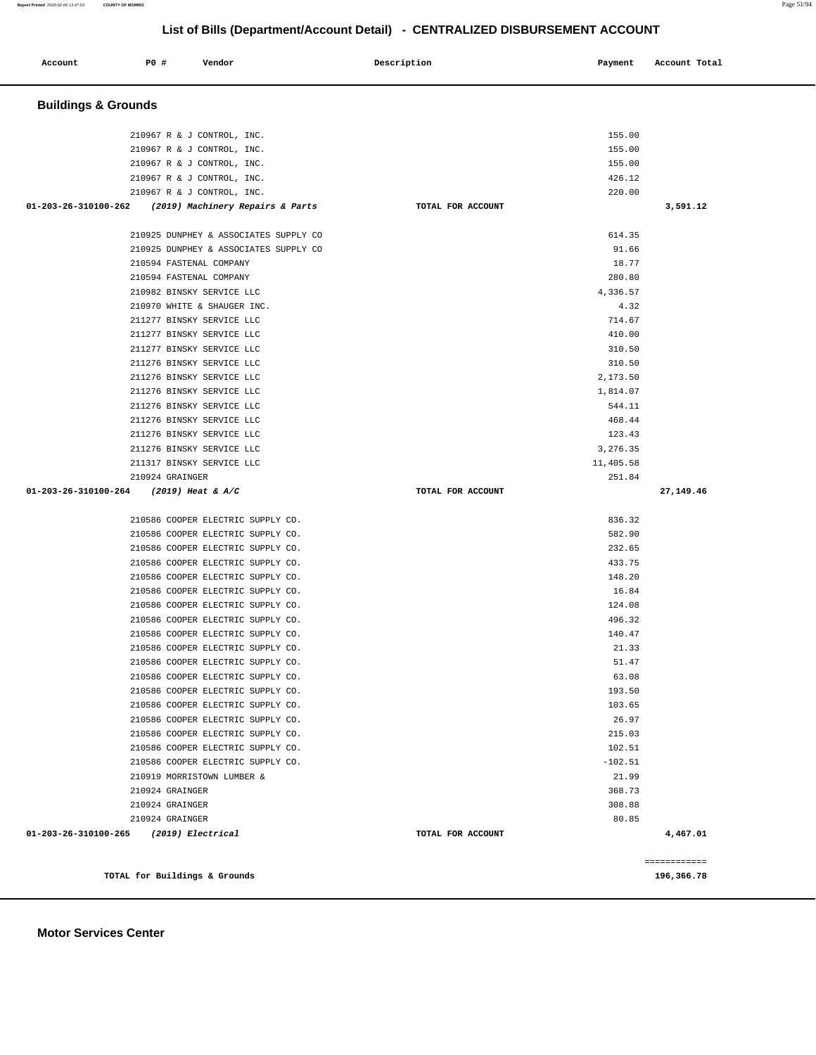## List of Bills (Department/Account Detail) - CENTRALIZED DISBURSEMENT ACCOUNT

| Account | PO # | Vendor | Description | Payment | Account Total |
|---|---|---|---|---|---|

### Buildings & Grounds

| Account | PO # | Vendor | Description | Payment | Account Total |
|---|---|---|---|---|---|
| | 210967 | R & J CONTROL, INC. | | 155.00 | |
| | 210967 | R & J CONTROL, INC. | | 155.00 | |
| | 210967 | R & J CONTROL, INC. | | 155.00 | |
| | 210967 | R & J CONTROL, INC. | | 426.12 | |
| | 210967 | R & J CONTROL, INC. | | 220.00 | |
| **01-203-26-310100-262** | | ***(2019) Machinery Repairs & Parts*** | **TOTAL FOR ACCOUNT** | | **3,591.12** |
| | 210925 | DUNPHEY & ASSOCIATES SUPPLY CO | | 614.35 | |
| | 210925 | DUNPHEY & ASSOCIATES SUPPLY CO | | 91.66 | |
| | 210594 | FASTENAL COMPANY | | 18.77 | |
| | 210594 | FASTENAL COMPANY | | 280.80 | |
| | 210982 | BINSKY SERVICE LLC | | 4,336.57 | |
| | 210970 | WHITE & SHAUGER INC. | | 4.32 | |
| | 211277 | BINSKY SERVICE LLC | | 714.67 | |
| | 211277 | BINSKY SERVICE LLC | | 410.00 | |
| | 211277 | BINSKY SERVICE LLC | | 310.50 | |
| | 211276 | BINSKY SERVICE LLC | | 310.50 | |
| | 211276 | BINSKY SERVICE LLC | | 2,173.50 | |
| | 211276 | BINSKY SERVICE LLC | | 1,814.07 | |
| | 211276 | BINSKY SERVICE LLC | | 544.11 | |
| | 211276 | BINSKY SERVICE LLC | | 468.44 | |
| | 211276 | BINSKY SERVICE LLC | | 123.43 | |
| | 211276 | BINSKY SERVICE LLC | | 3,276.35 | |
| | 211317 | BINSKY SERVICE LLC | | 11,405.58 | |
| | 210924 | GRAINGER | | 251.84 | |
| **01-203-26-310100-264** | | ***(2019) Heat & A/C*** | **TOTAL FOR ACCOUNT** | | **27,149.46** |
| | 210586 | COOPER ELECTRIC SUPPLY CO. | | 836.32 | |
| | 210586 | COOPER ELECTRIC SUPPLY CO. | | 582.90 | |
| | 210586 | COOPER ELECTRIC SUPPLY CO. | | 232.65 | |
| | 210586 | COOPER ELECTRIC SUPPLY CO. | | 433.75 | |
| | 210586 | COOPER ELECTRIC SUPPLY CO. | | 148.20 | |
| | 210586 | COOPER ELECTRIC SUPPLY CO. | | 16.84 | |
| | 210586 | COOPER ELECTRIC SUPPLY CO. | | 124.08 | |
| | 210586 | COOPER ELECTRIC SUPPLY CO. | | 496.32 | |
| | 210586 | COOPER ELECTRIC SUPPLY CO. | | 140.47 | |
| | 210586 | COOPER ELECTRIC SUPPLY CO. | | 21.33 | |
| | 210586 | COOPER ELECTRIC SUPPLY CO. | | 51.47 | |
| | 210586 | COOPER ELECTRIC SUPPLY CO. | | 63.08 | |
| | 210586 | COOPER ELECTRIC SUPPLY CO. | | 193.50 | |
| | 210586 | COOPER ELECTRIC SUPPLY CO. | | 103.65 | |
| | 210586 | COOPER ELECTRIC SUPPLY CO. | | 26.97 | |
| | 210586 | COOPER ELECTRIC SUPPLY CO. | | 215.03 | |
| | 210586 | COOPER ELECTRIC SUPPLY CO. | | 102.51 | |
| | 210586 | COOPER ELECTRIC SUPPLY CO. | | -102.51 | |
| | 210919 | MORRISTOWN LUMBER & | | 21.99 | |
| | 210924 | GRAINGER | | 368.73 | |
| | 210924 | GRAINGER | | 308.88 | |
| | 210924 | GRAINGER | | 80.85 | |
| **01-203-26-310100-265** | | ***(2019) Electrical*** | **TOTAL FOR ACCOUNT** | | **4,467.01** |
| | | | | | ============ |
| | | **TOTAL for Buildings & Grounds** | | | **196,366.78** |

### Motor Services Center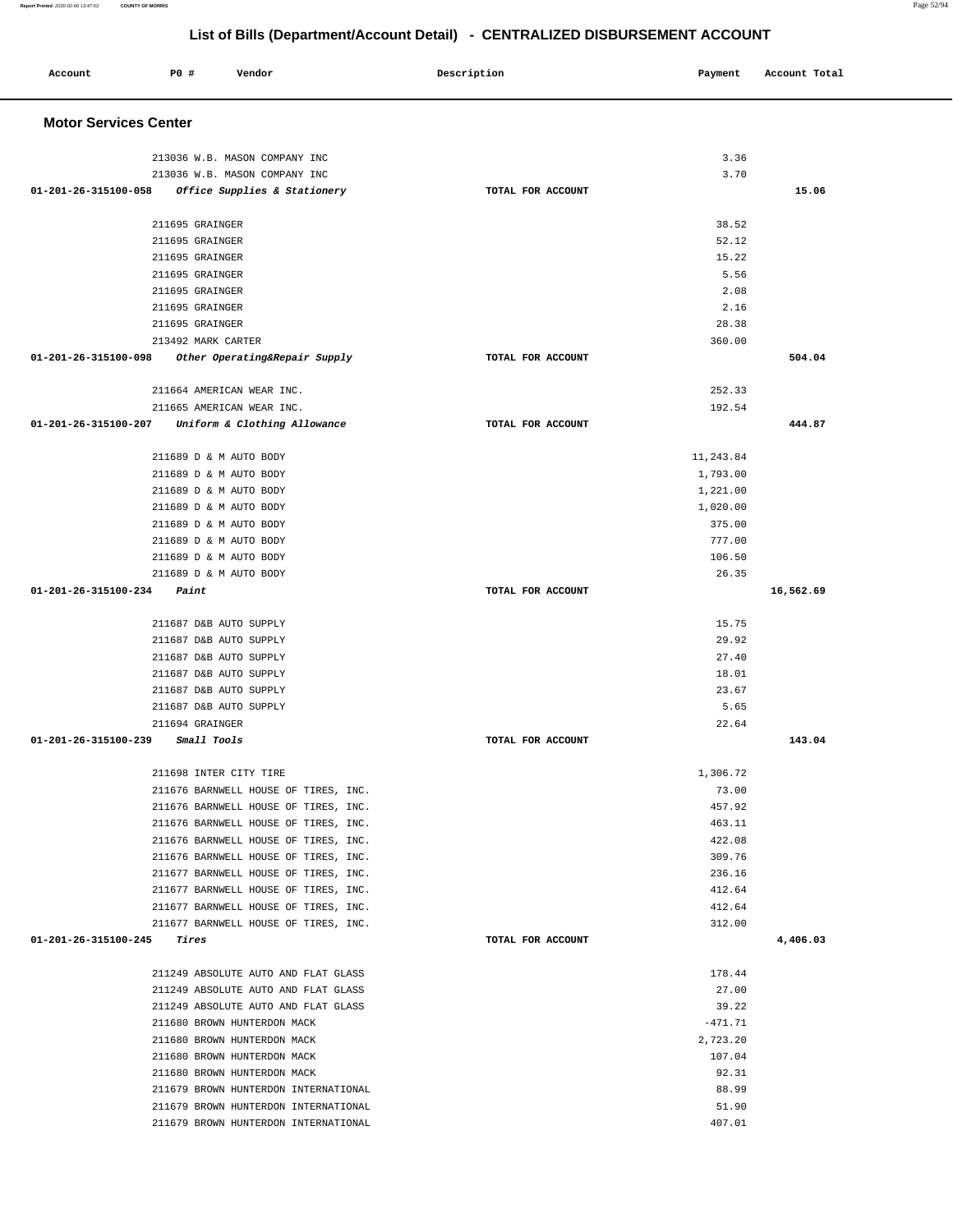# List of Bills (Department/Account Detail) - CENTRALIZED DISBURSEMENT ACCOUNT

| Account | PO # | Vendor | Description | Payment | Account Total |
|---|---|---|---|---|---|

## Motor Services Center

| Account | PO # | Vendor | Description | Payment | Account Total |
|---|---|---|---|---|---|
| | 213036 | W.B. MASON COMPANY INC | | 3.36 | |
| | 213036 | W.B. MASON COMPANY INC | | 3.70 | |
| 01-201-26-315100-058 | | *Office Supplies & Stationery* | TOTAL FOR ACCOUNT | | 15.06 |
| | 211695 | GRAINGER | | 38.52 | |
| | 211695 | GRAINGER | | 52.12 | |
| | 211695 | GRAINGER | | 15.22 | |
| | 211695 | GRAINGER | | 5.56 | |
| | 211695 | GRAINGER | | 2.08 | |
| | 211695 | GRAINGER | | 2.16 | |
| | 211695 | GRAINGER | | 28.38 | |
| | 213492 | MARK CARTER | | 360.00 | |
| 01-201-26-315100-098 | | *Other Operating&Repair Supply* | TOTAL FOR ACCOUNT | | 504.04 |
| | 211664 | AMERICAN WEAR INC. | | 252.33 | |
| | 211665 | AMERICAN WEAR INC. | | 192.54 | |
| 01-201-26-315100-207 | | *Uniform & Clothing Allowance* | TOTAL FOR ACCOUNT | | 444.87 |
| | 211689 | D & M AUTO BODY | | 11,243.84 | |
| | 211689 | D & M AUTO BODY | | 1,793.00 | |
| | 211689 | D & M AUTO BODY | | 1,221.00 | |
| | 211689 | D & M AUTO BODY | | 1,020.00 | |
| | 211689 | D & M AUTO BODY | | 375.00 | |
| | 211689 | D & M AUTO BODY | | 777.00 | |
| | 211689 | D & M AUTO BODY | | 106.50 | |
| | 211689 | D & M AUTO BODY | | 26.35 | |
| 01-201-26-315100-234 | | *Paint* | TOTAL FOR ACCOUNT | | 16,562.69 |
| | 211687 | D&B AUTO SUPPLY | | 15.75 | |
| | 211687 | D&B AUTO SUPPLY | | 29.92 | |
| | 211687 | D&B AUTO SUPPLY | | 27.40 | |
| | 211687 | D&B AUTO SUPPLY | | 18.01 | |
| | 211687 | D&B AUTO SUPPLY | | 23.67 | |
| | 211687 | D&B AUTO SUPPLY | | 5.65 | |
| | 211694 | GRAINGER | | 22.64 | |
| 01-201-26-315100-239 | | *Small Tools* | TOTAL FOR ACCOUNT | | 143.04 |
| | 211698 | INTER CITY TIRE | | 1,306.72 | |
| | 211676 | BARNWELL HOUSE OF TIRES, INC. | | 73.00 | |
| | 211676 | BARNWELL HOUSE OF TIRES, INC. | | 457.92 | |
| | 211676 | BARNWELL HOUSE OF TIRES, INC. | | 463.11 | |
| | 211676 | BARNWELL HOUSE OF TIRES, INC. | | 422.08 | |
| | 211676 | BARNWELL HOUSE OF TIRES, INC. | | 309.76 | |
| | 211677 | BARNWELL HOUSE OF TIRES, INC. | | 236.16 | |
| | 211677 | BARNWELL HOUSE OF TIRES, INC. | | 412.64 | |
| | 211677 | BARNWELL HOUSE OF TIRES, INC. | | 412.64 | |
| | 211677 | BARNWELL HOUSE OF TIRES, INC. | | 312.00 | |
| 01-201-26-315100-245 | | *Tires* | TOTAL FOR ACCOUNT | | 4,406.03 |
| | 211249 | ABSOLUTE AUTO AND FLAT GLASS | | 178.44 | |
| | 211249 | ABSOLUTE AUTO AND FLAT GLASS | | 27.00 | |
| | 211249 | ABSOLUTE AUTO AND FLAT GLASS | | 39.22 | |
| | 211680 | BROWN HUNTERDON MACK | | -471.71 | |
| | 211680 | BROWN HUNTERDON MACK | | 2,723.20 | |
| | 211680 | BROWN HUNTERDON MACK | | 107.04 | |
| | 211680 | BROWN HUNTERDON MACK | | 92.31 | |
| | 211679 | BROWN HUNTERDON INTERNATIONAL | | 88.99 | |
| | 211679 | BROWN HUNTERDON INTERNATIONAL | | 51.90 | |
| | 211679 | BROWN HUNTERDON INTERNATIONAL | | 407.01 | |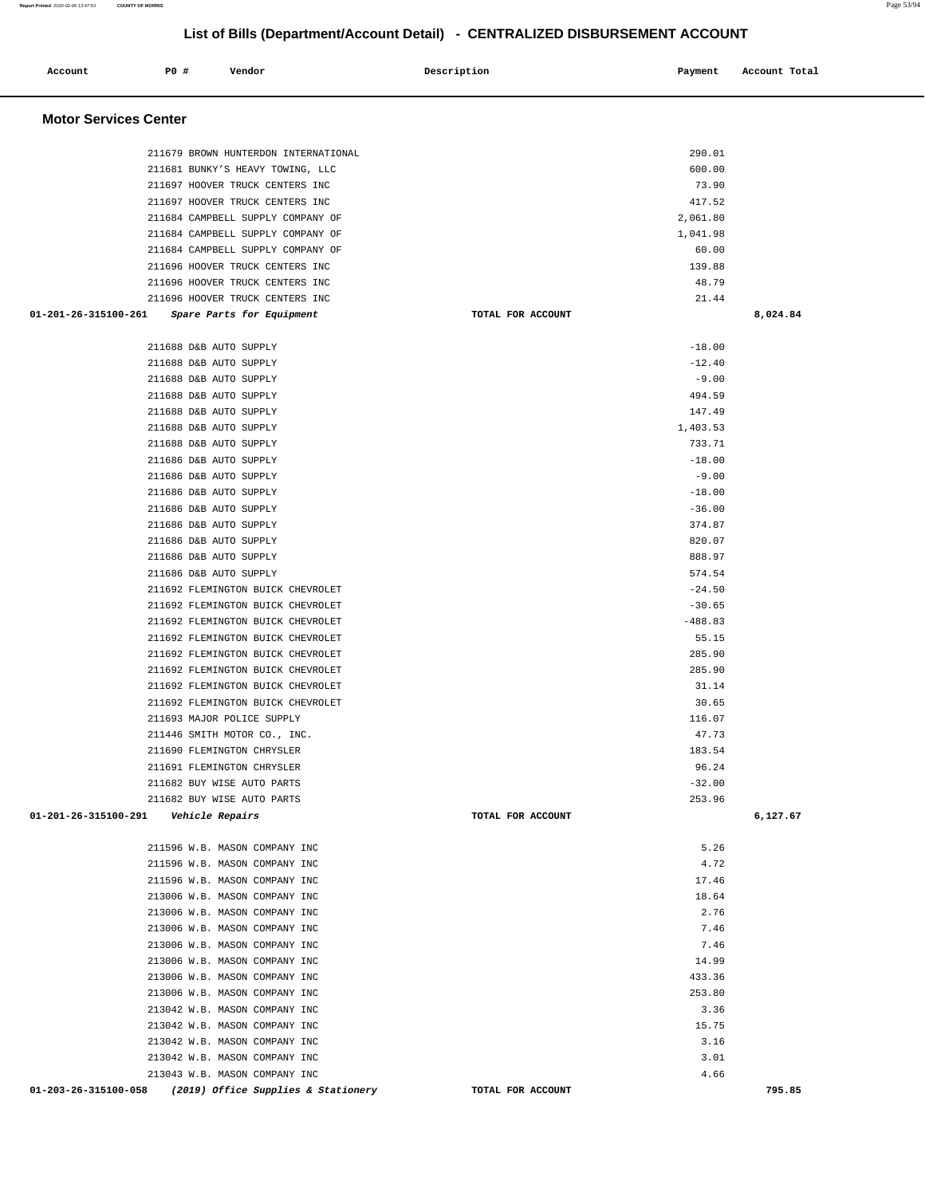# List of Bills (Department/Account Detail) - CENTRALIZED DISBURSEMENT ACCOUNT

| Account | PO # | Vendor | Description | Payment | Account Total |
|---|---|---|---|---|---|

## Motor Services Center

| Account | PO # | Vendor | Description | Payment | Account Total |
|---|---|---|---|---|---|
| | 211679 | BROWN HUNTERDON INTERNATIONAL | | 290.01 | |
| | 211681 | BUNKY'S HEAVY TOWING, LLC | | 600.00 | |
| | 211697 | HOOVER TRUCK CENTERS INC | | 73.90 | |
| | 211697 | HOOVER TRUCK CENTERS INC | | 417.52 | |
| | 211684 | CAMPBELL SUPPLY COMPANY OF | | 2,061.80 | |
| | 211684 | CAMPBELL SUPPLY COMPANY OF | | 1,041.98 | |
| | 211684 | CAMPBELL SUPPLY COMPANY OF | | 60.00 | |
| | 211696 | HOOVER TRUCK CENTERS INC | | 139.88 | |
| | 211696 | HOOVER TRUCK CENTERS INC | | 48.79 | |
| | 211696 | HOOVER TRUCK CENTERS INC | | 21.44 | |
| 01-201-26-315100-261 | | *Spare Parts for Equipment* | TOTAL FOR ACCOUNT | | 8,024.84 |
| | 211688 | D&B AUTO SUPPLY | | -18.00 | |
| | 211688 | D&B AUTO SUPPLY | | -12.40 | |
| | 211688 | D&B AUTO SUPPLY | | -9.00 | |
| | 211688 | D&B AUTO SUPPLY | | 494.59 | |
| | 211688 | D&B AUTO SUPPLY | | 147.49 | |
| | 211688 | D&B AUTO SUPPLY | | 1,403.53 | |
| | 211688 | D&B AUTO SUPPLY | | 733.71 | |
| | 211686 | D&B AUTO SUPPLY | | -18.00 | |
| | 211686 | D&B AUTO SUPPLY | | -9.00 | |
| | 211686 | D&B AUTO SUPPLY | | -18.00 | |
| | 211686 | D&B AUTO SUPPLY | | -36.00 | |
| | 211686 | D&B AUTO SUPPLY | | 374.87 | |
| | 211686 | D&B AUTO SUPPLY | | 820.07 | |
| | 211686 | D&B AUTO SUPPLY | | 888.97 | |
| | 211686 | D&B AUTO SUPPLY | | 574.54 | |
| | 211692 | FLEMINGTON BUICK CHEVROLET | | -24.50 | |
| | 211692 | FLEMINGTON BUICK CHEVROLET | | -30.65 | |
| | 211692 | FLEMINGTON BUICK CHEVROLET | | -488.83 | |
| | 211692 | FLEMINGTON BUICK CHEVROLET | | 55.15 | |
| | 211692 | FLEMINGTON BUICK CHEVROLET | | 285.90 | |
| | 211692 | FLEMINGTON BUICK CHEVROLET | | 285.90 | |
| | 211692 | FLEMINGTON BUICK CHEVROLET | | 31.14 | |
| | 211692 | FLEMINGTON BUICK CHEVROLET | | 30.65 | |
| | 211693 | MAJOR POLICE SUPPLY | | 116.07 | |
| | 211446 | SMITH MOTOR CO., INC. | | 47.73 | |
| | 211690 | FLEMINGTON CHRYSLER | | 183.54 | |
| | 211691 | FLEMINGTON CHRYSLER | | 96.24 | |
| | 211682 | BUY WISE AUTO PARTS | | -32.00 | |
| | 211682 | BUY WISE AUTO PARTS | | 253.96 | |
| 01-201-26-315100-291 | | *Vehicle Repairs* | TOTAL FOR ACCOUNT | | 6,127.67 |
| | 211596 | W.B. MASON COMPANY INC | | 5.26 | |
| | 211596 | W.B. MASON COMPANY INC | | 4.72 | |
| | 211596 | W.B. MASON COMPANY INC | | 17.46 | |
| | 213006 | W.B. MASON COMPANY INC | | 18.64 | |
| | 213006 | W.B. MASON COMPANY INC | | 2.76 | |
| | 213006 | W.B. MASON COMPANY INC | | 7.46 | |
| | 213006 | W.B. MASON COMPANY INC | | 7.46 | |
| | 213006 | W.B. MASON COMPANY INC | | 14.99 | |
| | 213006 | W.B. MASON COMPANY INC | | 433.36 | |
| | 213006 | W.B. MASON COMPANY INC | | 253.80 | |
| | 213042 | W.B. MASON COMPANY INC | | 3.36 | |
| | 213042 | W.B. MASON COMPANY INC | | 15.75 | |
| | 213042 | W.B. MASON COMPANY INC | | 3.16 | |
| | 213042 | W.B. MASON COMPANY INC | | 3.01 | |
| | 213043 | W.B. MASON COMPANY INC | | 4.66 | |
| 01-203-26-315100-058 | | *(2019) Office Supplies & Stationery* | TOTAL FOR ACCOUNT | | 795.85 |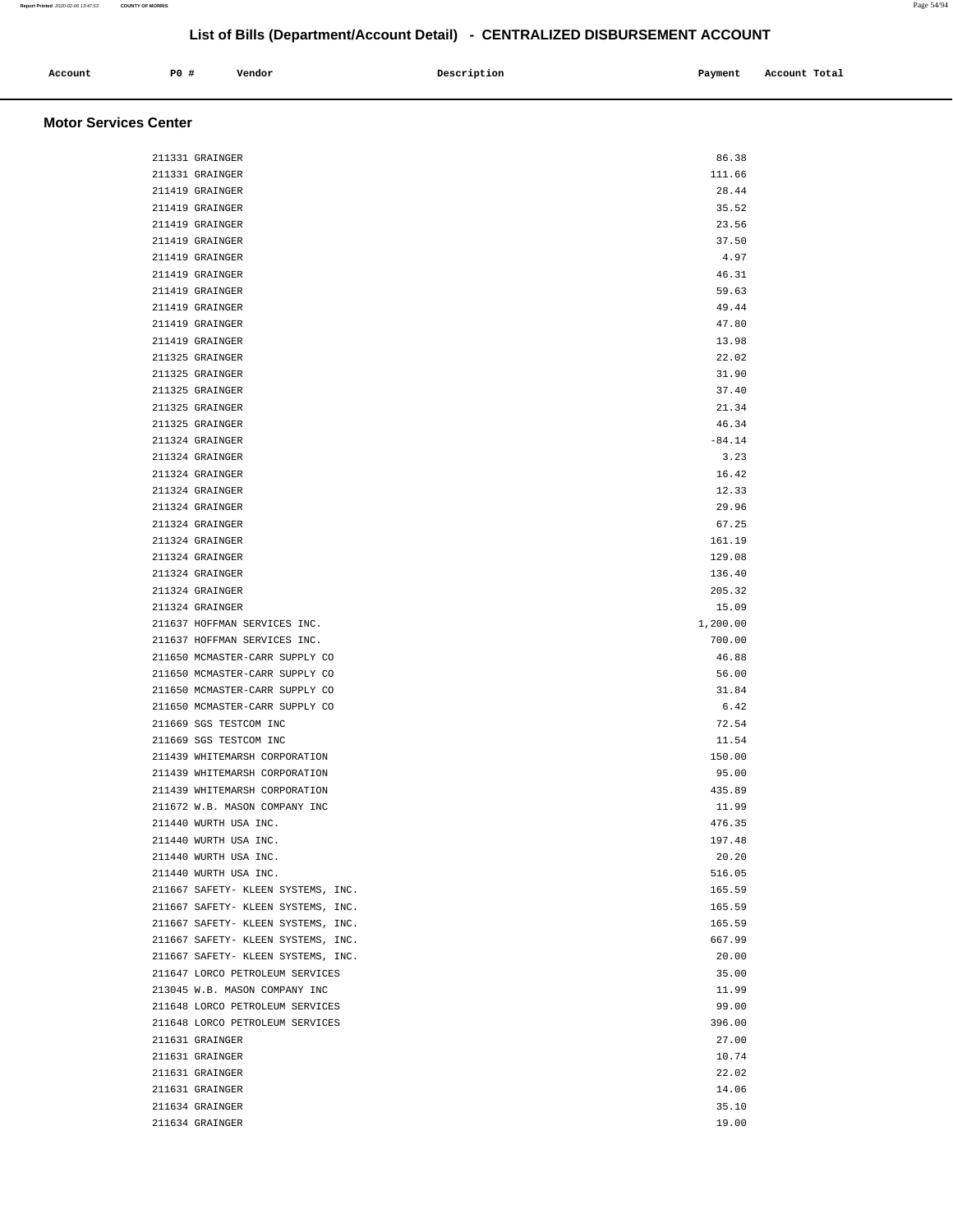## List of Bills (Department/Account Detail) - CENTRALIZED DISBURSEMENT ACCOUNT

| Account | PO # | Vendor | Description | Payment | Account Total |
|---|---|---|---|---|---|

### Motor Services Center

| Account | PO # | Vendor | Description | Payment | Account Total |
|---|---|---|---|---|---|
| | 211331 | GRAINGER | | 86.38 | |
| | 211331 | GRAINGER | | 111.66 | |
| | 211419 | GRAINGER | | 28.44 | |
| | 211419 | GRAINGER | | 35.52 | |
| | 211419 | GRAINGER | | 23.56 | |
| | 211419 | GRAINGER | | 37.50 | |
| | 211419 | GRAINGER | | 4.97 | |
| | 211419 | GRAINGER | | 46.31 | |
| | 211419 | GRAINGER | | 59.63 | |
| | 211419 | GRAINGER | | 49.44 | |
| | 211419 | GRAINGER | | 47.80 | |
| | 211419 | GRAINGER | | 13.98 | |
| | 211325 | GRAINGER | | 22.02 | |
| | 211325 | GRAINGER | | 31.90 | |
| | 211325 | GRAINGER | | 37.40 | |
| | 211325 | GRAINGER | | 21.34 | |
| | 211325 | GRAINGER | | 46.34 | |
| | 211324 | GRAINGER | | -84.14 | |
| | 211324 | GRAINGER | | 3.23 | |
| | 211324 | GRAINGER | | 16.42 | |
| | 211324 | GRAINGER | | 12.33 | |
| | 211324 | GRAINGER | | 29.96 | |
| | 211324 | GRAINGER | | 67.25 | |
| | 211324 | GRAINGER | | 161.19 | |
| | 211324 | GRAINGER | | 129.08 | |
| | 211324 | GRAINGER | | 136.40 | |
| | 211324 | GRAINGER | | 205.32 | |
| | 211324 | GRAINGER | | 15.09 | |
| | 211637 | HOFFMAN SERVICES INC. | | 1,200.00 | |
| | 211637 | HOFFMAN SERVICES INC. | | 700.00 | |
| | 211650 | MCMASTER-CARR SUPPLY CO | | 46.88 | |
| | 211650 | MCMASTER-CARR SUPPLY CO | | 56.00 | |
| | 211650 | MCMASTER-CARR SUPPLY CO | | 31.84 | |
| | 211650 | MCMASTER-CARR SUPPLY CO | | 6.42 | |
| | 211669 | SGS TESTCOM INC | | 72.54 | |
| | 211669 | SGS TESTCOM INC | | 11.54 | |
| | 211439 | WHITEMARSH CORPORATION | | 150.00 | |
| | 211439 | WHITEMARSH CORPORATION | | 95.00 | |
| | 211439 | WHITEMARSH CORPORATION | | 435.89 | |
| | 211672 | W.B. MASON COMPANY INC | | 11.99 | |
| | 211440 | WURTH USA INC. | | 476.35 | |
| | 211440 | WURTH USA INC. | | 197.48 | |
| | 211440 | WURTH USA INC. | | 20.20 | |
| | 211440 | WURTH USA INC. | | 516.05 | |
| | 211667 | SAFETY- KLEEN SYSTEMS, INC. | | 165.59 | |
| | 211667 | SAFETY- KLEEN SYSTEMS, INC. | | 165.59 | |
| | 211667 | SAFETY- KLEEN SYSTEMS, INC. | | 165.59 | |
| | 211667 | SAFETY- KLEEN SYSTEMS, INC. | | 667.99 | |
| | 211667 | SAFETY- KLEEN SYSTEMS, INC. | | 20.00 | |
| | 211647 | LORCO PETROLEUM SERVICES | | 35.00 | |
| | 213045 | W.B. MASON COMPANY INC | | 11.99 | |
| | 211648 | LORCO PETROLEUM SERVICES | | 99.00 | |
| | 211648 | LORCO PETROLEUM SERVICES | | 396.00 | |
| | 211631 | GRAINGER | | 27.00 | |
| | 211631 | GRAINGER | | 10.74 | |
| | 211631 | GRAINGER | | 22.02 | |
| | 211631 | GRAINGER | | 14.06 | |
| | 211634 | GRAINGER | | 35.10 | |
| | 211634 | GRAINGER | | 19.00 | |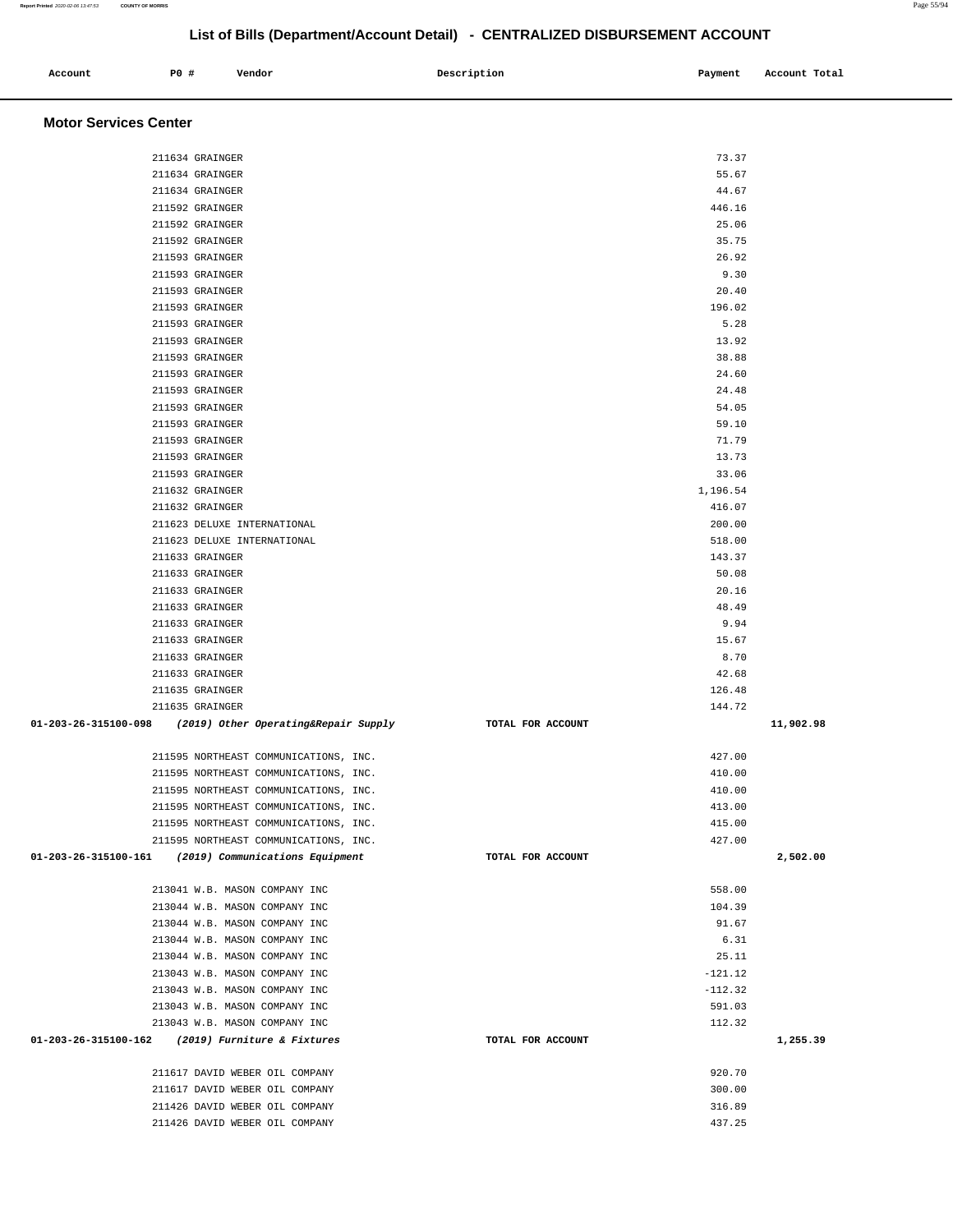## List of Bills (Department/Account Detail) - CENTRALIZED DISBURSEMENT ACCOUNT

| Account | PO # | Vendor | Description | Payment | Account Total |
|---|---|---|---|---|---|

### Motor Services Center

| Account | PO # | Vendor | Description | Payment | Account Total |
|---|---|---|---|---|---|
| | 211634 | GRAINGER | | 73.37 | |
| | 211634 | GRAINGER | | 55.67 | |
| | 211634 | GRAINGER | | 44.67 | |
| | 211592 | GRAINGER | | 446.16 | |
| | 211592 | GRAINGER | | 25.06 | |
| | 211592 | GRAINGER | | 35.75 | |
| | 211593 | GRAINGER | | 26.92 | |
| | 211593 | GRAINGER | | 9.30 | |
| | 211593 | GRAINGER | | 20.40 | |
| | 211593 | GRAINGER | | 196.02 | |
| | 211593 | GRAINGER | | 5.28 | |
| | 211593 | GRAINGER | | 13.92 | |
| | 211593 | GRAINGER | | 38.88 | |
| | 211593 | GRAINGER | | 24.60 | |
| | 211593 | GRAINGER | | 24.48 | |
| | 211593 | GRAINGER | | 54.05 | |
| | 211593 | GRAINGER | | 59.10 | |
| | 211593 | GRAINGER | | 71.79 | |
| | 211593 | GRAINGER | | 13.73 | |
| | 211593 | GRAINGER | | 33.06 | |
| | 211632 | GRAINGER | | 1,196.54 | |
| | 211632 | GRAINGER | | 416.07 | |
| | 211623 | DELUXE INTERNATIONAL | | 200.00 | |
| | 211623 | DELUXE INTERNATIONAL | | 518.00 | |
| | 211633 | GRAINGER | | 143.37 | |
| | 211633 | GRAINGER | | 50.08 | |
| | 211633 | GRAINGER | | 20.16 | |
| | 211633 | GRAINGER | | 48.49 | |
| | 211633 | GRAINGER | | 9.94 | |
| | 211633 | GRAINGER | | 15.67 | |
| | 211633 | GRAINGER | | 8.70 | |
| | 211633 | GRAINGER | | 42.68 | |
| | 211635 | GRAINGER | | 126.48 | |
| | 211635 | GRAINGER | | 144.72 | |
| **01-203-26-315100-098** | | ***(2019) Other Operating&Repair Supply*** | **TOTAL FOR ACCOUNT** | | **11,902.98** |
| | 211595 | NORTHEAST COMMUNICATIONS, INC. | | 427.00 | |
| | 211595 | NORTHEAST COMMUNICATIONS, INC. | | 410.00 | |
| | 211595 | NORTHEAST COMMUNICATIONS, INC. | | 410.00 | |
| | 211595 | NORTHEAST COMMUNICATIONS, INC. | | 413.00 | |
| | 211595 | NORTHEAST COMMUNICATIONS, INC. | | 415.00 | |
| | 211595 | NORTHEAST COMMUNICATIONS, INC. | | 427.00 | |
| **01-203-26-315100-161** | | ***(2019) Communications Equipment*** | **TOTAL FOR ACCOUNT** | | **2,502.00** |
| | 213041 | W.B. MASON COMPANY INC | | 558.00 | |
| | 213044 | W.B. MASON COMPANY INC | | 104.39 | |
| | 213044 | W.B. MASON COMPANY INC | | 91.67 | |
| | 213044 | W.B. MASON COMPANY INC | | 6.31 | |
| | 213044 | W.B. MASON COMPANY INC | | 25.11 | |
| | 213043 | W.B. MASON COMPANY INC | | -121.12 | |
| | 213043 | W.B. MASON COMPANY INC | | -112.32 | |
| | 213043 | W.B. MASON COMPANY INC | | 591.03 | |
| | 213043 | W.B. MASON COMPANY INC | | 112.32 | |
| **01-203-26-315100-162** | | ***(2019) Furniture & Fixtures*** | **TOTAL FOR ACCOUNT** | | **1,255.39** |
| | 211617 | DAVID WEBER OIL COMPANY | | 920.70 | |
| | 211617 | DAVID WEBER OIL COMPANY | | 300.00 | |
| | 211426 | DAVID WEBER OIL COMPANY | | 316.89 | |
| | 211426 | DAVID WEBER OIL COMPANY | | 437.25 | |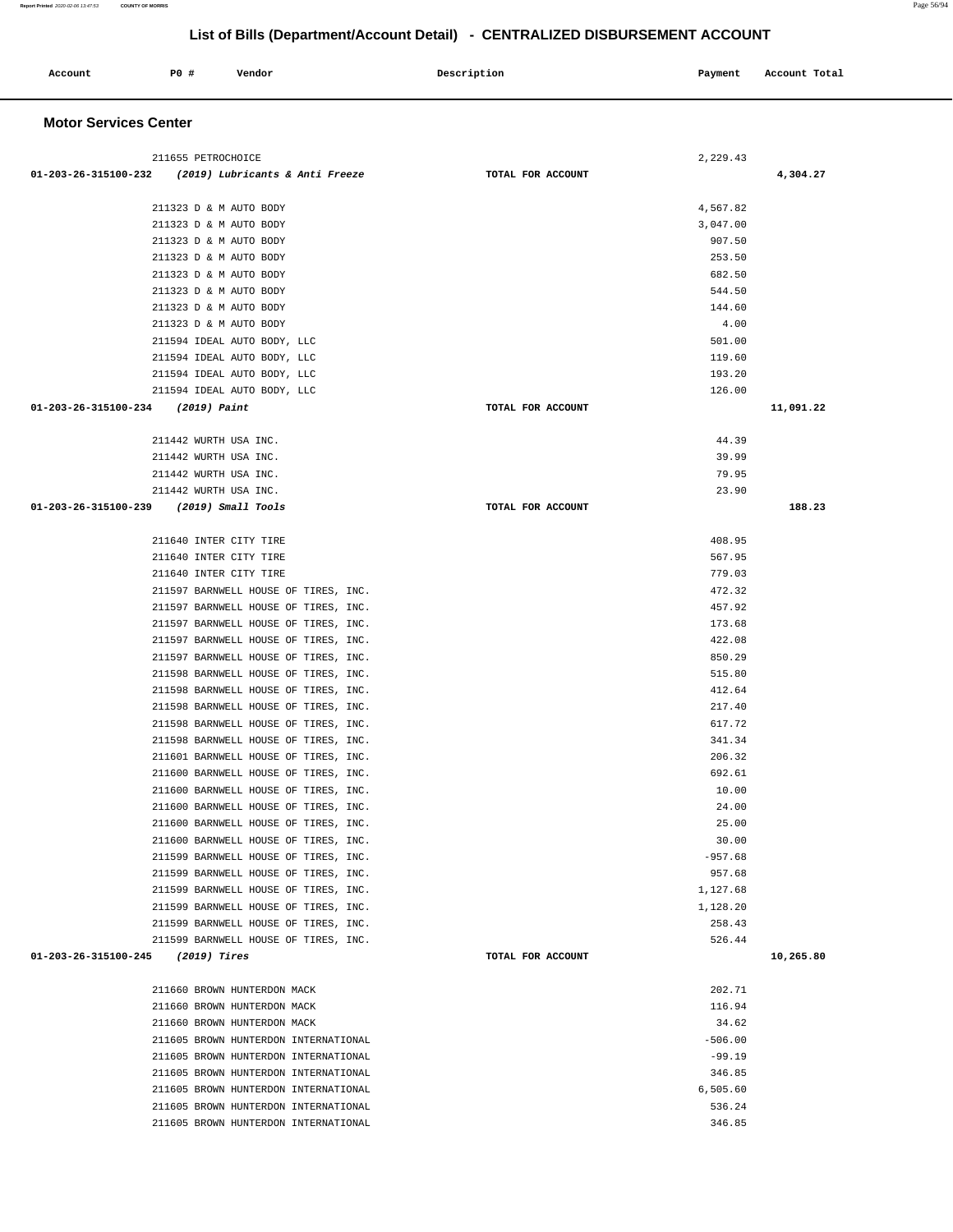# List of Bills (Department/Account Detail) - CENTRALIZED DISBURSEMENT ACCOUNT

| Account | PO # | Vendor | Description | Payment | Account Total |
|---|---|---|---|---|---|

## Motor Services Center

| Account | PO # | Vendor | Description | Payment | Account Total |
|---|---|---|---|---|---|
| | 211655 | PETROCHOICE | | 2,229.43 | |
| 01-203-26-315100-232 | | *(2019) Lubricants & Anti Freeze* | TOTAL FOR ACCOUNT | | 4,304.27 |
| | 211323 | D & M AUTO BODY | | 4,567.82 | |
| | 211323 | D & M AUTO BODY | | 3,047.00 | |
| | 211323 | D & M AUTO BODY | | 907.50 | |
| | 211323 | D & M AUTO BODY | | 253.50 | |
| | 211323 | D & M AUTO BODY | | 682.50 | |
| | 211323 | D & M AUTO BODY | | 544.50 | |
| | 211323 | D & M AUTO BODY | | 144.60 | |
| | 211323 | D & M AUTO BODY | | 4.00 | |
| | 211594 | IDEAL AUTO BODY, LLC | | 501.00 | |
| | 211594 | IDEAL AUTO BODY, LLC | | 119.60 | |
| | 211594 | IDEAL AUTO BODY, LLC | | 193.20 | |
| | 211594 | IDEAL AUTO BODY, LLC | | 126.00 | |
| 01-203-26-315100-234 | | *(2019) Paint* | TOTAL FOR ACCOUNT | | 11,091.22 |
| | 211442 | WURTH USA INC. | | 44.39 | |
| | 211442 | WURTH USA INC. | | 39.99 | |
| | 211442 | WURTH USA INC. | | 79.95 | |
| | 211442 | WURTH USA INC. | | 23.90 | |
| 01-203-26-315100-239 | | *(2019) Small Tools* | TOTAL FOR ACCOUNT | | 188.23 |
| | 211640 | INTER CITY TIRE | | 408.95 | |
| | 211640 | INTER CITY TIRE | | 567.95 | |
| | 211640 | INTER CITY TIRE | | 779.03 | |
| | 211597 | BARNWELL HOUSE OF TIRES, INC. | | 472.32 | |
| | 211597 | BARNWELL HOUSE OF TIRES, INC. | | 457.92 | |
| | 211597 | BARNWELL HOUSE OF TIRES, INC. | | 173.68 | |
| | 211597 | BARNWELL HOUSE OF TIRES, INC. | | 422.08 | |
| | 211597 | BARNWELL HOUSE OF TIRES, INC. | | 850.29 | |
| | 211598 | BARNWELL HOUSE OF TIRES, INC. | | 515.80 | |
| | 211598 | BARNWELL HOUSE OF TIRES, INC. | | 412.64 | |
| | 211598 | BARNWELL HOUSE OF TIRES, INC. | | 217.40 | |
| | 211598 | BARNWELL HOUSE OF TIRES, INC. | | 617.72 | |
| | 211598 | BARNWELL HOUSE OF TIRES, INC. | | 341.34 | |
| | 211601 | BARNWELL HOUSE OF TIRES, INC. | | 206.32 | |
| | 211600 | BARNWELL HOUSE OF TIRES, INC. | | 692.61 | |
| | 211600 | BARNWELL HOUSE OF TIRES, INC. | | 10.00 | |
| | 211600 | BARNWELL HOUSE OF TIRES, INC. | | 24.00 | |
| | 211600 | BARNWELL HOUSE OF TIRES, INC. | | 25.00 | |
| | 211600 | BARNWELL HOUSE OF TIRES, INC. | | 30.00 | |
| | 211599 | BARNWELL HOUSE OF TIRES, INC. | | -957.68 | |
| | 211599 | BARNWELL HOUSE OF TIRES, INC. | | 957.68 | |
| | 211599 | BARNWELL HOUSE OF TIRES, INC. | | 1,127.68 | |
| | 211599 | BARNWELL HOUSE OF TIRES, INC. | | 1,128.20 | |
| | 211599 | BARNWELL HOUSE OF TIRES, INC. | | 258.43 | |
| | 211599 | BARNWELL HOUSE OF TIRES, INC. | | 526.44 | |
| 01-203-26-315100-245 | | *(2019) Tires* | TOTAL FOR ACCOUNT | | 10,265.80 |
| | 211660 | BROWN HUNTERDON MACK | | 202.71 | |
| | 211660 | BROWN HUNTERDON MACK | | 116.94 | |
| | 211660 | BROWN HUNTERDON MACK | | 34.62 | |
| | 211605 | BROWN HUNTERDON INTERNATIONAL | | -506.00 | |
| | 211605 | BROWN HUNTERDON INTERNATIONAL | | -99.19 | |
| | 211605 | BROWN HUNTERDON INTERNATIONAL | | 346.85 | |
| | 211605 | BROWN HUNTERDON INTERNATIONAL | | 6,505.60 | |
| | 211605 | BROWN HUNTERDON INTERNATIONAL | | 536.24 | |
| | 211605 | BROWN HUNTERDON INTERNATIONAL | | 346.85 | |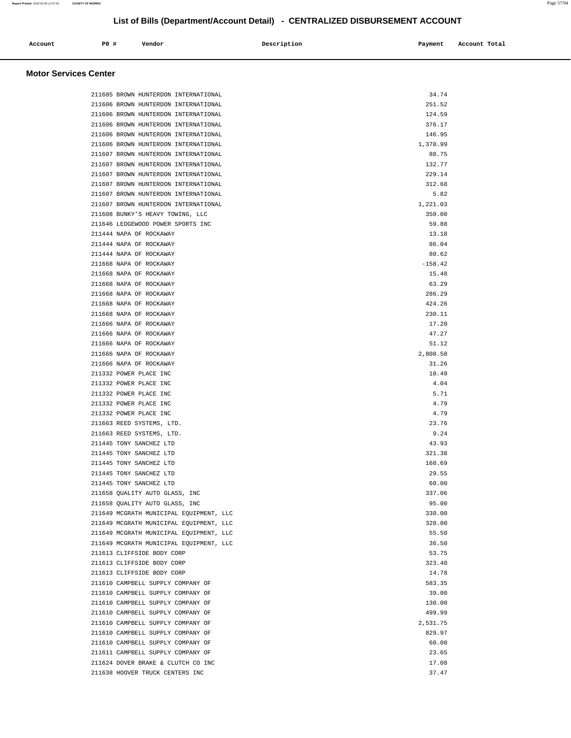# List of Bills (Department/Account Detail) - CENTRALIZED DISBURSEMENT ACCOUNT

## Motor Services Center

| Account | PO # | Vendor | Description | Payment | Account Total |
|---|---|---|---|---|---|
| | 211605 | BROWN HUNTERDON INTERNATIONAL | | 34.74 | |
| | 211606 | BROWN HUNTERDON INTERNATIONAL | | 251.52 | |
| | 211606 | BROWN HUNTERDON INTERNATIONAL | | 124.59 | |
| | 211606 | BROWN HUNTERDON INTERNATIONAL | | 376.17 | |
| | 211606 | BROWN HUNTERDON INTERNATIONAL | | 146.95 | |
| | 211606 | BROWN HUNTERDON INTERNATIONAL | | 1,370.99 | |
| | 211607 | BROWN HUNTERDON INTERNATIONAL | | 88.75 | |
| | 211607 | BROWN HUNTERDON INTERNATIONAL | | 132.77 | |
| | 211607 | BROWN HUNTERDON INTERNATIONAL | | 229.14 | |
| | 211607 | BROWN HUNTERDON INTERNATIONAL | | 312.68 | |
| | 211607 | BROWN HUNTERDON INTERNATIONAL | | 5.82 | |
| | 211607 | BROWN HUNTERDON INTERNATIONAL | | 1,221.03 | |
| | 211608 | BUNKY'S HEAVY TOWING, LLC | | 350.00 | |
| | 211646 | LEDGEWOOD POWER SPORTS INC | | 59.88 | |
| | 211444 | NAPA OF ROCKAWAY | | 13.18 | |
| | 211444 | NAPA OF ROCKAWAY | | 86.04 | |
| | 211444 | NAPA OF ROCKAWAY | | 80.62 | |
| | 211668 | NAPA OF ROCKAWAY | | -158.42 | |
| | 211668 | NAPA OF ROCKAWAY | | 15.48 | |
| | 211668 | NAPA OF ROCKAWAY | | 63.29 | |
| | 211668 | NAPA OF ROCKAWAY | | 286.29 | |
| | 211668 | NAPA OF ROCKAWAY | | 424.26 | |
| | 211668 | NAPA OF ROCKAWAY | | 230.11 | |
| | 211666 | NAPA OF ROCKAWAY | | 17.20 | |
| | 211666 | NAPA OF ROCKAWAY | | 47.27 | |
| | 211666 | NAPA OF ROCKAWAY | | 51.12 | |
| | 211666 | NAPA OF ROCKAWAY | | 2,808.50 | |
| | 211666 | NAPA OF ROCKAWAY | | 31.26 | |
| | 211332 | POWER PLACE INC | | 10.49 | |
| | 211332 | POWER PLACE INC | | 4.04 | |
| | 211332 | POWER PLACE INC | | 5.71 | |
| | 211332 | POWER PLACE INC | | 4.79 | |
| | 211332 | POWER PLACE INC | | 4.79 | |
| | 211663 | REED SYSTEMS, LTD. | | 23.76 | |
| | 211663 | REED SYSTEMS, LTD. | | 9.24 | |
| | 211445 | TONY SANCHEZ LTD | | 43.93 | |
| | 211445 | TONY SANCHEZ LTD | | 321.38 | |
| | 211445 | TONY SANCHEZ LTD | | 160.69 | |
| | 211445 | TONY SANCHEZ LTD | | 29.55 | |
| | 211445 | TONY SANCHEZ LTD | | 60.00 | |
| | 211658 | QUALITY AUTO GLASS, INC | | 337.06 | |
| | 211658 | QUALITY AUTO GLASS, INC | | 95.00 | |
| | 211649 | MCGRATH MUNICIPAL EQUIPMENT, LLC | | 330.00 | |
| | 211649 | MCGRATH MUNICIPAL EQUIPMENT, LLC | | 320.00 | |
| | 211649 | MCGRATH MUNICIPAL EQUIPMENT, LLC | | 55.50 | |
| | 211649 | MCGRATH MUNICIPAL EQUIPMENT, LLC | | 36.50 | |
| | 211613 | CLIFFSIDE BODY CORP | | 53.75 | |
| | 211613 | CLIFFSIDE BODY CORP | | 323.40 | |
| | 211613 | CLIFFSIDE BODY CORP | | 14.78 | |
| | 211610 | CAMPBELL SUPPLY COMPANY OF | | 583.35 | |
| | 211610 | CAMPBELL SUPPLY COMPANY OF | | 39.00 | |
| | 211610 | CAMPBELL SUPPLY COMPANY OF | | 130.00 | |
| | 211610 | CAMPBELL SUPPLY COMPANY OF | | 499.99 | |
| | 211610 | CAMPBELL SUPPLY COMPANY OF | | 2,531.75 | |
| | 211610 | CAMPBELL SUPPLY COMPANY OF | | 829.97 | |
| | 211610 | CAMPBELL SUPPLY COMPANY OF | | 60.00 | |
| | 211611 | CAMPBELL SUPPLY COMPANY OF | | 23.65 | |
| | 211624 | DOVER BRAKE & CLUTCH CO INC | | 17.08 | |
| | 211638 | HOOVER TRUCK CENTERS INC | | 37.47 | |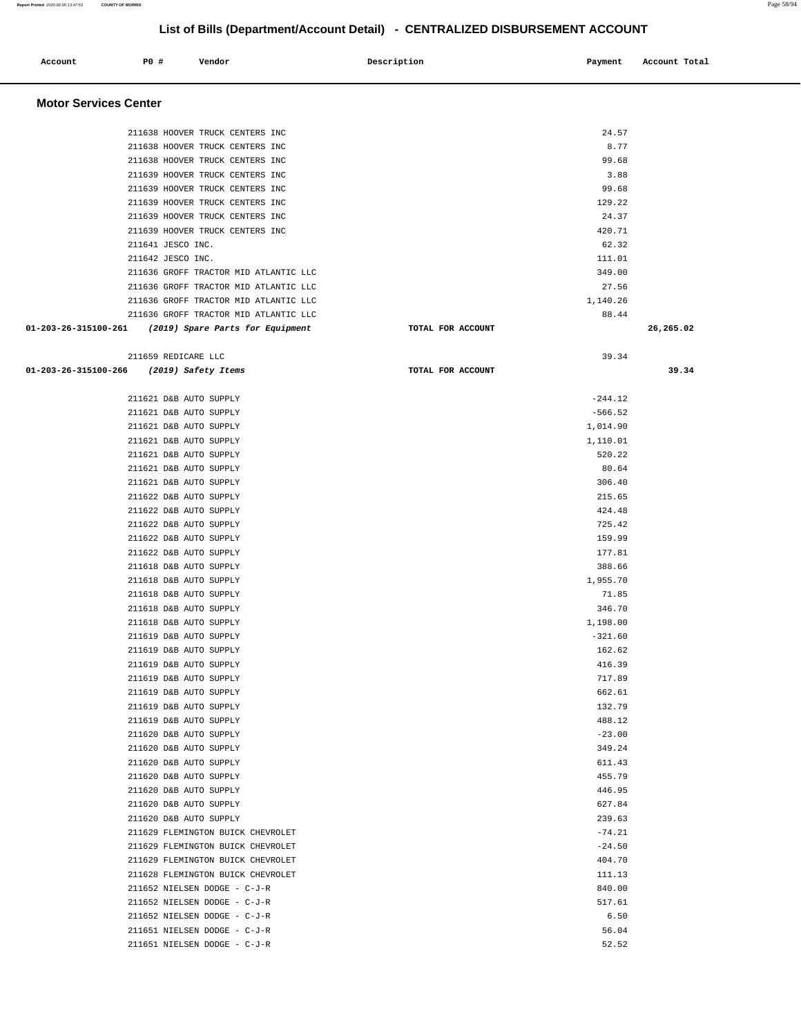# List of Bills (Department/Account Detail) - CENTRALIZED DISBURSEMENT ACCOUNT

| Account | PO # | Vendor | Description | Payment | Account Total |
|---|---|---|---|---|---|

## Motor Services Center

| Account | PO # | Vendor | Description | Payment | Account Total |
|---|---|---|---|---|---|
| | 211638 | HOOVER TRUCK CENTERS INC | | 24.57 | |
| | 211638 | HOOVER TRUCK CENTERS INC | | 8.77 | |
| | 211638 | HOOVER TRUCK CENTERS INC | | 99.68 | |
| | 211639 | HOOVER TRUCK CENTERS INC | | 3.88 | |
| | 211639 | HOOVER TRUCK CENTERS INC | | 99.68 | |
| | 211639 | HOOVER TRUCK CENTERS INC | | 129.22 | |
| | 211639 | HOOVER TRUCK CENTERS INC | | 24.37 | |
| | 211639 | HOOVER TRUCK CENTERS INC | | 420.71 | |
| | 211641 | JESCO INC. | | 62.32 | |
| | 211642 | JESCO INC. | | 111.01 | |
| | 211636 | GROFF TRACTOR MID ATLANTIC LLC | | 349.00 | |
| | 211636 | GROFF TRACTOR MID ATLANTIC LLC | | 27.56 | |
| | 211636 | GROFF TRACTOR MID ATLANTIC LLC | | 1,140.26 | |
| | 211636 | GROFF TRACTOR MID ATLANTIC LLC | | 88.44 | |
| **01-203-26-315100-261** | | ***(2019) Spare Parts for Equipment*** | TOTAL FOR ACCOUNT | | **26,265.02** |
| | 211659 | REDICARE LLC | | 39.34 | |
| **01-203-26-315100-266** | | ***(2019) Safety Items*** | TOTAL FOR ACCOUNT | | **39.34** |
| | 211621 | D&B AUTO SUPPLY | | -244.12 | |
| | 211621 | D&B AUTO SUPPLY | | -566.52 | |
| | 211621 | D&B AUTO SUPPLY | | 1,014.90 | |
| | 211621 | D&B AUTO SUPPLY | | 1,110.01 | |
| | 211621 | D&B AUTO SUPPLY | | 520.22 | |
| | 211621 | D&B AUTO SUPPLY | | 80.64 | |
| | 211621 | D&B AUTO SUPPLY | | 306.40 | |
| | 211622 | D&B AUTO SUPPLY | | 215.65 | |
| | 211622 | D&B AUTO SUPPLY | | 424.48 | |
| | 211622 | D&B AUTO SUPPLY | | 725.42 | |
| | 211622 | D&B AUTO SUPPLY | | 159.99 | |
| | 211622 | D&B AUTO SUPPLY | | 177.81 | |
| | 211618 | D&B AUTO SUPPLY | | 388.66 | |
| | 211618 | D&B AUTO SUPPLY | | 1,955.70 | |
| | 211618 | D&B AUTO SUPPLY | | 71.85 | |
| | 211618 | D&B AUTO SUPPLY | | 346.70 | |
| | 211618 | D&B AUTO SUPPLY | | 1,198.00 | |
| | 211619 | D&B AUTO SUPPLY | | -321.60 | |
| | 211619 | D&B AUTO SUPPLY | | 162.62 | |
| | 211619 | D&B AUTO SUPPLY | | 416.39 | |
| | 211619 | D&B AUTO SUPPLY | | 717.89 | |
| | 211619 | D&B AUTO SUPPLY | | 662.61 | |
| | 211619 | D&B AUTO SUPPLY | | 132.79 | |
| | 211619 | D&B AUTO SUPPLY | | 488.12 | |
| | 211620 | D&B AUTO SUPPLY | | -23.00 | |
| | 211620 | D&B AUTO SUPPLY | | 349.24 | |
| | 211620 | D&B AUTO SUPPLY | | 611.43 | |
| | 211620 | D&B AUTO SUPPLY | | 455.79 | |
| | 211620 | D&B AUTO SUPPLY | | 446.95 | |
| | 211620 | D&B AUTO SUPPLY | | 627.84 | |
| | 211620 | D&B AUTO SUPPLY | | 239.63 | |
| | 211629 | FLEMINGTON BUICK CHEVROLET | | -74.21 | |
| | 211629 | FLEMINGTON BUICK CHEVROLET | | -24.50 | |
| | 211629 | FLEMINGTON BUICK CHEVROLET | | 404.70 | |
| | 211628 | FLEMINGTON BUICK CHEVROLET | | 111.13 | |
| | 211652 | NIELSEN DODGE - C-J-R | | 840.00 | |
| | 211652 | NIELSEN DODGE - C-J-R | | 517.61 | |
| | 211652 | NIELSEN DODGE - C-J-R | | 6.50 | |
| | 211651 | NIELSEN DODGE - C-J-R | | 56.04 | |
| | 211651 | NIELSEN DODGE - C-J-R | | 52.52 | |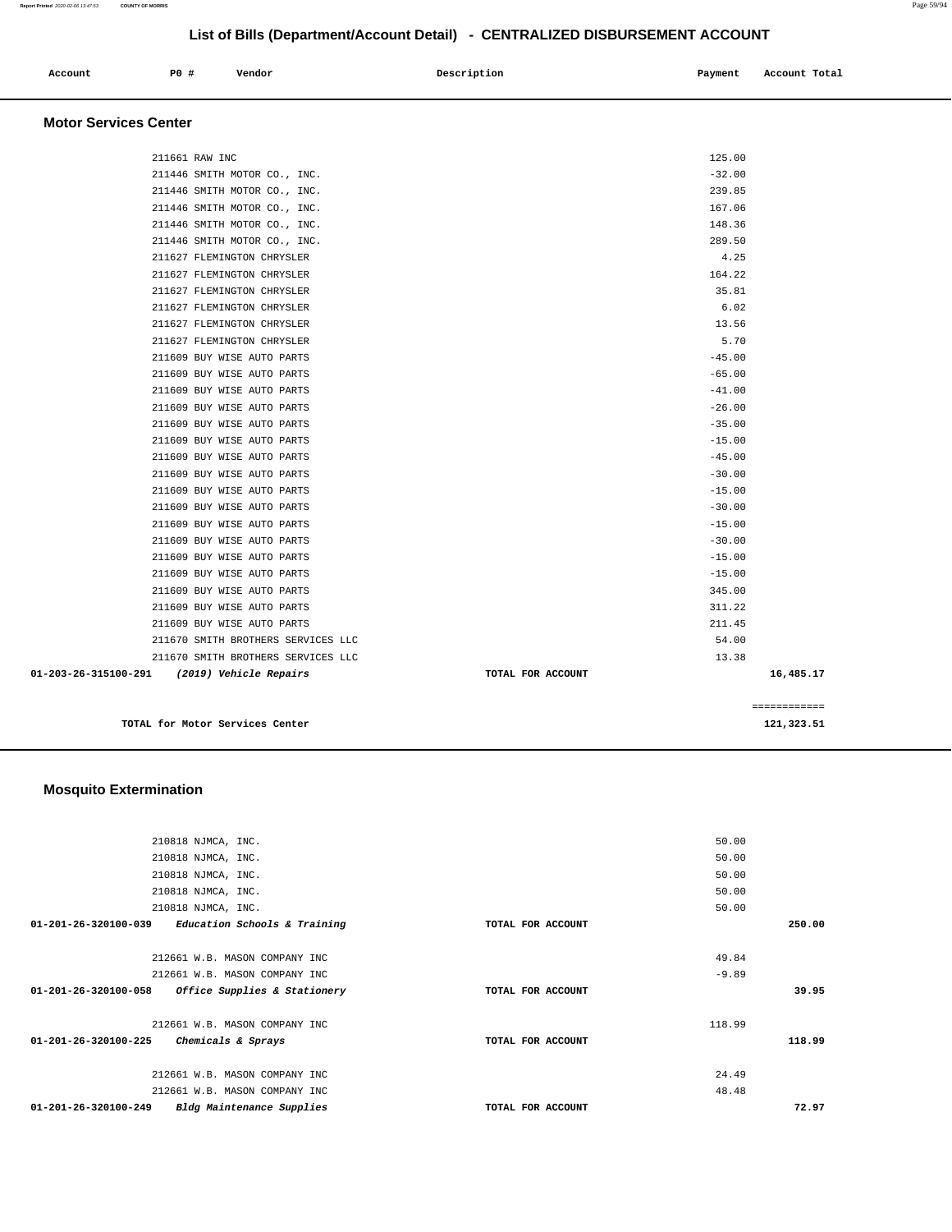# List of Bills (Department/Account Detail) - CENTRALIZED DISBURSEMENT ACCOUNT

| Account | PO # | Vendor | Description | Payment | Account Total |
|---|---|---|---|---|---|

## Motor Services Center

| Account | PO # | Vendor | Description | Payment | Account Total |
|---|---|---|---|---|---|
| | 211661 | RAW INC | | 125.00 | |
| | 211446 | SMITH MOTOR CO., INC. | | -32.00 | |
| | 211446 | SMITH MOTOR CO., INC. | | 239.85 | |
| | 211446 | SMITH MOTOR CO., INC. | | 167.06 | |
| | 211446 | SMITH MOTOR CO., INC. | | 148.36 | |
| | 211446 | SMITH MOTOR CO., INC. | | 289.50 | |
| | 211627 | FLEMINGTON CHRYSLER | | 4.25 | |
| | 211627 | FLEMINGTON CHRYSLER | | 164.22 | |
| | 211627 | FLEMINGTON CHRYSLER | | 35.81 | |
| | 211627 | FLEMINGTON CHRYSLER | | 6.02 | |
| | 211627 | FLEMINGTON CHRYSLER | | 13.56 | |
| | 211627 | FLEMINGTON CHRYSLER | | 5.70 | |
| | 211609 | BUY WISE AUTO PARTS | | -45.00 | |
| | 211609 | BUY WISE AUTO PARTS | | -65.00 | |
| | 211609 | BUY WISE AUTO PARTS | | -41.00 | |
| | 211609 | BUY WISE AUTO PARTS | | -26.00 | |
| | 211609 | BUY WISE AUTO PARTS | | -35.00 | |
| | 211609 | BUY WISE AUTO PARTS | | -15.00 | |
| | 211609 | BUY WISE AUTO PARTS | | -45.00 | |
| | 211609 | BUY WISE AUTO PARTS | | -30.00 | |
| | 211609 | BUY WISE AUTO PARTS | | -15.00 | |
| | 211609 | BUY WISE AUTO PARTS | | -30.00 | |
| | 211609 | BUY WISE AUTO PARTS | | -15.00 | |
| | 211609 | BUY WISE AUTO PARTS | | -30.00 | |
| | 211609 | BUY WISE AUTO PARTS | | -15.00 | |
| | 211609 | BUY WISE AUTO PARTS | | -15.00 | |
| | 211609 | BUY WISE AUTO PARTS | | 345.00 | |
| | 211609 | BUY WISE AUTO PARTS | | 311.22 | |
| | 211609 | BUY WISE AUTO PARTS | | 211.45 | |
| | 211670 | SMITH BROTHERS SERVICES LLC | | 54.00 | |
| | 211670 | SMITH BROTHERS SERVICES LLC | | 13.38 | |
| **01-203-26-315100-291** | | *(2019) Vehicle Repairs* | TOTAL FOR ACCOUNT | | **16,485.17** |
| | | | | | ============ |
| | | **TOTAL for Motor Services Center** | | | **121,323.51** |

## Mosquito Extermination

| Account | PO # | Vendor | Description | Payment | Account Total |
|---|---|---|---|---|---|
| | 210818 | NJMCA, INC. | | 50.00 | |
| | 210818 | NJMCA, INC. | | 50.00 | |
| | 210818 | NJMCA, INC. | | 50.00 | |
| | 210818 | NJMCA, INC. | | 50.00 | |
| | 210818 | NJMCA, INC. | | 50.00 | |
| **01-201-26-320100-039** | | *Education Schools & Training* | TOTAL FOR ACCOUNT | | **250.00** |
| | 212661 | W.B. MASON COMPANY INC | | 49.84 | |
| | 212661 | W.B. MASON COMPANY INC | | -9.89 | |
| **01-201-26-320100-058** | | *Office Supplies & Stationery* | TOTAL FOR ACCOUNT | | **39.95** |
| | 212661 | W.B. MASON COMPANY INC | | 118.99 | |
| **01-201-26-320100-225** | | *Chemicals & Sprays* | TOTAL FOR ACCOUNT | | **118.99** |
| | 212661 | W.B. MASON COMPANY INC | | 24.49 | |
| | 212661 | W.B. MASON COMPANY INC | | 48.48 | |
| **01-201-26-320100-249** | | *Bldg Maintenance Supplies* | TOTAL FOR ACCOUNT | | **72.97** |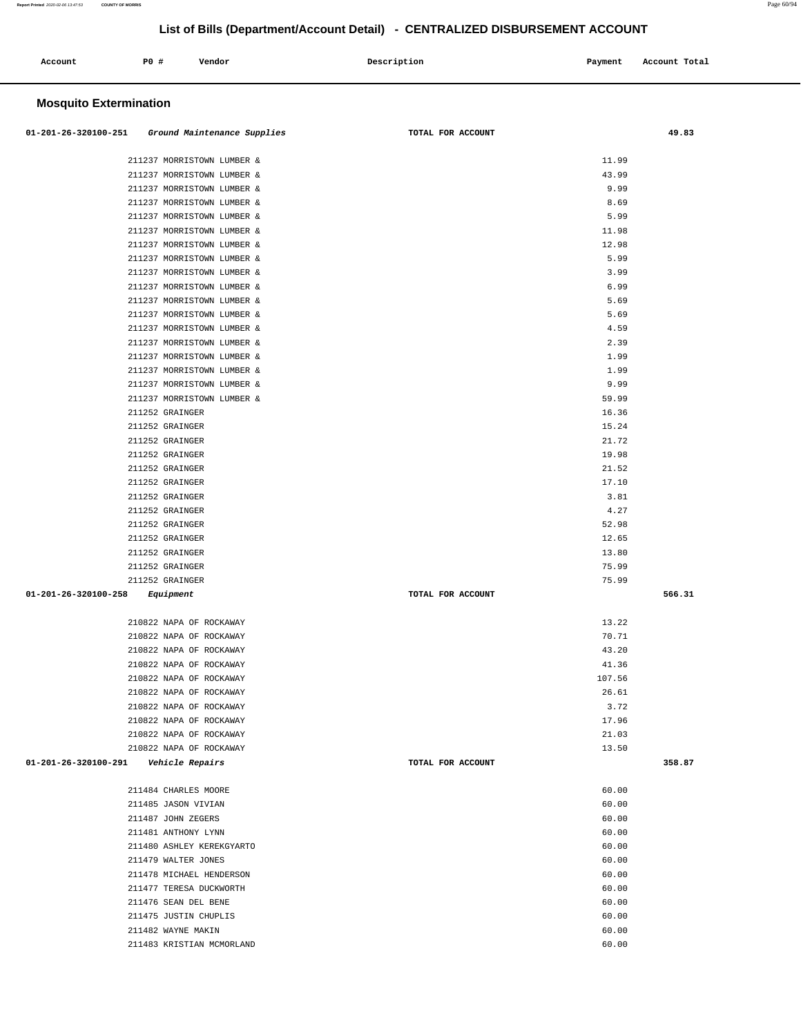## List of Bills (Department/Account Detail) - CENTRALIZED DISBURSEMENT ACCOUNT

| Account | PO # | Vendor | Description | Payment | Account Total |
|---|---|---|---|---|---|

### Mosquito Extermination

| Account | PO # | Vendor | Description | Payment | Account Total |
|---|---|---|---|---|---|
| 01-201-26-320100-251 | | *Ground Maintenance Supplies* | TOTAL FOR ACCOUNT | | 49.83 |
| | 211237 | MORRISTOWN LUMBER & | | 11.99 | |
| | 211237 | MORRISTOWN LUMBER & | | 43.99 | |
| | 211237 | MORRISTOWN LUMBER & | | 9.99 | |
| | 211237 | MORRISTOWN LUMBER & | | 8.69 | |
| | 211237 | MORRISTOWN LUMBER & | | 5.99 | |
| | 211237 | MORRISTOWN LUMBER & | | 11.98 | |
| | 211237 | MORRISTOWN LUMBER & | | 12.98 | |
| | 211237 | MORRISTOWN LUMBER & | | 5.99 | |
| | 211237 | MORRISTOWN LUMBER & | | 3.99 | |
| | 211237 | MORRISTOWN LUMBER & | | 6.99 | |
| | 211237 | MORRISTOWN LUMBER & | | 5.69 | |
| | 211237 | MORRISTOWN LUMBER & | | 5.69 | |
| | 211237 | MORRISTOWN LUMBER & | | 4.59 | |
| | 211237 | MORRISTOWN LUMBER & | | 2.39 | |
| | 211237 | MORRISTOWN LUMBER & | | 1.99 | |
| | 211237 | MORRISTOWN LUMBER & | | 1.99 | |
| | 211237 | MORRISTOWN LUMBER & | | 9.99 | |
| | 211237 | MORRISTOWN LUMBER & | | 59.99 | |
| | 211252 | GRAINGER | | 16.36 | |
| | 211252 | GRAINGER | | 15.24 | |
| | 211252 | GRAINGER | | 21.72 | |
| | 211252 | GRAINGER | | 19.98 | |
| | 211252 | GRAINGER | | 21.52 | |
| | 211252 | GRAINGER | | 17.10 | |
| | 211252 | GRAINGER | | 3.81 | |
| | 211252 | GRAINGER | | 4.27 | |
| | 211252 | GRAINGER | | 52.98 | |
| | 211252 | GRAINGER | | 12.65 | |
| | 211252 | GRAINGER | | 13.80 | |
| | 211252 | GRAINGER | | 75.99 | |
| | 211252 | GRAINGER | | 75.99 | |
| 01-201-26-320100-258 | | *Equipment* | TOTAL FOR ACCOUNT | | 566.31 |
| | 210822 | NAPA OF ROCKAWAY | | 13.22 | |
| | 210822 | NAPA OF ROCKAWAY | | 70.71 | |
| | 210822 | NAPA OF ROCKAWAY | | 43.20 | |
| | 210822 | NAPA OF ROCKAWAY | | 41.36 | |
| | 210822 | NAPA OF ROCKAWAY | | 107.56 | |
| | 210822 | NAPA OF ROCKAWAY | | 26.61 | |
| | 210822 | NAPA OF ROCKAWAY | | 3.72 | |
| | 210822 | NAPA OF ROCKAWAY | | 17.96 | |
| | 210822 | NAPA OF ROCKAWAY | | 21.03 | |
| | 210822 | NAPA OF ROCKAWAY | | 13.50 | |
| 01-201-26-320100-291 | | *Vehicle Repairs* | TOTAL FOR ACCOUNT | | 358.87 |
| | 211484 | CHARLES MOORE | | 60.00 | |
| | 211485 | JASON VIVIAN | | 60.00 | |
| | 211487 | JOHN ZEGERS | | 60.00 | |
| | 211481 | ANTHONY LYNN | | 60.00 | |
| | 211480 | ASHLEY KEREKGYARTO | | 60.00 | |
| | 211479 | WALTER JONES | | 60.00 | |
| | 211478 | MICHAEL HENDERSON | | 60.00 | |
| | 211477 | TERESA DUCKWORTH | | 60.00 | |
| | 211476 | SEAN DEL BENE | | 60.00 | |
| | 211475 | JUSTIN CHUPLIS | | 60.00 | |
| | 211482 | WAYNE MAKIN | | 60.00 | |
| | 211483 | KRISTIAN MCMORLAND | | 60.00 | |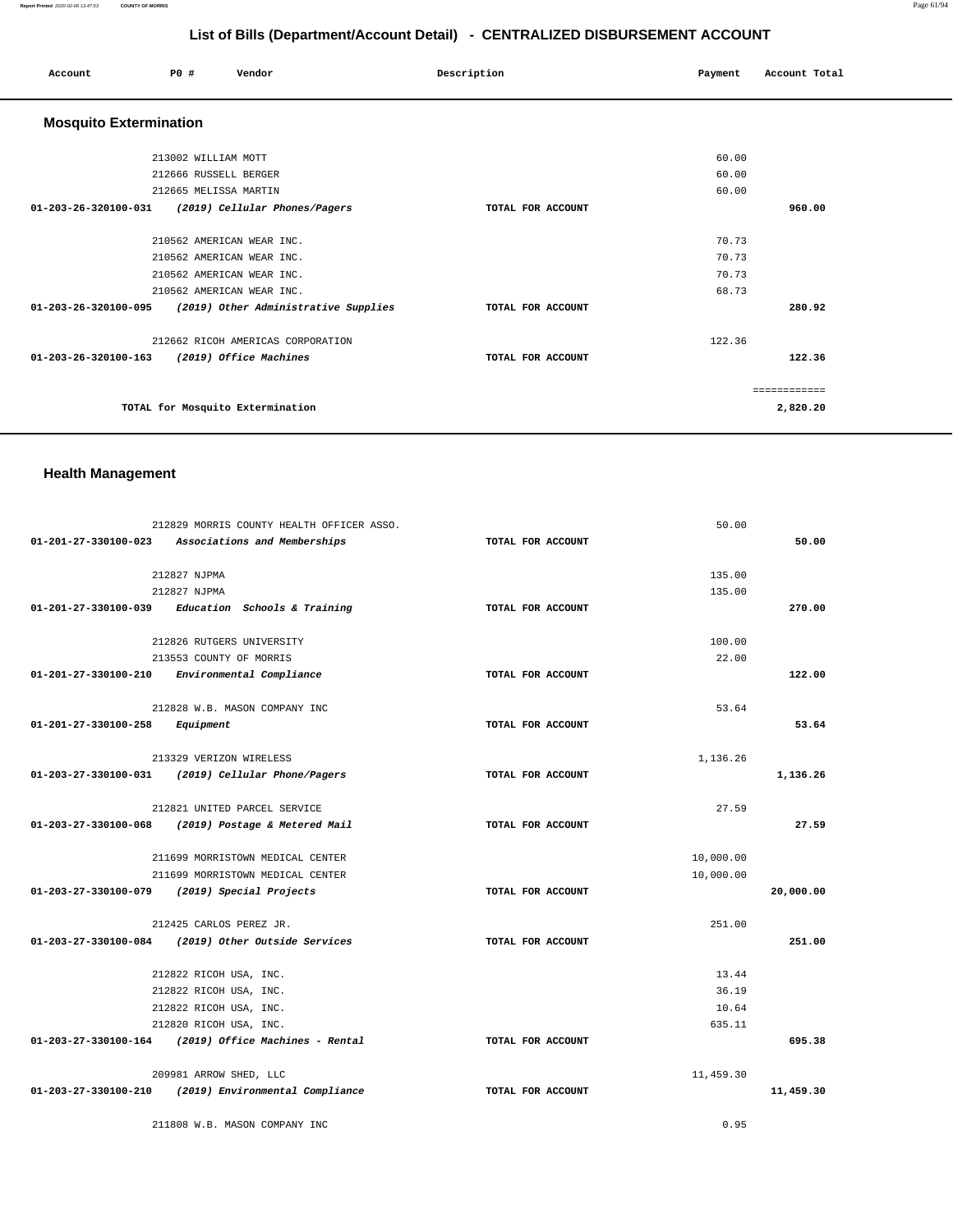# List of Bills (Department/Account Detail) - CENTRALIZED DISBURSEMENT ACCOUNT

| Account | PO # | Vendor | Description | Payment | Account Total |
|---|---|---|---|---|---|

## Mosquito Extermination

| Account | PO # | Vendor | Description | Payment | Account Total |
|---|---|---|---|---|---|
| | 213002 | WILLIAM MOTT | | 60.00 | |
| | 212666 | RUSSELL BERGER | | 60.00 | |
| | 212665 | MELISSA MARTIN | | 60.00 | |
| 01-203-26-320100-031 | | *(2019) Cellular Phones/Pagers* | TOTAL FOR ACCOUNT | | 960.00 |
| | 210562 | AMERICAN WEAR INC. | | 70.73 | |
| | 210562 | AMERICAN WEAR INC. | | 70.73 | |
| | 210562 | AMERICAN WEAR INC. | | 70.73 | |
| | 210562 | AMERICAN WEAR INC. | | 68.73 | |
| 01-203-26-320100-095 | | *(2019) Other Administrative Supplies* | TOTAL FOR ACCOUNT | | 280.92 |
| | 212662 | RICOH AMERICAS CORPORATION | | 122.36 | |
| 01-203-26-320100-163 | | *(2019) Office Machines* | TOTAL FOR ACCOUNT | | 122.36 |
| | | | | | ============ |
| | | TOTAL for Mosquito Extermination | | | 2,820.20 |

## Health Management

| Account | PO # | Vendor | Description | Payment | Account Total |
|---|---|---|---|---|---|
| | 212829 | MORRIS COUNTY HEALTH OFFICER ASSO. | | 50.00 | |
| 01-201-27-330100-023 | | *Associations and Memberships* | TOTAL FOR ACCOUNT | | 50.00 |
| | 212827 | NJPMA | | 135.00 | |
| | 212827 | NJPMA | | 135.00 | |
| 01-201-27-330100-039 | | *Education Schools & Training* | TOTAL FOR ACCOUNT | | 270.00 |
| | 212826 | RUTGERS UNIVERSITY | | 100.00 | |
| | 213553 | COUNTY OF MORRIS | | 22.00 | |
| 01-201-27-330100-210 | | *Environmental Compliance* | TOTAL FOR ACCOUNT | | 122.00 |
| | 212828 | W.B. MASON COMPANY INC | | 53.64 | |
| 01-201-27-330100-258 | | *Equipment* | TOTAL FOR ACCOUNT | | 53.64 |
| | 213329 | VERIZON WIRELESS | | 1,136.26 | |
| 01-203-27-330100-031 | | *(2019) Cellular Phone/Pagers* | TOTAL FOR ACCOUNT | | 1,136.26 |
| | 212821 | UNITED PARCEL SERVICE | | 27.59 | |
| 01-203-27-330100-068 | | *(2019) Postage & Metered Mail* | TOTAL FOR ACCOUNT | | 27.59 |
| | 211699 | MORRISTOWN MEDICAL CENTER | | 10,000.00 | |
| | 211699 | MORRISTOWN MEDICAL CENTER | | 10,000.00 | |
| 01-203-27-330100-079 | | *(2019) Special Projects* | TOTAL FOR ACCOUNT | | 20,000.00 |
| | 212425 | CARLOS PEREZ JR. | | 251.00 | |
| 01-203-27-330100-084 | | *(2019) Other Outside Services* | TOTAL FOR ACCOUNT | | 251.00 |
| | 212822 | RICOH USA, INC. | | 13.44 | |
| | 212822 | RICOH USA, INC. | | 36.19 | |
| | 212822 | RICOH USA, INC. | | 10.64 | |
| | 212820 | RICOH USA, INC. | | 635.11 | |
| 01-203-27-330100-164 | | *(2019) Office Machines - Rental* | TOTAL FOR ACCOUNT | | 695.38 |
| | 209981 | ARROW SHED, LLC | | 11,459.30 | |
| 01-203-27-330100-210 | | *(2019) Environmental Compliance* | TOTAL FOR ACCOUNT | | 11,459.30 |
| | 211808 | W.B. MASON COMPANY INC | | 0.95 | |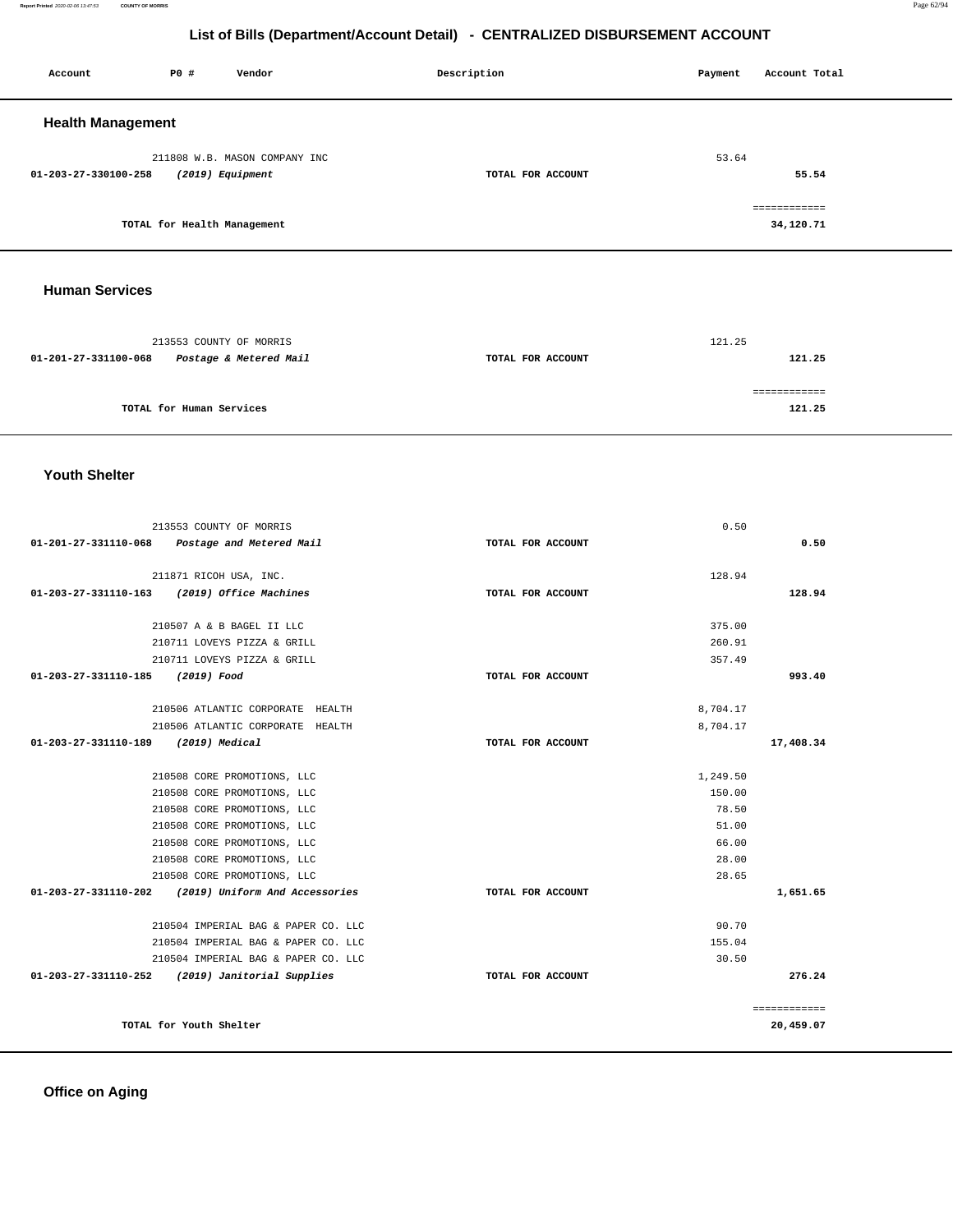# List of Bills (Department/Account Detail) - CENTRALIZED DISBURSEMENT ACCOUNT

| Account | PO # | Vendor | Description | Payment | Account Total |
|---|---|---|---|---|---|

## Health Management

| Account | PO # | Vendor | Description | Payment | Account Total |
|---|---|---|---|---|---|
| | 211808 | W.B. MASON COMPANY INC | | 53.64 | |
| 01-203-27-330100-258 | | *(2019) Equipment* | TOTAL FOR ACCOUNT | | 55.54 |

TOTAL for Health Management: ============ 34,120.71

## Human Services

| Account | PO # | Vendor | Description | Payment | Account Total |
|---|---|---|---|---|---|
| | 213553 | COUNTY OF MORRIS | | 121.25 | |
| 01-201-27-331100-068 | | *Postage & Metered Mail* | TOTAL FOR ACCOUNT | | 121.25 |

TOTAL for Human Services: ============ 121.25

## Youth Shelter

| Account | PO # | Vendor | Description | Payment | Account Total |
|---|---|---|---|---|---|
| | 213553 | COUNTY OF MORRIS | | 0.50 | |
| 01-201-27-331110-068 | | *Postage and Metered Mail* | TOTAL FOR ACCOUNT | | 0.50 |
| | 211871 | RICOH USA, INC. | | 128.94 | |
| 01-203-27-331110-163 | | *(2019) Office Machines* | TOTAL FOR ACCOUNT | | 128.94 |
| | 210507 | A & B BAGEL II LLC | | 375.00 | |
| | 210711 | LOVEYS PIZZA & GRILL | | 260.91 | |
| | 210711 | LOVEYS PIZZA & GRILL | | 357.49 | |
| 01-203-27-331110-185 | | *(2019) Food* | TOTAL FOR ACCOUNT | | 993.40 |
| | 210506 | ATLANTIC CORPORATE HEALTH | | 8,704.17 | |
| | 210506 | ATLANTIC CORPORATE HEALTH | | 8,704.17 | |
| 01-203-27-331110-189 | | *(2019) Medical* | TOTAL FOR ACCOUNT | | 17,408.34 |
| | 210508 | CORE PROMOTIONS, LLC | | 1,249.50 | |
| | 210508 | CORE PROMOTIONS, LLC | | 150.00 | |
| | 210508 | CORE PROMOTIONS, LLC | | 78.50 | |
| | 210508 | CORE PROMOTIONS, LLC | | 51.00 | |
| | 210508 | CORE PROMOTIONS, LLC | | 66.00 | |
| | 210508 | CORE PROMOTIONS, LLC | | 28.00 | |
| | 210508 | CORE PROMOTIONS, LLC | | 28.65 | |
| 01-203-27-331110-202 | | *(2019) Uniform And Accessories* | TOTAL FOR ACCOUNT | | 1,651.65 |
| | 210504 | IMPERIAL BAG & PAPER CO. LLC | | 90.70 | |
| | 210504 | IMPERIAL BAG & PAPER CO. LLC | | 155.04 | |
| | 210504 | IMPERIAL BAG & PAPER CO. LLC | | 30.50 | |
| 01-203-27-331110-252 | | *(2019) Janitorial Supplies* | TOTAL FOR ACCOUNT | | 276.24 |

TOTAL for Youth Shelter: ============ 20,459.07

## Office on Aging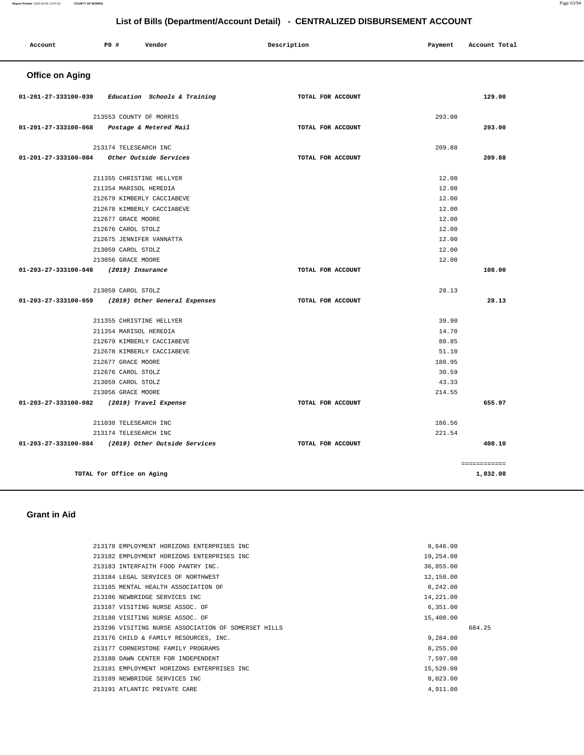## List of Bills (Department/Account Detail) - CENTRALIZED DISBURSEMENT ACCOUNT

| Account | PO # | Vendor | Description | Payment | Account Total |
|---|---|---|---|---|---|

### Office on Aging

| Account | PO # | Vendor | Description | Payment | Account Total |
|---|---|---|---|---|---|
| 01-201-27-333100-039 *Education Schools & Training* | | | TOTAL FOR ACCOUNT | | 129.00 |
| | 213553 | COUNTY OF MORRIS | | 293.00 | |
| 01-201-27-333100-068 *Postage & Metered Mail* | | | TOTAL FOR ACCOUNT | | 293.00 |
| | 213174 | TELESEARCH INC | | 209.88 | |
| 01-201-27-333100-084 *Other Outside Services* | | | TOTAL FOR ACCOUNT | | 209.88 |
| | 211355 | CHRISTINE HELLYER | | 12.00 | |
| | 211354 | MARISOL HEREDIA | | 12.00 | |
| | 212679 | KIMBERLY CACCIABEVE | | 12.00 | |
| | 212678 | KIMBERLY CACCIABEVE | | 12.00 | |
| | 212677 | GRACE MOORE | | 12.00 | |
| | 212676 | CAROL STOLZ | | 12.00 | |
| | 212675 | JENNIFER VANNATTA | | 12.00 | |
| | 213059 | CAROL STOLZ | | 12.00 | |
| | 213056 | GRACE MOORE | | 12.00 | |
| 01-203-27-333100-048 *(2019) Insurance* | | | TOTAL FOR ACCOUNT | | 108.00 |
| | 213059 | CAROL STOLZ | | 28.13 | |
| 01-203-27-333100-059 *(2019) Other General Expenses* | | | TOTAL FOR ACCOUNT | | 28.13 |
| | 211355 | CHRISTINE HELLYER | | 39.90 | |
| | 211354 | MARISOL HEREDIA | | 14.70 | |
| | 212679 | KIMBERLY CACCIABEVE | | 80.85 | |
| | 212678 | KIMBERLY CACCIABEVE | | 51.10 | |
| | 212677 | GRACE MOORE | | 180.95 | |
| | 212676 | CAROL STOLZ | | 30.59 | |
| | 213059 | CAROL STOLZ | | 43.33 | |
| | 213056 | GRACE MOORE | | 214.55 | |
| 01-203-27-333100-082 *(2019) Travel Expense* | | | TOTAL FOR ACCOUNT | | 655.97 |
| | 211038 | TELESEARCH INC | | 186.56 | |
| | 213174 | TELESEARCH INC | | 221.54 | |
| 01-203-27-333100-084 *(2019) Other Outside Services* | | | TOTAL FOR ACCOUNT | | 408.10 |
| | | | | | ============ |
| **TOTAL for Office on Aging** | | | | | **1,832.08** |

### Grant in Aid

| Account | PO # | Vendor | Description | Payment | Account Total |
|---|---|---|---|---|---|
| | 213178 | EMPLOYMENT HORIZONS ENTERPRISES INC | | 8,646.00 | |
| | 213182 | EMPLOYMENT HORIZONS ENTERPRISES INC | | 19,254.00 | |
| | 213183 | INTERFAITH FOOD PANTRY INC. | | 36,855.00 | |
| | 213184 | LEGAL SERVICES OF NORTHWEST | | 12,150.00 | |
| | 213185 | MENTAL HEALTH ASSOCIATION OF | | 8,242.00 | |
| | 213186 | NEWBRIDGE SERVICES INC | | 14,221.00 | |
| | 213187 | VISITING NURSE ASSOC. OF | | 6,351.00 | |
| | 213188 | VISITING NURSE ASSOC. OF | | 15,408.00 | |
| | 213196 | VISITING NURSE ASSOCIATION OF SOMERSET HILLS | | | 684.25 |
| | 213176 | CHILD & FAMILY RESOURCES, INC. | | 9,284.00 | |
| | 213177 | CORNERSTONE FAMILY PROGRAMS | | 8,255.00 | |
| | 213180 | DAWN CENTER FOR INDEPENDENT | | 7,597.00 | |
| | 213181 | EMPLOYMENT HORIZONS ENTERPRISES INC | | 15,520.00 | |
| | 213189 | NEWBRIDGE SERVICES INC | | 8,023.00 | |
| | 213191 | ATLANTIC PRIVATE CARE | | 4,911.00 | |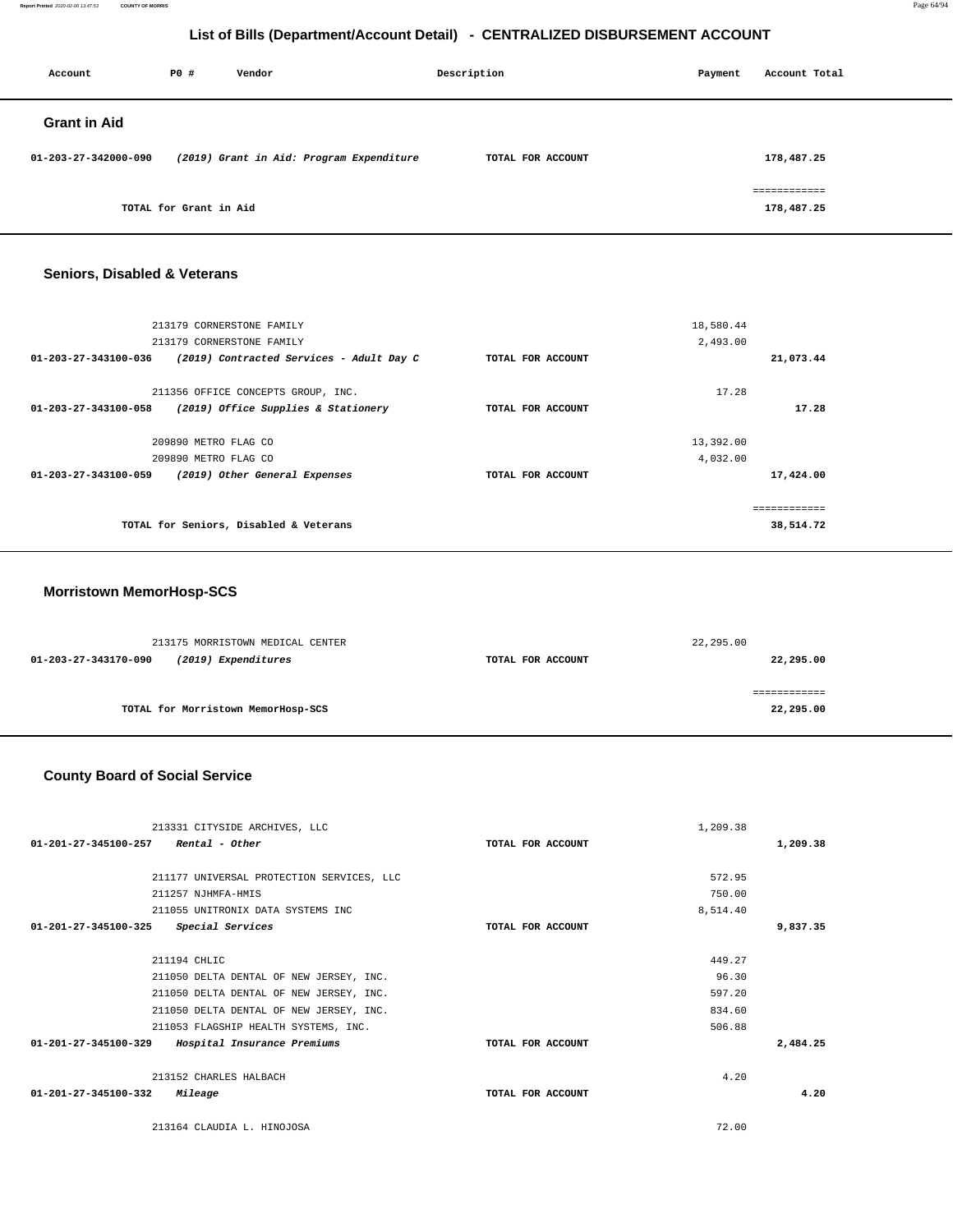## List of Bills (Department/Account Detail) - CENTRALIZED DISBURSEMENT ACCOUNT

| Account | PO # | Vendor | Description | Payment | Account Total |
|---|---|---|---|---|---|

### Grant in Aid

| Account | PO # | Vendor | Description | Payment | Account Total |
|---|---|---|---|---|---|
| 01-203-27-342000-090 | | *(2019) Grant in Aid: Program Expenditure* | TOTAL FOR ACCOUNT | | 178,487.25 |
| | | | | | ============ |
| | | TOTAL for Grant in Aid | | | 178,487.25 |

### Seniors, Disabled & Veterans

| Account | PO # | Vendor | Description | Payment | Account Total |
|---|---|---|---|---|---|
| | 213179 | CORNERSTONE FAMILY | | 18,580.44 | |
| | 213179 | CORNERSTONE FAMILY | | 2,493.00 | |
| 01-203-27-343100-036 | | *(2019) Contracted Services - Adult Day C* | TOTAL FOR ACCOUNT | | 21,073.44 |
| | 211356 | OFFICE CONCEPTS GROUP, INC. | | 17.28 | |
| 01-203-27-343100-058 | | *(2019) Office Supplies & Stationery* | TOTAL FOR ACCOUNT | | 17.28 |
| | 209890 | METRO FLAG CO | | 13,392.00 | |
| | 209890 | METRO FLAG CO | | 4,032.00 | |
| 01-203-27-343100-059 | | *(2019) Other General Expenses* | TOTAL FOR ACCOUNT | | 17,424.00 |
| | | | | | ============ |
| | | TOTAL for Seniors, Disabled & Veterans | | | 38,514.72 |

### Morristown MemorHosp-SCS

| Account | PO # | Vendor | Description | Payment | Account Total |
|---|---|---|---|---|---|
| | 213175 | MORRISTOWN MEDICAL CENTER | | 22,295.00 | |
| 01-203-27-343170-090 | | *(2019) Expenditures* | TOTAL FOR ACCOUNT | | 22,295.00 |
| | | | | | ============ |
| | | TOTAL for Morristown MemorHosp-SCS | | | 22,295.00 |

### County Board of Social Service

| Account | PO # | Vendor | Description | Payment | Account Total |
|---|---|---|---|---|---|
| | 213331 | CITYSIDE ARCHIVES, LLC | | 1,209.38 | |
| 01-201-27-345100-257 | | *Rental - Other* | TOTAL FOR ACCOUNT | | 1,209.38 |
| | 211177 | UNIVERSAL PROTECTION SERVICES, LLC | | 572.95 | |
| | 211257 | NJHMFA-HMIS | | 750.00 | |
| | 211055 | UNITRONIX DATA SYSTEMS INC | | 8,514.40 | |
| 01-201-27-345100-325 | | *Special Services* | TOTAL FOR ACCOUNT | | 9,837.35 |
| | 211194 | CHLIC | | 449.27 | |
| | 211050 | DELTA DENTAL OF NEW JERSEY, INC. | | 96.30 | |
| | 211050 | DELTA DENTAL OF NEW JERSEY, INC. | | 597.20 | |
| | 211050 | DELTA DENTAL OF NEW JERSEY, INC. | | 834.60 | |
| | 211053 | FLAGSHIP HEALTH SYSTEMS, INC. | | 506.88 | |
| 01-201-27-345100-329 | | *Hospital Insurance Premiums* | TOTAL FOR ACCOUNT | | 2,484.25 |
| | 213152 | CHARLES HALBACH | | 4.20 | |
| 01-201-27-345100-332 | | *Mileage* | TOTAL FOR ACCOUNT | | 4.20 |
| | 213164 | CLAUDIA L. HINOJOSA | | 72.00 | |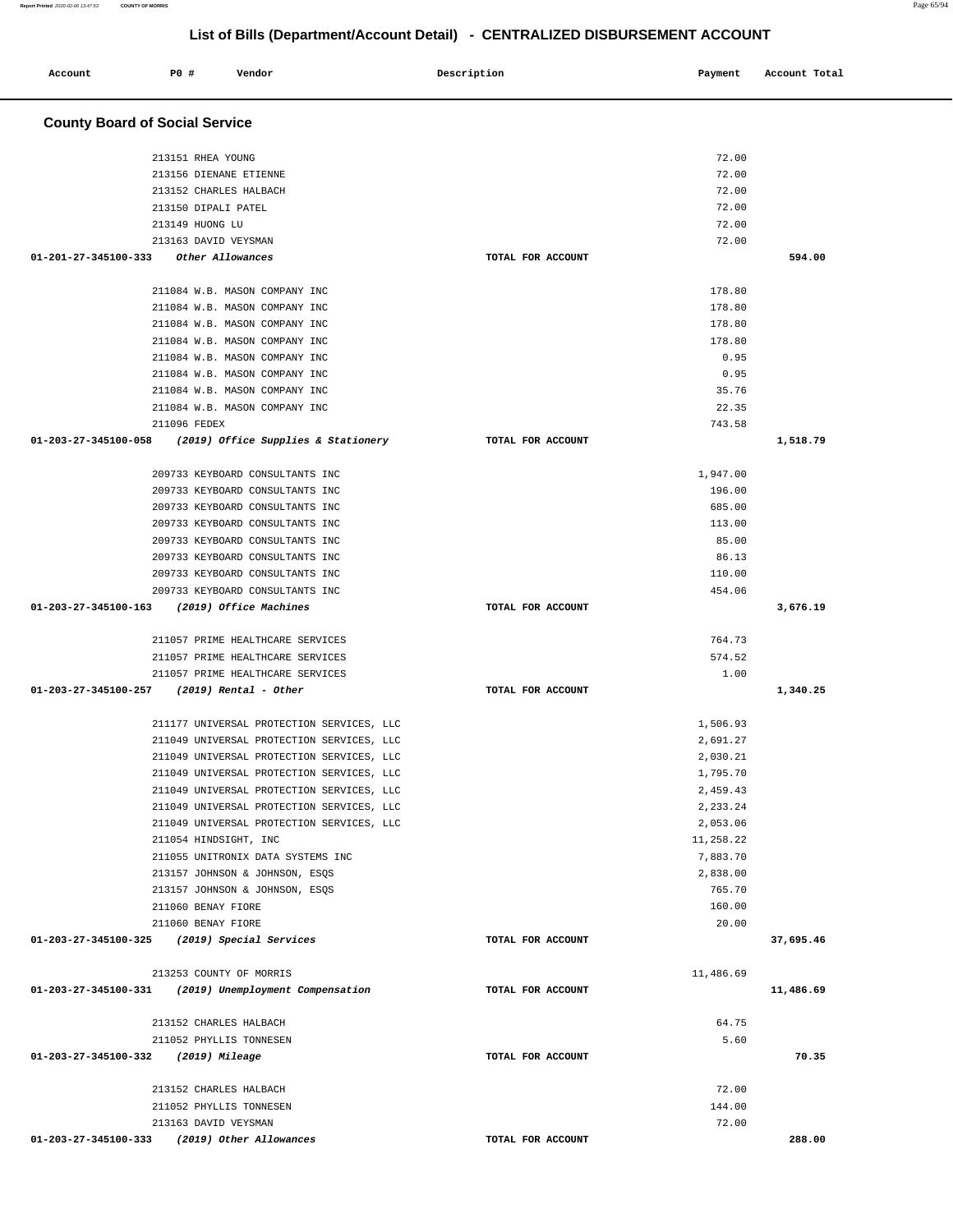# List of Bills (Department/Account Detail) - CENTRALIZED DISBURSEMENT ACCOUNT

| Account | PO # | Vendor | Description | Payment | Account Total |
|---|---|---|---|---|---|

## County Board of Social Service

| Account | PO # | Vendor | Description | Payment | Account Total |
|---|---|---|---|---|---|
| | 213151 | RHEA YOUNG | | 72.00 | |
| | 213156 | DIENANE ETIENNE | | 72.00 | |
| | 213152 | CHARLES HALBACH | | 72.00 | |
| | 213150 | DIPALI PATEL | | 72.00 | |
| | 213149 | HUONG LU | | 72.00 | |
| | 213163 | DAVID VEYSMAN | | 72.00 | |
| 01-201-27-345100-333 | | *Other Allowances* | TOTAL FOR ACCOUNT | | 594.00 |
| | 211084 | W.B. MASON COMPANY INC | | 178.80 | |
| | 211084 | W.B. MASON COMPANY INC | | 178.80 | |
| | 211084 | W.B. MASON COMPANY INC | | 178.80 | |
| | 211084 | W.B. MASON COMPANY INC | | 178.80 | |
| | 211084 | W.B. MASON COMPANY INC | | 0.95 | |
| | 211084 | W.B. MASON COMPANY INC | | 0.95 | |
| | 211084 | W.B. MASON COMPANY INC | | 35.76 | |
| | 211084 | W.B. MASON COMPANY INC | | 22.35 | |
| | 211096 | FEDEX | | 743.58 | |
| 01-203-27-345100-058 | | *(2019) Office Supplies & Stationery* | TOTAL FOR ACCOUNT | | 1,518.79 |
| | 209733 | KEYBOARD CONSULTANTS INC | | 1,947.00 | |
| | 209733 | KEYBOARD CONSULTANTS INC | | 196.00 | |
| | 209733 | KEYBOARD CONSULTANTS INC | | 685.00 | |
| | 209733 | KEYBOARD CONSULTANTS INC | | 113.00 | |
| | 209733 | KEYBOARD CONSULTANTS INC | | 85.00 | |
| | 209733 | KEYBOARD CONSULTANTS INC | | 86.13 | |
| | 209733 | KEYBOARD CONSULTANTS INC | | 110.00 | |
| | 209733 | KEYBOARD CONSULTANTS INC | | 454.06 | |
| 01-203-27-345100-163 | | *(2019) Office Machines* | TOTAL FOR ACCOUNT | | 3,676.19 |
| | 211057 | PRIME HEALTHCARE SERVICES | | 764.73 | |
| | 211057 | PRIME HEALTHCARE SERVICES | | 574.52 | |
| | 211057 | PRIME HEALTHCARE SERVICES | | 1.00 | |
| 01-203-27-345100-257 | | *(2019) Rental - Other* | TOTAL FOR ACCOUNT | | 1,340.25 |
| | 211177 | UNIVERSAL PROTECTION SERVICES, LLC | | 1,506.93 | |
| | 211049 | UNIVERSAL PROTECTION SERVICES, LLC | | 2,691.27 | |
| | 211049 | UNIVERSAL PROTECTION SERVICES, LLC | | 2,030.21 | |
| | 211049 | UNIVERSAL PROTECTION SERVICES, LLC | | 1,795.70 | |
| | 211049 | UNIVERSAL PROTECTION SERVICES, LLC | | 2,459.43 | |
| | 211049 | UNIVERSAL PROTECTION SERVICES, LLC | | 2,233.24 | |
| | 211049 | UNIVERSAL PROTECTION SERVICES, LLC | | 2,053.06 | |
| | 211054 | HINDSIGHT, INC | | 11,258.22 | |
| | 211055 | UNITRONIX DATA SYSTEMS INC | | 7,883.70 | |
| | 213157 | JOHNSON & JOHNSON, ESQS | | 2,838.00 | |
| | 213157 | JOHNSON & JOHNSON, ESQS | | 765.70 | |
| | 211060 | BENAY FIORE | | 160.00 | |
| | 211060 | BENAY FIORE | | 20.00 | |
| 01-203-27-345100-325 | | *(2019) Special Services* | TOTAL FOR ACCOUNT | | 37,695.46 |
| | 213253 | COUNTY OF MORRIS | | 11,486.69 | |
| 01-203-27-345100-331 | | *(2019) Unemployment Compensation* | TOTAL FOR ACCOUNT | | 11,486.69 |
| | 213152 | CHARLES HALBACH | | 64.75 | |
| | 211052 | PHYLLIS TONNESEN | | 5.60 | |
| 01-203-27-345100-332 | | *(2019) Mileage* | TOTAL FOR ACCOUNT | | 70.35 |
| | 213152 | CHARLES HALBACH | | 72.00 | |
| | 211052 | PHYLLIS TONNESEN | | 144.00 | |
| | 213163 | DAVID VEYSMAN | | 72.00 | |
| 01-203-27-345100-333 | | *(2019) Other Allowances* | TOTAL FOR ACCOUNT | | 288.00 |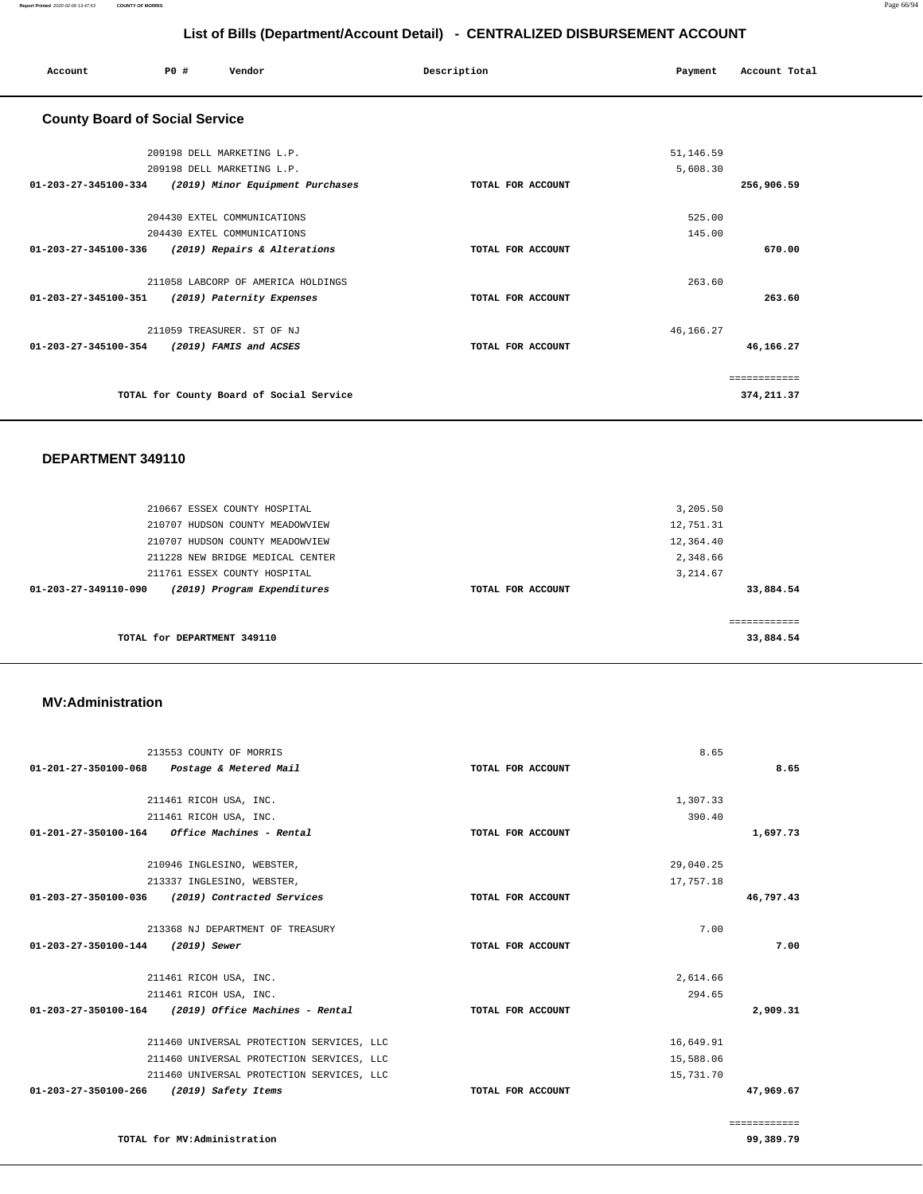## List of Bills (Department/Account Detail) - CENTRALIZED DISBURSEMENT ACCOUNT

| Account | PO # | Vendor | Description | Payment | Account Total |
|---|---|---|---|---|---|

### County Board of Social Service

| Account | PO # | Vendor | Description | Payment | Account Total |
|---|---|---|---|---|---|
| | 209198 | DELL MARKETING L.P. | | 51,146.59 | |
| | 209198 | DELL MARKETING L.P. | | 5,608.30 | |
| **01-203-27-345100-334** | | ***(2019) Minor Equipment Purchases*** | TOTAL FOR ACCOUNT | | **256,906.59** |
| | 204430 | EXTEL COMMUNICATIONS | | 525.00 | |
| | 204430 | EXTEL COMMUNICATIONS | | 145.00 | |
| **01-203-27-345100-336** | | ***(2019) Repairs & Alterations*** | TOTAL FOR ACCOUNT | | **670.00** |
| | 211058 | LABCORP OF AMERICA HOLDINGS | | 263.60 | |
| **01-203-27-345100-351** | | ***(2019) Paternity Expenses*** | TOTAL FOR ACCOUNT | | **263.60** |
| | 211059 | TREASURER. ST OF NJ | | 46,166.27 | |
| **01-203-27-345100-354** | | ***(2019) FAMIS and ACSES*** | TOTAL FOR ACCOUNT | | **46,166.27** |
| | | | | | ============ |
| | | **TOTAL for County Board of Social Service** | | | **374,211.37** |

### DEPARTMENT 349110

| Account | PO # | Vendor | Description | Payment | Account Total |
|---|---|---|---|---|---|
| | 210667 | ESSEX COUNTY HOSPITAL | | 3,205.50 | |
| | 210707 | HUDSON COUNTY MEADOWVIEW | | 12,751.31 | |
| | 210707 | HUDSON COUNTY MEADOWVIEW | | 12,364.40 | |
| | 211228 | NEW BRIDGE MEDICAL CENTER | | 2,348.66 | |
| | 211761 | ESSEX COUNTY HOSPITAL | | 3,214.67 | |
| **01-203-27-349110-090** | | ***(2019) Program Expenditures*** | TOTAL FOR ACCOUNT | | **33,884.54** |
| | | | | | ============ |
| | | **TOTAL for DEPARTMENT 349110** | | | **33,884.54** |

### MV:Administration

| Account | PO # | Vendor | Description | Payment | Account Total |
|---|---|---|---|---|---|
| | 213553 | COUNTY OF MORRIS | | 8.65 | |
| **01-201-27-350100-068** | | ***Postage & Metered Mail*** | TOTAL FOR ACCOUNT | | **8.65** |
| | 211461 | RICOH USA, INC. | | 1,307.33 | |
| | 211461 | RICOH USA, INC. | | 390.40 | |
| **01-201-27-350100-164** | | ***Office Machines - Rental*** | TOTAL FOR ACCOUNT | | **1,697.73** |
| | 210946 | INGLESINO, WEBSTER, | | 29,040.25 | |
| | 213337 | INGLESINO, WEBSTER, | | 17,757.18 | |
| **01-203-27-350100-036** | | ***(2019) Contracted Services*** | TOTAL FOR ACCOUNT | | **46,797.43** |
| | 213368 | NJ DEPARTMENT OF TREASURY | | 7.00 | |
| **01-203-27-350100-144** | | ***(2019) Sewer*** | TOTAL FOR ACCOUNT | | **7.00** |
| | 211461 | RICOH USA, INC. | | 2,614.66 | |
| | 211461 | RICOH USA, INC. | | 294.65 | |
| **01-203-27-350100-164** | | ***(2019) Office Machines - Rental*** | TOTAL FOR ACCOUNT | | **2,909.31** |
| | 211460 | UNIVERSAL PROTECTION SERVICES, LLC | | 16,649.91 | |
| | 211460 | UNIVERSAL PROTECTION SERVICES, LLC | | 15,588.06 | |
| | 211460 | UNIVERSAL PROTECTION SERVICES, LLC | | 15,731.70 | |
| **01-203-27-350100-266** | | ***(2019) Safety Items*** | TOTAL FOR ACCOUNT | | **47,969.67** |
| | | | | | ============ |
| | | **TOTAL for MV:Administration** | | | **99,389.79** |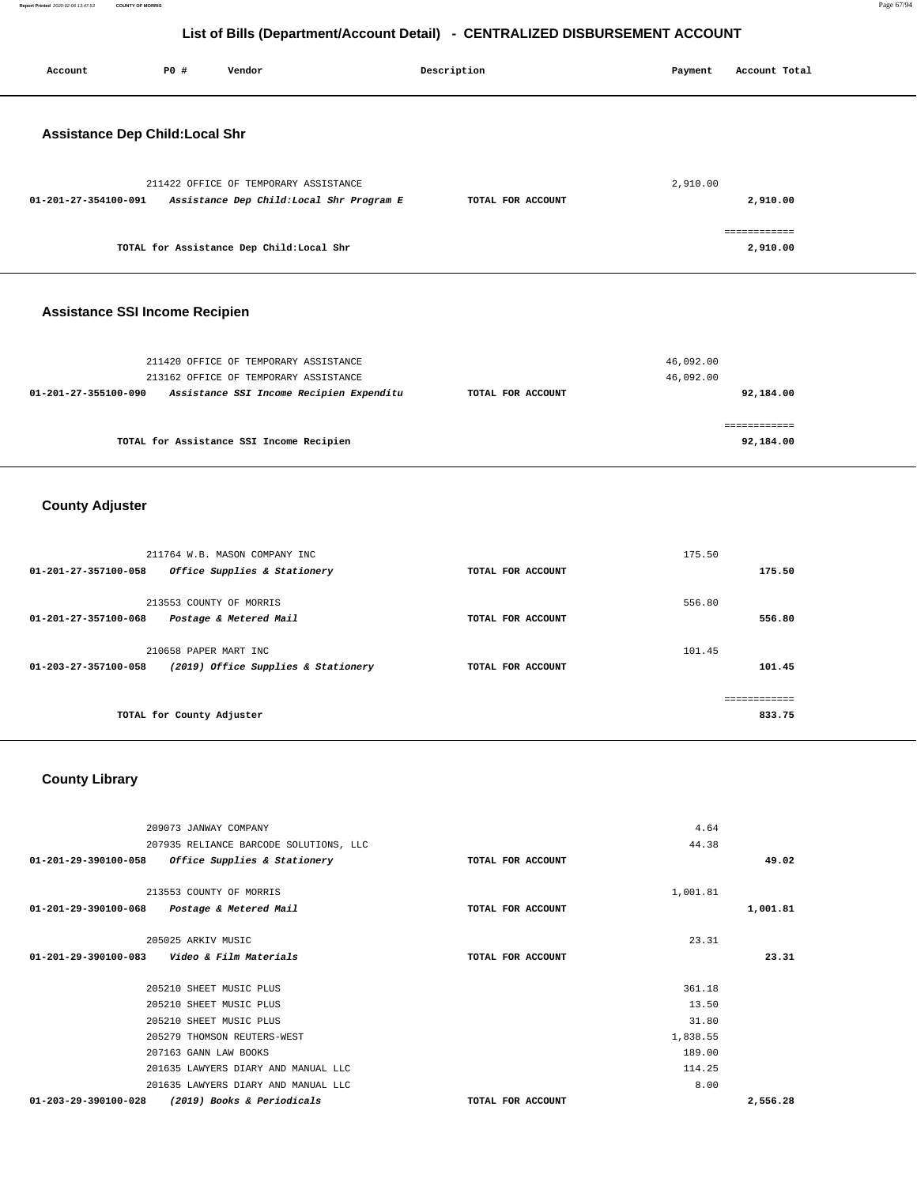## List of Bills (Department/Account Detail) - CENTRALIZED DISBURSEMENT ACCOUNT

| Account | PO # | Vendor | Description | Payment | Account Total |
|---|---|---|---|---|---|

### Assistance Dep Child:Local Shr

| Account | PO # | Vendor | Description | Payment | Account Total |
|---|---|---|---|---|---|
| | 211422 | OFFICE OF TEMPORARY ASSISTANCE | | 2,910.00 | |
| 01-201-27-354100-091 | | *Assistance Dep Child:Local Shr Program E* | TOTAL FOR ACCOUNT | | 2,910.00 |
| | | | | | ============ |
| | | TOTAL for Assistance Dep Child:Local Shr | | | 2,910.00 |

### Assistance SSI Income Recipien

| Account | PO # | Vendor | Description | Payment | Account Total |
|---|---|---|---|---|---|
| | 211420 | OFFICE OF TEMPORARY ASSISTANCE | | 46,092.00 | |
| | 213162 | OFFICE OF TEMPORARY ASSISTANCE | | 46,092.00 | |
| 01-201-27-355100-090 | | *Assistance SSI Income Recipien Expenditu* | TOTAL FOR ACCOUNT | | 92,184.00 |
| | | | | | ============ |
| | | TOTAL for Assistance SSI Income Recipien | | | 92,184.00 |

### County Adjuster

| Account | PO # | Vendor | Description | Payment | Account Total |
|---|---|---|---|---|---|
| | 211764 | W.B. MASON COMPANY INC | | 175.50 | |
| 01-201-27-357100-058 | | *Office Supplies & Stationery* | TOTAL FOR ACCOUNT | | 175.50 |
| | 213553 | COUNTY OF MORRIS | | 556.80 | |
| 01-201-27-357100-068 | | *Postage & Metered Mail* | TOTAL FOR ACCOUNT | | 556.80 |
| | 210658 | PAPER MART INC | | 101.45 | |
| 01-203-27-357100-058 | | *(2019) Office Supplies & Stationery* | TOTAL FOR ACCOUNT | | 101.45 |
| | | | | | ============ |
| | | TOTAL for County Adjuster | | | 833.75 |

### County Library

| Account | PO # | Vendor | Description | Payment | Account Total |
|---|---|---|---|---|---|
| | 209073 | JANWAY COMPANY | | 4.64 | |
| | 207935 | RELIANCE BARCODE SOLUTIONS, LLC | | 44.38 | |
| 01-201-29-390100-058 | | *Office Supplies & Stationery* | TOTAL FOR ACCOUNT | | 49.02 |
| | 213553 | COUNTY OF MORRIS | | 1,001.81 | |
| 01-201-29-390100-068 | | *Postage & Metered Mail* | TOTAL FOR ACCOUNT | | 1,001.81 |
| | 205025 | ARKIV MUSIC | | 23.31 | |
| 01-201-29-390100-083 | | *Video & Film Materials* | TOTAL FOR ACCOUNT | | 23.31 |
| | 205210 | SHEET MUSIC PLUS | | 361.18 | |
| | 205210 | SHEET MUSIC PLUS | | 13.50 | |
| | 205210 | SHEET MUSIC PLUS | | 31.80 | |
| | 205279 | THOMSON REUTERS-WEST | | 1,838.55 | |
| | 207163 | GANN LAW BOOKS | | 189.00 | |
| | 201635 | LAWYERS DIARY AND MANUAL LLC | | 114.25 | |
| | 201635 | LAWYERS DIARY AND MANUAL LLC | | 8.00 | |
| 01-203-29-390100-028 | | *(2019) Books & Periodicals* | TOTAL FOR ACCOUNT | | 2,556.28 |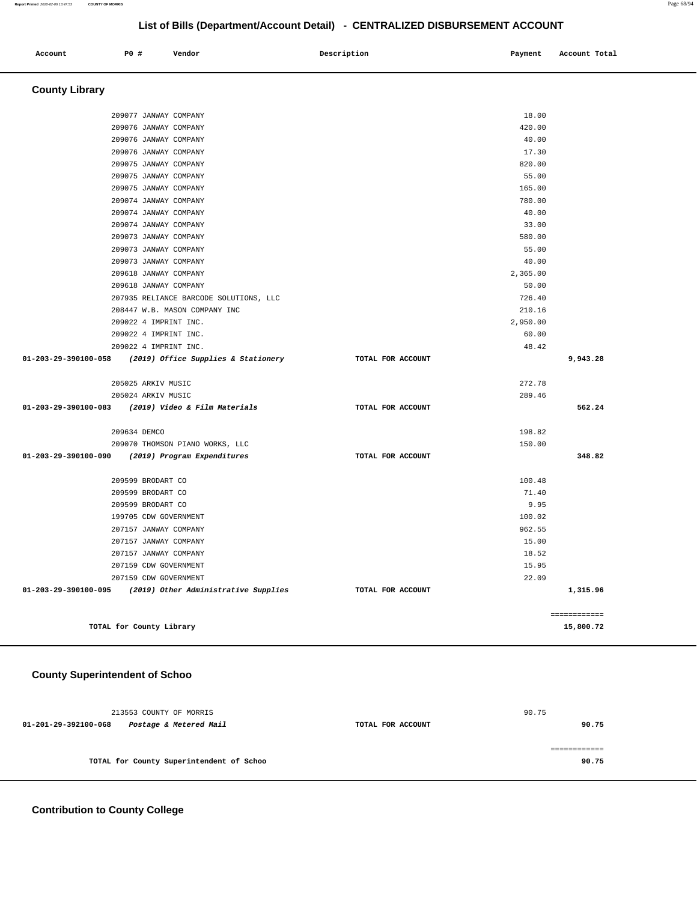## List of Bills (Department/Account Detail) - CENTRALIZED DISBURSEMENT ACCOUNT

| Account | PO # | Vendor | Description | Payment | Account Total |
|---|---|---|---|---|---|

### County Library

| Account | PO # | Vendor | Description | Payment | Account Total |
|---|---|---|---|---|---|
| | 209077 | JANWAY COMPANY | | 18.00 | |
| | 209076 | JANWAY COMPANY | | 420.00 | |
| | 209076 | JANWAY COMPANY | | 40.00 | |
| | 209076 | JANWAY COMPANY | | 17.30 | |
| | 209075 | JANWAY COMPANY | | 820.00 | |
| | 209075 | JANWAY COMPANY | | 55.00 | |
| | 209075 | JANWAY COMPANY | | 165.00 | |
| | 209074 | JANWAY COMPANY | | 780.00 | |
| | 209074 | JANWAY COMPANY | | 40.00 | |
| | 209074 | JANWAY COMPANY | | 33.00 | |
| | 209073 | JANWAY COMPANY | | 580.00 | |
| | 209073 | JANWAY COMPANY | | 55.00 | |
| | 209073 | JANWAY COMPANY | | 40.00 | |
| | 209618 | JANWAY COMPANY | | 2,365.00 | |
| | 209618 | JANWAY COMPANY | | 50.00 | |
| | 207935 | RELIANCE BARCODE SOLUTIONS, LLC | | 726.40 | |
| | 208447 | W.B. MASON COMPANY INC | | 210.16 | |
| | 209022 | 4 IMPRINT INC. | | 2,950.00 | |
| | 209022 | 4 IMPRINT INC. | | 60.00 | |
| | 209022 | 4 IMPRINT INC. | | 48.42 | |
| **01-203-29-390100-058** | | ***(2019) Office Supplies & Stationery*** | **TOTAL FOR ACCOUNT** | | **9,943.28** |
| | 205025 | ARKIV MUSIC | | 272.78 | |
| | 205024 | ARKIV MUSIC | | 289.46 | |
| **01-203-29-390100-083** | | ***(2019) Video & Film Materials*** | **TOTAL FOR ACCOUNT** | | **562.24** |
| | 209634 | DEMCO | | 198.82 | |
| | 209070 | THOMSON PIANO WORKS, LLC | | 150.00 | |
| **01-203-29-390100-090** | | ***(2019) Program Expenditures*** | **TOTAL FOR ACCOUNT** | | **348.82** |
| | 209599 | BRODART CO | | 100.48 | |
| | 209599 | BRODART CO | | 71.40 | |
| | 209599 | BRODART CO | | 9.95 | |
| | 199705 | CDW GOVERNMENT | | 100.02 | |
| | 207157 | JANWAY COMPANY | | 962.55 | |
| | 207157 | JANWAY COMPANY | | 15.00 | |
| | 207157 | JANWAY COMPANY | | 18.52 | |
| | 207159 | CDW GOVERNMENT | | 15.95 | |
| | 207159 | CDW GOVERNMENT | | 22.09 | |
| **01-203-29-390100-095** | | ***(2019) Other Administrative Supplies*** | **TOTAL FOR ACCOUNT** | | **1,315.96** |
| | | | | | ============ |
| **TOTAL for County Library** | | | | | **15,800.72** |

### County Superintendent of Schoo

| Account | PO # | Vendor | Description | Payment | Account Total |
|---|---|---|---|---|---|
| | 213553 | COUNTY OF MORRIS | | 90.75 | |
| **01-201-29-392100-068** | | ***Postage & Metered Mail*** | **TOTAL FOR ACCOUNT** | | **90.75** |
| | | | | | ============ |
| **TOTAL for County Superintendent of Schoo** | | | | | **90.75** |

### Contribution to County College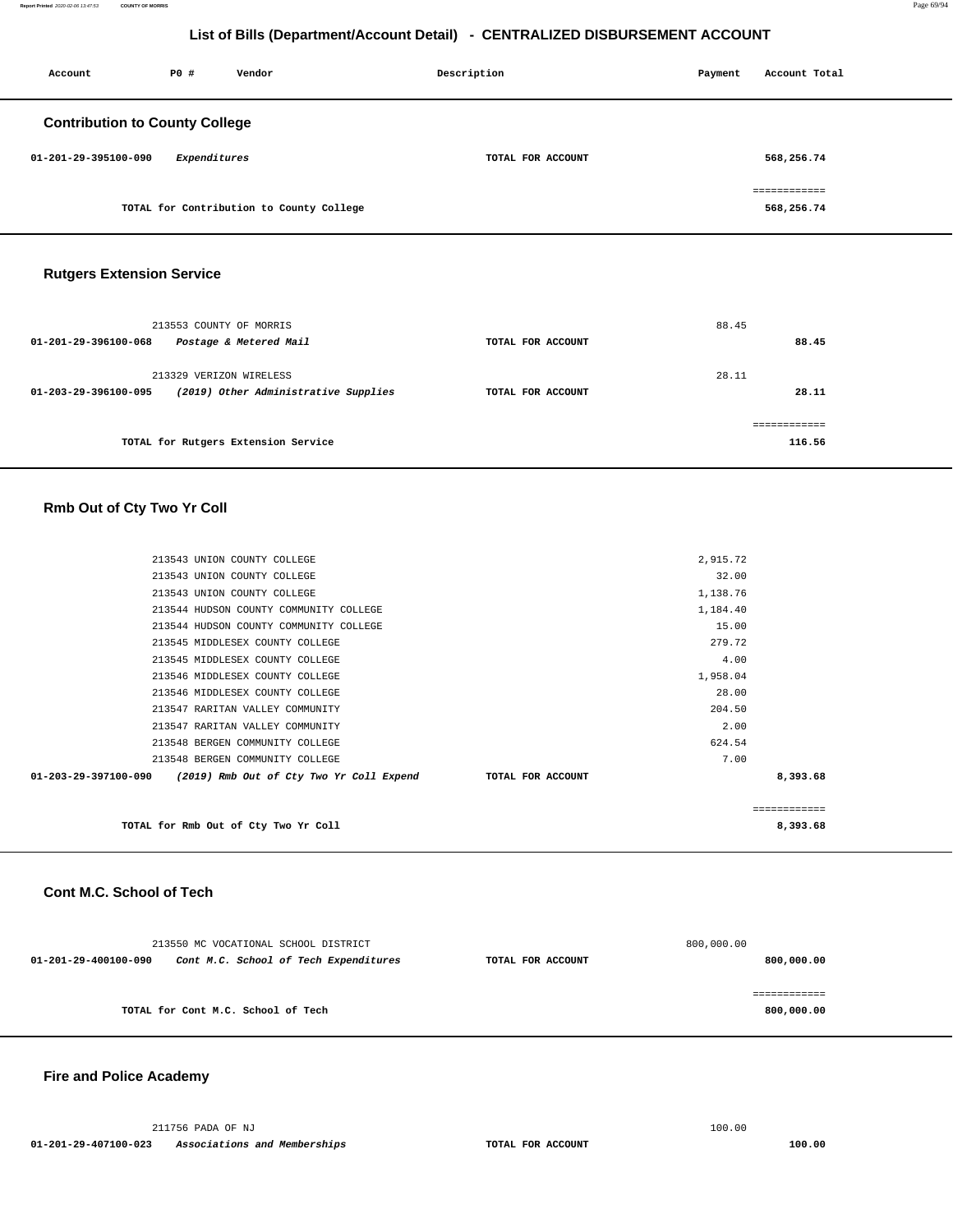# List of Bills (Department/Account Detail) - CENTRALIZED DISBURSEMENT ACCOUNT

| Account | PO # | Vendor | Description | Payment | Account Total |
|---|---|---|---|---|---|

## Contribution to County College

| Account | PO # | Vendor | Description | Payment | Account Total |
|---|---|---|---|---|---|
| 01-201-29-395100-090 | | *Expenditures* | TOTAL FOR ACCOUNT | | 568,256.74 |
| | | | | | ============ |
| | | TOTAL for Contribution to County College | | | 568,256.74 |

## Rutgers Extension Service

| Account | PO # | Vendor | Description | Payment | Account Total |
|---|---|---|---|---|---|
| | 213553 | COUNTY OF MORRIS | | 88.45 | |
| 01-201-29-396100-068 | | *Postage & Metered Mail* | TOTAL FOR ACCOUNT | | 88.45 |
| | 213329 | VERIZON WIRELESS | | 28.11 | |
| 01-203-29-396100-095 | | *(2019) Other Administrative Supplies* | TOTAL FOR ACCOUNT | | 28.11 |
| | | | | | ============ |
| | | TOTAL for Rutgers Extension Service | | | 116.56 |

## Rmb Out of Cty Two Yr Coll

| Account | PO # | Vendor | Description | Payment | Account Total |
|---|---|---|---|---|---|
| | 213543 | UNION COUNTY COLLEGE | | 2,915.72 | |
| | 213543 | UNION COUNTY COLLEGE | | 32.00 | |
| | 213543 | UNION COUNTY COLLEGE | | 1,138.76 | |
| | 213544 | HUDSON COUNTY COMMUNITY COLLEGE | | 1,184.40 | |
| | 213544 | HUDSON COUNTY COMMUNITY COLLEGE | | 15.00 | |
| | 213545 | MIDDLESEX COUNTY COLLEGE | | 279.72 | |
| | 213545 | MIDDLESEX COUNTY COLLEGE | | 4.00 | |
| | 213546 | MIDDLESEX COUNTY COLLEGE | | 1,958.04 | |
| | 213546 | MIDDLESEX COUNTY COLLEGE | | 28.00 | |
| | 213547 | RARITAN VALLEY COMMUNITY | | 204.50 | |
| | 213547 | RARITAN VALLEY COMMUNITY | | 2.00 | |
| | 213548 | BERGEN COMMUNITY COLLEGE | | 624.54 | |
| | 213548 | BERGEN COMMUNITY COLLEGE | | 7.00 | |
| 01-203-29-397100-090 | | *(2019) Rmb Out of Cty Two Yr Coll Expend* | TOTAL FOR ACCOUNT | | 8,393.68 |
| | | | | | ============ |
| | | TOTAL for Rmb Out of Cty Two Yr Coll | | | 8,393.68 |

## Cont M.C. School of Tech

| Account | PO # | Vendor | Description | Payment | Account Total |
|---|---|---|---|---|---|
| | 213550 | MC VOCATIONAL SCHOOL DISTRICT | | 800,000.00 | |
| 01-201-29-400100-090 | | *Cont M.C. School of Tech Expenditures* | TOTAL FOR ACCOUNT | | 800,000.00 |
| | | | | | ============ |
| | | TOTAL for Cont M.C. School of Tech | | | 800,000.00 |

## Fire and Police Academy

| Account | PO # | Vendor | Description | Payment | Account Total |
|---|---|---|---|---|---|
| | 211756 | PADA OF NJ | | 100.00 | |
| 01-201-29-407100-023 | | *Associations and Memberships* | TOTAL FOR ACCOUNT | | 100.00 |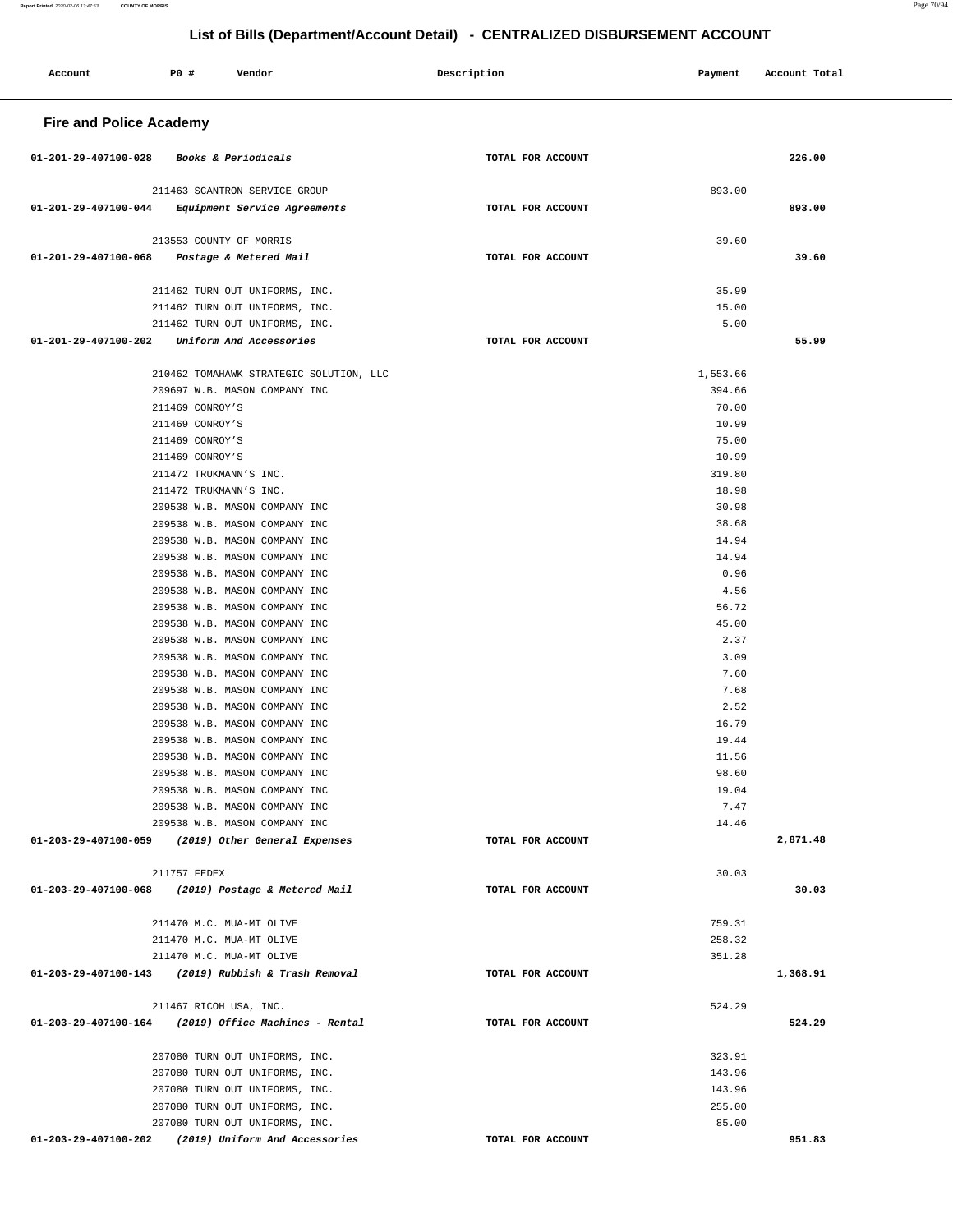## List of Bills (Department/Account Detail) - CENTRALIZED DISBURSEMENT ACCOUNT

| Account | PO # | Vendor | Description | Payment | Account Total |
|---|---|---|---|---|---|

### Fire and Police Academy

| Account | PO # | Vendor | Description | Payment | Account Total |
|---|---|---|---|---|---|
| 01-201-29-407100-028 | | *Books & Periodicals* | TOTAL FOR ACCOUNT | | 226.00 |
| | 211463 | SCANTRON SERVICE GROUP | | 893.00 | |
| 01-201-29-407100-044 | | *Equipment Service Agreements* | TOTAL FOR ACCOUNT | | 893.00 |
| | 213553 | COUNTY OF MORRIS | | 39.60 | |
| 01-201-29-407100-068 | | *Postage & Metered Mail* | TOTAL FOR ACCOUNT | | 39.60 |
| | 211462 | TURN OUT UNIFORMS, INC. | | 35.99 | |
| | 211462 | TURN OUT UNIFORMS, INC. | | 15.00 | |
| | 211462 | TURN OUT UNIFORMS, INC. | | 5.00 | |
| 01-201-29-407100-202 | | *Uniform And Accessories* | TOTAL FOR ACCOUNT | | 55.99 |
| | 210462 | TOMAHAWK STRATEGIC SOLUTION, LLC | | 1,553.66 | |
| | 209697 | W.B. MASON COMPANY INC | | 394.66 | |
| | 211469 | CONROY'S | | 70.00 | |
| | 211469 | CONROY'S | | 10.99 | |
| | 211469 | CONROY'S | | 75.00 | |
| | 211469 | CONROY'S | | 10.99 | |
| | 211472 | TRUKMANN'S INC. | | 319.80 | |
| | 211472 | TRUKMANN'S INC. | | 18.98 | |
| | 209538 | W.B. MASON COMPANY INC | | 30.98 | |
| | 209538 | W.B. MASON COMPANY INC | | 38.68 | |
| | 209538 | W.B. MASON COMPANY INC | | 14.94 | |
| | 209538 | W.B. MASON COMPANY INC | | 14.94 | |
| | 209538 | W.B. MASON COMPANY INC | | 0.96 | |
| | 209538 | W.B. MASON COMPANY INC | | 4.56 | |
| | 209538 | W.B. MASON COMPANY INC | | 56.72 | |
| | 209538 | W.B. MASON COMPANY INC | | 45.00 | |
| | 209538 | W.B. MASON COMPANY INC | | 2.37 | |
| | 209538 | W.B. MASON COMPANY INC | | 3.09 | |
| | 209538 | W.B. MASON COMPANY INC | | 7.60 | |
| | 209538 | W.B. MASON COMPANY INC | | 7.68 | |
| | 209538 | W.B. MASON COMPANY INC | | 2.52 | |
| | 209538 | W.B. MASON COMPANY INC | | 16.79 | |
| | 209538 | W.B. MASON COMPANY INC | | 19.44 | |
| | 209538 | W.B. MASON COMPANY INC | | 11.56 | |
| | 209538 | W.B. MASON COMPANY INC | | 98.60 | |
| | 209538 | W.B. MASON COMPANY INC | | 19.04 | |
| | 209538 | W.B. MASON COMPANY INC | | 7.47 | |
| | 209538 | W.B. MASON COMPANY INC | | 14.46 | |
| 01-203-29-407100-059 | | *(2019) Other General Expenses* | TOTAL FOR ACCOUNT | | 2,871.48 |
| | 211757 | FEDEX | | 30.03 | |
| 01-203-29-407100-068 | | *(2019) Postage & Metered Mail* | TOTAL FOR ACCOUNT | | 30.03 |
| | 211470 | M.C. MUA-MT OLIVE | | 759.31 | |
| | 211470 | M.C. MUA-MT OLIVE | | 258.32 | |
| | 211470 | M.C. MUA-MT OLIVE | | 351.28 | |
| 01-203-29-407100-143 | | *(2019) Rubbish & Trash Removal* | TOTAL FOR ACCOUNT | | 1,368.91 |
| | 211467 | RICOH USA, INC. | | 524.29 | |
| 01-203-29-407100-164 | | *(2019) Office Machines - Rental* | TOTAL FOR ACCOUNT | | 524.29 |
| | 207080 | TURN OUT UNIFORMS, INC. | | 323.91 | |
| | 207080 | TURN OUT UNIFORMS, INC. | | 143.96 | |
| | 207080 | TURN OUT UNIFORMS, INC. | | 143.96 | |
| | 207080 | TURN OUT UNIFORMS, INC. | | 255.00 | |
| | 207080 | TURN OUT UNIFORMS, INC. | | 85.00 | |
| 01-203-29-407100-202 | | *(2019) Uniform And Accessories* | TOTAL FOR ACCOUNT | | 951.83 |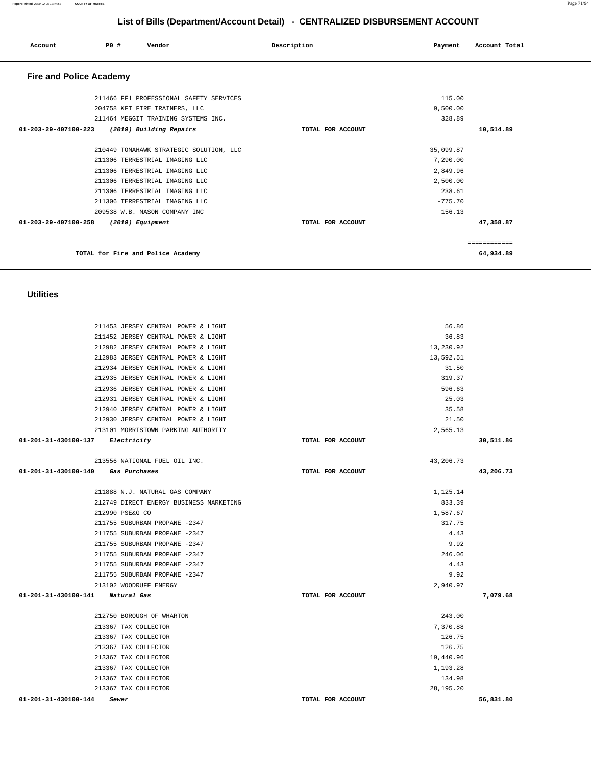## List of Bills (Department/Account Detail) - CENTRALIZED DISBURSEMENT ACCOUNT

| Account | PO # | Vendor | Description | Payment | Account Total |
|---|---|---|---|---|---|

### Fire and Police Academy

| Account | PO # | Vendor | Description | Payment | Account Total |
|---|---|---|---|---|---|
| | 211466 | FF1 PROFESSIONAL SAFETY SERVICES | | 115.00 | |
| | 204758 | KFT FIRE TRAINERS, LLC | | 9,500.00 | |
| | 211464 | MEGGIT TRAINING SYSTEMS INC. | | 328.89 | |
| 01-203-29-407100-223 | | *(2019) Building Repairs* | TOTAL FOR ACCOUNT | | 10,514.89 |
| | 210449 | TOMAHAWK STRATEGIC SOLUTION, LLC | | 35,099.87 | |
| | 211306 | TERRESTRIAL IMAGING LLC | | 7,290.00 | |
| | 211306 | TERRESTRIAL IMAGING LLC | | 2,849.96 | |
| | 211306 | TERRESTRIAL IMAGING LLC | | 2,500.00 | |
| | 211306 | TERRESTRIAL IMAGING LLC | | 238.61 | |
| | 211306 | TERRESTRIAL IMAGING LLC | | -775.70 | |
| | 209538 | W.B. MASON COMPANY INC | | 156.13 | |
| 01-203-29-407100-258 | | *(2019) Equipment* | TOTAL FOR ACCOUNT | | 47,358.87 |
| | | | | | ============ |
| | | TOTAL for Fire and Police Academy | | | 64,934.89 |

### Utilities

| Account | PO # | Vendor | Description | Payment | Account Total |
|---|---|---|---|---|---|
| | 211453 | JERSEY CENTRAL POWER & LIGHT | | 56.86 | |
| | 211452 | JERSEY CENTRAL POWER & LIGHT | | 36.83 | |
| | 212982 | JERSEY CENTRAL POWER & LIGHT | | 13,230.92 | |
| | 212983 | JERSEY CENTRAL POWER & LIGHT | | 13,592.51 | |
| | 212934 | JERSEY CENTRAL POWER & LIGHT | | 31.50 | |
| | 212935 | JERSEY CENTRAL POWER & LIGHT | | 319.37 | |
| | 212936 | JERSEY CENTRAL POWER & LIGHT | | 596.63 | |
| | 212931 | JERSEY CENTRAL POWER & LIGHT | | 25.03 | |
| | 212940 | JERSEY CENTRAL POWER & LIGHT | | 35.58 | |
| | 212930 | JERSEY CENTRAL POWER & LIGHT | | 21.50 | |
| | 213101 | MORRISTOWN PARKING AUTHORITY | | 2,565.13 | |
| 01-201-31-430100-137 | | *Electricity* | TOTAL FOR ACCOUNT | | 30,511.86 |
| | 213556 | NATIONAL FUEL OIL INC. | | 43,206.73 | |
| 01-201-31-430100-140 | | *Gas Purchases* | TOTAL FOR ACCOUNT | | 43,206.73 |
| | 211888 | N.J. NATURAL GAS COMPANY | | 1,125.14 | |
| | 212749 | DIRECT ENERGY BUSINESS MARKETING | | 833.39 | |
| | 212990 | PSE&G CO | | 1,587.67 | |
| | 211755 | SUBURBAN PROPANE -2347 | | 317.75 | |
| | 211755 | SUBURBAN PROPANE -2347 | | 4.43 | |
| | 211755 | SUBURBAN PROPANE -2347 | | 9.92 | |
| | 211755 | SUBURBAN PROPANE -2347 | | 246.06 | |
| | 211755 | SUBURBAN PROPANE -2347 | | 4.43 | |
| | 211755 | SUBURBAN PROPANE -2347 | | 9.92 | |
| | 213102 | WOODRUFF ENERGY | | 2,940.97 | |
| 01-201-31-430100-141 | | *Natural Gas* | TOTAL FOR ACCOUNT | | 7,079.68 |
| | 212750 | BOROUGH OF WHARTON | | 243.00 | |
| | 213367 | TAX COLLECTOR | | 7,370.88 | |
| | 213367 | TAX COLLECTOR | | 126.75 | |
| | 213367 | TAX COLLECTOR | | 126.75 | |
| | 213367 | TAX COLLECTOR | | 19,440.96 | |
| | 213367 | TAX COLLECTOR | | 1,193.28 | |
| | 213367 | TAX COLLECTOR | | 134.98 | |
| | 213367 | TAX COLLECTOR | | 28,195.20 | |
| 01-201-31-430100-144 | | *Sewer* | TOTAL FOR ACCOUNT | | 56,831.80 |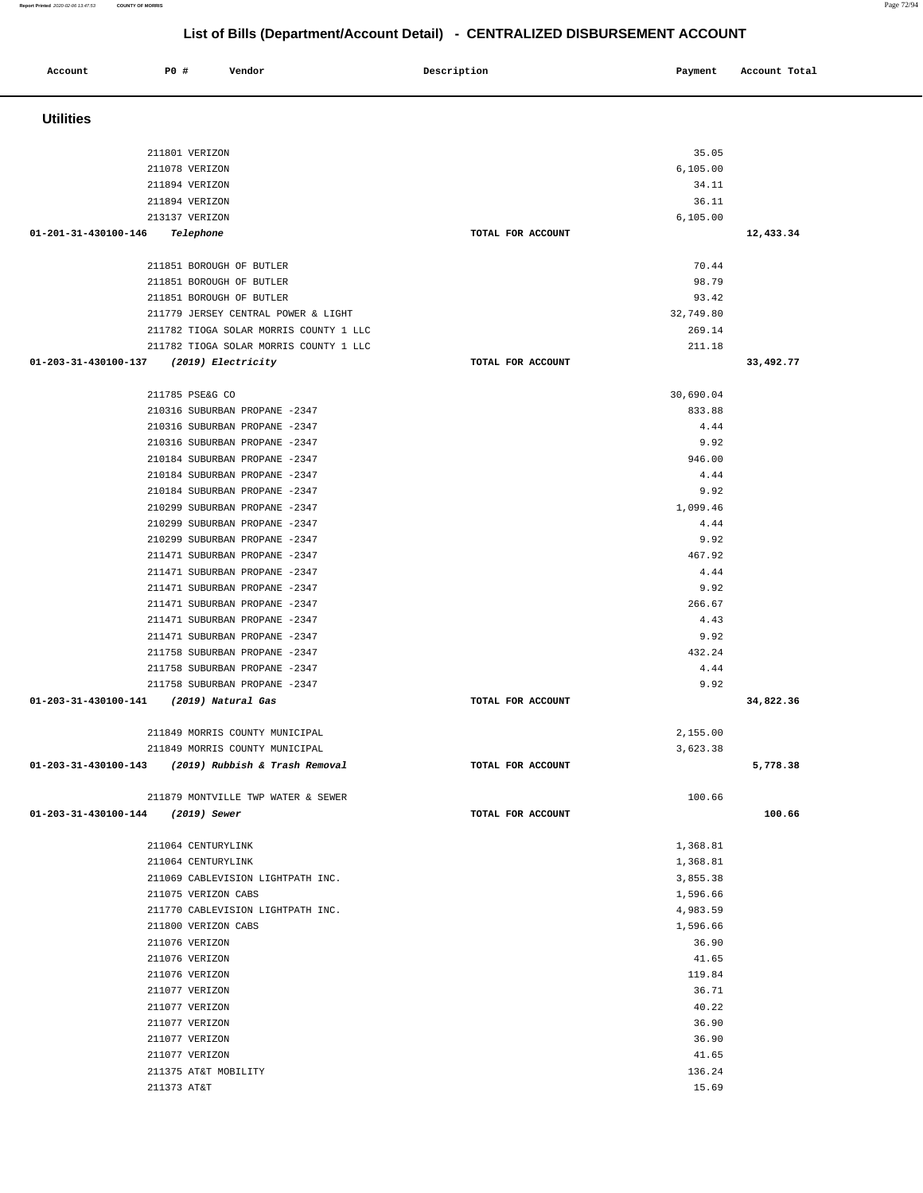## List of Bills (Department/Account Detail) - CENTRALIZED DISBURSEMENT ACCOUNT

| Account | PO # | Vendor | Description | Payment | Account Total |
|---|---|---|---|---|---|

### Utilities

| Account | PO # | Vendor | Description | Payment | Account Total |
|---|---|---|---|---|---|
| | 211801 | VERIZON | | 35.05 | |
| | 211078 | VERIZON | | 6,105.00 | |
| | 211894 | VERIZON | | 34.11 | |
| | 211894 | VERIZON | | 36.11 | |
| | 213137 | VERIZON | | 6,105.00 | |
| **01-201-31-430100-146** | | ***Telephone*** | **TOTAL FOR ACCOUNT** | | **12,433.34** |
| | 211851 | BOROUGH OF BUTLER | | 70.44 | |
| | 211851 | BOROUGH OF BUTLER | | 98.79 | |
| | 211851 | BOROUGH OF BUTLER | | 93.42 | |
| | 211779 | JERSEY CENTRAL POWER & LIGHT | | 32,749.80 | |
| | 211782 | TIOGA SOLAR MORRIS COUNTY 1 LLC | | 269.14 | |
| | 211782 | TIOGA SOLAR MORRIS COUNTY 1 LLC | | 211.18 | |
| **01-203-31-430100-137** | | ***(2019) Electricity*** | **TOTAL FOR ACCOUNT** | | **33,492.77** |
| | 211785 | PSE&G CO | | 30,690.04 | |
| | 210316 | SUBURBAN PROPANE -2347 | | 833.88 | |
| | 210316 | SUBURBAN PROPANE -2347 | | 4.44 | |
| | 210316 | SUBURBAN PROPANE -2347 | | 9.92 | |
| | 210184 | SUBURBAN PROPANE -2347 | | 946.00 | |
| | 210184 | SUBURBAN PROPANE -2347 | | 4.44 | |
| | 210184 | SUBURBAN PROPANE -2347 | | 9.92 | |
| | 210299 | SUBURBAN PROPANE -2347 | | 1,099.46 | |
| | 210299 | SUBURBAN PROPANE -2347 | | 4.44 | |
| | 210299 | SUBURBAN PROPANE -2347 | | 9.92 | |
| | 211471 | SUBURBAN PROPANE -2347 | | 467.92 | |
| | 211471 | SUBURBAN PROPANE -2347 | | 4.44 | |
| | 211471 | SUBURBAN PROPANE -2347 | | 9.92 | |
| | 211471 | SUBURBAN PROPANE -2347 | | 266.67 | |
| | 211471 | SUBURBAN PROPANE -2347 | | 4.43 | |
| | 211471 | SUBURBAN PROPANE -2347 | | 9.92 | |
| | 211758 | SUBURBAN PROPANE -2347 | | 432.24 | |
| | 211758 | SUBURBAN PROPANE -2347 | | 4.44 | |
| | 211758 | SUBURBAN PROPANE -2347 | | 9.92 | |
| **01-203-31-430100-141** | | ***(2019) Natural Gas*** | **TOTAL FOR ACCOUNT** | | **34,822.36** |
| | 211849 | MORRIS COUNTY MUNICIPAL | | 2,155.00 | |
| | 211849 | MORRIS COUNTY MUNICIPAL | | 3,623.38 | |
| **01-203-31-430100-143** | | ***(2019) Rubbish & Trash Removal*** | **TOTAL FOR ACCOUNT** | | **5,778.38** |
| | 211879 | MONTVILLE TWP WATER & SEWER | | 100.66 | |
| **01-203-31-430100-144** | | ***(2019) Sewer*** | **TOTAL FOR ACCOUNT** | | **100.66** |
| | 211064 | CENTURYLINK | | 1,368.81 | |
| | 211064 | CENTURYLINK | | 1,368.81 | |
| | 211069 | CABLEVISION LIGHTPATH INC. | | 3,855.38 | |
| | 211075 | VERIZON CABS | | 1,596.66 | |
| | 211770 | CABLEVISION LIGHTPATH INC. | | 4,983.59 | |
| | 211800 | VERIZON CABS | | 1,596.66 | |
| | 211076 | VERIZON | | 36.90 | |
| | 211076 | VERIZON | | 41.65 | |
| | 211076 | VERIZON | | 119.84 | |
| | 211077 | VERIZON | | 36.71 | |
| | 211077 | VERIZON | | 40.22 | |
| | 211077 | VERIZON | | 36.90 | |
| | 211077 | VERIZON | | 36.90 | |
| | 211077 | VERIZON | | 41.65 | |
| | 211375 | AT&T MOBILITY | | 136.24 | |
| | 211373 | AT&T | | 15.69 | |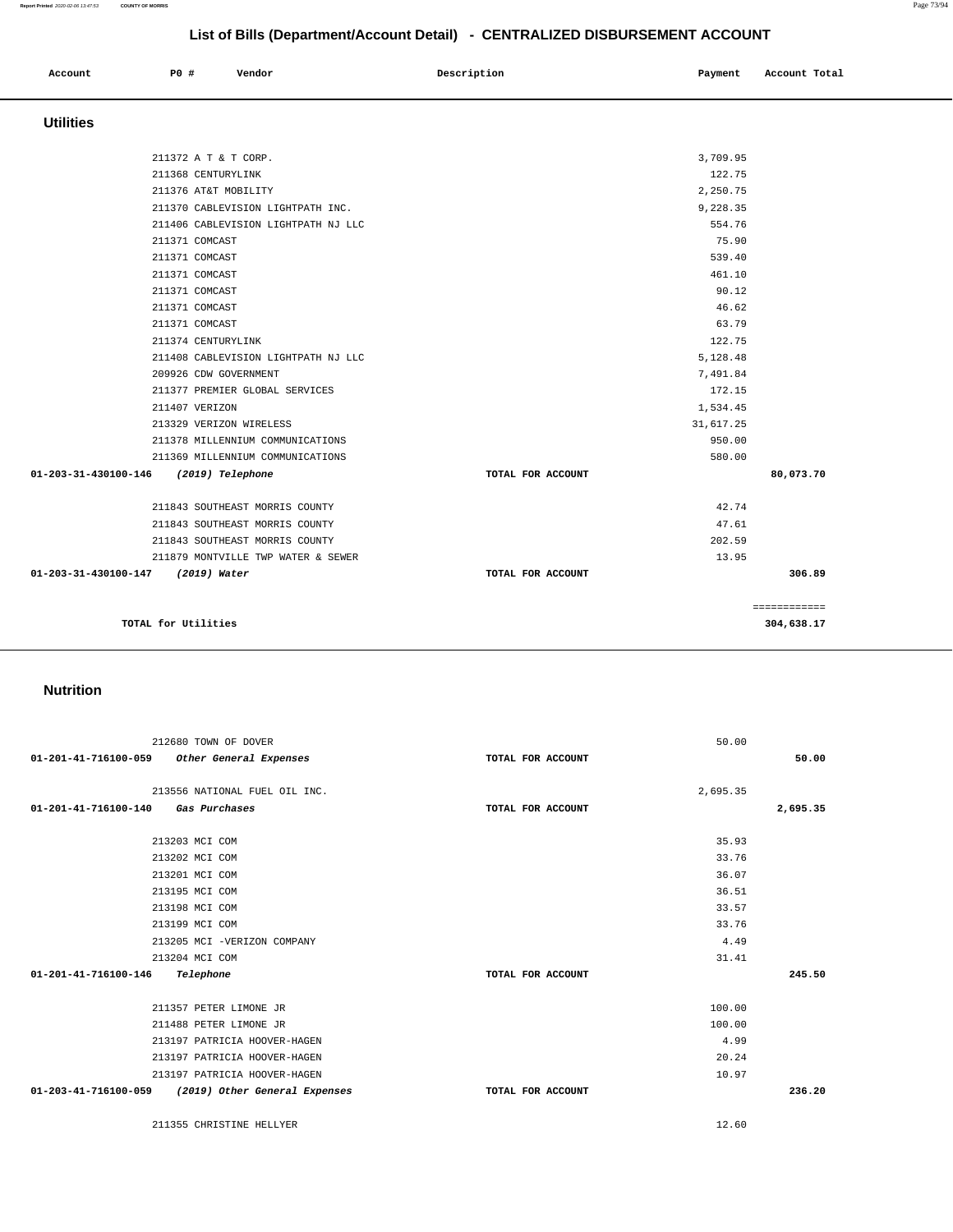## List of Bills (Department/Account Detail) - CENTRALIZED DISBURSEMENT ACCOUNT

| Account | PO # | Vendor | Description | Payment | Account Total |
|---|---|---|---|---|---|

### Utilities

| Account | PO # | Vendor | Description | Payment | Account Total |
|---|---|---|---|---|---|
| | 211372 | A T & T CORP. | | 3,709.95 | |
| | 211368 | CENTURYLINK | | 122.75 | |
| | 211376 | AT&T MOBILITY | | 2,250.75 | |
| | 211370 | CABLEVISION LIGHTPATH INC. | | 9,228.35 | |
| | 211406 | CABLEVISION LIGHTPATH NJ LLC | | 554.76 | |
| | 211371 | COMCAST | | 75.90 | |
| | 211371 | COMCAST | | 539.40 | |
| | 211371 | COMCAST | | 461.10 | |
| | 211371 | COMCAST | | 90.12 | |
| | 211371 | COMCAST | | 46.62 | |
| | 211371 | COMCAST | | 63.79 | |
| | 211374 | CENTURYLINK | | 122.75 | |
| | 211408 | CABLEVISION LIGHTPATH NJ LLC | | 5,128.48 | |
| | 209926 | CDW GOVERNMENT | | 7,491.84 | |
| | 211377 | PREMIER GLOBAL SERVICES | | 172.15 | |
| | 211407 | VERIZON | | 1,534.45 | |
| | 213329 | VERIZON WIRELESS | | 31,617.25 | |
| | 211378 | MILLENNIUM COMMUNICATIONS | | 950.00 | |
| | 211369 | MILLENNIUM COMMUNICATIONS | | 580.00 | |
| **01-203-31-430100-146** | | *(2019) Telephone* | TOTAL FOR ACCOUNT | | **80,073.70** |
| | 211843 | SOUTHEAST MORRIS COUNTY | | 42.74 | |
| | 211843 | SOUTHEAST MORRIS COUNTY | | 47.61 | |
| | 211843 | SOUTHEAST MORRIS COUNTY | | 202.59 | |
| | 211879 | MONTVILLE TWP WATER & SEWER | | 13.95 | |
| **01-203-31-430100-147** | | *(2019) Water* | TOTAL FOR ACCOUNT | | **306.89** |
| | | | | | ============ |
| **TOTAL for Utilities** | | | | | **304,638.17** |

### Nutrition

| Account | PO # | Vendor | Description | Payment | Account Total |
|---|---|---|---|---|---|
| | 212680 | TOWN OF DOVER | | 50.00 | |
| **01-201-41-716100-059** | | *Other General Expenses* | TOTAL FOR ACCOUNT | | **50.00** |
| | 213556 | NATIONAL FUEL OIL INC. | | 2,695.35 | |
| **01-201-41-716100-140** | | *Gas Purchases* | TOTAL FOR ACCOUNT | | **2,695.35** |
| | 213203 | MCI COM | | 35.93 | |
| | 213202 | MCI COM | | 33.76 | |
| | 213201 | MCI COM | | 36.07 | |
| | 213195 | MCI COM | | 36.51 | |
| | 213198 | MCI COM | | 33.57 | |
| | 213199 | MCI COM | | 33.76 | |
| | 213205 | MCI -VERIZON COMPANY | | 4.49 | |
| | 213204 | MCI COM | | 31.41 | |
| **01-201-41-716100-146** | | *Telephone* | TOTAL FOR ACCOUNT | | **245.50** |
| | 211357 | PETER LIMONE JR | | 100.00 | |
| | 211488 | PETER LIMONE JR | | 100.00 | |
| | 213197 | PATRICIA HOOVER-HAGEN | | 4.99 | |
| | 213197 | PATRICIA HOOVER-HAGEN | | 20.24 | |
| | 213197 | PATRICIA HOOVER-HAGEN | | 10.97 | |
| **01-203-41-716100-059** | | *(2019) Other General Expenses* | TOTAL FOR ACCOUNT | | **236.20** |
| | 211355 | CHRISTINE HELLYER | | 12.60 | |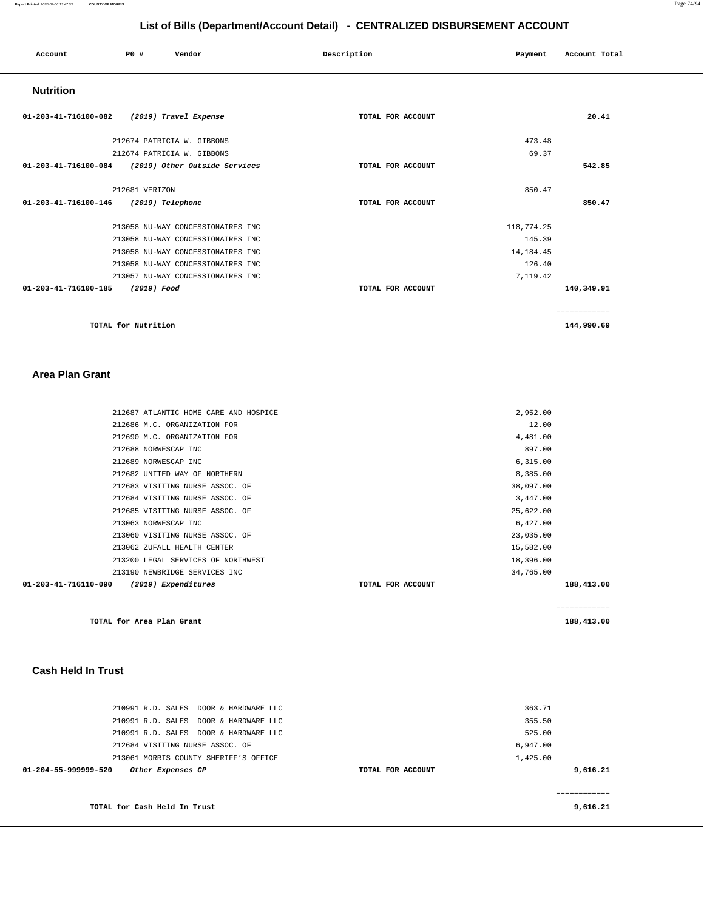## List of Bills (Department/Account Detail) - CENTRALIZED DISBURSEMENT ACCOUNT

| Account | PO # | Vendor | Description | Payment | Account Total |
|---|---|---|---|---|---|

### Nutrition

| Account | PO # | Vendor | Description | Payment | Account Total |
|---|---|---|---|---|---|
| **01-203-41-716100-082** | | ***(2019) Travel Expense*** | **TOTAL FOR ACCOUNT** | | **20.41** |
| | 212674 | PATRICIA W. GIBBONS | | 473.48 | |
| | 212674 | PATRICIA W. GIBBONS | | 69.37 | |
| **01-203-41-716100-084** | | ***(2019) Other Outside Services*** | **TOTAL FOR ACCOUNT** | | **542.85** |
| | 212681 | VERIZON | | 850.47 | |
| **01-203-41-716100-146** | | ***(2019) Telephone*** | **TOTAL FOR ACCOUNT** | | **850.47** |
| | 213058 | NU-WAY CONCESSIONAIRES INC | | 118,774.25 | |
| | 213058 | NU-WAY CONCESSIONAIRES INC | | 145.39 | |
| | 213058 | NU-WAY CONCESSIONAIRES INC | | 14,184.45 | |
| | 213058 | NU-WAY CONCESSIONAIRES INC | | 126.40 | |
| | 213057 | NU-WAY CONCESSIONAIRES INC | | 7,119.42 | |
| **01-203-41-716100-185** | | ***(2019) Food*** | **TOTAL FOR ACCOUNT** | | **140,349.91** |
| | | | | | ============ |
| | **TOTAL for Nutrition** | | | | **144,990.69** |

### Area Plan Grant

| Account | PO # | Vendor | Description | Payment | Account Total |
|---|---|---|---|---|---|
| | 212687 | ATLANTIC HOME CARE AND HOSPICE | | 2,952.00 | |
| | 212686 | M.C. ORGANIZATION FOR | | 12.00 | |
| | 212690 | M.C. ORGANIZATION FOR | | 4,481.00 | |
| | 212688 | NORWESCAP INC | | 897.00 | |
| | 212689 | NORWESCAP INC | | 6,315.00 | |
| | 212682 | UNITED WAY OF NORTHERN | | 8,385.00 | |
| | 212683 | VISITING NURSE ASSOC. OF | | 38,097.00 | |
| | 212684 | VISITING NURSE ASSOC. OF | | 3,447.00 | |
| | 212685 | VISITING NURSE ASSOC. OF | | 25,622.00 | |
| | 213063 | NORWESCAP INC | | 6,427.00 | |
| | 213060 | VISITING NURSE ASSOC. OF | | 23,035.00 | |
| | 213062 | ZUFALL HEALTH CENTER | | 15,582.00 | |
| | 213200 | LEGAL SERVICES OF NORTHWEST | | 18,396.00 | |
| | 213190 | NEWBRIDGE SERVICES INC | | 34,765.00 | |
| **01-203-41-716110-090** | | ***(2019) Expenditures*** | **TOTAL FOR ACCOUNT** | | **188,413.00** |
| | | | | | ============ |
| | **TOTAL for Area Plan Grant** | | | | **188,413.00** |

### Cash Held In Trust

| Account | PO # | Vendor | Description | Payment | Account Total |
|---|---|---|---|---|---|
| | 210991 | R.D. SALES DOOR & HARDWARE LLC | | 363.71 | |
| | 210991 | R.D. SALES DOOR & HARDWARE LLC | | 355.50 | |
| | 210991 | R.D. SALES DOOR & HARDWARE LLC | | 525.00 | |
| | 212684 | VISITING NURSE ASSOC. OF | | 6,947.00 | |
| | 213061 | MORRIS COUNTY SHERIFF'S OFFICE | | 1,425.00 | |
| **01-204-55-999999-520** | | ***Other Expenses CP*** | **TOTAL FOR ACCOUNT** | | **9,616.21** |
| | | | | | ============ |
| | **TOTAL for Cash Held In Trust** | | | | **9,616.21** |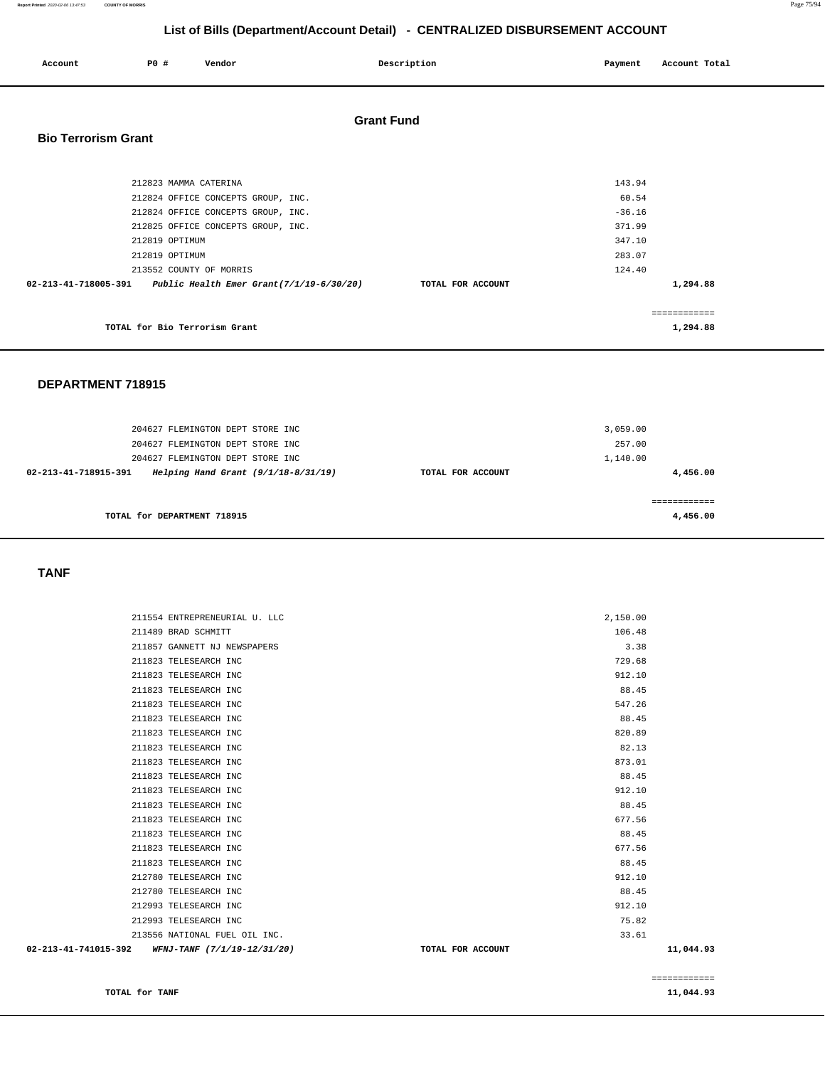# List of Bills (Department/Account Detail) - CENTRALIZED DISBURSEMENT ACCOUNT

| Account | PO # | Vendor | Description | Payment | Account Total |
|---|---|---|---|---|---|

## Grant Fund

### Bio Terrorism Grant

| Account | PO # | Vendor | Description | Payment | Account Total |
|---|---|---|---|---|---|
| | 212823 | MAMMA CATERINA | | 143.94 | |
| | 212824 | OFFICE CONCEPTS GROUP, INC. | | 60.54 | |
| | 212824 | OFFICE CONCEPTS GROUP, INC. | | -36.16 | |
| | 212825 | OFFICE CONCEPTS GROUP, INC. | | 371.99 | |
| | 212819 | OPTIMUM | | 347.10 | |
| | 212819 | OPTIMUM | | 283.07 | |
| | 213552 | COUNTY OF MORRIS | | 124.40 | |
| 02-213-41-718005-391 | | *Public Health Emer Grant(7/1/19-6/30/20)* | TOTAL FOR ACCOUNT | | 1,294.88 |
| | | TOTAL for Bio Terrorism Grant | | | 1,294.88 |

### DEPARTMENT 718915

| Account | PO # | Vendor | Description | Payment | Account Total |
|---|---|---|---|---|---|
| | 204627 | FLEMINGTON DEPT STORE INC | | 3,059.00 | |
| | 204627 | FLEMINGTON DEPT STORE INC | | 257.00 | |
| | 204627 | FLEMINGTON DEPT STORE INC | | 1,140.00 | |
| 02-213-41-718915-391 | | *Helping Hand Grant (9/1/18-8/31/19)* | TOTAL FOR ACCOUNT | | 4,456.00 |
| | | TOTAL for DEPARTMENT 718915 | | | 4,456.00 |

### TANF

| Account | PO # | Vendor | Description | Payment | Account Total |
|---|---|---|---|---|---|
| | 211554 | ENTREPRENEURIAL U. LLC | | 2,150.00 | |
| | 211489 | BRAD SCHMITT | | 106.48 | |
| | 211857 | GANNETT NJ NEWSPAPERS | | 3.38 | |
| | 211823 | TELESEARCH INC | | 729.68 | |
| | 211823 | TELESEARCH INC | | 912.10 | |
| | 211823 | TELESEARCH INC | | 88.45 | |
| | 211823 | TELESEARCH INC | | 547.26 | |
| | 211823 | TELESEARCH INC | | 88.45 | |
| | 211823 | TELESEARCH INC | | 820.89 | |
| | 211823 | TELESEARCH INC | | 82.13 | |
| | 211823 | TELESEARCH INC | | 873.01 | |
| | 211823 | TELESEARCH INC | | 88.45 | |
| | 211823 | TELESEARCH INC | | 912.10 | |
| | 211823 | TELESEARCH INC | | 88.45 | |
| | 211823 | TELESEARCH INC | | 677.56 | |
| | 211823 | TELESEARCH INC | | 88.45 | |
| | 211823 | TELESEARCH INC | | 677.56 | |
| | 211823 | TELESEARCH INC | | 88.45 | |
| | 212780 | TELESEARCH INC | | 912.10 | |
| | 212780 | TELESEARCH INC | | 88.45 | |
| | 212993 | TELESEARCH INC | | 912.10 | |
| | 212993 | TELESEARCH INC | | 75.82 | |
| | 213556 | NATIONAL FUEL OIL INC. | | 33.61 | |
| 02-213-41-741015-392 | | *WFNJ-TANF (7/1/19-12/31/20)* | TOTAL FOR ACCOUNT | | 11,044.93 |
| | | TOTAL for TANF | | | 11,044.93 |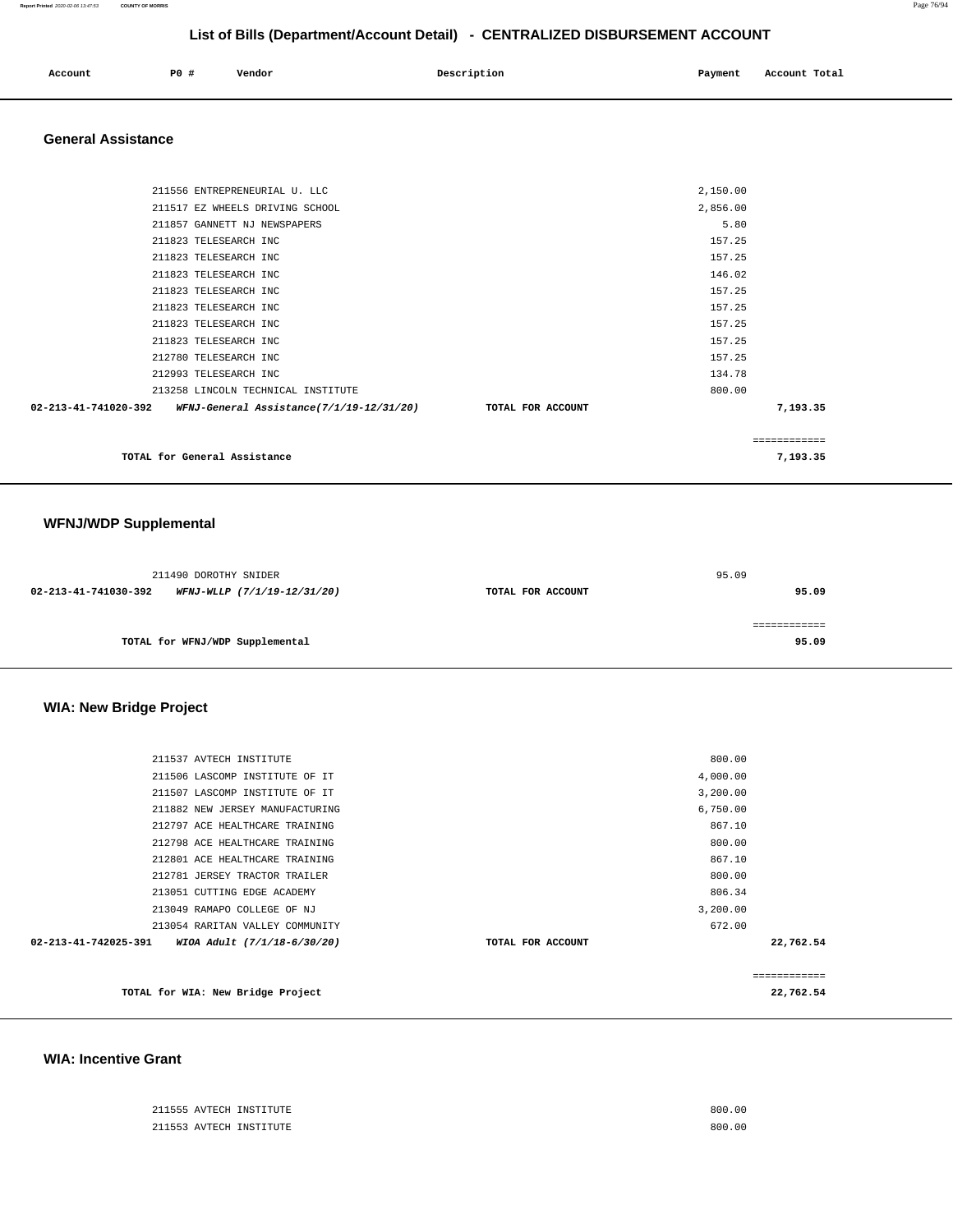## List of Bills (Department/Account Detail) - CENTRALIZED DISBURSEMENT ACCOUNT

| Account | PO # | Vendor | Description | Payment | Account Total |
|---|---|---|---|---|---|

### General Assistance

| Account | PO # | Vendor | Description | Payment | Account Total |
|---|---|---|---|---|---|
| | 211556 | ENTREPRENEURIAL U. LLC | | 2,150.00 | |
| | 211517 | EZ WHEELS DRIVING SCHOOL | | 2,856.00 | |
| | 211857 | GANNETT NJ NEWSPAPERS | | 5.80 | |
| | 211823 | TELESEARCH INC | | 157.25 | |
| | 211823 | TELESEARCH INC | | 157.25 | |
| | 211823 | TELESEARCH INC | | 146.02 | |
| | 211823 | TELESEARCH INC | | 157.25 | |
| | 211823 | TELESEARCH INC | | 157.25 | |
| | 211823 | TELESEARCH INC | | 157.25 | |
| | 211823 | TELESEARCH INC | | 157.25 | |
| | 212780 | TELESEARCH INC | | 157.25 | |
| | 212993 | TELESEARCH INC | | 134.78 | |
| | 213258 | LINCOLN TECHNICAL INSTITUTE | | 800.00 | |
| **02-213-41-741020-392** | | ***WFNJ-General Assistance(7/1/19-12/31/20)*** | **TOTAL FOR ACCOUNT** | | **7,193.35** |

============

**TOTAL for General Assistance** **7,193.35**

### WFNJ/WDP Supplemental

| Account | PO # | Vendor | Description | Payment | Account Total |
|---|---|---|---|---|---|
| | 211490 | DOROTHY SNIDER | | 95.09 | |
| **02-213-41-741030-392** | | ***WFNJ-WLLP (7/1/19-12/31/20)*** | **TOTAL FOR ACCOUNT** | | **95.09** |

============

**TOTAL for WFNJ/WDP Supplemental** **95.09**

### WIA: New Bridge Project

| Account | PO # | Vendor | Description | Payment | Account Total |
|---|---|---|---|---|---|
| | 211537 | AVTECH INSTITUTE | | 800.00 | |
| | 211506 | LASCOMP INSTITUTE OF IT | | 4,000.00 | |
| | 211507 | LASCOMP INSTITUTE OF IT | | 3,200.00 | |
| | 211882 | NEW JERSEY MANUFACTURING | | 6,750.00 | |
| | 212797 | ACE HEALTHCARE TRAINING | | 867.10 | |
| | 212798 | ACE HEALTHCARE TRAINING | | 800.00 | |
| | 212801 | ACE HEALTHCARE TRAINING | | 867.10 | |
| | 212781 | JERSEY TRACTOR TRAILER | | 800.00 | |
| | 213051 | CUTTING EDGE ACADEMY | | 806.34 | |
| | 213049 | RAMAPO COLLEGE OF NJ | | 3,200.00 | |
| | 213054 | RARITAN VALLEY COMMUNITY | | 672.00 | |
| **02-213-41-742025-391** | | ***WIOA Adult (7/1/18-6/30/20)*** | **TOTAL FOR ACCOUNT** | | **22,762.54** |

============

**TOTAL for WIA: New Bridge Project** **22,762.54**

### WIA: Incentive Grant

| Account | PO # | Vendor | Description | Payment | Account Total |
|---|---|---|---|---|---|
| | 211555 | AVTECH INSTITUTE | | 800.00 | |
| | 211553 | AVTECH INSTITUTE | | 800.00 | |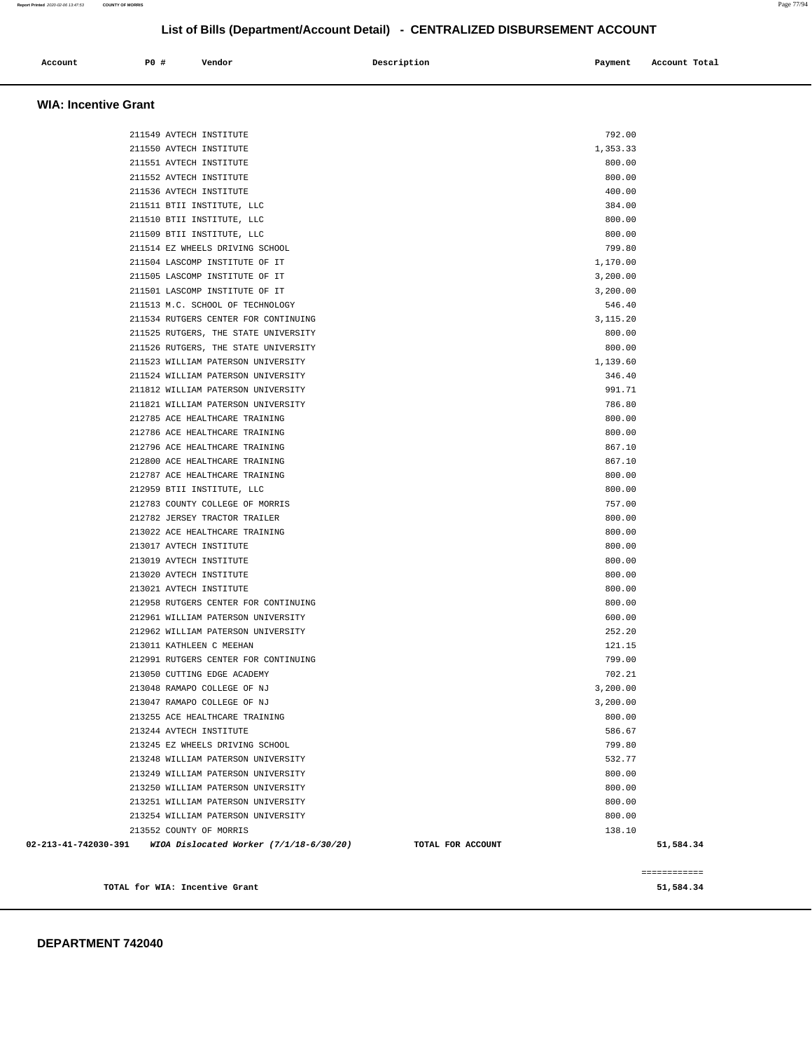## List of Bills (Department/Account Detail) - CENTRALIZED DISBURSEMENT ACCOUNT

| Account | P0 # | Vendor | Description | Payment | Account Total |
|---|---|---|---|---|---|

### WIA: Incentive Grant

| Account | P0 # | Vendor | Description | Payment | Account Total |
|---|---|---|---|---|---|
| | 211549 | AVTECH INSTITUTE | | 792.00 | |
| | 211550 | AVTECH INSTITUTE | | 1,353.33 | |
| | 211551 | AVTECH INSTITUTE | | 800.00 | |
| | 211552 | AVTECH INSTITUTE | | 800.00 | |
| | 211536 | AVTECH INSTITUTE | | 400.00 | |
| | 211511 | BTII INSTITUTE, LLC | | 384.00 | |
| | 211510 | BTII INSTITUTE, LLC | | 800.00 | |
| | 211509 | BTII INSTITUTE, LLC | | 800.00 | |
| | 211514 | EZ WHEELS DRIVING SCHOOL | | 799.80 | |
| | 211504 | LASCOMP INSTITUTE OF IT | | 1,170.00 | |
| | 211505 | LASCOMP INSTITUTE OF IT | | 3,200.00 | |
| | 211501 | LASCOMP INSTITUTE OF IT | | 3,200.00 | |
| | 211513 | M.C. SCHOOL OF TECHNOLOGY | | 546.40 | |
| | 211534 | RUTGERS CENTER FOR CONTINUING | | 3,115.20 | |
| | 211525 | RUTGERS, THE STATE UNIVERSITY | | 800.00 | |
| | 211526 | RUTGERS, THE STATE UNIVERSITY | | 800.00 | |
| | 211523 | WILLIAM PATERSON UNIVERSITY | | 1,139.60 | |
| | 211524 | WILLIAM PATERSON UNIVERSITY | | 346.40 | |
| | 211812 | WILLIAM PATERSON UNIVERSITY | | 991.71 | |
| | 211821 | WILLIAM PATERSON UNIVERSITY | | 786.80 | |
| | 212785 | ACE HEALTHCARE TRAINING | | 800.00 | |
| | 212786 | ACE HEALTHCARE TRAINING | | 800.00 | |
| | 212796 | ACE HEALTHCARE TRAINING | | 867.10 | |
| | 212800 | ACE HEALTHCARE TRAINING | | 867.10 | |
| | 212787 | ACE HEALTHCARE TRAINING | | 800.00 | |
| | 212959 | BTII INSTITUTE, LLC | | 800.00 | |
| | 212783 | COUNTY COLLEGE OF MORRIS | | 757.00 | |
| | 212782 | JERSEY TRACTOR TRAILER | | 800.00 | |
| | 213022 | ACE HEALTHCARE TRAINING | | 800.00 | |
| | 213017 | AVTECH INSTITUTE | | 800.00 | |
| | 213019 | AVTECH INSTITUTE | | 800.00 | |
| | 213020 | AVTECH INSTITUTE | | 800.00 | |
| | 213021 | AVTECH INSTITUTE | | 800.00 | |
| | 212958 | RUTGERS CENTER FOR CONTINUING | | 800.00 | |
| | 212961 | WILLIAM PATERSON UNIVERSITY | | 600.00 | |
| | 212962 | WILLIAM PATERSON UNIVERSITY | | 252.20 | |
| | 213011 | KATHLEEN C MEEHAN | | 121.15 | |
| | 212991 | RUTGERS CENTER FOR CONTINUING | | 799.00 | |
| | 213050 | CUTTING EDGE ACADEMY | | 702.21 | |
| | 213048 | RAMAPO COLLEGE OF NJ | | 3,200.00 | |
| | 213047 | RAMAPO COLLEGE OF NJ | | 3,200.00 | |
| | 213255 | ACE HEALTHCARE TRAINING | | 800.00 | |
| | 213244 | AVTECH INSTITUTE | | 586.67 | |
| | 213245 | EZ WHEELS DRIVING SCHOOL | | 799.80 | |
| | 213248 | WILLIAM PATERSON UNIVERSITY | | 532.77 | |
| | 213249 | WILLIAM PATERSON UNIVERSITY | | 800.00 | |
| | 213250 | WILLIAM PATERSON UNIVERSITY | | 800.00 | |
| | 213251 | WILLIAM PATERSON UNIVERSITY | | 800.00 | |
| | 213254 | WILLIAM PATERSON UNIVERSITY | | 800.00 | |
| | 213552 | COUNTY OF MORRIS | | 138.10 | |
| 02-213-41-742030-391 | | *WIOA Dislocated Worker (7/1/18-6/30/20)* | TOTAL FOR ACCOUNT | | 51,584.34 |

============

**TOTAL for WIA: Incentive Grant** 51,584.34

### DEPARTMENT 742040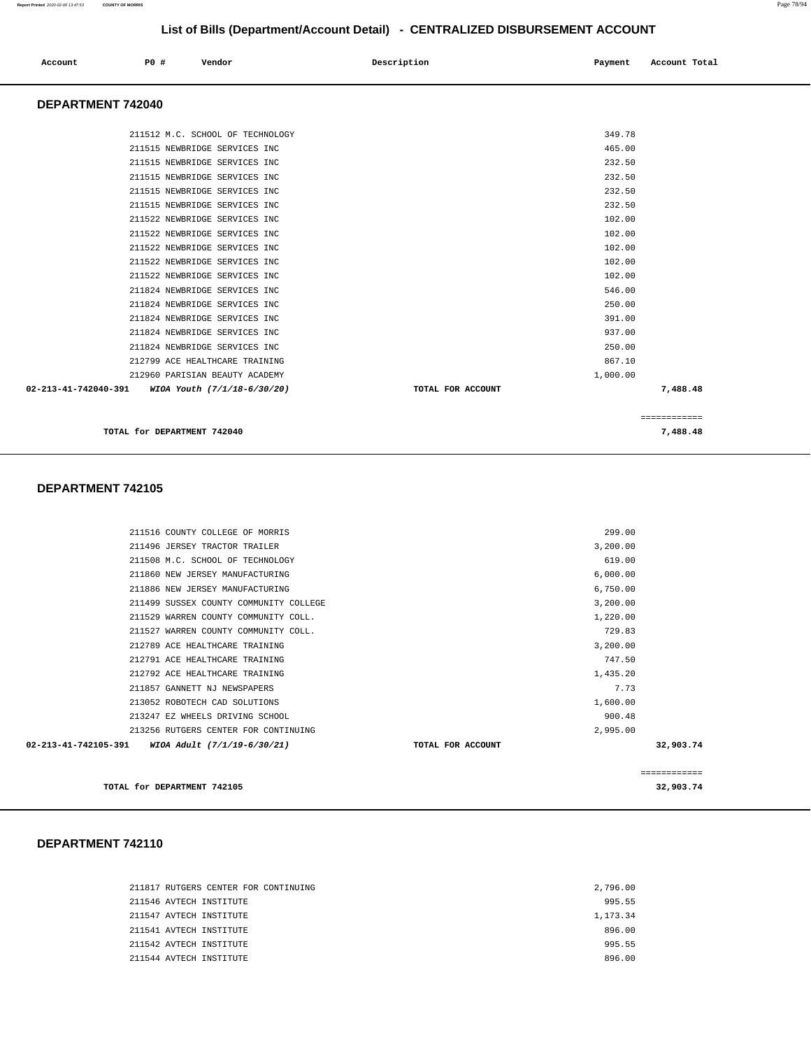## List of Bills (Department/Account Detail) - CENTRALIZED DISBURSEMENT ACCOUNT

| Account | PO # | Vendor | Description | Payment | Account Total |
|---|---|---|---|---|---|

### DEPARTMENT 742040

| Account | PO # | Vendor | Description | Payment | Account Total |
|---|---|---|---|---|---|
| | 211512 | M.C. SCHOOL OF TECHNOLOGY | | 349.78 | |
| | 211515 | NEWBRIDGE SERVICES INC | | 465.00 | |
| | 211515 | NEWBRIDGE SERVICES INC | | 232.50 | |
| | 211515 | NEWBRIDGE SERVICES INC | | 232.50 | |
| | 211515 | NEWBRIDGE SERVICES INC | | 232.50 | |
| | 211515 | NEWBRIDGE SERVICES INC | | 232.50 | |
| | 211522 | NEWBRIDGE SERVICES INC | | 102.00 | |
| | 211522 | NEWBRIDGE SERVICES INC | | 102.00 | |
| | 211522 | NEWBRIDGE SERVICES INC | | 102.00 | |
| | 211522 | NEWBRIDGE SERVICES INC | | 102.00 | |
| | 211522 | NEWBRIDGE SERVICES INC | | 102.00 | |
| | 211824 | NEWBRIDGE SERVICES INC | | 546.00 | |
| | 211824 | NEWBRIDGE SERVICES INC | | 250.00 | |
| | 211824 | NEWBRIDGE SERVICES INC | | 391.00 | |
| | 211824 | NEWBRIDGE SERVICES INC | | 937.00 | |
| | 211824 | NEWBRIDGE SERVICES INC | | 250.00 | |
| | 212799 | ACE HEALTHCARE TRAINING | | 867.10 | |
| | 212960 | PARISIAN BEAUTY ACADEMY | | 1,000.00 | |
| **02-213-41-742040-391** | | ***WIOA Youth (7/1/18-6/30/20)*** | **TOTAL FOR ACCOUNT** | | **7,488.48** |

**TOTAL for DEPARTMENT 742040** — **7,488.48**

### DEPARTMENT 742105

| Account | PO # | Vendor | Description | Payment | Account Total |
|---|---|---|---|---|---|
| | 211516 | COUNTY COLLEGE OF MORRIS | | 299.00 | |
| | 211496 | JERSEY TRACTOR TRAILER | | 3,200.00 | |
| | 211508 | M.C. SCHOOL OF TECHNOLOGY | | 619.00 | |
| | 211860 | NEW JERSEY MANUFACTURING | | 6,000.00 | |
| | 211886 | NEW JERSEY MANUFACTURING | | 6,750.00 | |
| | 211499 | SUSSEX COUNTY COMMUNITY COLLEGE | | 3,200.00 | |
| | 211529 | WARREN COUNTY COMMUNITY COLL. | | 1,220.00 | |
| | 211527 | WARREN COUNTY COMMUNITY COLL. | | 729.83 | |
| | 212789 | ACE HEALTHCARE TRAINING | | 3,200.00 | |
| | 212791 | ACE HEALTHCARE TRAINING | | 747.50 | |
| | 212792 | ACE HEALTHCARE TRAINING | | 1,435.20 | |
| | 211857 | GANNETT NJ NEWSPAPERS | | 7.73 | |
| | 213052 | ROBOTECH CAD SOLUTIONS | | 1,600.00 | |
| | 213247 | EZ WHEELS DRIVING SCHOOL | | 900.48 | |
| | 213256 | RUTGERS CENTER FOR CONTINUING | | 2,995.00 | |
| **02-213-41-742105-391** | | ***WIOA Adult (7/1/19-6/30/21)*** | **TOTAL FOR ACCOUNT** | | **32,903.74** |

**TOTAL for DEPARTMENT 742105** — **32,903.74**

### DEPARTMENT 742110

| Account | PO # | Vendor | Description | Payment | Account Total |
|---|---|---|---|---|---|
| | 211817 | RUTGERS CENTER FOR CONTINUING | | 2,796.00 | |
| | 211546 | AVTECH INSTITUTE | | 995.55 | |
| | 211547 | AVTECH INSTITUTE | | 1,173.34 | |
| | 211541 | AVTECH INSTITUTE | | 896.00 | |
| | 211542 | AVTECH INSTITUTE | | 995.55 | |
| | 211544 | AVTECH INSTITUTE | | 896.00 | |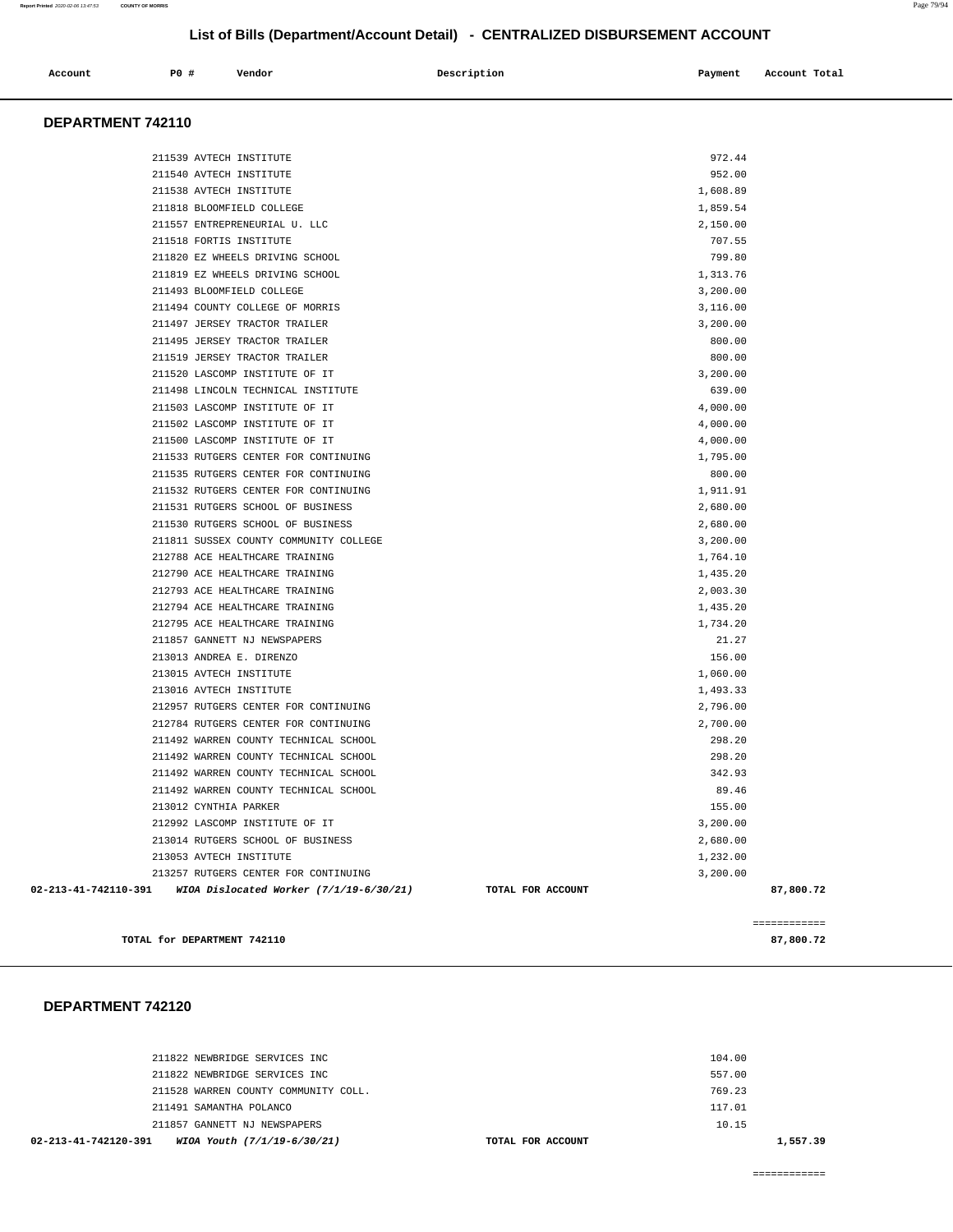# List of Bills (Department/Account Detail) - CENTRALIZED DISBURSEMENT ACCOUNT

| Account | PO # | Vendor | Description | Payment | Account Total |
|---|---|---|---|---|---|

## DEPARTMENT 742110

| Account | PO # | Vendor | Description | Payment | Account Total |
|---|---|---|---|---|---|
| | 211539 | AVTECH INSTITUTE | | 972.44 | |
| | 211540 | AVTECH INSTITUTE | | 952.00 | |
| | 211538 | AVTECH INSTITUTE | | 1,608.89 | |
| | 211818 | BLOOMFIELD COLLEGE | | 1,859.54 | |
| | 211557 | ENTREPRENEURIAL U. LLC | | 2,150.00 | |
| | 211518 | FORTIS INSTITUTE | | 707.55 | |
| | 211820 | EZ WHEELS DRIVING SCHOOL | | 799.80 | |
| | 211819 | EZ WHEELS DRIVING SCHOOL | | 1,313.76 | |
| | 211493 | BLOOMFIELD COLLEGE | | 3,200.00 | |
| | 211494 | COUNTY COLLEGE OF MORRIS | | 3,116.00 | |
| | 211497 | JERSEY TRACTOR TRAILER | | 3,200.00 | |
| | 211495 | JERSEY TRACTOR TRAILER | | 800.00 | |
| | 211519 | JERSEY TRACTOR TRAILER | | 800.00 | |
| | 211520 | LASCOMP INSTITUTE OF IT | | 3,200.00 | |
| | 211498 | LINCOLN TECHNICAL INSTITUTE | | 639.00 | |
| | 211503 | LASCOMP INSTITUTE OF IT | | 4,000.00 | |
| | 211502 | LASCOMP INSTITUTE OF IT | | 4,000.00 | |
| | 211500 | LASCOMP INSTITUTE OF IT | | 4,000.00 | |
| | 211533 | RUTGERS CENTER FOR CONTINUING | | 1,795.00 | |
| | 211535 | RUTGERS CENTER FOR CONTINUING | | 800.00 | |
| | 211532 | RUTGERS CENTER FOR CONTINUING | | 1,911.91 | |
| | 211531 | RUTGERS SCHOOL OF BUSINESS | | 2,680.00 | |
| | 211530 | RUTGERS SCHOOL OF BUSINESS | | 2,680.00 | |
| | 211811 | SUSSEX COUNTY COMMUNITY COLLEGE | | 3,200.00 | |
| | 212788 | ACE HEALTHCARE TRAINING | | 1,764.10 | |
| | 212790 | ACE HEALTHCARE TRAINING | | 1,435.20 | |
| | 212793 | ACE HEALTHCARE TRAINING | | 2,003.30 | |
| | 212794 | ACE HEALTHCARE TRAINING | | 1,435.20 | |
| | 212795 | ACE HEALTHCARE TRAINING | | 1,734.20 | |
| | 211857 | GANNETT NJ NEWSPAPERS | | 21.27 | |
| | 213013 | ANDREA E. DIRENZO | | 156.00 | |
| | 213015 | AVTECH INSTITUTE | | 1,060.00 | |
| | 213016 | AVTECH INSTITUTE | | 1,493.33 | |
| | 212957 | RUTGERS CENTER FOR CONTINUING | | 2,796.00 | |
| | 212784 | RUTGERS CENTER FOR CONTINUING | | 2,700.00 | |
| | 211492 | WARREN COUNTY TECHNICAL SCHOOL | | 298.20 | |
| | 211492 | WARREN COUNTY TECHNICAL SCHOOL | | 298.20 | |
| | 211492 | WARREN COUNTY TECHNICAL SCHOOL | | 342.93 | |
| | 211492 | WARREN COUNTY TECHNICAL SCHOOL | | 89.46 | |
| | 213012 | CYNTHIA PARKER | | 155.00 | |
| | 212992 | LASCOMP INSTITUTE OF IT | | 3,200.00 | |
| | 213014 | RUTGERS SCHOOL OF BUSINESS | | 2,680.00 | |
| | 213053 | AVTECH INSTITUTE | | 1,232.00 | |
| | 213257 | RUTGERS CENTER FOR CONTINUING | | 3,200.00 | |
| **02-213-41-742110-391** | | ***WIOA Dislocated Worker (7/1/19-6/30/21)*** | **TOTAL FOR ACCOUNT** | | **87,800.72** |

**TOTAL for DEPARTMENT 742110** ============ **87,800.72**

## DEPARTMENT 742120

| Account | PO # | Vendor | Description | Payment | Account Total |
|---|---|---|---|---|---|
| | 211822 | NEWBRIDGE SERVICES INC | | 104.00 | |
| | 211822 | NEWBRIDGE SERVICES INC | | 557.00 | |
| | 211528 | WARREN COUNTY COMMUNITY COLL. | | 769.23 | |
| | 211491 | SAMANTHA POLANCO | | 117.01 | |
| | 211857 | GANNETT NJ NEWSPAPERS | | 10.15 | |
| **02-213-41-742120-391** | | ***WIOA Youth (7/1/19-6/30/21)*** | **TOTAL FOR ACCOUNT** | | **1,557.39** |

============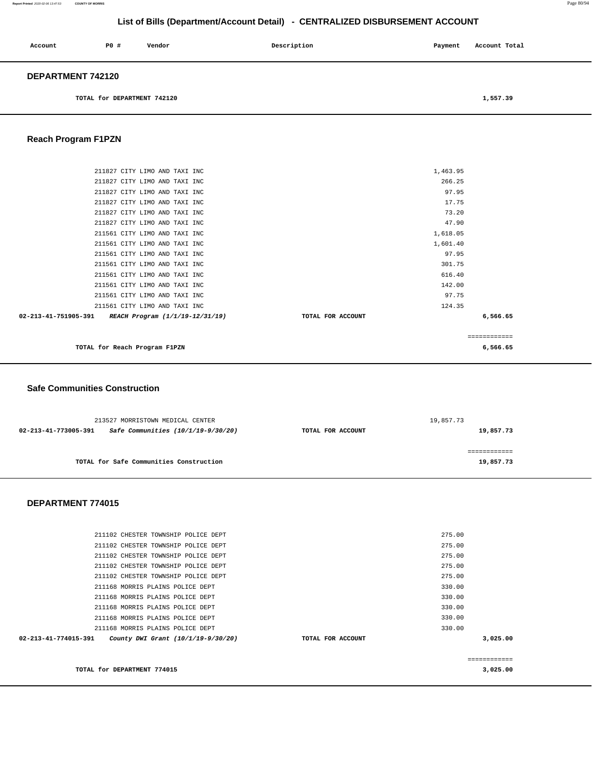## List of Bills (Department/Account Detail) - CENTRALIZED DISBURSEMENT ACCOUNT

| Account | PO # | Vendor | Description | Payment | Account Total |
|---|---|---|---|---|---|

### DEPARTMENT 742120

| | | | | |
|---|---|---|---|---|
| | TOTAL for DEPARTMENT 742120 | | | 1,557.39 |

### Reach Program F1PZN

| Account | PO # / Vendor | Description | Payment | Account Total |
|---|---|---|---|---|
| | 211827 CITY LIMO AND TAXI INC | | 1,463.95 | |
| | 211827 CITY LIMO AND TAXI INC | | 266.25 | |
| | 211827 CITY LIMO AND TAXI INC | | 97.95 | |
| | 211827 CITY LIMO AND TAXI INC | | 17.75 | |
| | 211827 CITY LIMO AND TAXI INC | | 73.20 | |
| | 211827 CITY LIMO AND TAXI INC | | 47.90 | |
| | 211561 CITY LIMO AND TAXI INC | | 1,618.05 | |
| | 211561 CITY LIMO AND TAXI INC | | 1,601.40 | |
| | 211561 CITY LIMO AND TAXI INC | | 97.95 | |
| | 211561 CITY LIMO AND TAXI INC | | 301.75 | |
| | 211561 CITY LIMO AND TAXI INC | | 616.40 | |
| | 211561 CITY LIMO AND TAXI INC | | 142.00 | |
| | 211561 CITY LIMO AND TAXI INC | | 97.75 | |
| | 211561 CITY LIMO AND TAXI INC | | 124.35 | |
| 02-213-41-751905-391 | *REACH Program (1/1/19-12/31/19)* | TOTAL FOR ACCOUNT | | 6,566.65 |
| | | | | ============ |
| | TOTAL for Reach Program F1PZN | | | 6,566.65 |

### Safe Communities Construction

| Account | PO # / Vendor | Description | Payment | Account Total |
|---|---|---|---|---|
| | 213527 MORRISTOWN MEDICAL CENTER | | 19,857.73 | |
| 02-213-41-773005-391 | *Safe Communities (10/1/19-9/30/20)* | TOTAL FOR ACCOUNT | | 19,857.73 |
| | | | | ============ |
| | TOTAL for Safe Communities Construction | | | 19,857.73 |

### DEPARTMENT 774015

| Account | PO # / Vendor | Description | Payment | Account Total |
|---|---|---|---|---|
| | 211102 CHESTER TOWNSHIP POLICE DEPT | | 275.00 | |
| | 211102 CHESTER TOWNSHIP POLICE DEPT | | 275.00 | |
| | 211102 CHESTER TOWNSHIP POLICE DEPT | | 275.00 | |
| | 211102 CHESTER TOWNSHIP POLICE DEPT | | 275.00 | |
| | 211102 CHESTER TOWNSHIP POLICE DEPT | | 275.00 | |
| | 211168 MORRIS PLAINS POLICE DEPT | | 330.00 | |
| | 211168 MORRIS PLAINS POLICE DEPT | | 330.00 | |
| | 211168 MORRIS PLAINS POLICE DEPT | | 330.00 | |
| | 211168 MORRIS PLAINS POLICE DEPT | | 330.00 | |
| | 211168 MORRIS PLAINS POLICE DEPT | | 330.00 | |
| 02-213-41-774015-391 | *County DWI Grant (10/1/19-9/30/20)* | TOTAL FOR ACCOUNT | | 3,025.00 |
| | | | | ============ |
| | TOTAL for DEPARTMENT 774015 | | | 3,025.00 |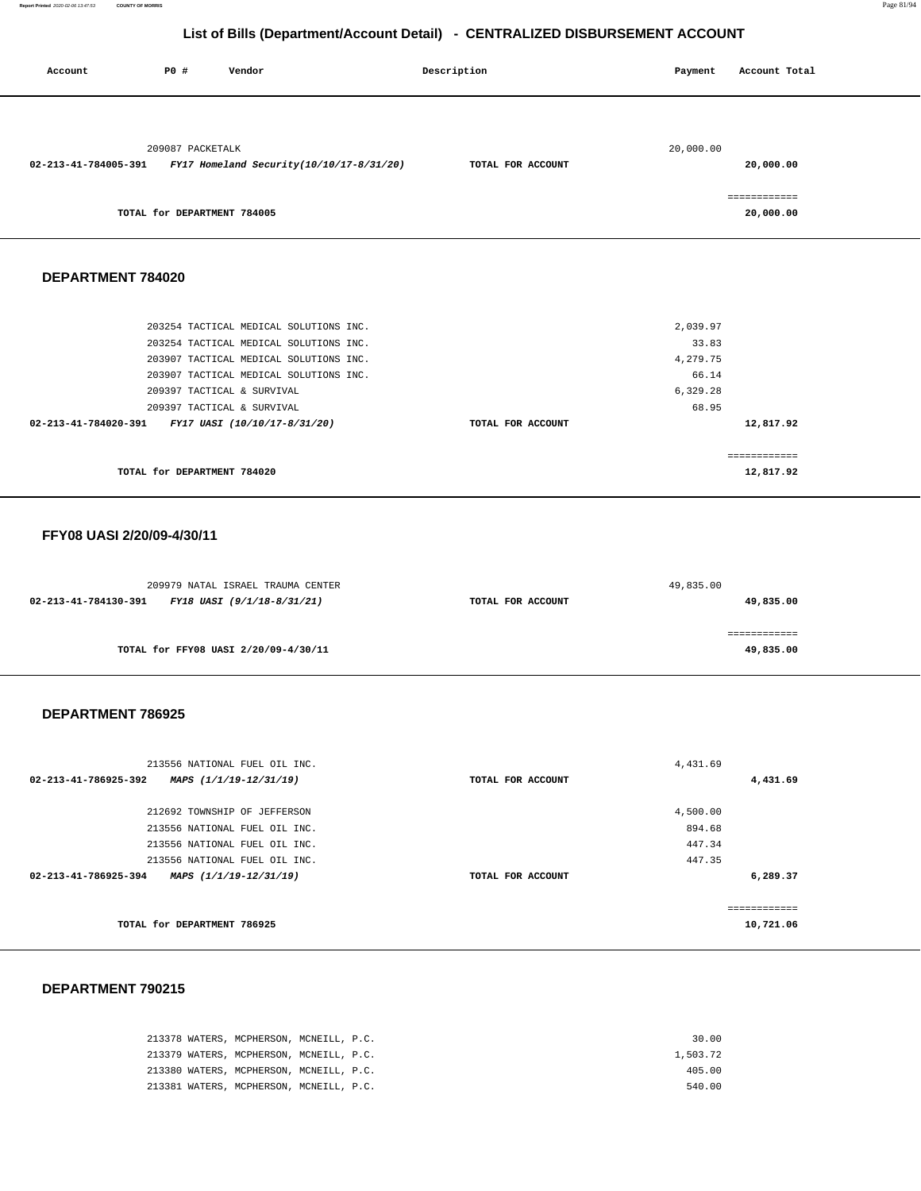# List of Bills (Department/Account Detail) - CENTRALIZED DISBURSEMENT ACCOUNT

| Account | PO # | Vendor | Description | Payment | Account Total |
|---|---|---|---|---|---|
| | 209087 | PACKETALK | | 20,000.00 | |
| **02-213-41-784005-391** | | ***FY17 Homeland Security(10/10/17-8/31/20)*** | **TOTAL FOR ACCOUNT** | | **20,000.00** |
| | | | | | ============ |
| | | **TOTAL for DEPARTMENT 784005** | | | **20,000.00** |

## DEPARTMENT 784020

| Account | PO # | Vendor | Description | Payment | Account Total |
|---|---|---|---|---|---|
| | 203254 | TACTICAL MEDICAL SOLUTIONS INC. | | 2,039.97 | |
| | 203254 | TACTICAL MEDICAL SOLUTIONS INC. | | 33.83 | |
| | 203907 | TACTICAL MEDICAL SOLUTIONS INC. | | 4,279.75 | |
| | 203907 | TACTICAL MEDICAL SOLUTIONS INC. | | 66.14 | |
| | 209397 | TACTICAL & SURVIVAL | | 6,329.28 | |
| | 209397 | TACTICAL & SURVIVAL | | 68.95 | |
| **02-213-41-784020-391** | | ***FY17 UASI (10/10/17-8/31/20)*** | **TOTAL FOR ACCOUNT** | | **12,817.92** |
| | | | | | ============ |
| | | **TOTAL for DEPARTMENT 784020** | | | **12,817.92** |

## FFY08 UASI 2/20/09-4/30/11

| Account | PO # | Vendor | Description | Payment | Account Total |
|---|---|---|---|---|---|
| | 209979 | NATAL ISRAEL TRAUMA CENTER | | 49,835.00 | |
| **02-213-41-784130-391** | | ***FY18 UASI (9/1/18-8/31/21)*** | **TOTAL FOR ACCOUNT** | | **49,835.00** |
| | | | | | ============ |
| | | **TOTAL for FFY08 UASI 2/20/09-4/30/11** | | | **49,835.00** |

## DEPARTMENT 786925

| Account | PO # | Vendor | Description | Payment | Account Total |
|---|---|---|---|---|---|
| | 213556 | NATIONAL FUEL OIL INC. | | 4,431.69 | |
| **02-213-41-786925-392** | | ***MAPS (1/1/19-12/31/19)*** | **TOTAL FOR ACCOUNT** | | **4,431.69** |
| | 212692 | TOWNSHIP OF JEFFERSON | | 4,500.00 | |
| | 213556 | NATIONAL FUEL OIL INC. | | 894.68 | |
| | 213556 | NATIONAL FUEL OIL INC. | | 447.34 | |
| | 213556 | NATIONAL FUEL OIL INC. | | 447.35 | |
| **02-213-41-786925-394** | | ***MAPS (1/1/19-12/31/19)*** | **TOTAL FOR ACCOUNT** | | **6,289.37** |
| | | | | | ============ |
| | | **TOTAL for DEPARTMENT 786925** | | | **10,721.06** |

## DEPARTMENT 790215

| Account | PO # | Vendor | Description | Payment | Account Total |
|---|---|---|---|---|---|
| | 213378 | WATERS, MCPHERSON, MCNEILL, P.C. | | 30.00 | |
| | 213379 | WATERS, MCPHERSON, MCNEILL, P.C. | | 1,503.72 | |
| | 213380 | WATERS, MCPHERSON, MCNEILL, P.C. | | 405.00 | |
| | 213381 | WATERS, MCPHERSON, MCNEILL, P.C. | | 540.00 | |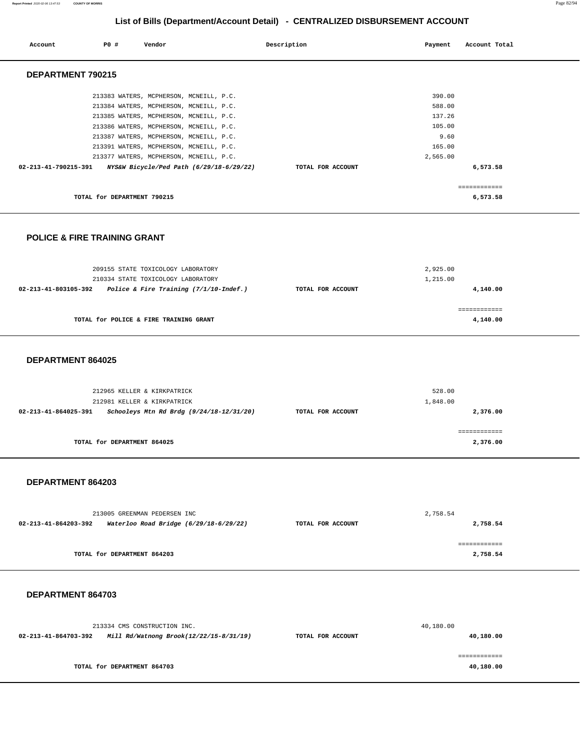## List of Bills (Department/Account Detail) - CENTRALIZED DISBURSEMENT ACCOUNT

| Account | PO # | Vendor | Description | Payment | Account Total |
|---|---|---|---|---|---|

### DEPARTMENT 790215

| Account | PO # | Vendor | Description | Payment | Account Total |
|---|---|---|---|---|---|
| | 213383 | WATERS, MCPHERSON, MCNEILL, P.C. | | 390.00 | |
| | 213384 | WATERS, MCPHERSON, MCNEILL, P.C. | | 588.00 | |
| | 213385 | WATERS, MCPHERSON, MCNEILL, P.C. | | 137.26 | |
| | 213386 | WATERS, MCPHERSON, MCNEILL, P.C. | | 105.00 | |
| | 213387 | WATERS, MCPHERSON, MCNEILL, P.C. | | 9.60 | |
| | 213391 | WATERS, MCPHERSON, MCNEILL, P.C. | | 165.00 | |
| | 213377 | WATERS, MCPHERSON, MCNEILL, P.C. | | 2,565.00 | |
| **02-213-41-790215-391** | | ***NYS&W Bicycle/Ped Path (6/29/18-6/29/22)*** | **TOTAL FOR ACCOUNT** | | **6,573.58** |

**TOTAL for DEPARTMENT 790215** — **6,573.58**

### POLICE & FIRE TRAINING GRANT

| Account | PO # | Vendor | Description | Payment | Account Total |
|---|---|---|---|---|---|
| | 209155 | STATE TOXICOLOGY LABORATORY | | 2,925.00 | |
| | 210334 | STATE TOXICOLOGY LABORATORY | | 1,215.00 | |
| **02-213-41-803105-392** | | ***Police & Fire Training (7/1/10-Indef.)*** | **TOTAL FOR ACCOUNT** | | **4,140.00** |

**TOTAL for POLICE & FIRE TRAINING GRANT** — **4,140.00**

### DEPARTMENT 864025

| Account | PO # | Vendor | Description | Payment | Account Total |
|---|---|---|---|---|---|
| | 212965 | KELLER & KIRKPATRICK | | 528.00 | |
| | 212981 | KELLER & KIRKPATRICK | | 1,848.00 | |
| **02-213-41-864025-391** | | ***Schooleys Mtn Rd Brdg (9/24/18-12/31/20)*** | **TOTAL FOR ACCOUNT** | | **2,376.00** |

**TOTAL for DEPARTMENT 864025** — **2,376.00**

### DEPARTMENT 864203

| Account | PO # | Vendor | Description | Payment | Account Total |
|---|---|---|---|---|---|
| | 213005 | GREENMAN PEDERSEN INC | | 2,758.54 | |
| **02-213-41-864203-392** | | ***Waterloo Road Bridge (6/29/18-6/29/22)*** | **TOTAL FOR ACCOUNT** | | **2,758.54** |

**TOTAL for DEPARTMENT 864203** — **2,758.54**

### DEPARTMENT 864703

| Account | PO # | Vendor | Description | Payment | Account Total |
|---|---|---|---|---|---|
| | 213334 | CMS CONSTRUCTION INC. | | 40,180.00 | |
| **02-213-41-864703-392** | | ***Mill Rd/Watnong Brook(12/22/15-8/31/19)*** | **TOTAL FOR ACCOUNT** | | **40,180.00** |

**TOTAL for DEPARTMENT 864703** — **40,180.00**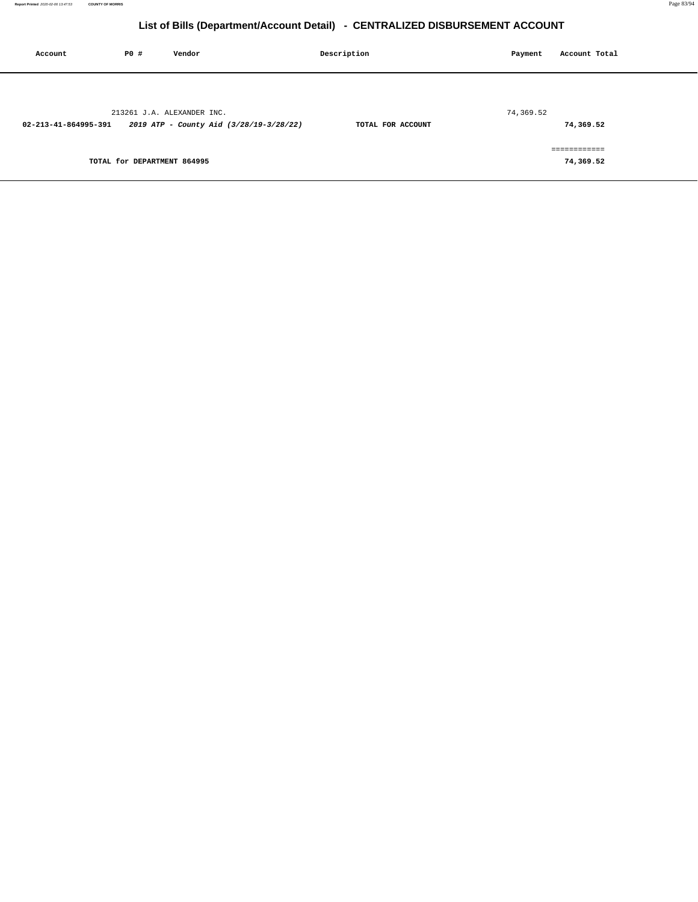# List of Bills (Department/Account Detail) - CENTRALIZED DISBURSEMENT ACCOUNT

| Account | PO # | Vendor | Description | Payment | Account Total |
|---|---|---|---|---|---|
| | 213261 | J.A. ALEXANDER INC. | | 74,369.52 | |
| **02-213-41-864995-391** | | ***2019 ATP - County Aid (3/28/19-3/28/22)*** | **TOTAL FOR ACCOUNT** | | **74,369.52** |
| | | | | | ============ |
| | **TOTAL for DEPARTMENT 864995** | | | | **74,369.52** |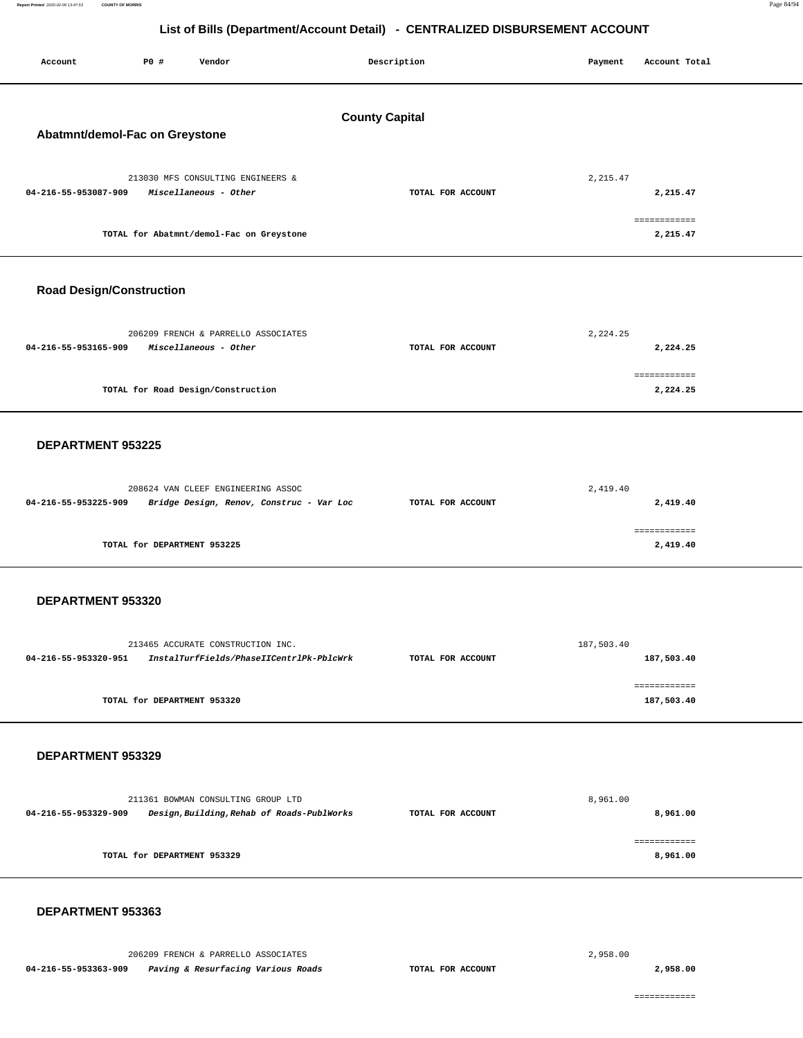## List of Bills (Department/Account Detail) - CENTRALIZED DISBURSEMENT ACCOUNT

| Account | PO # | Vendor | Description | Payment | Account Total |
|---|---|---|---|---|---|

### County Capital

#### Abatmnt/demol-Fac on Greystone

| Account | PO # | Vendor | Description | Payment | Account Total |
|---|---|---|---|---|---|
| | 213030 | MFS CONSULTING ENGINEERS & | | 2,215.47 | |
| 04-216-55-953087-909 | | *Miscellaneous - Other* | TOTAL FOR ACCOUNT | | 2,215.47 |
| | | TOTAL for Abatmnt/demol-Fac on Greystone | | | 2,215.47 |

#### Road Design/Construction

| Account | PO # | Vendor | Description | Payment | Account Total |
|---|---|---|---|---|---|
| | 206209 | FRENCH & PARRELLO ASSOCIATES | | 2,224.25 | |
| 04-216-55-953165-909 | | *Miscellaneous - Other* | TOTAL FOR ACCOUNT | | 2,224.25 |
| | | TOTAL for Road Design/Construction | | | 2,224.25 |

#### DEPARTMENT 953225

| Account | PO # | Vendor | Description | Payment | Account Total |
|---|---|---|---|---|---|
| | 208624 | VAN CLEEF ENGINEERING ASSOC | | 2,419.40 | |
| 04-216-55-953225-909 | | *Bridge Design, Renov, Construc - Var Loc* | TOTAL FOR ACCOUNT | | 2,419.40 |
| | | TOTAL for DEPARTMENT 953225 | | | 2,419.40 |

#### DEPARTMENT 953320

| Account | PO # | Vendor | Description | Payment | Account Total |
|---|---|---|---|---|---|
| | 213465 | ACCURATE CONSTRUCTION INC. | | 187,503.40 | |
| 04-216-55-953320-951 | | *InstalTurfFields/PhaseIICentrlPk-PblcWrk* | TOTAL FOR ACCOUNT | | 187,503.40 |
| | | TOTAL for DEPARTMENT 953320 | | | 187,503.40 |

#### DEPARTMENT 953329

| Account | PO # | Vendor | Description | Payment | Account Total |
|---|---|---|---|---|---|
| | 211361 | BOWMAN CONSULTING GROUP LTD | | 8,961.00 | |
| 04-216-55-953329-909 | | *Design,Building,Rehab of Roads-PublWorks* | TOTAL FOR ACCOUNT | | 8,961.00 |
| | | TOTAL for DEPARTMENT 953329 | | | 8,961.00 |

#### DEPARTMENT 953363

| Account | PO # | Vendor | Description | Payment | Account Total |
|---|---|---|---|---|---|
| | 206209 | FRENCH & PARRELLO ASSOCIATES | | 2,958.00 | |
| 04-216-55-953363-909 | | *Paving & Resurfacing Various Roads* | TOTAL FOR ACCOUNT | | 2,958.00 |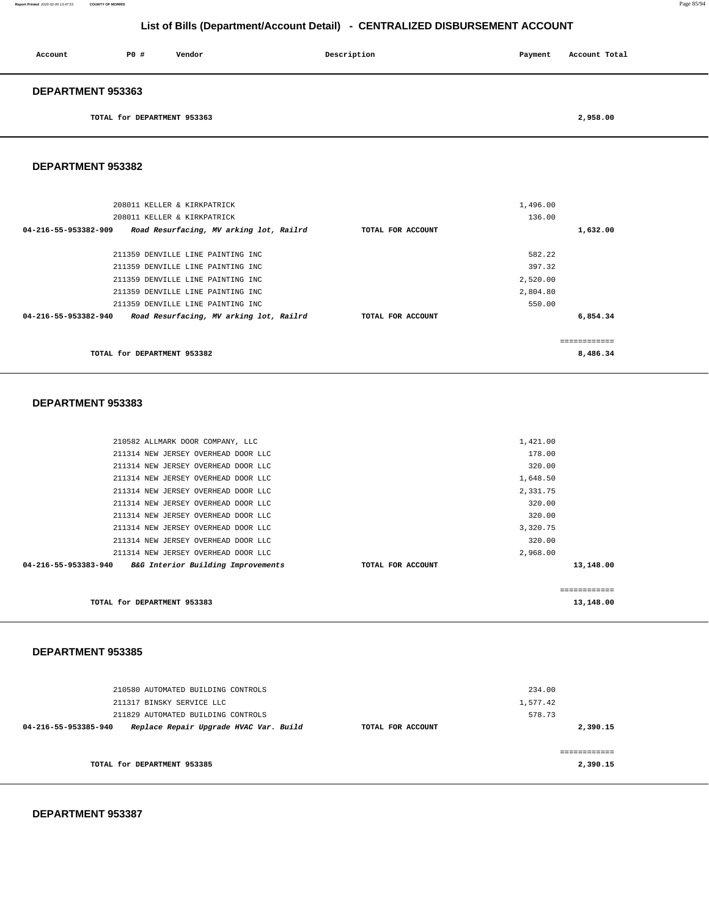# List of Bills (Department/Account Detail) - CENTRALIZED DISBURSEMENT ACCOUNT

| Account | PO # | Vendor | Description | Payment | Account Total |
|---|---|---|---|---|---|

## DEPARTMENT 953363

| | | | | | |
|---|---|---|---|---|---|
| TOTAL for DEPARTMENT 953363 | | | | | 2,958.00 |

## DEPARTMENT 953382

| Account | PO # | Vendor | Description | Payment | Account Total |
|---|---|---|---|---|---|
| | 208011 | KELLER & KIRKPATRICK | | 1,496.00 | |
| | 208011 | KELLER & KIRKPATRICK | | 136.00 | |
| 04-216-55-953382-909 | | *Road Resurfacing, MV arking lot, Railrd* | TOTAL FOR ACCOUNT | | 1,632.00 |
| | 211359 | DENVILLE LINE PAINTING INC | | 582.22 | |
| | 211359 | DENVILLE LINE PAINTING INC | | 397.32 | |
| | 211359 | DENVILLE LINE PAINTING INC | | 2,520.00 | |
| | 211359 | DENVILLE LINE PAINTING INC | | 2,804.80 | |
| | 211359 | DENVILLE LINE PAINTING INC | | 550.00 | |
| 04-216-55-953382-940 | | *Road Resurfacing, MV arking lot, Railrd* | TOTAL FOR ACCOUNT | | 6,854.34 |
| | | | | | ============ |
| TOTAL for DEPARTMENT 953382 | | | | | 8,486.34 |

## DEPARTMENT 953383

| Account | PO # | Vendor | Description | Payment | Account Total |
|---|---|---|---|---|---|
| | 210582 | ALLMARK DOOR COMPANY, LLC | | 1,421.00 | |
| | 211314 | NEW JERSEY OVERHEAD DOOR LLC | | 178.00 | |
| | 211314 | NEW JERSEY OVERHEAD DOOR LLC | | 320.00 | |
| | 211314 | NEW JERSEY OVERHEAD DOOR LLC | | 1,648.50 | |
| | 211314 | NEW JERSEY OVERHEAD DOOR LLC | | 2,331.75 | |
| | 211314 | NEW JERSEY OVERHEAD DOOR LLC | | 320.00 | |
| | 211314 | NEW JERSEY OVERHEAD DOOR LLC | | 320.00 | |
| | 211314 | NEW JERSEY OVERHEAD DOOR LLC | | 3,320.75 | |
| | 211314 | NEW JERSEY OVERHEAD DOOR LLC | | 320.00 | |
| | 211314 | NEW JERSEY OVERHEAD DOOR LLC | | 2,968.00 | |
| 04-216-55-953383-940 | | *B&G Interior Building Improvements* | TOTAL FOR ACCOUNT | | 13,148.00 |
| | | | | | ============ |
| TOTAL for DEPARTMENT 953383 | | | | | 13,148.00 |

## DEPARTMENT 953385

| Account | PO # | Vendor | Description | Payment | Account Total |
|---|---|---|---|---|---|
| | 210580 | AUTOMATED BUILDING CONTROLS | | 234.00 | |
| | 211317 | BINSKY SERVICE LLC | | 1,577.42 | |
| | 211829 | AUTOMATED BUILDING CONTROLS | | 578.73 | |
| 04-216-55-953385-940 | | *Replace Repair Upgrade HVAC Var. Build* | TOTAL FOR ACCOUNT | | 2,390.15 |
| | | | | | ============ |
| TOTAL for DEPARTMENT 953385 | | | | | 2,390.15 |

## DEPARTMENT 953387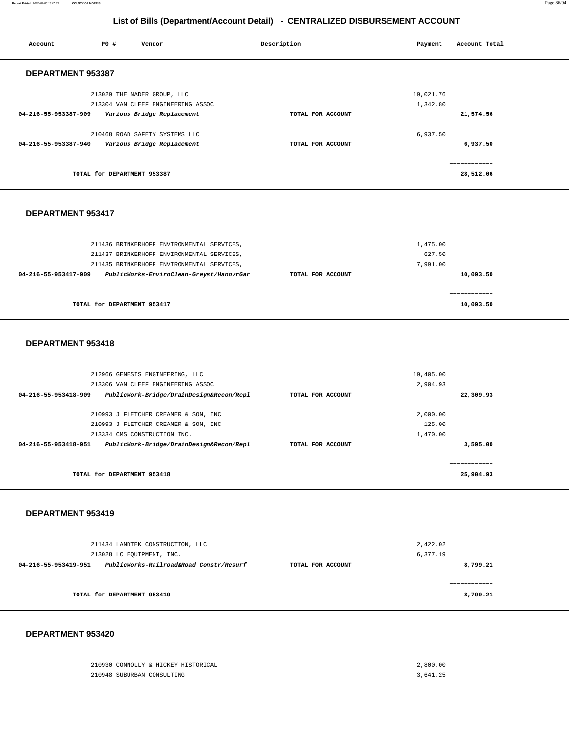## List of Bills (Department/Account Detail) - CENTRALIZED DISBURSEMENT ACCOUNT

| Account | PO # | Vendor | Description | Payment | Account Total |
|---|---|---|---|---|---|

### DEPARTMENT 953387

| Account | PO # | Vendor | Description | Payment | Account Total |
|---|---|---|---|---|---|
| | 213029 | THE NADER GROUP, LLC | | 19,021.76 | |
| | 213304 | VAN CLEEF ENGINEERING ASSOC | | 1,342.80 | |
| **04-216-55-953387-909** | | ***Various Bridge Replacement*** | **TOTAL FOR ACCOUNT** | | **21,574.56** |
| | 210468 | ROAD SAFETY SYSTEMS LLC | | 6,937.50 | |
| **04-216-55-953387-940** | | ***Various Bridge Replacement*** | **TOTAL FOR ACCOUNT** | | **6,937.50** |
| | | | | | ============ |
| | **TOTAL for DEPARTMENT 953387** | | | | **28,512.06** |

### DEPARTMENT 953417

| Account | PO # | Vendor | Description | Payment | Account Total |
|---|---|---|---|---|---|
| | 211436 | BRINKERHOFF ENVIRONMENTAL SERVICES, | | 1,475.00 | |
| | 211437 | BRINKERHOFF ENVIRONMENTAL SERVICES, | | 627.50 | |
| | 211435 | BRINKERHOFF ENVIRONMENTAL SERVICES, | | 7,991.00 | |
| **04-216-55-953417-909** | | ***PublicWorks-EnviroClean-Greyst/HanovrGar*** | **TOTAL FOR ACCOUNT** | | **10,093.50** |
| | | | | | ============ |
| | **TOTAL for DEPARTMENT 953417** | | | | **10,093.50** |

### DEPARTMENT 953418

| Account | PO # | Vendor | Description | Payment | Account Total |
|---|---|---|---|---|---|
| | 212966 | GENESIS ENGINEERING, LLC | | 19,405.00 | |
| | 213306 | VAN CLEEF ENGINEERING ASSOC | | 2,904.93 | |
| **04-216-55-953418-909** | | ***PublicWork-Bridge/DrainDesign&Recon/Repl*** | **TOTAL FOR ACCOUNT** | | **22,309.93** |
| | 210993 | J FLETCHER CREAMER & SON, INC | | 2,000.00 | |
| | 210993 | J FLETCHER CREAMER & SON, INC | | 125.00 | |
| | 213334 | CMS CONSTRUCTION INC. | | 1,470.00 | |
| **04-216-55-953418-951** | | ***PublicWork-Bridge/DrainDesign&Recon/Repl*** | **TOTAL FOR ACCOUNT** | | **3,595.00** |
| | | | | | ============ |
| | **TOTAL for DEPARTMENT 953418** | | | | **25,904.93** |

### DEPARTMENT 953419

| Account | PO # | Vendor | Description | Payment | Account Total |
|---|---|---|---|---|---|
| | 211434 | LANDTEK CONSTRUCTION, LLC | | 2,422.02 | |
| | 213028 | LC EQUIPMENT, INC. | | 6,377.19 | |
| **04-216-55-953419-951** | | ***PublicWorks-Railroad&Road Constr/Resurf*** | **TOTAL FOR ACCOUNT** | | **8,799.21** |
| | | | | | ============ |
| | **TOTAL for DEPARTMENT 953419** | | | | **8,799.21** |

### DEPARTMENT 953420

| Account | PO # | Vendor | Description | Payment | Account Total |
|---|---|---|---|---|---|
| | 210930 | CONNOLLY & HICKEY HISTORICAL | | 2,800.00 | |
| | 210948 | SUBURBAN CONSULTING | | 3,641.25 | |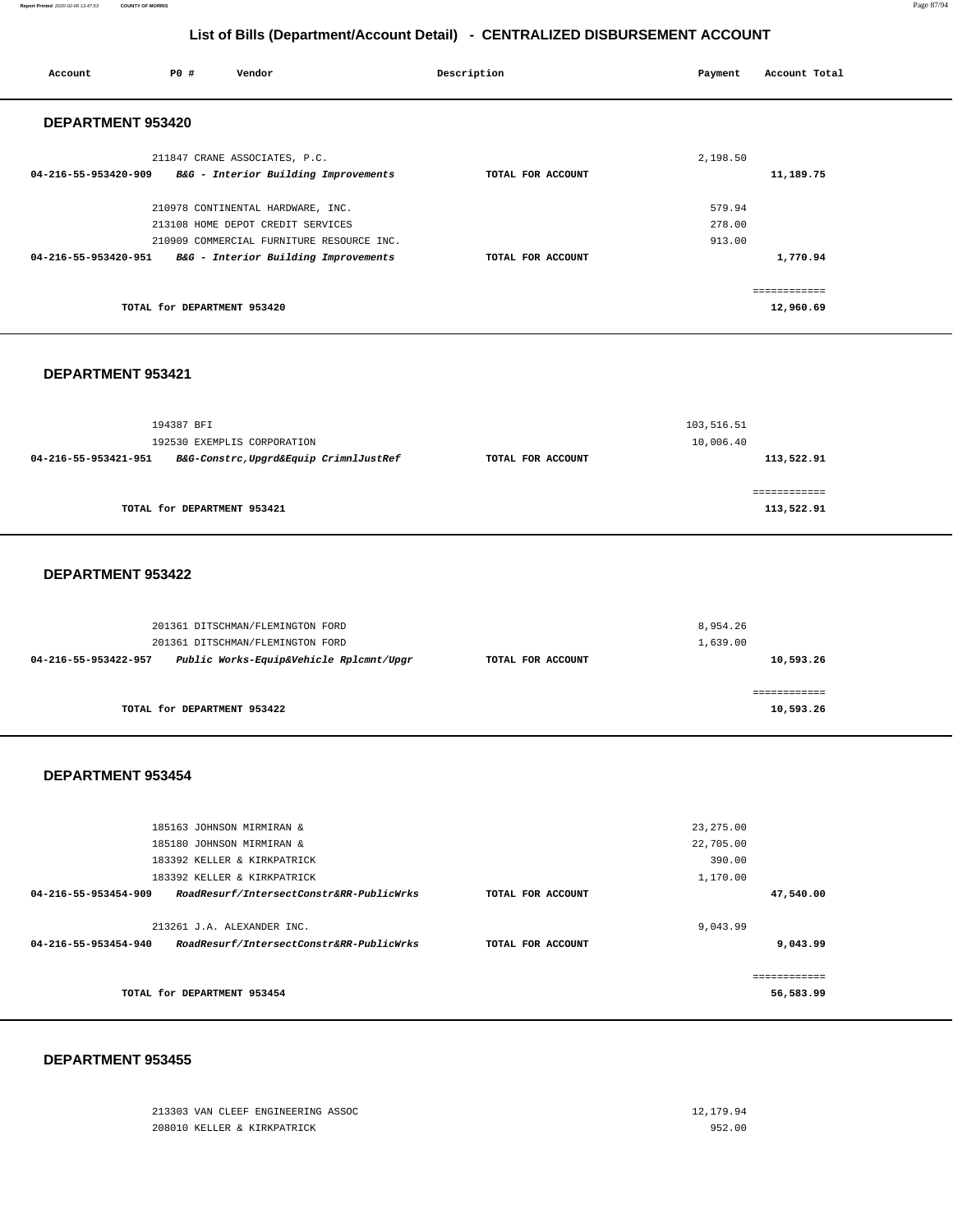# List of Bills (Department/Account Detail) - CENTRALIZED DISBURSEMENT ACCOUNT

| Account | PO # | Vendor | Description | Payment | Account Total |
|---|---|---|---|---|---|

## DEPARTMENT 953420

| Account | PO # | Vendor | Description | Payment | Account Total |
|---|---|---|---|---|---|
| | 211847 | CRANE ASSOCIATES, P.C. | | 2,198.50 | |
| **04-216-55-953420-909** | | ***B&G - Interior Building Improvements*** | **TOTAL FOR ACCOUNT** | | **11,189.75** |
| | 210978 | CONTINENTAL HARDWARE, INC. | | 579.94 | |
| | 213108 | HOME DEPOT CREDIT SERVICES | | 278.00 | |
| | 210909 | COMMERCIAL FURNITURE RESOURCE INC. | | 913.00 | |
| **04-216-55-953420-951** | | ***B&G - Interior Building Improvements*** | **TOTAL FOR ACCOUNT** | | **1,770.94** |
| | | | | | ============ |
| | | **TOTAL for DEPARTMENT 953420** | | | **12,960.69** |

## DEPARTMENT 953421

| Account | PO # | Vendor | Description | Payment | Account Total |
|---|---|---|---|---|---|
| | 194387 | BFI | | 103,516.51 | |
| | 192530 | EXEMPLIS CORPORATION | | 10,006.40 | |
| **04-216-55-953421-951** | | ***B&G-Constrc,Upgrd&Equip CrimnlJustRef*** | **TOTAL FOR ACCOUNT** | | **113,522.91** |
| | | | | | ============ |
| | | **TOTAL for DEPARTMENT 953421** | | | **113,522.91** |

## DEPARTMENT 953422

| Account | PO # | Vendor | Description | Payment | Account Total |
|---|---|---|---|---|---|
| | 201361 | DITSCHMAN/FLEMINGTON FORD | | 8,954.26 | |
| | 201361 | DITSCHMAN/FLEMINGTON FORD | | 1,639.00 | |
| **04-216-55-953422-957** | | ***Public Works-Equip&Vehicle Rplcmnt/Upgr*** | **TOTAL FOR ACCOUNT** | | **10,593.26** |
| | | | | | ============ |
| | | **TOTAL for DEPARTMENT 953422** | | | **10,593.26** |

## DEPARTMENT 953454

| Account | PO # | Vendor | Description | Payment | Account Total |
|---|---|---|---|---|---|
| | 185163 | JOHNSON MIRMIRAN & | | 23,275.00 | |
| | 185180 | JOHNSON MIRMIRAN & | | 22,705.00 | |
| | 183392 | KELLER & KIRKPATRICK | | 390.00 | |
| | 183392 | KELLER & KIRKPATRICK | | 1,170.00 | |
| **04-216-55-953454-909** | | ***RoadResurf/IntersectConstr&RR-PublicWrks*** | **TOTAL FOR ACCOUNT** | | **47,540.00** |
| | 213261 | J.A. ALEXANDER INC. | | 9,043.99 | |
| **04-216-55-953454-940** | | ***RoadResurf/IntersectConstr&RR-PublicWrks*** | **TOTAL FOR ACCOUNT** | | **9,043.99** |
| | | | | | ============ |
| | | **TOTAL for DEPARTMENT 953454** | | | **56,583.99** |

## DEPARTMENT 953455

| Account | PO # | Vendor | Description | Payment | Account Total |
|---|---|---|---|---|---|
| | 213303 | VAN CLEEF ENGINEERING ASSOC | | 12,179.94 | |
| | 208010 | KELLER & KIRKPATRICK | | 952.00 | |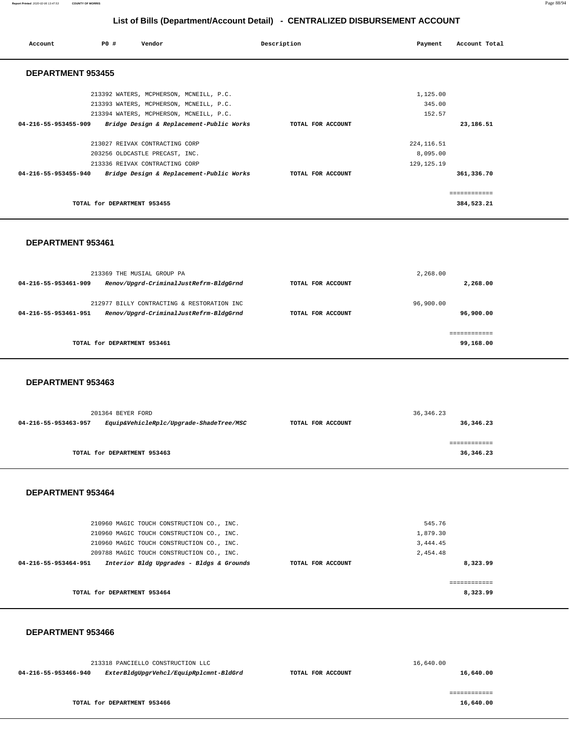# List of Bills (Department/Account Detail) - CENTRALIZED DISBURSEMENT ACCOUNT

| Account | PO # | Vendor | Description | Payment | Account Total |
|---|---|---|---|---|---|

## DEPARTMENT 953455

| Account | PO # | Vendor | Description | Payment | Account Total |
|---|---|---|---|---|---|
| | 213392 | WATERS, MCPHERSON, MCNEILL, P.C. | | 1,125.00 | |
| | 213393 | WATERS, MCPHERSON, MCNEILL, P.C. | | 345.00 | |
| | 213394 | WATERS, MCPHERSON, MCNEILL, P.C. | | 152.57 | |
| **04-216-55-953455-909** | | ***Bridge Design & Replacement-Public Works*** | **TOTAL FOR ACCOUNT** | | **23,186.51** |
| | 213027 | REIVAX CONTRACTING CORP | | 224,116.51 | |
| | 203256 | OLDCASTLE PRECAST, INC. | | 8,095.00 | |
| | 213336 | REIVAX CONTRACTING CORP | | 129,125.19 | |
| **04-216-55-953455-940** | | ***Bridge Design & Replacement-Public Works*** | **TOTAL FOR ACCOUNT** | | **361,336.70** |
| | | | | | ============ |
| | | **TOTAL for DEPARTMENT 953455** | | | **384,523.21** |

## DEPARTMENT 953461

| Account | PO # | Vendor | Description | Payment | Account Total |
|---|---|---|---|---|---|
| | 213369 | THE MUSIAL GROUP PA | | 2,268.00 | |
| **04-216-55-953461-909** | | ***Renov/Upgrd-CriminalJustRefrm-BldgGrnd*** | **TOTAL FOR ACCOUNT** | | **2,268.00** |
| | 212977 | BILLY CONTRACTING & RESTORATION INC | | 96,900.00 | |
| **04-216-55-953461-951** | | ***Renov/Upgrd-CriminalJustRefrm-BldgGrnd*** | **TOTAL FOR ACCOUNT** | | **96,900.00** |
| | | | | | ============ |
| | | **TOTAL for DEPARTMENT 953461** | | | **99,168.00** |

## DEPARTMENT 953463

| Account | PO # | Vendor | Description | Payment | Account Total |
|---|---|---|---|---|---|
| | 201364 | BEYER FORD | | 36,346.23 | |
| **04-216-55-953463-957** | | ***Equip&VehicleRplc/Upgrade-ShadeTree/MSC*** | **TOTAL FOR ACCOUNT** | | **36,346.23** |
| | | | | | ============ |
| | | **TOTAL for DEPARTMENT 953463** | | | **36,346.23** |

## DEPARTMENT 953464

| Account | PO # | Vendor | Description | Payment | Account Total |
|---|---|---|---|---|---|
| | 210960 | MAGIC TOUCH CONSTRUCTION CO., INC. | | 545.76 | |
| | 210960 | MAGIC TOUCH CONSTRUCTION CO., INC. | | 1,879.30 | |
| | 210960 | MAGIC TOUCH CONSTRUCTION CO., INC. | | 3,444.45 | |
| | 209788 | MAGIC TOUCH CONSTRUCTION CO., INC. | | 2,454.48 | |
| **04-216-55-953464-951** | | ***Interior Bldg Upgrades - Bldgs & Grounds*** | **TOTAL FOR ACCOUNT** | | **8,323.99** |
| | | | | | ============ |
| | | **TOTAL for DEPARTMENT 953464** | | | **8,323.99** |

## DEPARTMENT 953466

| Account | PO # | Vendor | Description | Payment | Account Total |
|---|---|---|---|---|---|
| | 213318 | PANCIELLO CONSTRUCTION LLC | | 16,640.00 | |
| **04-216-55-953466-940** | | ***ExterBldgUpgrVehcl/EquipRplcmnt-BldGrd*** | **TOTAL FOR ACCOUNT** | | **16,640.00** |
| | | | | | ============ |
| | | **TOTAL for DEPARTMENT 953466** | | | **16,640.00** |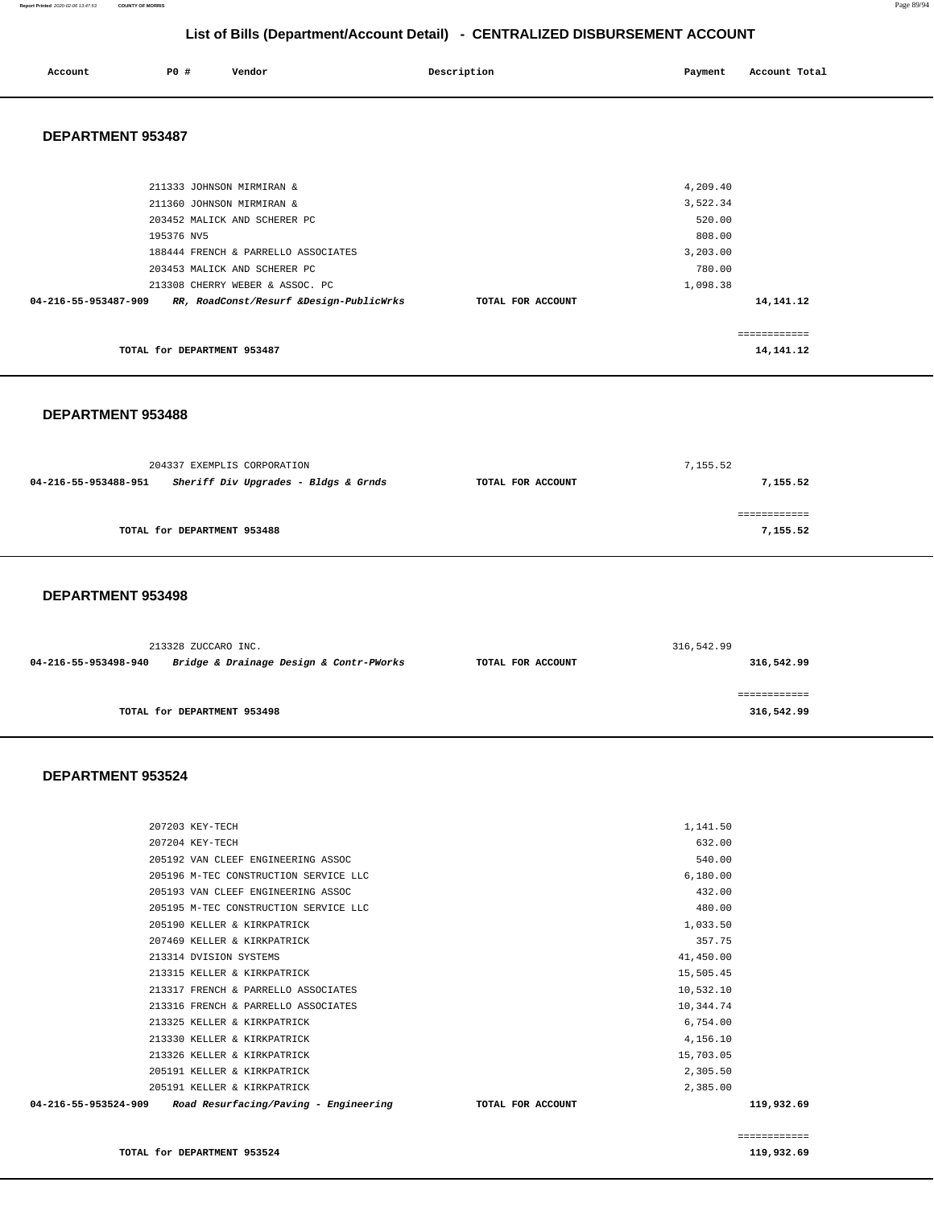# List of Bills (Department/Account Detail) - CENTRALIZED DISBURSEMENT ACCOUNT

| Account | PO # | Vendor | Description | Payment | Account Total |
|---|---|---|---|---|---|

## DEPARTMENT 953487

| Account | PO # | Vendor | Description | Payment | Account Total |
|---|---|---|---|---|---|
| | 211333 | JOHNSON MIRMIRAN & | | 4,209.40 | |
| | 211360 | JOHNSON MIRMIRAN & | | 3,522.34 | |
| | 203452 | MALICK AND SCHERER PC | | 520.00 | |
| | 195376 | NV5 | | 808.00 | |
| | 188444 | FRENCH & PARRELLO ASSOCIATES | | 3,203.00 | |
| | 203453 | MALICK AND SCHERER PC | | 780.00 | |
| | 213308 | CHERRY WEBER & ASSOC. PC | | 1,098.38 | |
| 04-216-55-953487-909 | | *RR, RoadConst/Resurf &Design-PublicWrks* | TOTAL FOR ACCOUNT | | 14,141.12 |

TOTAL for DEPARTMENT 953487: 14,141.12

## DEPARTMENT 953488

| Account | PO # | Vendor | Description | Payment | Account Total |
|---|---|---|---|---|---|
| | 204337 | EXEMPLIS CORPORATION | | 7,155.52 | |
| 04-216-55-953488-951 | | *Sheriff Div Upgrades - Bldgs & Grnds* | TOTAL FOR ACCOUNT | | 7,155.52 |

TOTAL for DEPARTMENT 953488: 7,155.52

## DEPARTMENT 953498

| Account | PO # | Vendor | Description | Payment | Account Total |
|---|---|---|---|---|---|
| | 213328 | ZUCCARO INC. | | 316,542.99 | |
| 04-216-55-953498-940 | | *Bridge & Drainage Design & Contr-PWorks* | TOTAL FOR ACCOUNT | | 316,542.99 |

TOTAL for DEPARTMENT 953498: 316,542.99

## DEPARTMENT 953524

| Account | PO # | Vendor | Description | Payment | Account Total |
|---|---|---|---|---|---|
| | 207203 | KEY-TECH | | 1,141.50 | |
| | 207204 | KEY-TECH | | 632.00 | |
| | 205192 | VAN CLEEF ENGINEERING ASSOC | | 540.00 | |
| | 205196 | M-TEC CONSTRUCTION SERVICE LLC | | 6,180.00 | |
| | 205193 | VAN CLEEF ENGINEERING ASSOC | | 432.00 | |
| | 205195 | M-TEC CONSTRUCTION SERVICE LLC | | 480.00 | |
| | 205190 | KELLER & KIRKPATRICK | | 1,033.50 | |
| | 207469 | KELLER & KIRKPATRICK | | 357.75 | |
| | 213314 | DVISION SYSTEMS | | 41,450.00 | |
| | 213315 | KELLER & KIRKPATRICK | | 15,505.45 | |
| | 213317 | FRENCH & PARRELLO ASSOCIATES | | 10,532.10 | |
| | 213316 | FRENCH & PARRELLO ASSOCIATES | | 10,344.74 | |
| | 213325 | KELLER & KIRKPATRICK | | 6,754.00 | |
| | 213330 | KELLER & KIRKPATRICK | | 4,156.10 | |
| | 213326 | KELLER & KIRKPATRICK | | 15,703.05 | |
| | 205191 | KELLER & KIRKPATRICK | | 2,305.50 | |
| | 205191 | KELLER & KIRKPATRICK | | 2,385.00 | |
| 04-216-55-953524-909 | | *Road Resurfacing/Paving - Engineering* | TOTAL FOR ACCOUNT | | 119,932.69 |

TOTAL for DEPARTMENT 953524: 119,932.69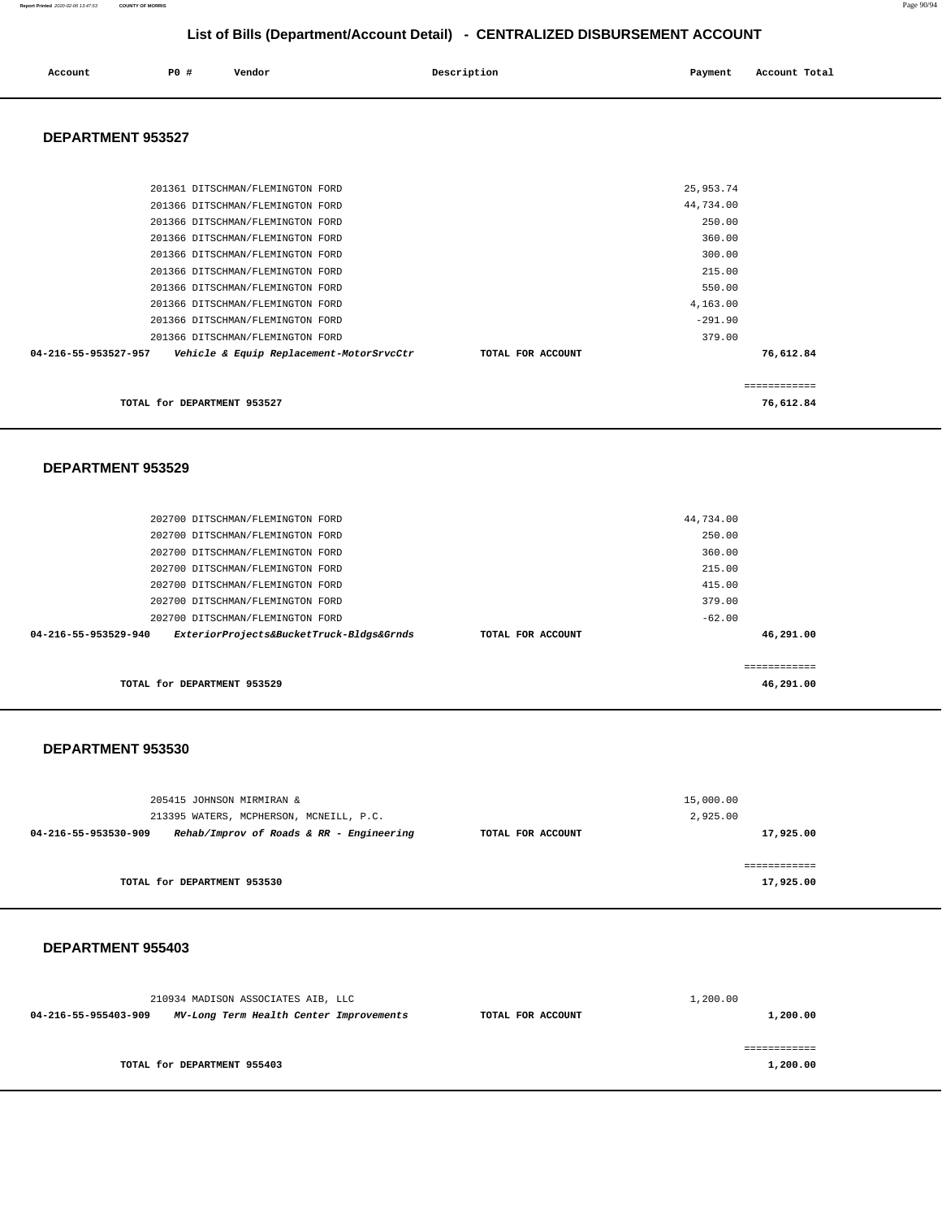## List of Bills (Department/Account Detail) - CENTRALIZED DISBURSEMENT ACCOUNT

| Account | PO # | Vendor | Description | Payment | Account Total |
|---|---|---|---|---|---|

### DEPARTMENT 953527

| Account | PO # | Vendor | Description | Payment | Account Total |
|---|---|---|---|---|---|
| | 201361 | DITSCHMAN/FLEMINGTON FORD | | 25,953.74 | |
| | 201366 | DITSCHMAN/FLEMINGTON FORD | | 44,734.00 | |
| | 201366 | DITSCHMAN/FLEMINGTON FORD | | 250.00 | |
| | 201366 | DITSCHMAN/FLEMINGTON FORD | | 360.00 | |
| | 201366 | DITSCHMAN/FLEMINGTON FORD | | 300.00 | |
| | 201366 | DITSCHMAN/FLEMINGTON FORD | | 215.00 | |
| | 201366 | DITSCHMAN/FLEMINGTON FORD | | 550.00 | |
| | 201366 | DITSCHMAN/FLEMINGTON FORD | | 4,163.00 | |
| | 201366 | DITSCHMAN/FLEMINGTON FORD | | -291.90 | |
| | 201366 | DITSCHMAN/FLEMINGTON FORD | | 379.00 | |
| **04-216-55-953527-957** | | ***Vehicle & Equip Replacement-MotorSrvcCtr*** | **TOTAL FOR ACCOUNT** | | **76,612.84** |

============

**TOTAL for DEPARTMENT 953527** — **76,612.84**

### DEPARTMENT 953529

| Account | PO # | Vendor | Description | Payment | Account Total |
|---|---|---|---|---|---|
| | 202700 | DITSCHMAN/FLEMINGTON FORD | | 44,734.00 | |
| | 202700 | DITSCHMAN/FLEMINGTON FORD | | 250.00 | |
| | 202700 | DITSCHMAN/FLEMINGTON FORD | | 360.00 | |
| | 202700 | DITSCHMAN/FLEMINGTON FORD | | 215.00 | |
| | 202700 | DITSCHMAN/FLEMINGTON FORD | | 415.00 | |
| | 202700 | DITSCHMAN/FLEMINGTON FORD | | 379.00 | |
| | 202700 | DITSCHMAN/FLEMINGTON FORD | | -62.00 | |
| **04-216-55-953529-940** | | ***ExteriorProjects&BucketTruck-Bldgs&Grnds*** | **TOTAL FOR ACCOUNT** | | **46,291.00** |

============

**TOTAL for DEPARTMENT 953529** — **46,291.00**

### DEPARTMENT 953530

| Account | PO # | Vendor | Description | Payment | Account Total |
|---|---|---|---|---|---|
| | 205415 | JOHNSON MIRMIRAN & | | 15,000.00 | |
| | 213395 | WATERS, MCPHERSON, MCNEILL, P.C. | | 2,925.00 | |
| **04-216-55-953530-909** | | ***Rehab/Improv of Roads & RR - Engineering*** | **TOTAL FOR ACCOUNT** | | **17,925.00** |

============

**TOTAL for DEPARTMENT 953530** — **17,925.00**

### DEPARTMENT 955403

| Account | PO # | Vendor | Description | Payment | Account Total |
|---|---|---|---|---|---|
| | 210934 | MADISON ASSOCIATES AIB, LLC | | 1,200.00 | |
| **04-216-55-955403-909** | | ***MV-Long Term Health Center Improvements*** | **TOTAL FOR ACCOUNT** | | **1,200.00** |

============

**TOTAL for DEPARTMENT 955403** — **1,200.00**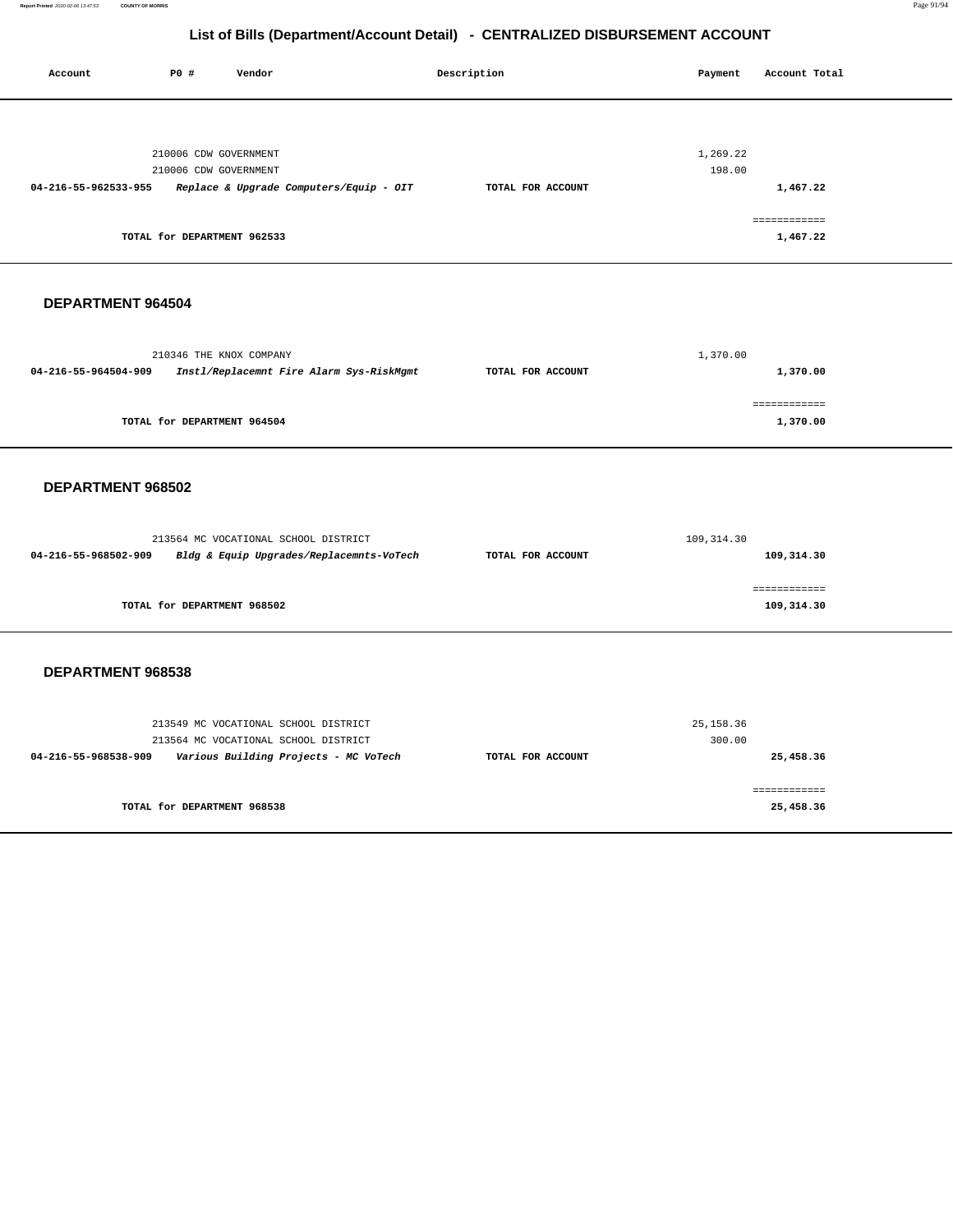# List of Bills (Department/Account Detail) - CENTRALIZED DISBURSEMENT ACCOUNT

| Account | PO # | Vendor | Description | Payment | Account Total |
|---|---|---|---|---|---|
| | 210006 | CDW GOVERNMENT | | 1,269.22 | |
| | 210006 | CDW GOVERNMENT | | 198.00 | |
| **04-216-55-962533-955** | | ***Replace & Upgrade Computers/Equip - OIT*** | **TOTAL FOR ACCOUNT** | | **1,467.22** |
| | | | | | ============ |
| | **TOTAL for DEPARTMENT 962533** | | | | **1,467.22** |

## DEPARTMENT 964504

| Account | PO # | Vendor | Description | Payment | Account Total |
|---|---|---|---|---|---|
| | 210346 | THE KNOX COMPANY | | 1,370.00 | |
| **04-216-55-964504-909** | | ***Instl/Replacemnt Fire Alarm Sys-RiskMgmt*** | **TOTAL FOR ACCOUNT** | | **1,370.00** |
| | | | | | ============ |
| | **TOTAL for DEPARTMENT 964504** | | | | **1,370.00** |

## DEPARTMENT 968502

| Account | PO # | Vendor | Description | Payment | Account Total |
|---|---|---|---|---|---|
| | 213564 | MC VOCATIONAL SCHOOL DISTRICT | | 109,314.30 | |
| **04-216-55-968502-909** | | ***Bldg & Equip Upgrades/Replacemnts-VoTech*** | **TOTAL FOR ACCOUNT** | | **109,314.30** |
| | | | | | ============ |
| | **TOTAL for DEPARTMENT 968502** | | | | **109,314.30** |

## DEPARTMENT 968538

| Account | PO # | Vendor | Description | Payment | Account Total |
|---|---|---|---|---|---|
| | 213549 | MC VOCATIONAL SCHOOL DISTRICT | | 25,158.36 | |
| | 213564 | MC VOCATIONAL SCHOOL DISTRICT | | 300.00 | |
| **04-216-55-968538-909** | | ***Various Building Projects - MC VoTech*** | **TOTAL FOR ACCOUNT** | | **25,458.36** |
| | | | | | ============ |
| | **TOTAL for DEPARTMENT 968538** | | | | **25,458.36** |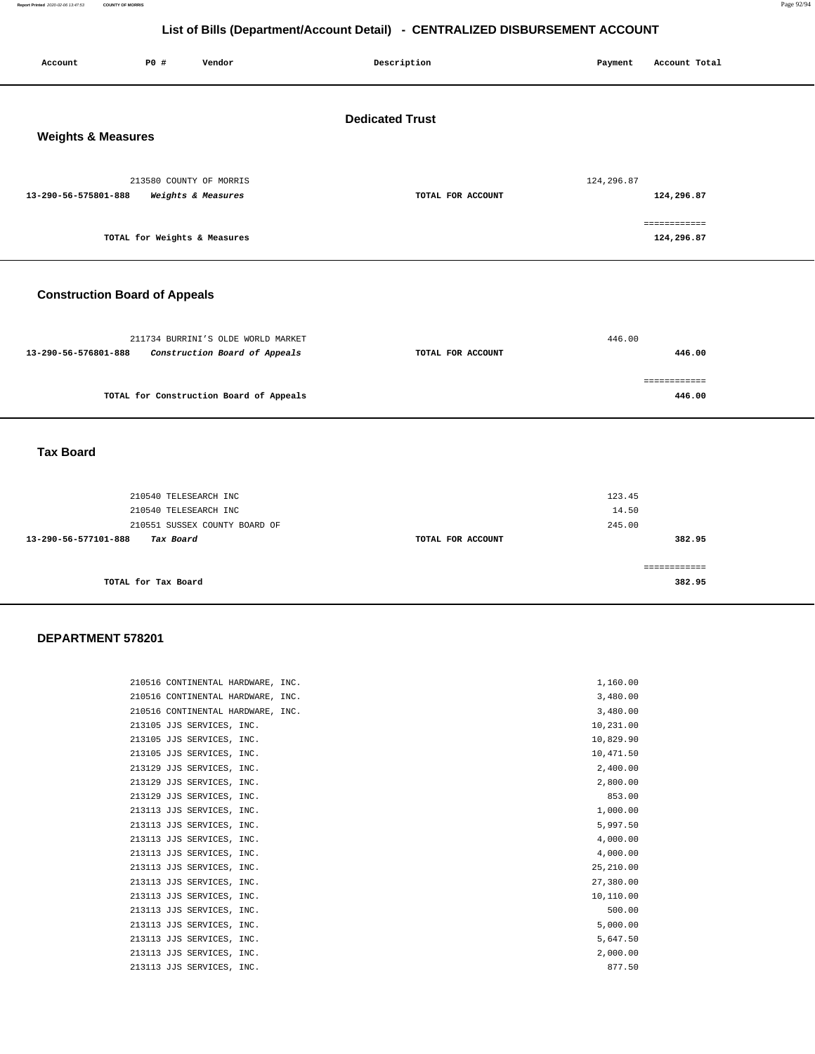# List of Bills (Department/Account Detail) - CENTRALIZED DISBURSEMENT ACCOUNT

| Account | PO # | Vendor | Description | Payment | Account Total |
|---|---|---|---|---|---|

## Dedicated Trust

### Weights & Measures

| Account | PO # | Vendor | Description | Payment | Account Total |
|---|---|---|---|---|---|
| | 213580 | COUNTY OF MORRIS | | 124,296.87 | |
| 13-290-56-575801-888 | | *Weights & Measures* | TOTAL FOR ACCOUNT | | 124,296.87 |
| | | | | | ============ |
| | | TOTAL for Weights & Measures | | | 124,296.87 |

### Construction Board of Appeals

| Account | PO # | Vendor | Description | Payment | Account Total |
|---|---|---|---|---|---|
| | 211734 | BURRINI'S OLDE WORLD MARKET | | 446.00 | |
| 13-290-56-576801-888 | | *Construction Board of Appeals* | TOTAL FOR ACCOUNT | | 446.00 |
| | | | | | ============ |
| | | TOTAL for Construction Board of Appeals | | | 446.00 |

### Tax Board

| Account | PO # | Vendor | Description | Payment | Account Total |
|---|---|---|---|---|---|
| | 210540 | TELESEARCH INC | | 123.45 | |
| | 210540 | TELESEARCH INC | | 14.50 | |
| | 210551 | SUSSEX COUNTY BOARD OF | | 245.00 | |
| 13-290-56-577101-888 | | *Tax Board* | TOTAL FOR ACCOUNT | | 382.95 |
| | | | | | ============ |
| | | TOTAL for Tax Board | | | 382.95 |

### DEPARTMENT 578201

| Account | PO # | Vendor | Description | Payment | Account Total |
|---|---|---|---|---|---|
| | 210516 | CONTINENTAL HARDWARE, INC. | | 1,160.00 | |
| | 210516 | CONTINENTAL HARDWARE, INC. | | 3,480.00 | |
| | 210516 | CONTINENTAL HARDWARE, INC. | | 3,480.00 | |
| | 213105 | JJS SERVICES, INC. | | 10,231.00 | |
| | 213105 | JJS SERVICES, INC. | | 10,829.90 | |
| | 213105 | JJS SERVICES, INC. | | 10,471.50 | |
| | 213129 | JJS SERVICES, INC. | | 2,400.00 | |
| | 213129 | JJS SERVICES, INC. | | 2,800.00 | |
| | 213129 | JJS SERVICES, INC. | | 853.00 | |
| | 213113 | JJS SERVICES, INC. | | 1,000.00 | |
| | 213113 | JJS SERVICES, INC. | | 5,997.50 | |
| | 213113 | JJS SERVICES, INC. | | 4,000.00 | |
| | 213113 | JJS SERVICES, INC. | | 4,000.00 | |
| | 213113 | JJS SERVICES, INC. | | 25,210.00 | |
| | 213113 | JJS SERVICES, INC. | | 27,380.00 | |
| | 213113 | JJS SERVICES, INC. | | 10,110.00 | |
| | 213113 | JJS SERVICES, INC. | | 500.00 | |
| | 213113 | JJS SERVICES, INC. | | 5,000.00 | |
| | 213113 | JJS SERVICES, INC. | | 5,647.50 | |
| | 213113 | JJS SERVICES, INC. | | 2,000.00 | |
| | 213113 | JJS SERVICES, INC. | | 877.50 | |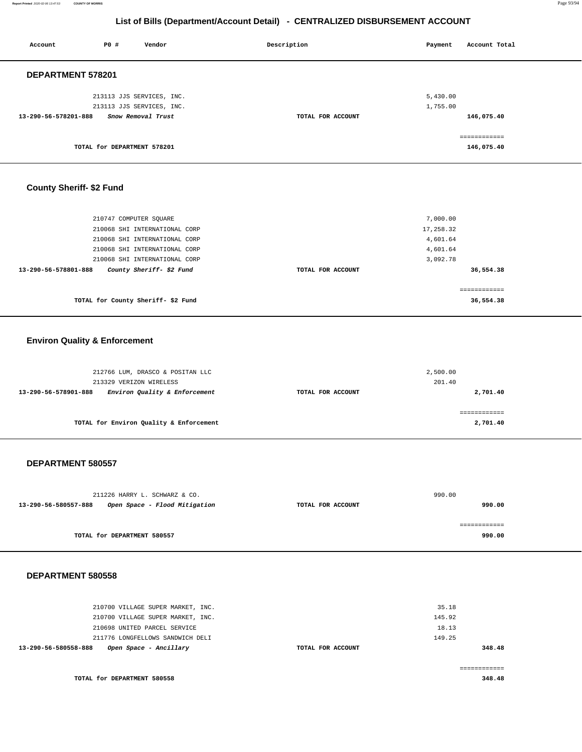## List of Bills (Department/Account Detail) - CENTRALIZED DISBURSEMENT ACCOUNT

| Account | PO # | Vendor | Description | Payment | Account Total |
|---|---|---|---|---|---|

### DEPARTMENT 578201

| Account | PO # | Vendor | Description | Payment | Account Total |
|---|---|---|---|---|---|
| | 213113 | JJS SERVICES, INC. | | 5,430.00 | |
| | 213113 | JJS SERVICES, INC. | | 1,755.00 | |
| 13-290-56-578201-888 | | *Snow Removal Trust* | TOTAL FOR ACCOUNT | | 146,075.40 |
| | | | | | ============ |
| | | TOTAL for DEPARTMENT 578201 | | | 146,075.40 |

### County Sheriff- $2 Fund

| Account | PO # | Vendor | Description | Payment | Account Total |
|---|---|---|---|---|---|
| | 210747 | COMPUTER SQUARE | | 7,000.00 | |
| | 210068 | SHI INTERNATIONAL CORP | | 17,258.32 | |
| | 210068 | SHI INTERNATIONAL CORP | | 4,601.64 | |
| | 210068 | SHI INTERNATIONAL CORP | | 4,601.64 | |
| | 210068 | SHI INTERNATIONAL CORP | | 3,092.78 | |
| 13-290-56-578801-888 | | *County Sheriff- $2 Fund* | TOTAL FOR ACCOUNT | | 36,554.38 |
| | | | | | ============ |
| | | TOTAL for County Sheriff- $2 Fund | | | 36,554.38 |

### Environ Quality & Enforcement

| Account | PO # | Vendor | Description | Payment | Account Total |
|---|---|---|---|---|---|
| | 212766 | LUM, DRASCO & POSITAN LLC | | 2,500.00 | |
| | 213329 | VERIZON WIRELESS | | 201.40 | |
| 13-290-56-578901-888 | | *Environ Quality & Enforcement* | TOTAL FOR ACCOUNT | | 2,701.40 |
| | | | | | ============ |
| | | TOTAL for Environ Quality & Enforcement | | | 2,701.40 |

### DEPARTMENT 580557

| Account | PO # | Vendor | Description | Payment | Account Total |
|---|---|---|---|---|---|
| | 211226 | HARRY L. SCHWARZ & CO. | | 990.00 | |
| 13-290-56-580557-888 | | *Open Space - Flood Mitigation* | TOTAL FOR ACCOUNT | | 990.00 |
| | | | | | ============ |
| | | TOTAL for DEPARTMENT 580557 | | | 990.00 |

### DEPARTMENT 580558

| Account | PO # | Vendor | Description | Payment | Account Total |
|---|---|---|---|---|---|
| | 210700 | VILLAGE SUPER MARKET, INC. | | 35.18 | |
| | 210700 | VILLAGE SUPER MARKET, INC. | | 145.92 | |
| | 210698 | UNITED PARCEL SERVICE | | 18.13 | |
| | 211776 | LONGFELLOWS SANDWICH DELI | | 149.25 | |
| 13-290-56-580558-888 | | *Open Space - Ancillary* | TOTAL FOR ACCOUNT | | 348.48 |
| | | | | | ============ |
| | | TOTAL for DEPARTMENT 580558 | | | 348.48 |